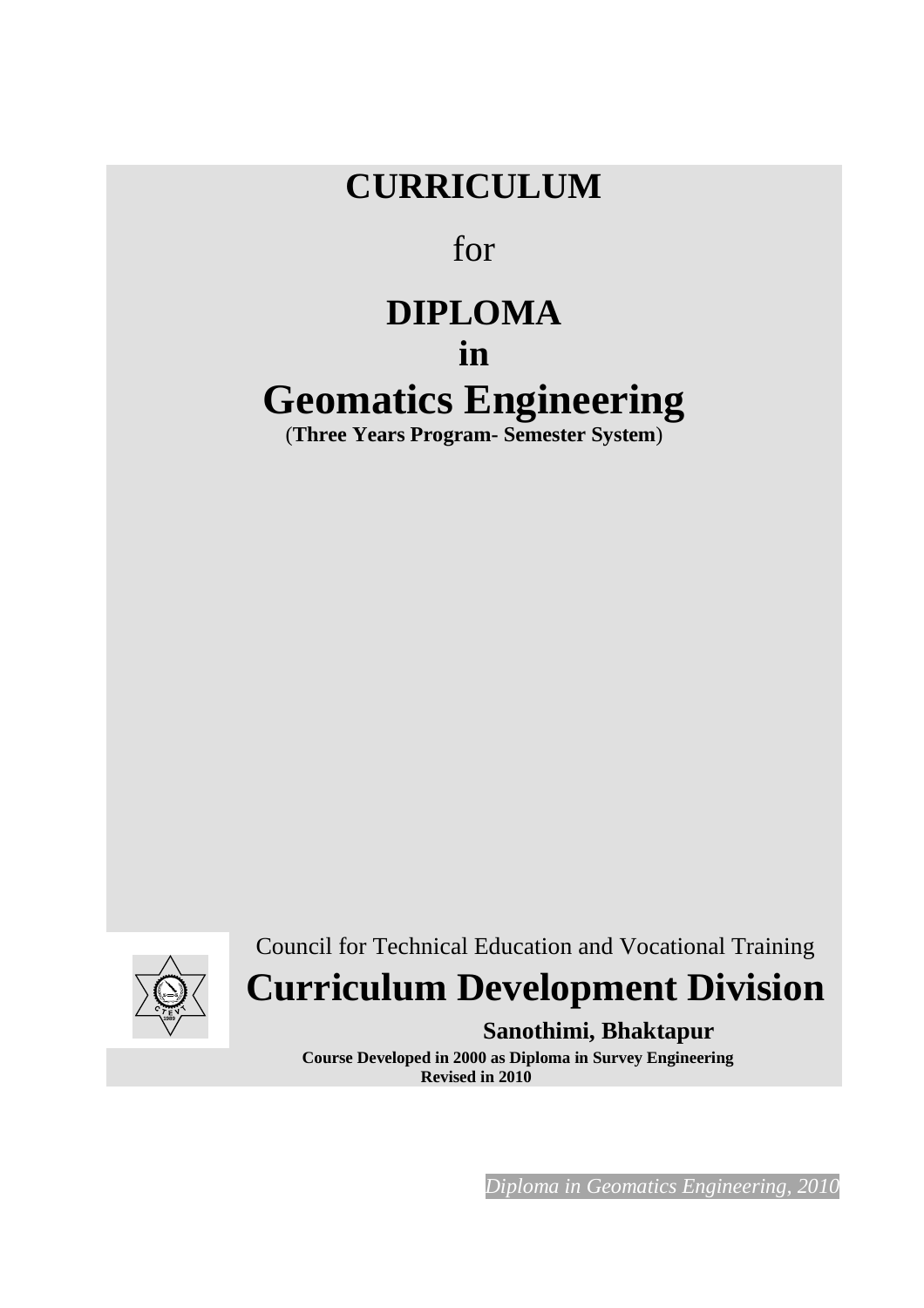# CURRICULUM

for

# DIPLOMA
# in
# Geomatics Engineering

(**Three Years Program- Semester System**)

Council for Technical Education and Vocational Training

## Curriculum Development Division

**Sanothimi, Bhaktapur**

**Course Developed in 2000 as Diploma in Survey Engineering**
**Revised in 2010**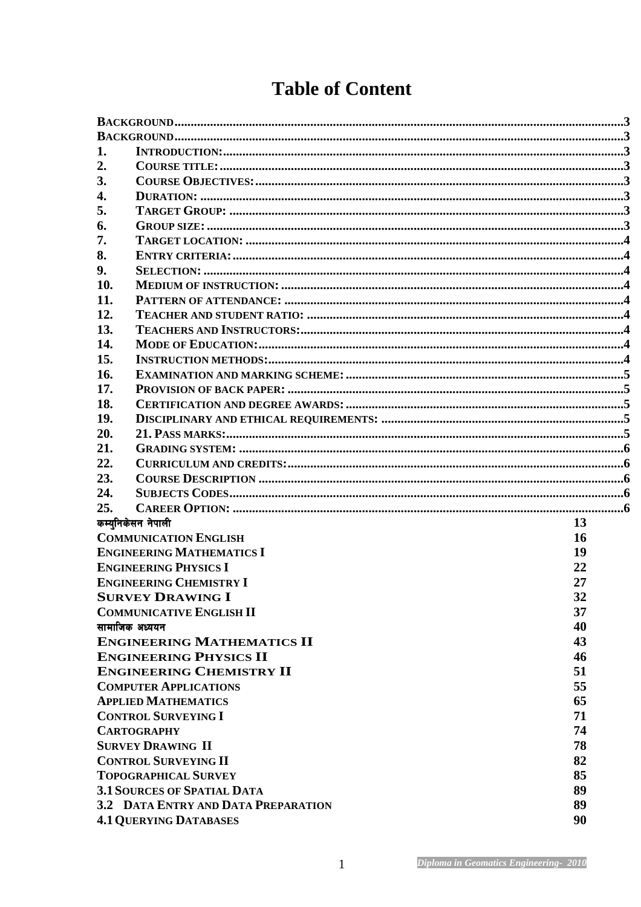# Table of Content

| | | |
|---|---|---|
| **BACKGROUND** | | 3 |
| **BACKGROUND** | | 3 |
| **1.** | **INTRODUCTION:** | 3 |
| **2.** | **COURSE TITLE:** | 3 |
| **3.** | **COURSE OBJECTIVES:** | 3 |
| **4.** | **DURATION:** | 3 |
| **5.** | **TARGET GROUP:** | 3 |
| **6.** | **GROUP SIZE:** | 3 |
| **7.** | **TARGET LOCATION:** | 4 |
| **8.** | **ENTRY CRITERIA:** | 4 |
| **9.** | **SELECTION:** | 4 |
| **10.** | **MEDIUM OF INSTRUCTION:** | 4 |
| **11.** | **PATTERN OF ATTENDANCE:** | 4 |
| **12.** | **TEACHER AND STUDENT RATIO:** | 4 |
| **13.** | **TEACHERS AND INSTRUCTORS:** | 4 |
| **14.** | **MODE OF EDUCATION:** | 4 |
| **15.** | **INSTRUCTION METHODS:** | 4 |
| **16.** | **EXAMINATION AND MARKING SCHEME:** | 5 |
| **17.** | **PROVISION OF BACK PAPER:** | 5 |
| **18.** | **CERTIFICATION AND DEGREE AWARDS:** | 5 |
| **19.** | **DISCIPLINARY AND ETHICAL REQUIREMENTS:** | 5 |
| **20.** | **21. PASS MARKS:** | 5 |
| **21.** | **GRADING SYSTEM:** | 6 |
| **22.** | **CURRICULUM AND CREDITS:** | 6 |
| **23.** | **COURSE DESCRIPTION** | 6 |
| **24.** | **SUBJECTS CODES** | 6 |
| **25.** | **CAREER OPTION:** | 6 |
| **कम्युनिकेसन नेपाली** | | 13 |
| **COMMUNICATION ENGLISH** | | 16 |
| **ENGINEERING MATHEMATICS I** | | 19 |
| **ENGINEERING PHYSICS I** | | 22 |
| **ENGINEERING CHEMISTRY I** | | 27 |
| **SURVEY DRAWING I** | | 32 |
| **COMMUNICATIVE ENGLISH II** | | 37 |
| **सामाजिक अध्ययन** | | 40 |
| **ENGINEERING MATHEMATICS II** | | 43 |
| **ENGINEERING PHYSICS II** | | 46 |
| **ENGINEERING CHEMISTRY II** | | 51 |
| **COMPUTER APPLICATIONS** | | 55 |
| **APPLIED MATHEMATICS** | | 65 |
| **CONTROL SURVEYING I** | | 71 |
| **CARTOGRAPHY** | | 74 |
| **SURVEY DRAWING II** | | 78 |
| **CONTROL SURVEYING II** | | 82 |
| **TOPOGRAPHICAL SURVEY** | | 85 |
| **3.1 SOURCES OF SPATIAL DATA** | | 89 |
| **3.2 DATA ENTRY AND DATA PREPARATION** | | 89 |
| **4.1 QUERYING DATABASES** | | 90 |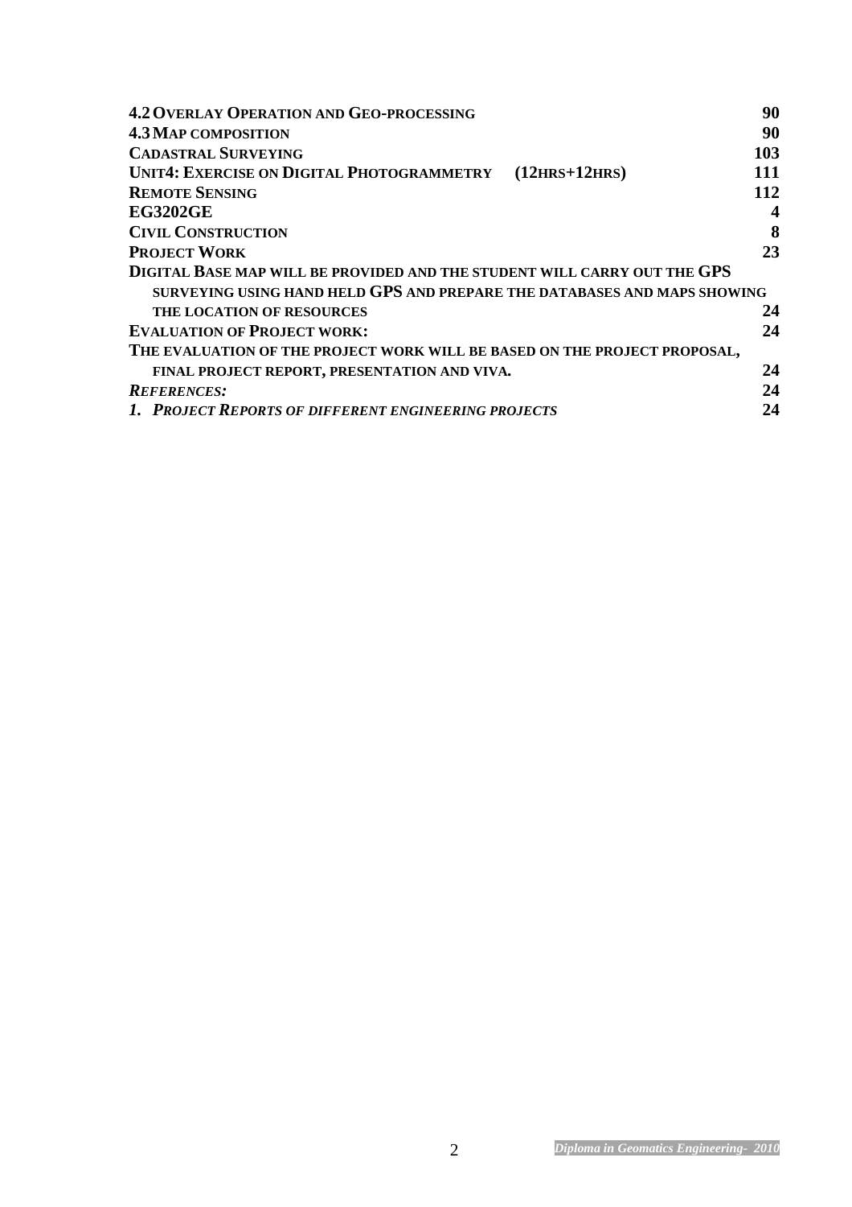**4.2 Overlay Operation and Geo-processing** 90
**4.3 Map composition** 90
**Cadastral Surveying** 103
**Unit4: Exercise on Digital Photogrammetry (12hrs+12hrs)** 111
**Remote Sensing** 112
**EG3202GE** 4
**Civil Construction** 8
**Project Work** 23
**Digital Base map will be provided and the student will carry out the GPS surveying using hand held GPS and prepare the databases and maps showing the location of resources** 24
**Evaluation of Project work:** 24
**The evaluation of the project work will be based on the project proposal, final project report, presentation and viva.** 24
***References:*** 24
***1. Project Reports of different engineering projects*** 24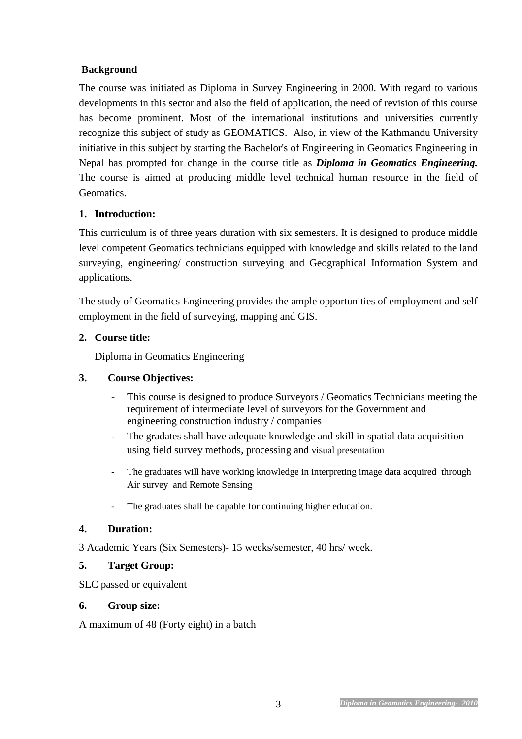## Background

The course was initiated as Diploma in Survey Engineering in 2000. With regard to various developments in this sector and also the field of application, the need of revision of this course has become prominent. Most of the international institutions and universities currently recognize this subject of study as GEOMATICS. Also, in view of the Kathmandu University initiative in this subject by starting the Bachelor's of Engineering in Geomatics Engineering in Nepal has prompted for change in the course title as ***Diploma in Geomatics Engineering.*** The course is aimed at producing middle level technical human resource in the field of Geomatics.

## 1. Introduction:

This curriculum is of three years duration with six semesters. It is designed to produce middle level competent Geomatics technicians equipped with knowledge and skills related to the land surveying, engineering/ construction surveying and Geographical Information System and applications.

The study of Geomatics Engineering provides the ample opportunities of employment and self employment in the field of surveying, mapping and GIS.

## 2. Course title:

Diploma in Geomatics Engineering

## 3. Course Objectives:

- This course is designed to produce Surveyors / Geomatics Technicians meeting the requirement of intermediate level of surveyors for the Government and engineering construction industry / companies
- The gradates shall have adequate knowledge and skill in spatial data acquisition using field survey methods, processing and visual presentation
- The graduates will have working knowledge in interpreting image data acquired through Air survey and Remote Sensing
- The graduates shall be capable for continuing higher education.

## 4. Duration:

3 Academic Years (Six Semesters)- 15 weeks/semester, 40 hrs/ week.

## 5. Target Group:

SLC passed or equivalent

## 6. Group size:

A maximum of 48 (Forty eight) in a batch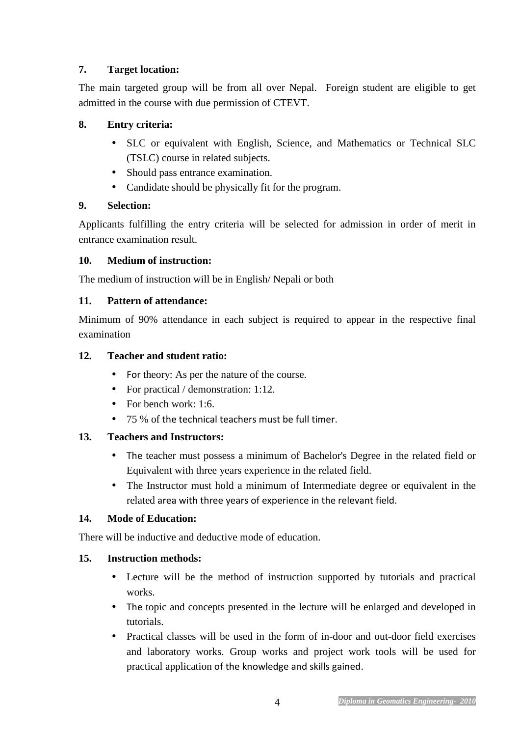## 7. Target location:

The main targeted group will be from all over Nepal. Foreign student are eligible to get admitted in the course with due permission of CTEVT.

## 8. Entry criteria:

- SLC or equivalent with English, Science, and Mathematics or Technical SLC (TSLC) course in related subjects.
- Should pass entrance examination.
- Candidate should be physically fit for the program.

## 9. Selection:

Applicants fulfilling the entry criteria will be selected for admission in order of merit in entrance examination result.

## 10. Medium of instruction:

The medium of instruction will be in English/ Nepali or both

## 11. Pattern of attendance:

Minimum of 90% attendance in each subject is required to appear in the respective final examination

## 12. Teacher and student ratio:

- For theory: As per the nature of the course.
- For practical / demonstration: 1:12.
- For bench work: 1:6.
- 75 % of the technical teachers must be full timer.

## 13. Teachers and Instructors:

- The teacher must possess a minimum of Bachelor's Degree in the related field or Equivalent with three years experience in the related field.
- The Instructor must hold a minimum of Intermediate degree or equivalent in the related area with three years of experience in the relevant field.

## 14. Mode of Education:

There will be inductive and deductive mode of education.

## 15. Instruction methods:

- Lecture will be the method of instruction supported by tutorials and practical works.
- The topic and concepts presented in the lecture will be enlarged and developed in tutorials.
- Practical classes will be used in the form of in-door and out-door field exercises and laboratory works. Group works and project work tools will be used for practical application of the knowledge and skills gained.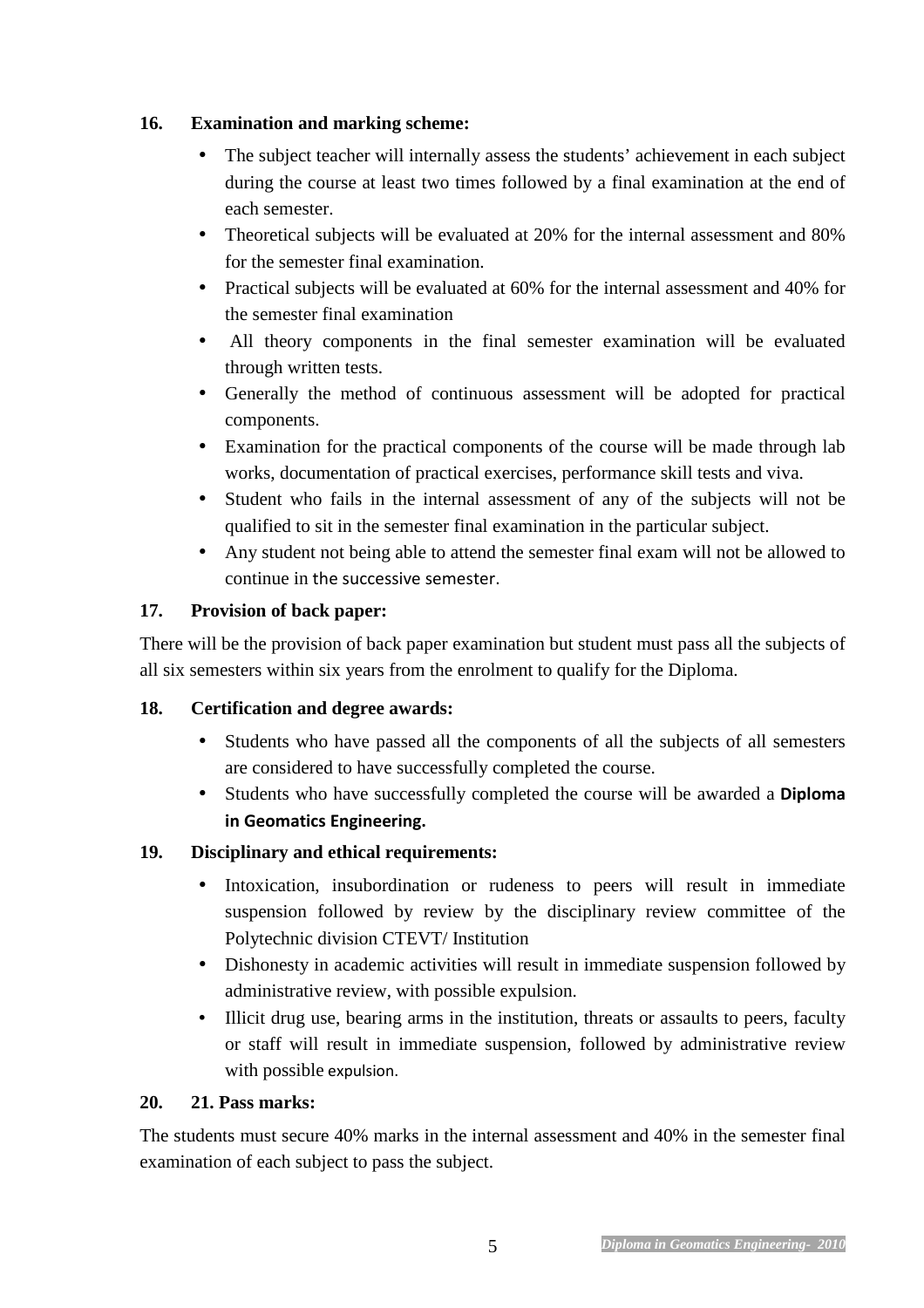### 16. Examination and marking scheme:

- The subject teacher will internally assess the students' achievement in each subject during the course at least two times followed by a final examination at the end of each semester.
- Theoretical subjects will be evaluated at 20% for the internal assessment and 80% for the semester final examination.
- Practical subjects will be evaluated at 60% for the internal assessment and 40% for the semester final examination
- All theory components in the final semester examination will be evaluated through written tests.
- Generally the method of continuous assessment will be adopted for practical components.
- Examination for the practical components of the course will be made through lab works, documentation of practical exercises, performance skill tests and viva.
- Student who fails in the internal assessment of any of the subjects will not be qualified to sit in the semester final examination in the particular subject.
- Any student not being able to attend the semester final exam will not be allowed to continue in the successive semester.

### 17. Provision of back paper:

There will be the provision of back paper examination but student must pass all the subjects of all six semesters within six years from the enrolment to qualify for the Diploma.

### 18. Certification and degree awards:

- Students who have passed all the components of all the subjects of all semesters are considered to have successfully completed the course.
- Students who have successfully completed the course will be awarded a **Diploma in Geomatics Engineering.**

### 19. Disciplinary and ethical requirements:

- Intoxication, insubordination or rudeness to peers will result in immediate suspension followed by review by the disciplinary review committee of the Polytechnic division CTEVT/ Institution
- Dishonesty in academic activities will result in immediate suspension followed by administrative review, with possible expulsion.
- Illicit drug use, bearing arms in the institution, threats or assaults to peers, faculty or staff will result in immediate suspension, followed by administrative review with possible expulsion.

### 20. 21. Pass marks:

The students must secure 40% marks in the internal assessment and 40% in the semester final examination of each subject to pass the subject.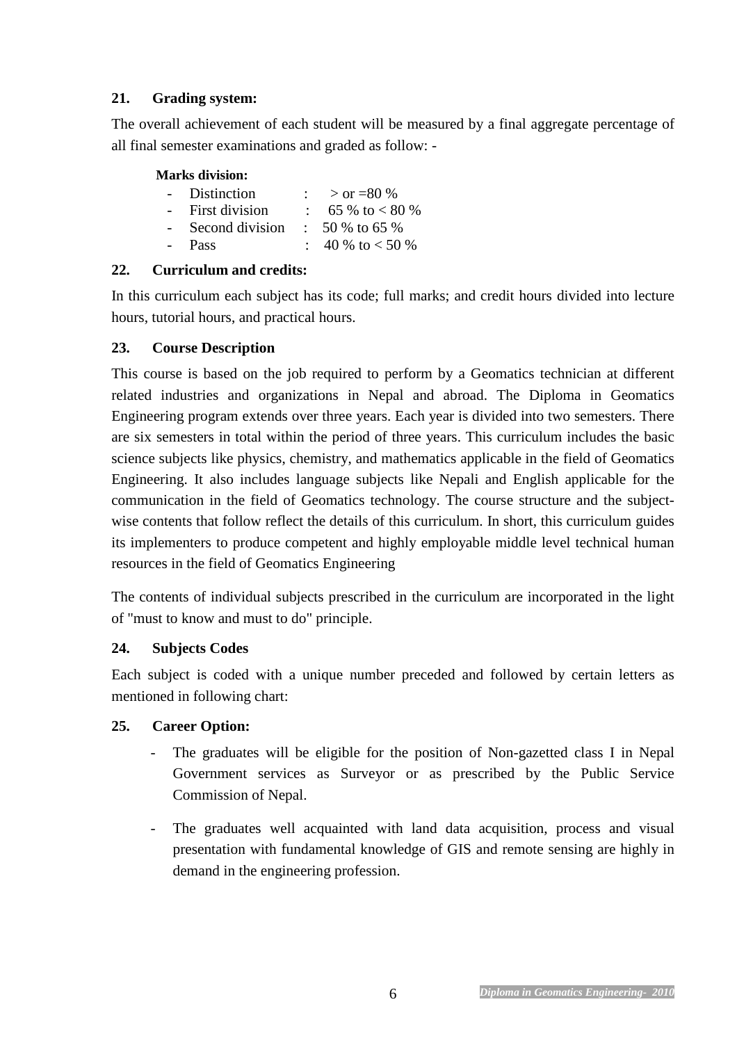## 21. Grading system:

The overall achievement of each student will be measured by a final aggregate percentage of all final semester examinations and graded as follow: -

**Marks division:**

- Distinction : > or =80 %
- First division : 65 % to < 80 %
- Second division : 50 % to 65 %
- Pass : 40 % to < 50 %

## 22. Curriculum and credits:

In this curriculum each subject has its code; full marks; and credit hours divided into lecture hours, tutorial hours, and practical hours.

## 23. Course Description

This course is based on the job required to perform by a Geomatics technician at different related industries and organizations in Nepal and abroad. The Diploma in Geomatics Engineering program extends over three years. Each year is divided into two semesters. There are six semesters in total within the period of three years. This curriculum includes the basic science subjects like physics, chemistry, and mathematics applicable in the field of Geomatics Engineering. It also includes language subjects like Nepali and English applicable for the communication in the field of Geomatics technology. The course structure and the subject-wise contents that follow reflect the details of this curriculum. In short, this curriculum guides its implementers to produce competent and highly employable middle level technical human resources in the field of Geomatics Engineering

The contents of individual subjects prescribed in the curriculum are incorporated in the light of "must to know and must to do" principle.

## 24. Subjects Codes

Each subject is coded with a unique number preceded and followed by certain letters as mentioned in following chart:

## 25. Career Option:

- The graduates will be eligible for the position of Non-gazetted class I in Nepal Government services as Surveyor or as prescribed by the Public Service Commission of Nepal.
- The graduates well acquainted with land data acquisition, process and visual presentation with fundamental knowledge of GIS and remote sensing are highly in demand in the engineering profession.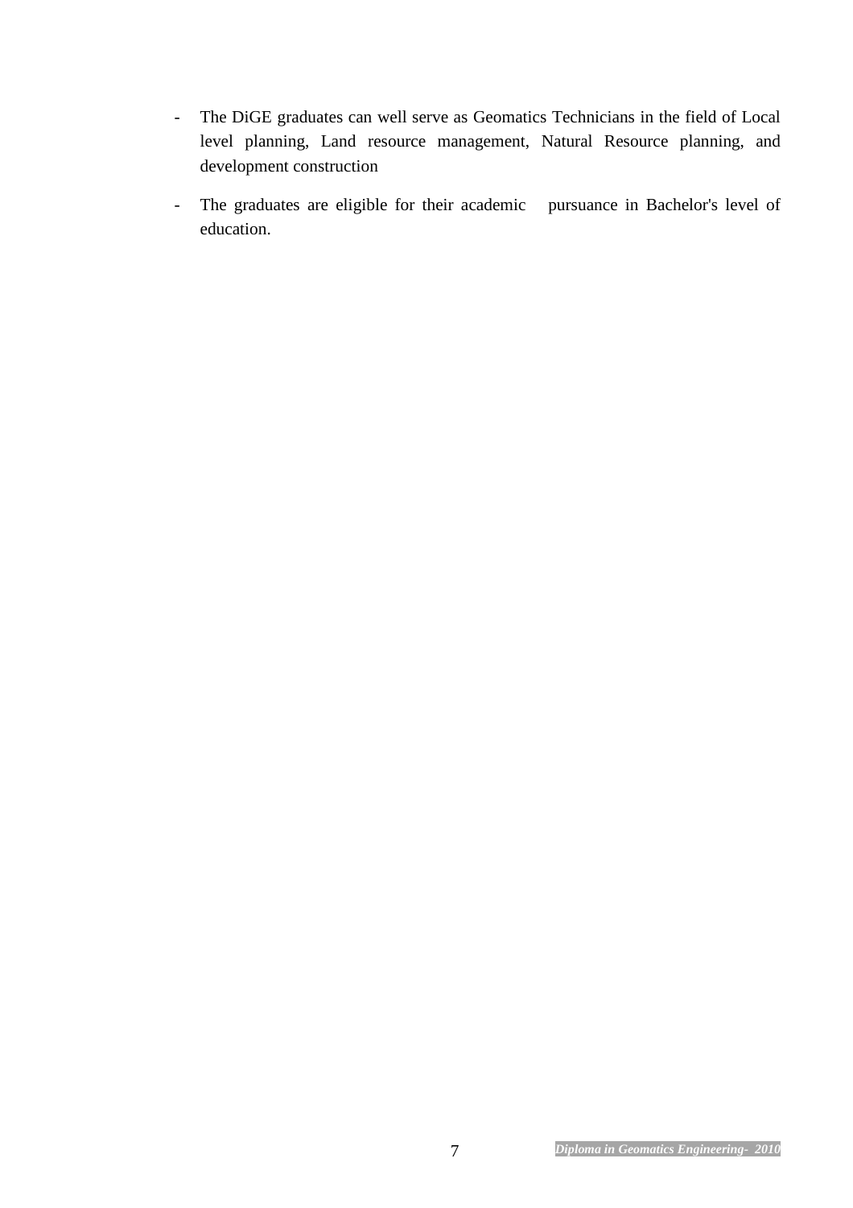- The DiGE graduates can well serve as Geomatics Technicians in the field of Local level planning, Land resource management, Natural Resource planning, and development construction
- The graduates are eligible for their academic pursuance in Bachelor's level of education.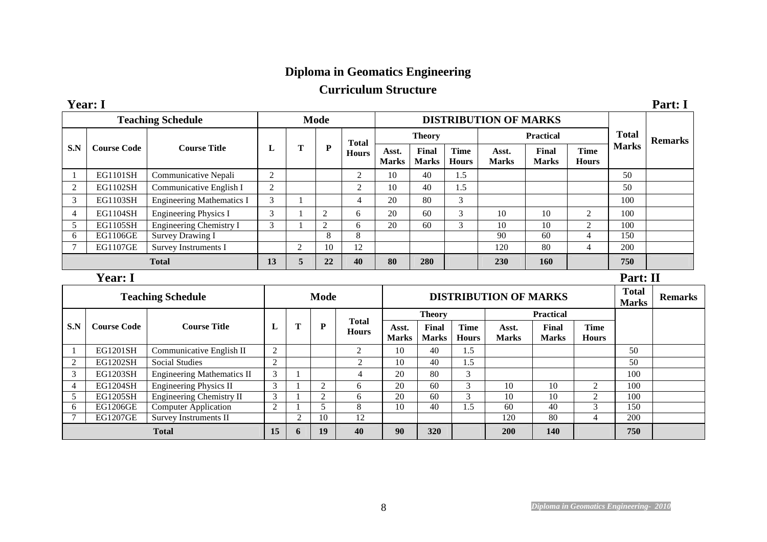# Diploma in Geomatics Engineering

## Curriculum Structure

**Year: I** **Part: I**

| Teaching Schedule | | | Mode | | | | DISTRIBUTION OF MARKS | | | | | | Total Marks | Remarks |
|---|---|---|---|---|---|---|---|---|---|---|---|---|---|---|
| | | | | | | | Theory | | | Practical | | | | |
| S.N | Course Code | Course Title | L | T | P | Total Hours | Asst. Marks | Final Marks | Time Hours | Asst. Marks | Final Marks | Time Hours | | |
| 1 | EG1101SH | Communicative Nepali | 2 | | | 2 | 10 | 40 | 1.5 | | | | 50 | |
| 2 | EG1102SH | Communicative English I | 2 | | | 2 | 10 | 40 | 1.5 | | | | 50 | |
| 3 | EG1103SH | Engineering Mathematics I | 3 | 1 | | 4 | 20 | 80 | 3 | | | | 100 | |
| 4 | EG1104SH | Engineering Physics I | 3 | 1 | 2 | 6 | 20 | 60 | 3 | 10 | 10 | 2 | 100 | |
| 5 | EG1105SH | Engineering Chemistry I | 3 | 1 | 2 | 6 | 20 | 60 | 3 | 10 | 10 | 2 | 100 | |
| 6 | EG1106GE | Survey Drawing I | | | 8 | 8 | | | | 90 | 60 | 4 | 150 | |
| 7 | EG1107GE | Survey Instruments I | | 2 | 10 | 12 | | | | 120 | 80 | 4 | 200 | |
| **Total** | | | **13** | **5** | **22** | **40** | **80** | **280** | | **230** | **160** | | **750** | |

**Year: I** **Part: II**

| Teaching Schedule | | | Mode | | | | DISTRIBUTION OF MARKS | | | | | | Total Marks | Remarks |
|---|---|---|---|---|---|---|---|---|---|---|---|---|---|---|
| | | | | | | | Theory | | | Practical | | | | |
| S.N | Course Code | Course Title | L | T | P | Total Hours | Asst. Marks | Final Marks | Time Hours | Asst. Marks | Final Marks | Time Hours | | |
| 1 | EG1201SH | Communicative English II | 2 | | | 2 | 10 | 40 | 1.5 | | | | 50 | |
| 2 | EG1202SH | Social Studies | 2 | | | 2 | 10 | 40 | 1.5 | | | | 50 | |
| 3 | EG1203SH | Engineering Mathematics II | 3 | 1 | | 4 | 20 | 80 | 3 | | | | 100 | |
| 4 | EG1204SH | Engineering Physics II | 3 | 1 | 2 | 6 | 20 | 60 | 3 | 10 | 10 | 2 | 100 | |
| 5 | EG1205SH | Engineering Chemistry II | 3 | 1 | 2 | 6 | 20 | 60 | 3 | 10 | 10 | 2 | 100 | |
| 6 | EG1206GE | Computer Application | 2 | 1 | 5 | 8 | 10 | 40 | 1.5 | 60 | 40 | 3 | 150 | |
| 7 | EG1207GE | Survey Instruments II | | 2 | 10 | 12 | | | | 120 | 80 | 4 | 200 | |
| **Total** | | | **15** | **6** | **19** | **40** | **90** | **320** | | **200** | **140** | | **750** | |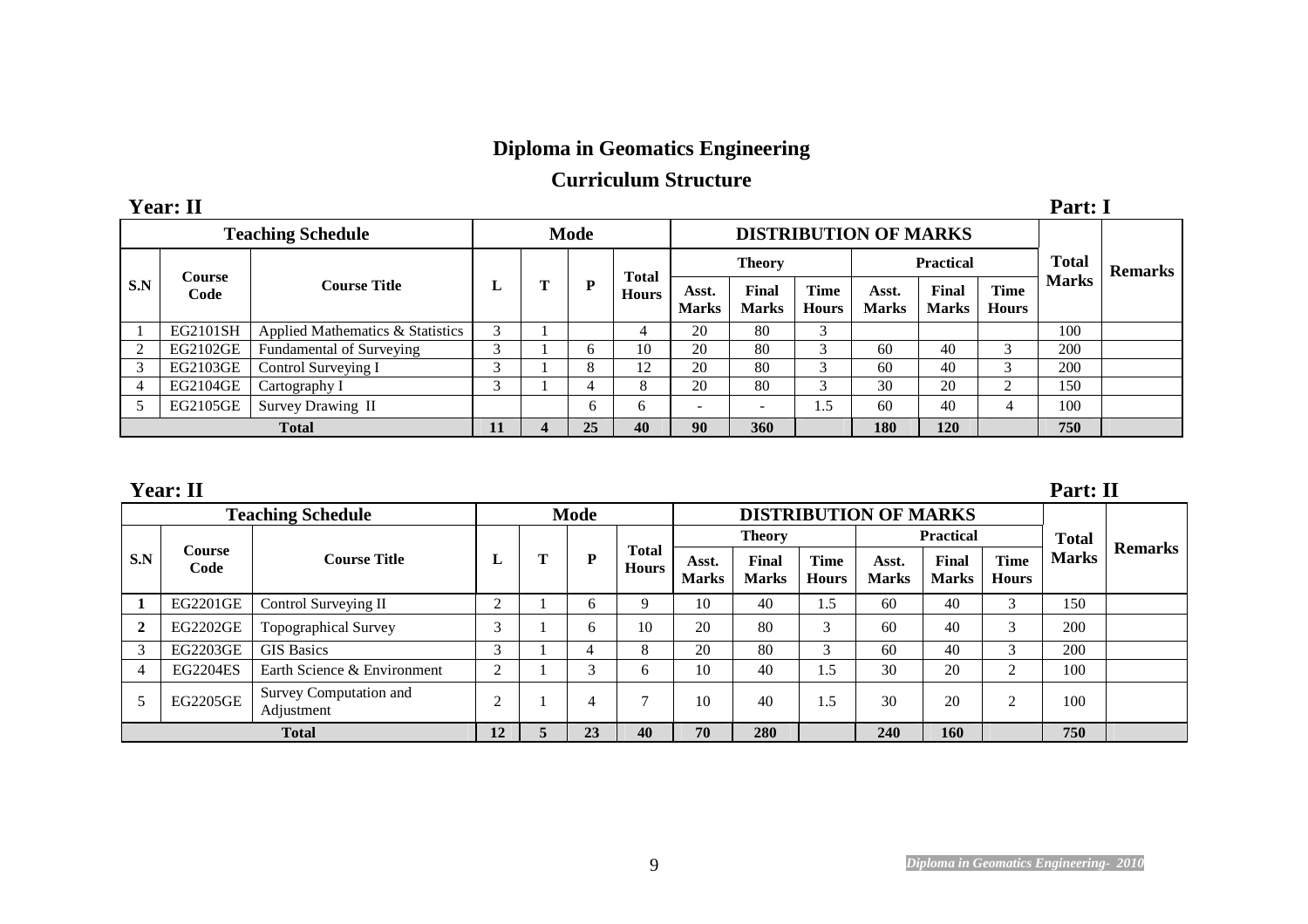# Diploma in Geomatics Engineering

## Curriculum Structure

**Year: II** **Part: I**

| Teaching Schedule | | | Mode | | | | DISTRIBUTION OF MARKS | | | | | | Total Marks | Remarks |
|---|---|---|---|---|---|---|---|---|---|---|---|---|---|---|
| | | | | | | | Theory | | | Practical | | | | |
| S.N | Course Code | Course Title | L | T | P | Total Hours | Asst. Marks | Final Marks | Time Hours | Asst. Marks | Final Marks | Time Hours | | |
| 1 | EG2101SH | Applied Mathematics & Statistics | 3 | 1 | | 4 | 20 | 80 | 3 | | | | 100 | |
| 2 | EG2102GE | Fundamental of Surveying | 3 | 1 | 6 | 10 | 20 | 80 | 3 | 60 | 40 | 3 | 200 | |
| 3 | EG2103GE | Control Surveying I | 3 | 1 | 8 | 12 | 20 | 80 | 3 | 60 | 40 | 3 | 200 | |
| 4 | EG2104GE | Cartography I | 3 | 1 | 4 | 8 | 20 | 80 | 3 | 30 | 20 | 2 | 150 | |
| 5 | EG2105GE | Survey Drawing II | | | 6 | 6 | - | - | 1.5 | 60 | 40 | 4 | 100 | |
| **Total** | | | **11** | **4** | **25** | **40** | **90** | **360** | | **180** | **120** | | **750** | |

**Year: II** **Part: II**

| Teaching Schedule | | | Mode | | | | DISTRIBUTION OF MARKS | | | | | | Total Marks | Remarks |
|---|---|---|---|---|---|---|---|---|---|---|---|---|---|---|
| | | | | | | | Theory | | | Practical | | | | |
| S.N | Course Code | Course Title | L | T | P | Total Hours | Asst. Marks | Final Marks | Time Hours | Asst. Marks | Final Marks | Time Hours | | |
| **1** | EG2201GE | Control Surveying II | 2 | 1 | 6 | 9 | 10 | 40 | 1.5 | 60 | 40 | 3 | 150 | |
| **2** | EG2202GE | Topographical Survey | 3 | 1 | 6 | 10 | 20 | 80 | 3 | 60 | 40 | 3 | 200 | |
| 3 | EG2203GE | GIS Basics | 3 | 1 | 4 | 8 | 20 | 80 | 3 | 60 | 40 | 3 | 200 | |
| 4 | EG2204ES | Earth Science & Environment | 2 | 1 | 3 | 6 | 10 | 40 | 1.5 | 30 | 20 | 2 | 100 | |
| 5 | EG2205GE | Survey Computation and Adjustment | 2 | 1 | 4 | 7 | 10 | 40 | 1.5 | 30 | 20 | 2 | 100 | |
| **Total** | | | **12** | **5** | **23** | **40** | **70** | **280** | | **240** | **160** | | **750** | |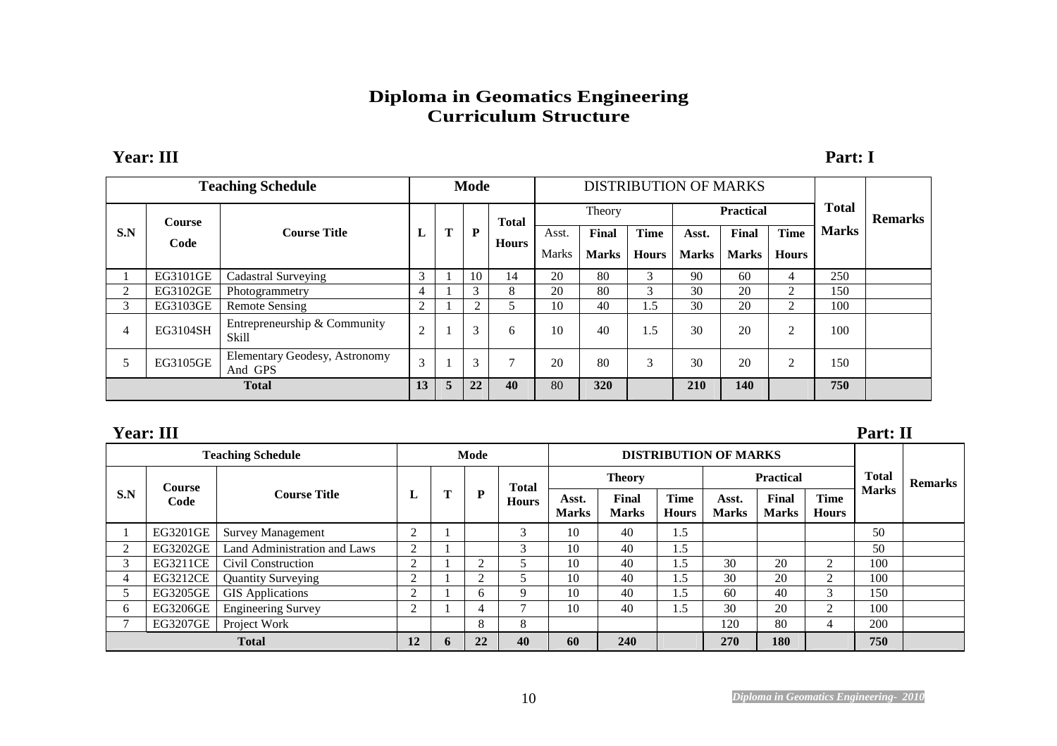# Diploma in Geomatics Engineering
## Curriculum Structure

**Year: III** **Part: I**

| Teaching Schedule | | | Mode | | | | DISTRIBUTION OF MARKS | | | | | | Total Marks | Remarks |
|---|---|---|---|---|---|---|---|---|---|---|---|---|---|---|
| | | | | | | | Theory | | | Practical | | | | |
| S.N | Course Code | Course Title | L | T | P | Total Hours | Asst. Marks | Final Marks | Time Hours | Asst. Marks | Final Marks | Time Hours | | |
| 1 | EG3101GE | Cadastral Surveying | 3 | 1 | 10 | 14 | 20 | 80 | 3 | 90 | 60 | 4 | 250 | |
| 2 | EG3102GE | Photogrammetry | 4 | 1 | 3 | 8 | 20 | 80 | 3 | 30 | 20 | 2 | 150 | |
| 3 | EG3103GE | Remote Sensing | 2 | 1 | 2 | 5 | 10 | 40 | 1.5 | 30 | 20 | 2 | 100 | |
| 4 | EG3104SH | Entrepreneurship & Community Skill | 2 | 1 | 3 | 6 | 10 | 40 | 1.5 | 30 | 20 | 2 | 100 | |
| 5 | EG3105GE | Elementary Geodesy, Astronomy And GPS | 3 | 1 | 3 | 7 | 20 | 80 | 3 | 30 | 20 | 2 | 150 | |
| **Total** | | | **13** | **5** | **22** | **40** | 80 | **320** | | **210** | **140** | | **750** | |

**Year: III** **Part: II**

| Teaching Schedule | | | Mode | | | | DISTRIBUTION OF MARKS | | | | | | Total Marks | Remarks |
|---|---|---|---|---|---|---|---|---|---|---|---|---|---|---|
| | | | | | | | Theory | | | Practical | | | | |
| S.N | Course Code | Course Title | L | T | P | Total Hours | Asst. Marks | Final Marks | Time Hours | Asst. Marks | Final Marks | Time Hours | | |
| 1 | EG3201GE | Survey Management | 2 | 1 | | 3 | 10 | 40 | 1.5 | | | | 50 | |
| 2 | EG3202GE | Land Administration and Laws | 2 | 1 | | 3 | 10 | 40 | 1.5 | | | | 50 | |
| 3 | EG3211CE | Civil Construction | 2 | 1 | 2 | 5 | 10 | 40 | 1.5 | 30 | 20 | 2 | 100 | |
| 4 | EG3212CE | Quantity Surveying | 2 | 1 | 2 | 5 | 10 | 40 | 1.5 | 30 | 20 | 2 | 100 | |
| 5 | EG3205GE | GIS Applications | 2 | 1 | 6 | 9 | 10 | 40 | 1.5 | 60 | 40 | 3 | 150 | |
| 6 | EG3206GE | Engineering Survey | 2 | 1 | 4 | 7 | 10 | 40 | 1.5 | 30 | 20 | 2 | 100 | |
| 7 | EG3207GE | Project Work | | | 8 | 8 | | | | 120 | 80 | 4 | 200 | |
| **Total** | | | **12** | **6** | **22** | **40** | **60** | **240** | | **270** | **180** | | **750** | |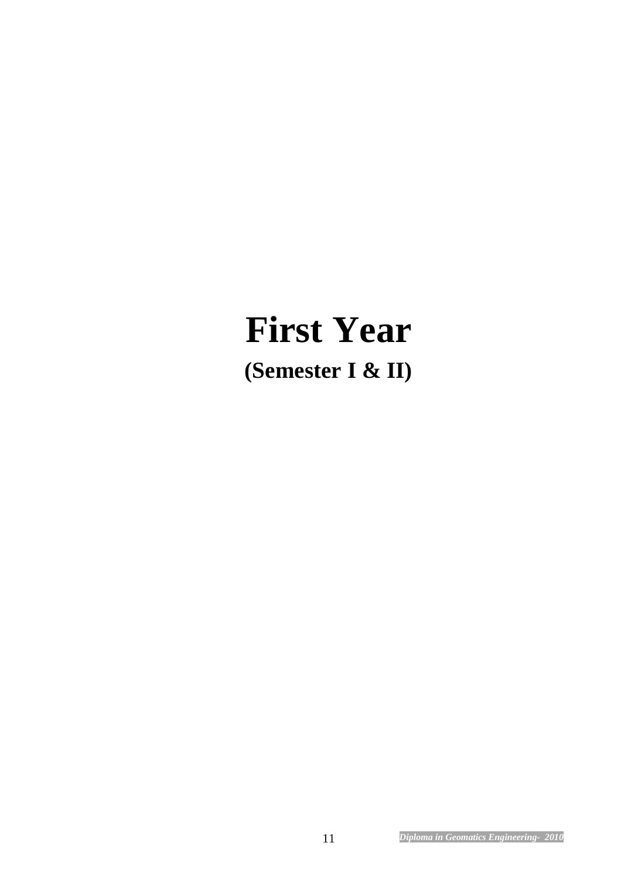# First Year

## (Semester I & II)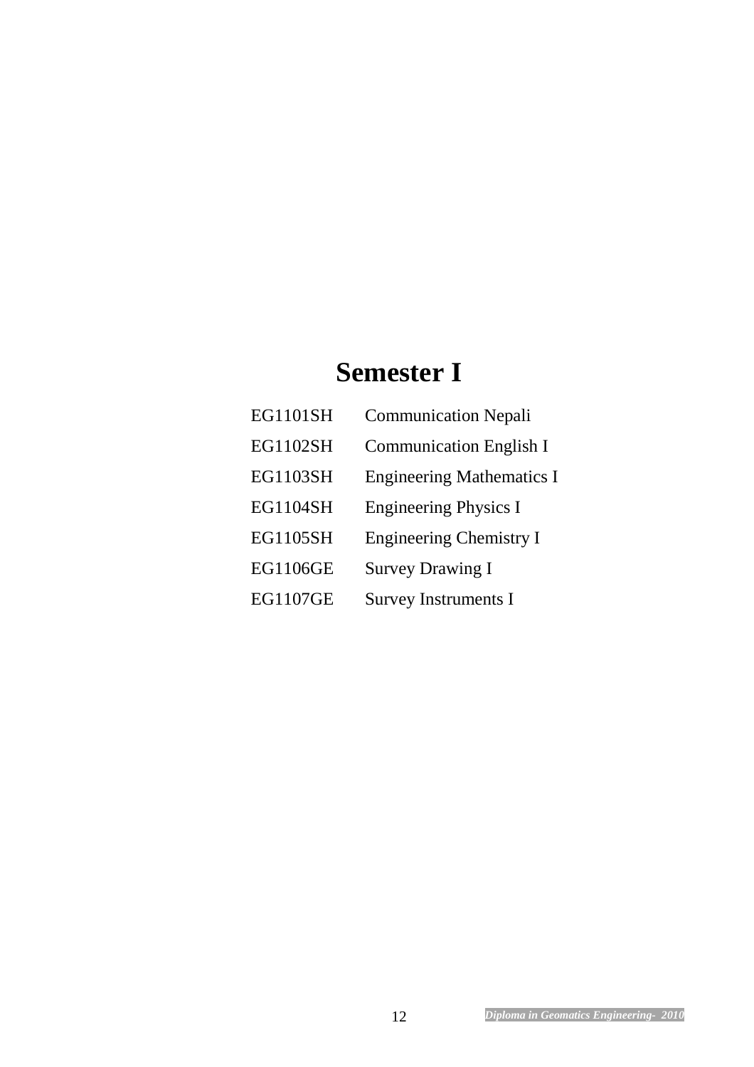# Semester I

EG1101SH Communication Nepali

EG1102SH Communication English I

EG1103SH Engineering Mathematics I

EG1104SH Engineering Physics I

EG1105SH Engineering Chemistry I

EG1106GE Survey Drawing I

EG1107GE Survey Instruments I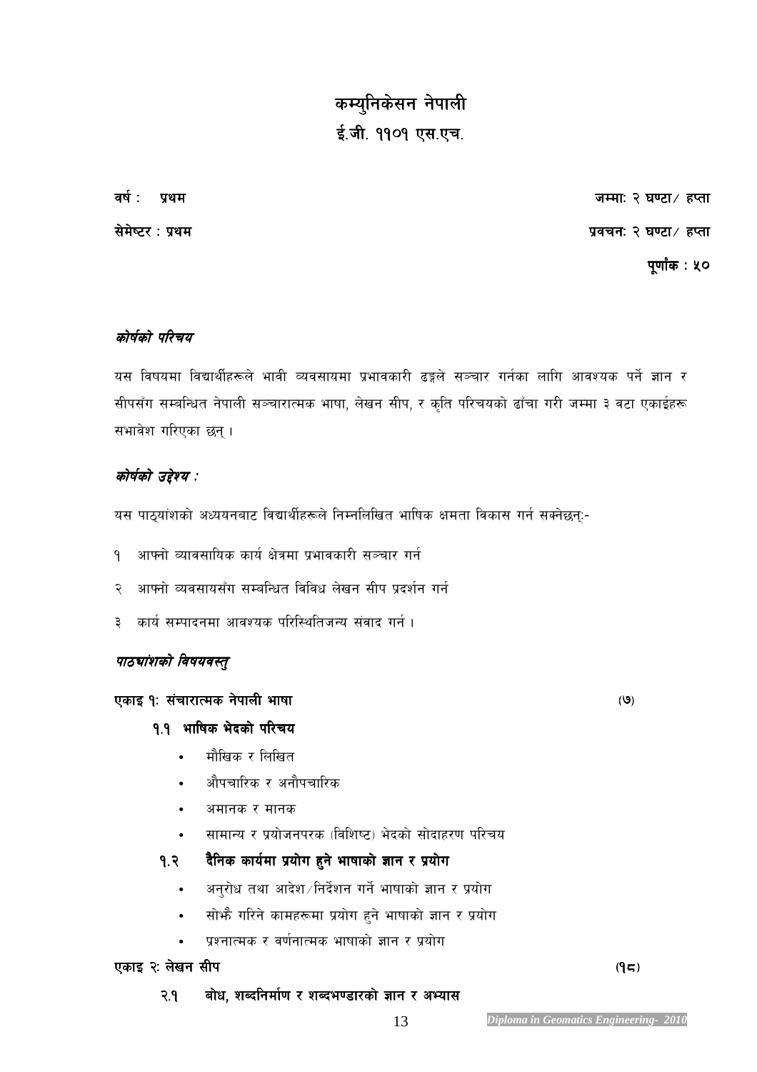# कम्युनिकेसन नेपाली

## ई.जी. ११०१ एस.एच.

**वर्ष : प्रथम** | **जम्मा: २ घण्टा/ हप्ता**

**सेमेष्टर : प्रथम** | **प्रवचन: २ घण्टा/ हप्ता**

**पूर्णांक : ५०**

***कोर्षको परिचय***

यस विषयमा विद्यार्थीहरूले भावी व्यवसायमा प्रभावकारी ढङ्गले सञ्चार गर्नका लागि आवश्यक पर्ने ज्ञान र सीपसँग सम्बन्धित नेपाली सञ्चारात्मक भाषा, लेखन सीप, र कृति परिचयको ढाँचा गरी जम्मा ३ वटा एकाईहरू सभावेश गरिएका छन् ।

***कोर्षको उद्देश्य :***

यस पाठ्यांशको अध्ययनबाट विद्यार्थीहरूले निम्नलिखित भाषिक क्षमता विकास गर्न सक्नेछन्:-

१ आफ्नो व्यावसायिक कार्य क्षेत्रमा प्रभावकारी सञ्चार गर्न

२ आफ्नो व्यवसायसँग सम्बन्धित विविध लेखन सीप प्रदर्शन गर्न

३ कार्य सम्पादनमा आवश्यक परिस्थितिजन्य संवाद गर्न ।

***पाठ्यांशको विषयवस्तु***

**एकाइ १: संचारात्मक नेपाली भाषा** (७)

**१.१ भाषिक भेदको परिचय**

- मौखिक र लिखित
- औपचारिक र अनौपचारिक
- अमानक र मानक
- सामान्य र प्रयोजनपरक (विशिष्ट) भेदको सोदाहरण परिचय

**१.२ दैनिक कार्यमा प्रयोग हुने भाषाको ज्ञान र प्रयोग**

- अनुरोध तथा आदेश/निर्देशन गर्ने भाषाको ज्ञान र प्रयोग
- सोझै गरिने कामहरूमा प्रयोग हुने भाषाको ज्ञान र प्रयोग
- प्रश्नात्मक र वर्णनात्मक भाषाको ज्ञान र प्रयोग

**एकाइ २: लेखन सीप** (१८)

**२.१ बोध, शब्दनिर्माण र शब्दभण्डारको ज्ञान र अभ्यास**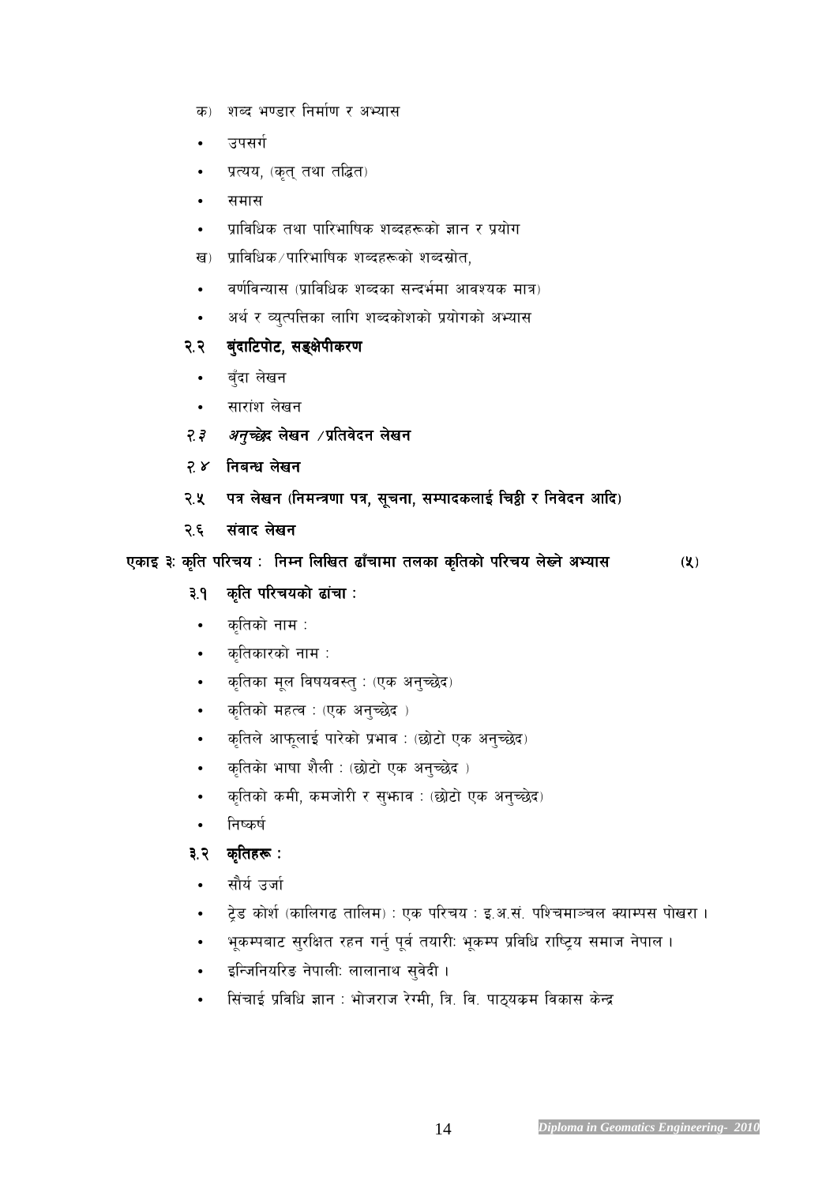क) शब्द भण्डार निर्माण र अभ्यास

- उपसर्ग
- प्रत्यय, (कृत् तथा तद्धित)
- समास
- प्राविधिक तथा पारिभाषिक शब्दहरूको ज्ञान र प्रयोग

ख) प्राविधिक/पारिभाषिक शब्दहरूको शब्दस्रोत,

- वर्णविन्यास (प्राविधिक शब्दका सन्दर्भमा आवश्यक मात्र)
- अर्थ र व्युत्पत्तिका लागि शब्दकोशको प्रयोगको अभ्यास

**२.२ बुंदाटिपोट, सङ्क्षेपीकरण**

- बुँदा लेखन
- सारांश लेखन

***२.३ अनुच्छेद लेखन /प्रतिवेदन लेखन***

**२.४ निबन्ध लेखन**

**२.५ पत्र लेखन (निमन्त्रणा पत्र, सूचना, सम्पादकलाई चिठ्ठी र निवेदन आदि)**

**२.६ संवाद लेखन**

**एकाइ ३: कृति परिचय : निम्न लिखित ढाँचामा तलका कृतिको परिचय लेख्ने अभ्यास (५)**

**३.१ कृति परिचयको ढांचा :**

- कृतिको नाम :
- कृतिकारको नाम :
- कृतिका मूल विषयवस्तु : (एक अनुच्छेद)
- कृतिको महत्व : (एक अनुच्छेद )
- कृतिले आफूलाई पारेको प्रभाव : (छोटो एक अनुच्छेद)
- कृतिको भाषा शैली : (छोटो एक अनुच्छेद )
- कृतिको कमी, कमजोरी र सुझाव : (छोटो एक अनुच्छेद)
- निष्कर्ष

**३.२ कृतिहरू :**

- सौर्य उर्जा
- ट्रेड कोर्श (कालिगढ तालिम) : एक परिचय : इ.अ.सं. पश्चिमाञ्चल क्याम्पस पोखरा ।
- भूकम्पबाट सुरक्षित रहन गर्नु पूर्व तयारीः भूकम्प प्रविधि राष्ट्रिय समाज नेपाल ।
- इन्जिनियरिङ नेपालीः लालानाथ सुवेदी ।
- सिंचाई प्रविधि ज्ञान : भोजराज रेग्मी, त्रि. वि. पाठ्यक्रम विकास केन्द्र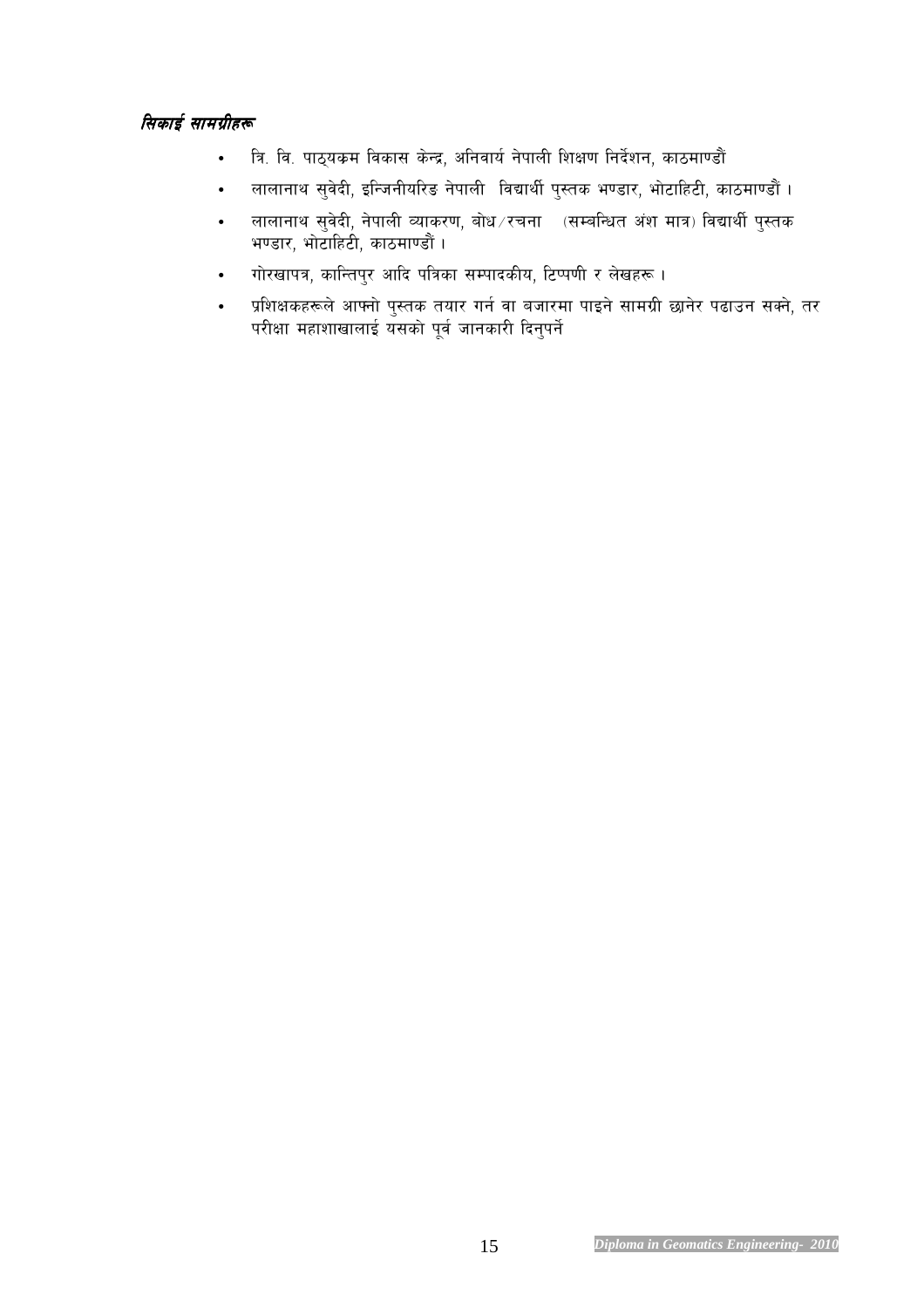*सिकाई सामग्रीहरू*

- त्रि. वि. पाठ्यक्रम विकास केन्द्र, अनिवार्य नेपाली शिक्षण निर्देशन, काठमाण्डौं
- लालानाथ सुवेदी, इन्जिनीयरिङ नेपाली  विद्यार्थी पुस्तक भण्डार, भोटाहिटी, काठमाण्डौं ।
- लालानाथ सुवेदी, नेपाली व्याकरण, बोध/रचना  (सम्बन्धित अंश मात्र) विद्यार्थी पुस्तक भण्डार, भोटाहिटी, काठमाण्डौं ।
- गोरखापत्र, कान्तिपुर आदि पत्रिका सम्पादकीय, टिप्पणी र लेखहरू ।
- प्रशिक्षकहरूले आफ्नो पुस्तक तयार गर्न वा बजारमा पाइने सामग्री छानेर पढाउन सक्ने, तर परीक्षा महाशाखालाई यसको पूर्व जानकारी दिनुपर्ने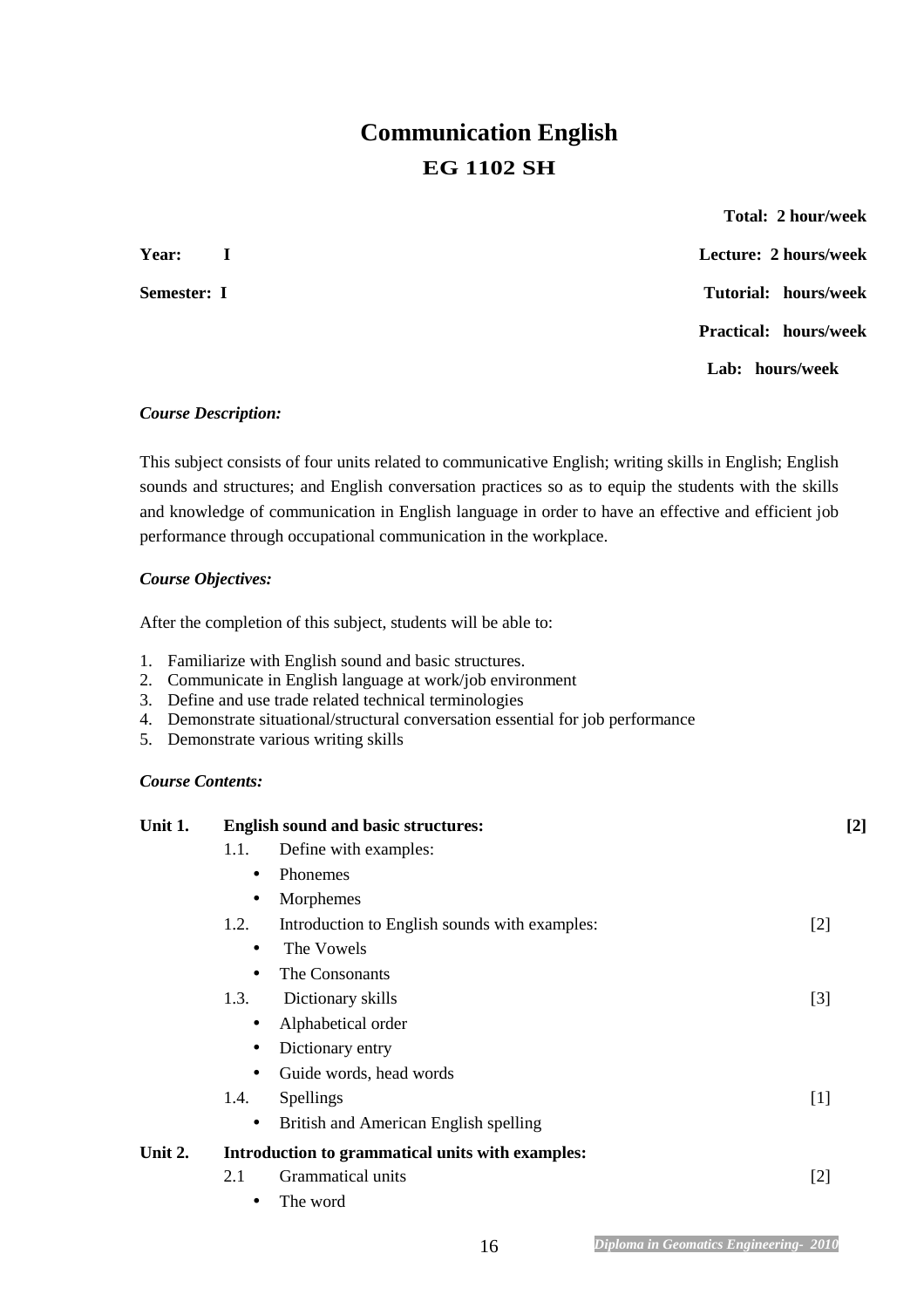# Communication English

## EG 1102 SH

**Total: 2 hour/week**

**Year: I** **Lecture: 2 hours/week**

**Semester: I** **Tutorial: hours/week**

**Practical: hours/week**

**Lab: hours/week**

***Course Description:***

This subject consists of four units related to communicative English; writing skills in English; English sounds and structures; and English conversation practices so as to equip the students with the skills and knowledge of communication in English language in order to have an effective and efficient job performance through occupational communication in the workplace.

***Course Objectives:***

After the completion of this subject, students will be able to:

1. Familiarize with English sound and basic structures.
2. Communicate in English language at work/job environment
3. Define and use trade related technical terminologies
4. Demonstrate situational/structural conversation essential for job performance
5. Demonstrate various writing skills

***Course Contents:***

**Unit 1. English sound and basic structures: [2]**

1.1. Define with examples:
- Phonemes
- Morphemes

1.2. Introduction to English sounds with examples: [2]
- The Vowels
- The Consonants

1.3. Dictionary skills [3]
- Alphabetical order
- Dictionary entry
- Guide words, head words

1.4. Spellings [1]
- British and American English spelling

**Unit 2. Introduction to grammatical units with examples:**

2.1 Grammatical units [2]
- The word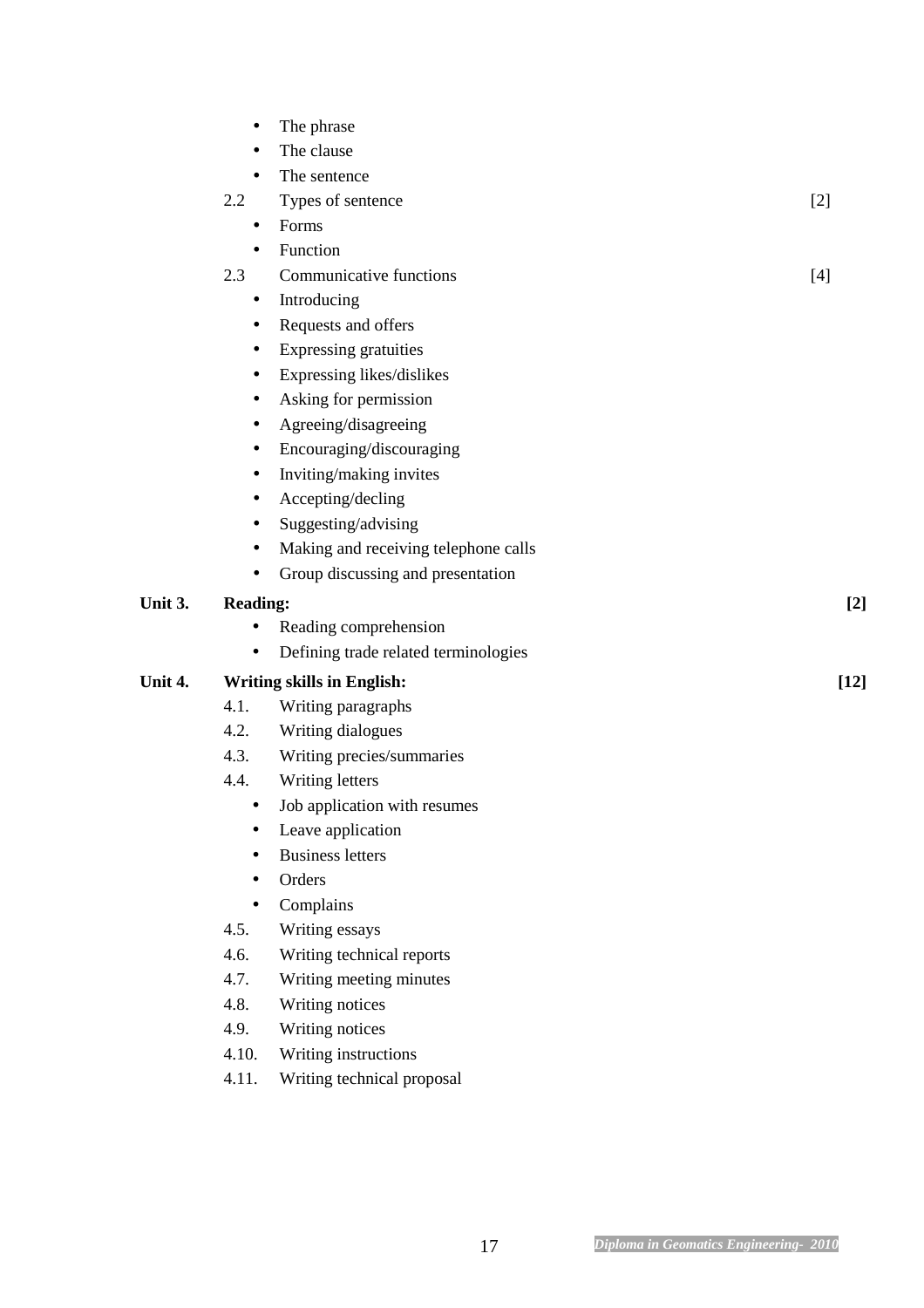- The phrase
- The clause
- The sentence

2.2 Types of sentence [2]

- Forms
- Function

2.3 Communicative functions [4]

- Introducing
- Requests and offers
- Expressing gratuities
- Expressing likes/dislikes
- Asking for permission
- Agreeing/disagreeing
- Encouraging/discouraging
- Inviting/making invites
- Accepting/decling
- Suggesting/advising
- Making and receiving telephone calls
- Group discussing and presentation

**Unit 3. Reading:** **[2]**

- Reading comprehension
- Defining trade related terminologies

**Unit 4. Writing skills in English:** **[12]**

4.1. Writing paragraphs

4.2. Writing dialogues

4.3. Writing precies/summaries

4.4. Writing letters

- Job application with resumes
- Leave application
- Business letters
- Orders
- Complains

4.5. Writing essays

4.6. Writing technical reports

4.7. Writing meeting minutes

4.8. Writing notices

4.9. Writing notices

4.10. Writing instructions

4.11. Writing technical proposal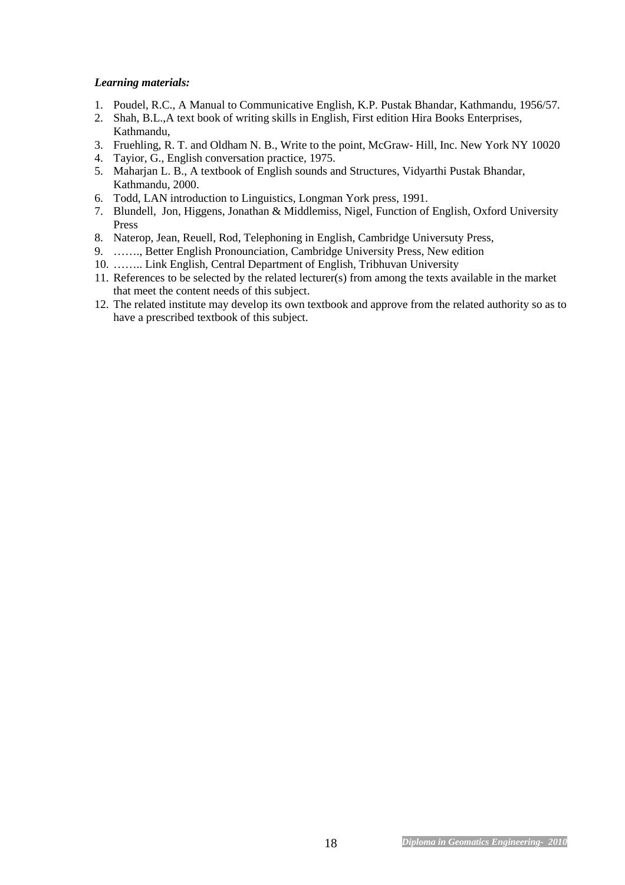***Learning materials:***

1. Poudel, R.C., A Manual to Communicative English, K.P. Pustak Bhandar, Kathmandu, 1956/57.
2. Shah, B.L.,A text book of writing skills in English, First edition Hira Books Enterprises, Kathmandu,
3. Fruehling, R. T. and Oldham N. B., Write to the point, McGraw- Hill, Inc. New York NY 10020
4. Tayior, G., English conversation practice, 1975.
5. Maharjan L. B., A textbook of English sounds and Structures, Vidyarthi Pustak Bhandar, Kathmandu, 2000.
6. Todd, LAN introduction to Linguistics, Longman York press, 1991.
7. Blundell, Jon, Higgens, Jonathan & Middlemiss, Nigel, Function of English, Oxford University Press
8. Naterop, Jean, Reuell, Rod, Telephoning in English, Cambridge Universuty Press,
9. ……., Better English Pronounciation, Cambridge University Press, New edition
10. …….. Link English, Central Department of English, Tribhuvan University
11. References to be selected by the related lecturer(s) from among the texts available in the market that meet the content needs of this subject.
12. The related institute may develop its own textbook and approve from the related authority so as to have a prescribed textbook of this subject.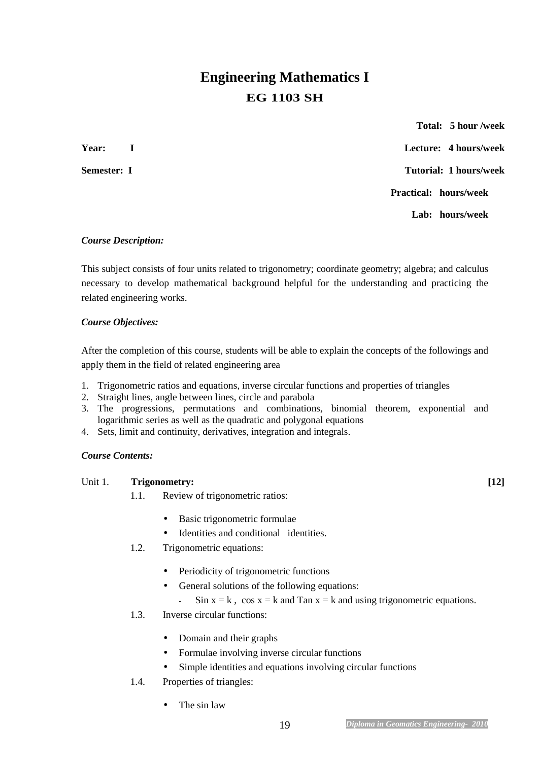# Engineering Mathematics I

## EG 1103 SH

**Total: 5 hour /week**

**Year: I** **Lecture: 4 hours/week**

**Semester: I** **Tutorial: 1 hours/week**

**Practical: hours/week**

**Lab: hours/week**

***Course Description:***

This subject consists of four units related to trigonometry; coordinate geometry; algebra; and calculus necessary to develop mathematical background helpful for the understanding and practicing the related engineering works.

***Course Objectives:***

After the completion of this course, students will be able to explain the concepts of the followings and apply them in the field of related engineering area

1. Trigonometric ratios and equations, inverse circular functions and properties of triangles
2. Straight lines, angle between lines, circle and parabola
3. The progressions, permutations and combinations, binomial theorem, exponential and logarithmic series as well as the quadratic and polygonal equations
4. Sets, limit and continuity, derivatives, integration and integrals.

***Course Contents:***

Unit 1. **Trigonometry:** **[12]**

1.1. Review of trigonometric ratios:
   - Basic trigonometric formulae
   - Identities and conditional identities.

1.2. Trigonometric equations:
   - Periodicity of trigonometric functions
   - General solutions of the following equations:
     - Sin $x = k$ , cos $x = k$ and Tan $x = k$ and using trigonometric equations.

1.3. Inverse circular functions:
   - Domain and their graphs
   - Formulae involving inverse circular functions
   - Simple identities and equations involving circular functions

1.4. Properties of triangles:
   - The sin law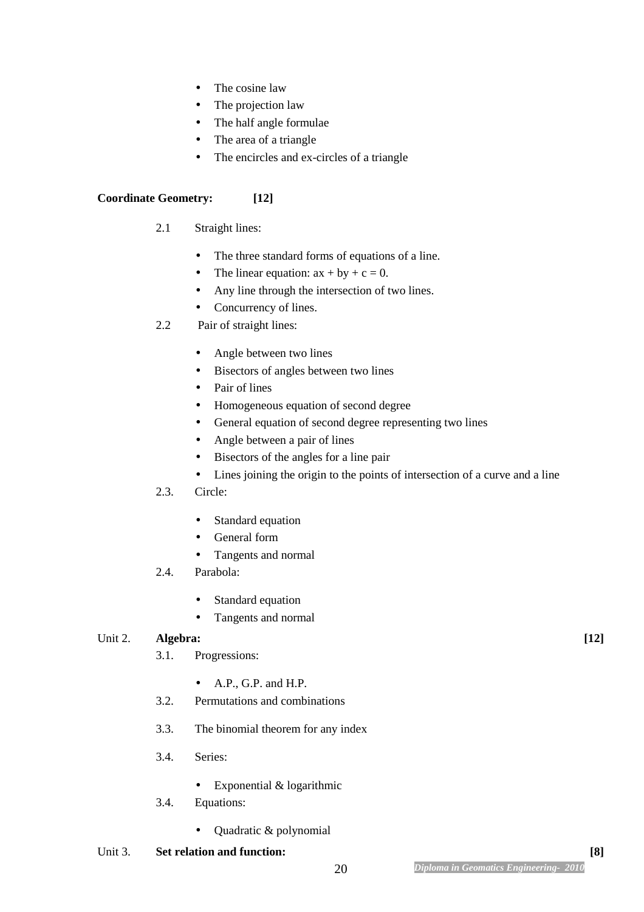- The cosine law
- The projection law
- The half angle formulae
- The area of a triangle
- The encircles and ex-circles of a triangle

**Coordinate Geometry:** **[12]**

2.1 Straight lines:

- The three standard forms of equations of a line.
- The linear equation: $ax + by + c = 0$.
- Any line through the intersection of two lines.
- Concurrency of lines.

2.2 Pair of straight lines:

- Angle between two lines
- Bisectors of angles between two lines
- Pair of lines
- Homogeneous equation of second degree
- General equation of second degree representing two lines
- Angle between a pair of lines
- Bisectors of the angles for a line pair
- Lines joining the origin to the points of intersection of a curve and a line

2.3. Circle:

- Standard equation
- General form
- Tangents and normal

2.4. Parabola:

- Standard equation
- Tangents and normal

Unit 2. **Algebra:** **[12]**

3.1. Progressions:

- A.P., G.P. and H.P.

3.2. Permutations and combinations

3.3. The binomial theorem for any index

3.4. Series:

- Exponential & logarithmic

3.4. Equations:

- Quadratic & polynomial

Unit 3. **Set relation and function:** **[8]**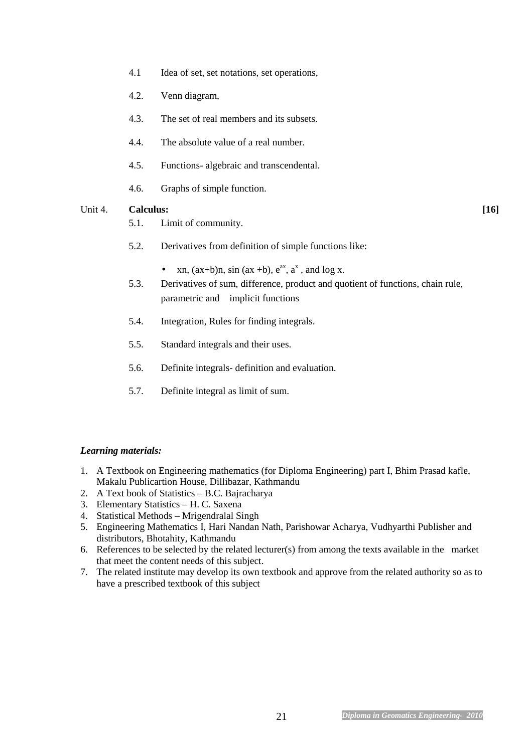4.1 Idea of set, set notations, set operations,

4.2. Venn diagram,

4.3. The set of real members and its subsets.

4.4. The absolute value of a real number.

4.5. Functions- algebraic and transcendental.

4.6. Graphs of simple function.

Unit 4. **Calculus:** **[16]**

5.1. Limit of community.

5.2. Derivatives from definition of simple functions like:

- xn, (ax+b)n, sin (ax +b), $e^{ax}$, $a^x$ , and log x.

5.3. Derivatives of sum, difference, product and quotient of functions, chain rule, parametric and implicit functions

5.4. Integration, Rules for finding integrals.

5.5. Standard integrals and their uses.

5.6. Definite integrals- definition and evaluation.

5.7. Definite integral as limit of sum.

***Learning materials:***

1. A Textbook on Engineering mathematics (for Diploma Engineering) part I, Bhim Prasad kafle, Makalu Publicartion House, Dillibazar, Kathmandu
2. A Text book of Statistics – B.C. Bajracharya
3. Elementary Statistics – H. C. Saxena
4. Statistical Methods – Mrigendralal Singh
5. Engineering Mathematics I, Hari Nandan Nath, Parishowar Acharya, Vudhyarthi Publisher and distributors, Bhotahity, Kathmandu
6. References to be selected by the related lecturer(s) from among the texts available in the market that meet the content needs of this subject.
7. The related institute may develop its own textbook and approve from the related authority so as to have a prescribed textbook of this subject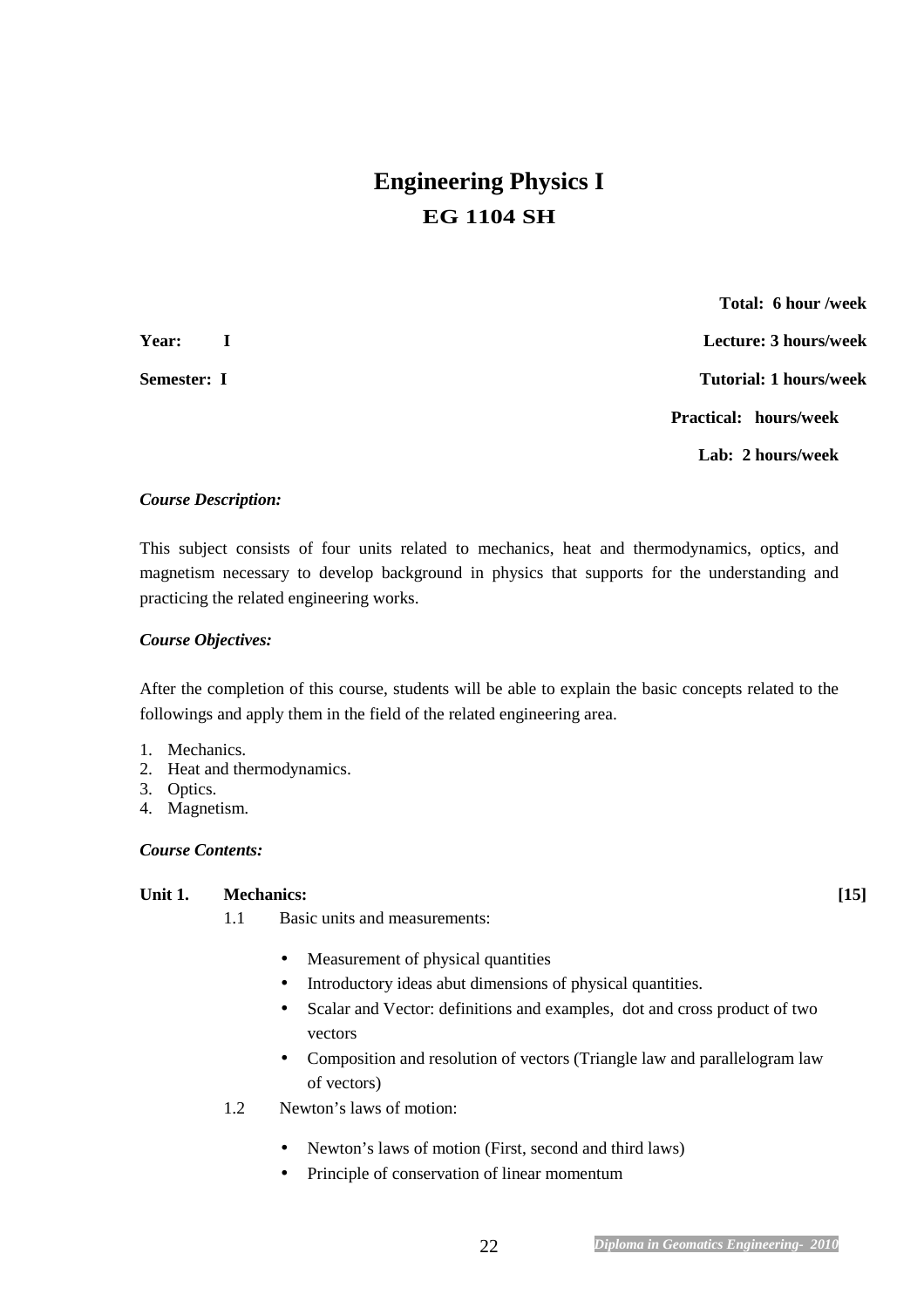# Engineering Physics I

## EG 1104 SH

**Total: 6 hour /week**

**Year: I** **Lecture: 3 hours/week**

**Semester: I** **Tutorial: 1 hours/week**

**Practical: hours/week**

**Lab: 2 hours/week**

***Course Description:***

This subject consists of four units related to mechanics, heat and thermodynamics, optics, and magnetism necessary to develop background in physics that supports for the understanding and practicing the related engineering works.

***Course Objectives:***

After the completion of this course, students will be able to explain the basic concepts related to the followings and apply them in the field of the related engineering area.

1. Mechanics.
2. Heat and thermodynamics.
3. Optics.
4. Magnetism.

***Course Contents:***

**Unit 1. Mechanics:** **[15]**

1.1 Basic units and measurements:

- Measurement of physical quantities
- Introductory ideas abut dimensions of physical quantities.
- Scalar and Vector: definitions and examples, dot and cross product of two vectors
- Composition and resolution of vectors (Triangle law and parallelogram law of vectors)

1.2 Newton's laws of motion:

- Newton's laws of motion (First, second and third laws)
- Principle of conservation of linear momentum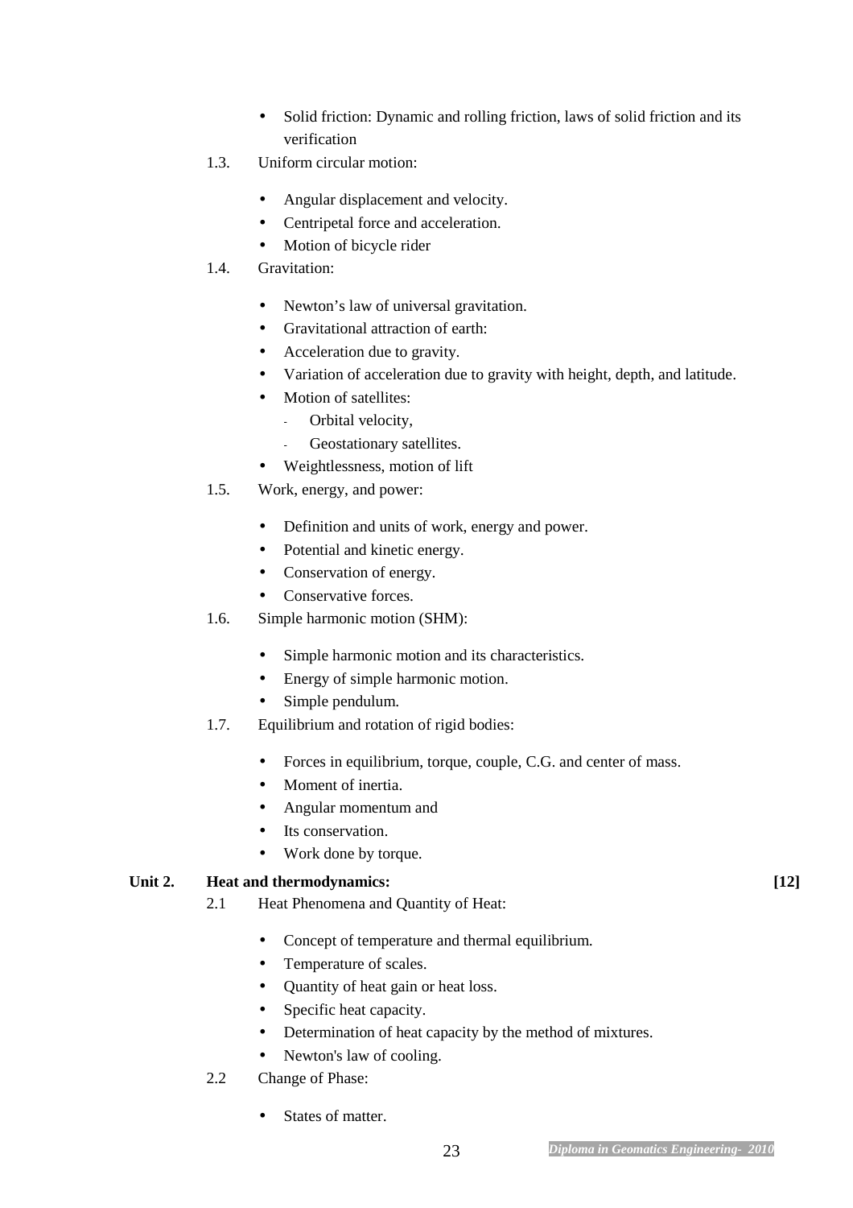- Solid friction: Dynamic and rolling friction, laws of solid friction and its verification

1.3. Uniform circular motion:

- Angular displacement and velocity.
- Centripetal force and acceleration.
- Motion of bicycle rider

1.4. Gravitation:

- Newton's law of universal gravitation.
- Gravitational attraction of earth:
- Acceleration due to gravity.
- Variation of acceleration due to gravity with height, depth, and latitude.
- Motion of satellites:
  - Orbital velocity,
  - Geostationary satellites.
- Weightlessness, motion of lift

1.5. Work, energy, and power:

- Definition and units of work, energy and power.
- Potential and kinetic energy.
- Conservation of energy.
- Conservative forces.

1.6. Simple harmonic motion (SHM):

- Simple harmonic motion and its characteristics.
- Energy of simple harmonic motion.
- Simple pendulum.

1.7. Equilibrium and rotation of rigid bodies:

- Forces in equilibrium, torque, couple, C.G. and center of mass.
- Moment of inertia.
- Angular momentum and
- Its conservation.
- Work done by torque.

**Unit 2. Heat and thermodynamics: [12]**

2.1 Heat Phenomena and Quantity of Heat:

- Concept of temperature and thermal equilibrium.
- Temperature of scales.
- Quantity of heat gain or heat loss.
- Specific heat capacity.
- Determination of heat capacity by the method of mixtures.
- Newton's law of cooling.

2.2 Change of Phase:

- States of matter.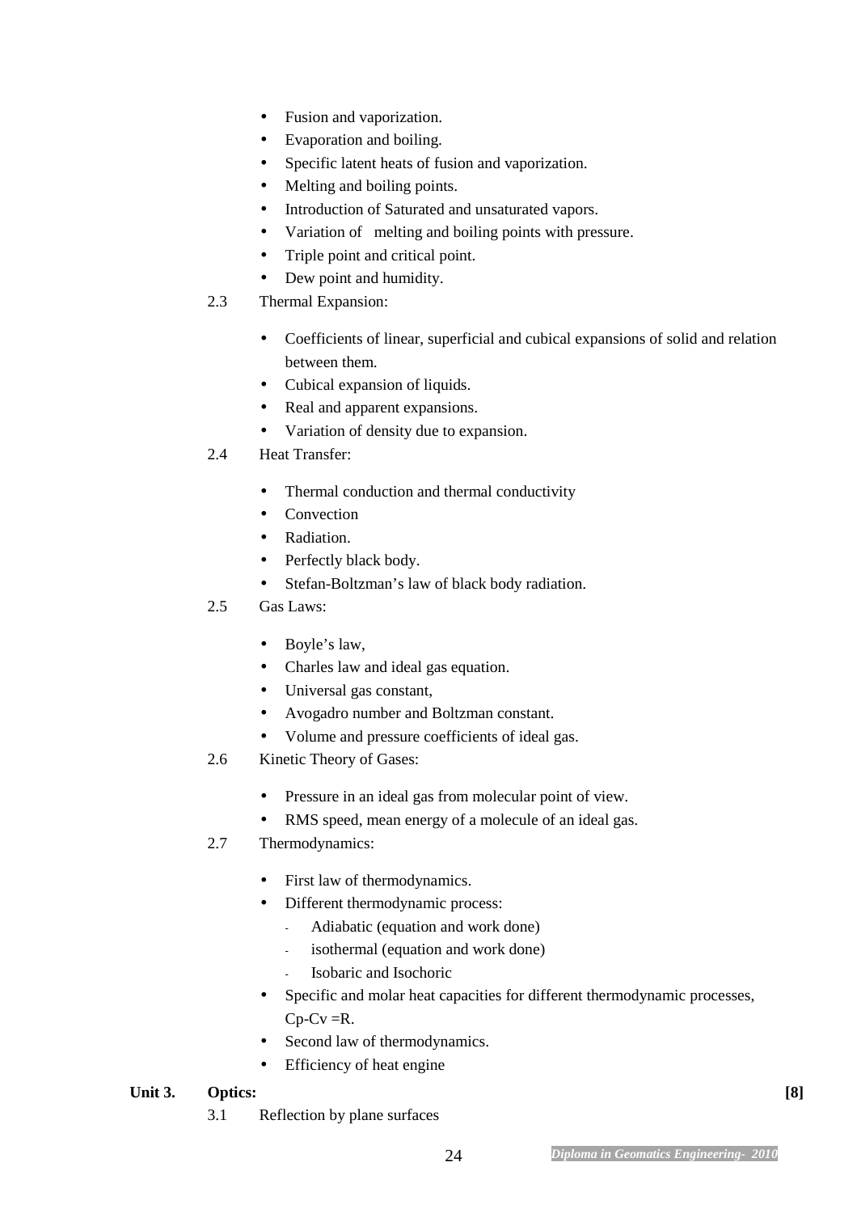- Fusion and vaporization.
- Evaporation and boiling.
- Specific latent heats of fusion and vaporization.
- Melting and boiling points.
- Introduction of Saturated and unsaturated vapors.
- Variation of melting and boiling points with pressure.
- Triple point and critical point.
- Dew point and humidity.

2.3 Thermal Expansion:

- Coefficients of linear, superficial and cubical expansions of solid and relation between them.
- Cubical expansion of liquids.
- Real and apparent expansions.
- Variation of density due to expansion.

2.4 Heat Transfer:

- Thermal conduction and thermal conductivity
- Convection
- Radiation.
- Perfectly black body.
- Stefan-Boltzman's law of black body radiation.

2.5 Gas Laws:

- Boyle's law,
- Charles law and ideal gas equation.
- Universal gas constant,
- Avogadro number and Boltzman constant.
- Volume and pressure coefficients of ideal gas.

2.6 Kinetic Theory of Gases:

- Pressure in an ideal gas from molecular point of view.
- RMS speed, mean energy of a molecule of an ideal gas.

2.7 Thermodynamics:

- First law of thermodynamics.
- Different thermodynamic process:
  - Adiabatic (equation and work done)
  - isothermal (equation and work done)
  - Isobaric and Isochoric
- Specific and molar heat capacities for different thermodynamic processes, $C_p - C_v = R$.
- Second law of thermodynamics.
- Efficiency of heat engine

**Unit 3. Optics:** **[8]**

3.1 Reflection by plane surfaces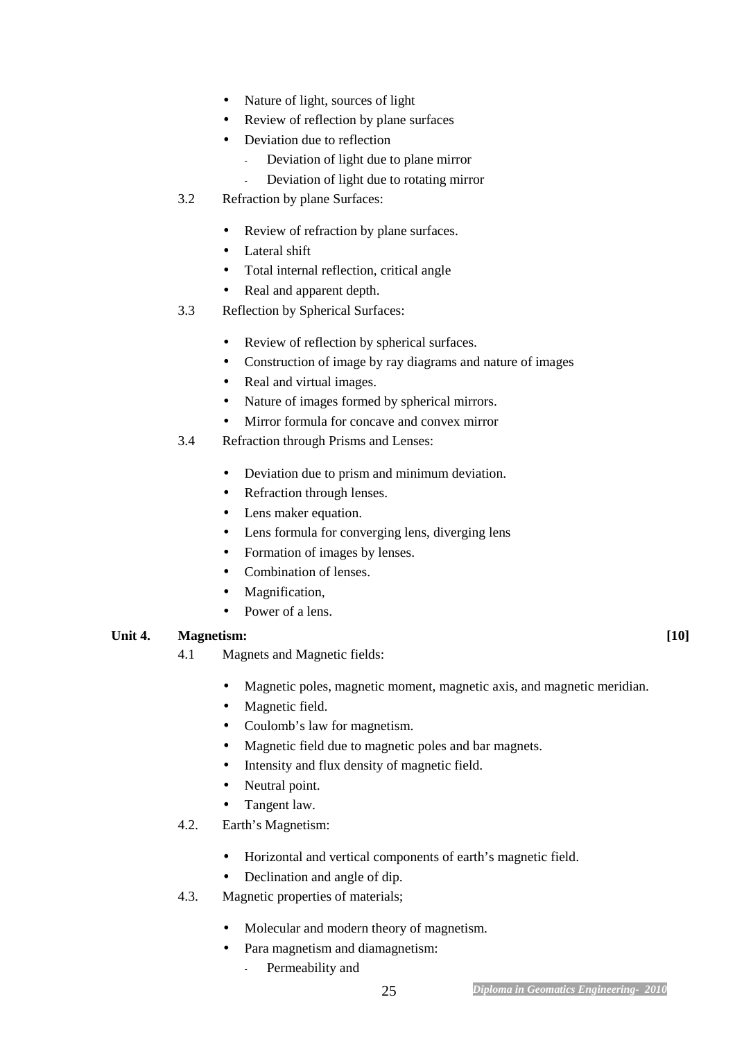- Nature of light, sources of light
- Review of reflection by plane surfaces
- Deviation due to reflection
  - Deviation of light due to plane mirror
  - Deviation of light due to rotating mirror

3.2 Refraction by plane Surfaces:

- Review of refraction by plane surfaces.
- Lateral shift
- Total internal reflection, critical angle
- Real and apparent depth.

3.3 Reflection by Spherical Surfaces:

- Review of reflection by spherical surfaces.
- Construction of image by ray diagrams and nature of images
- Real and virtual images.
- Nature of images formed by spherical mirrors.
- Mirror formula for concave and convex mirror

3.4 Refraction through Prisms and Lenses:

- Deviation due to prism and minimum deviation.
- Refraction through lenses.
- Lens maker equation.
- Lens formula for converging lens, diverging lens
- Formation of images by lenses.
- Combination of lenses.
- Magnification,
- Power of a lens.

**Unit 4. Magnetism: [10]**

4.1 Magnets and Magnetic fields:

- Magnetic poles, magnetic moment, magnetic axis, and magnetic meridian.
- Magnetic field.
- Coulomb's law for magnetism.
- Magnetic field due to magnetic poles and bar magnets.
- Intensity and flux density of magnetic field.
- Neutral point.
- Tangent law.

4.2. Earth's Magnetism:

- Horizontal and vertical components of earth's magnetic field.
- Declination and angle of dip.

4.3. Magnetic properties of materials;

- Molecular and modern theory of magnetism.
- Para magnetism and diamagnetism:
  - Permeability and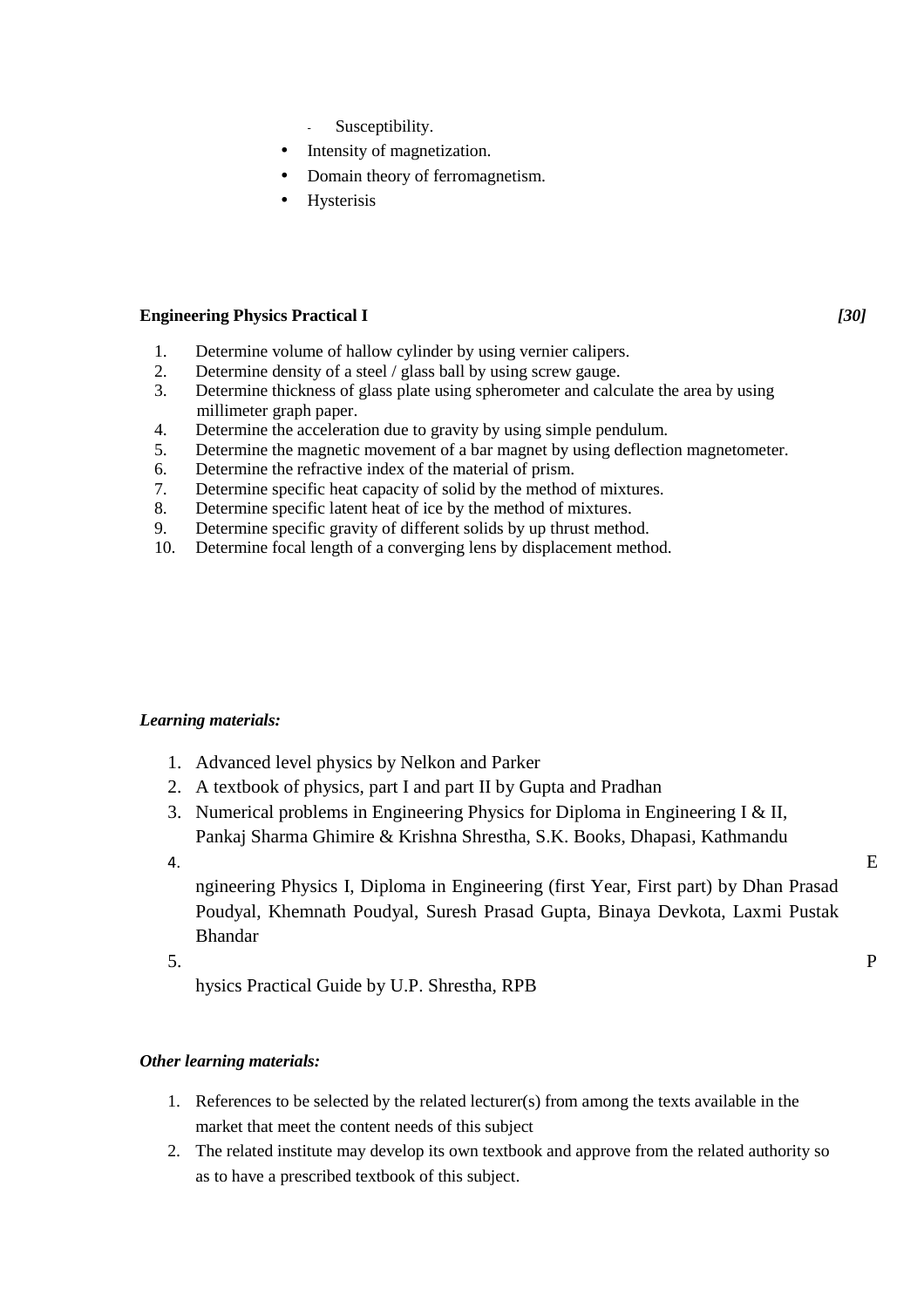- Susceptibility.
- Intensity of magnetization.
- Domain theory of ferromagnetism.
- Hysterisis

**Engineering Physics Practical I** ***[30]***

1. Determine volume of hallow cylinder by using vernier calipers.
2. Determine density of a steel / glass ball by using screw gauge.
3. Determine thickness of glass plate using spherometer and calculate the area by using millimeter graph paper.
4. Determine the acceleration due to gravity by using simple pendulum.
5. Determine the magnetic movement of a bar magnet by using deflection magnetometer.
6. Determine the refractive index of the material of prism.
7. Determine specific heat capacity of solid by the method of mixtures.
8. Determine specific latent heat of ice by the method of mixtures.
9. Determine specific gravity of different solids by up thrust method.
10. Determine focal length of a converging lens by displacement method.

***Learning materials:***

1. Advanced level physics by Nelkon and Parker
2. A textbook of physics, part I and part II by Gupta and Pradhan
3. Numerical problems in Engineering Physics for Diploma in Engineering I & II, Pankaj Sharma Ghimire & Krishna Shrestha, S.K. Books, Dhapasi, Kathmandu
4. Engineering Physics I, Diploma in Engineering (first Year, First part) by Dhan Prasad Poudyal, Khemnath Poudyal, Suresh Prasad Gupta, Binaya Devkota, Laxmi Pustak Bhandar
5. Physics Practical Guide by U.P. Shrestha, RPB

***Other learning materials:***

1. References to be selected by the related lecturer(s) from among the texts available in the market that meet the content needs of this subject
2. The related institute may develop its own textbook and approve from the related authority so as to have a prescribed textbook of this subject.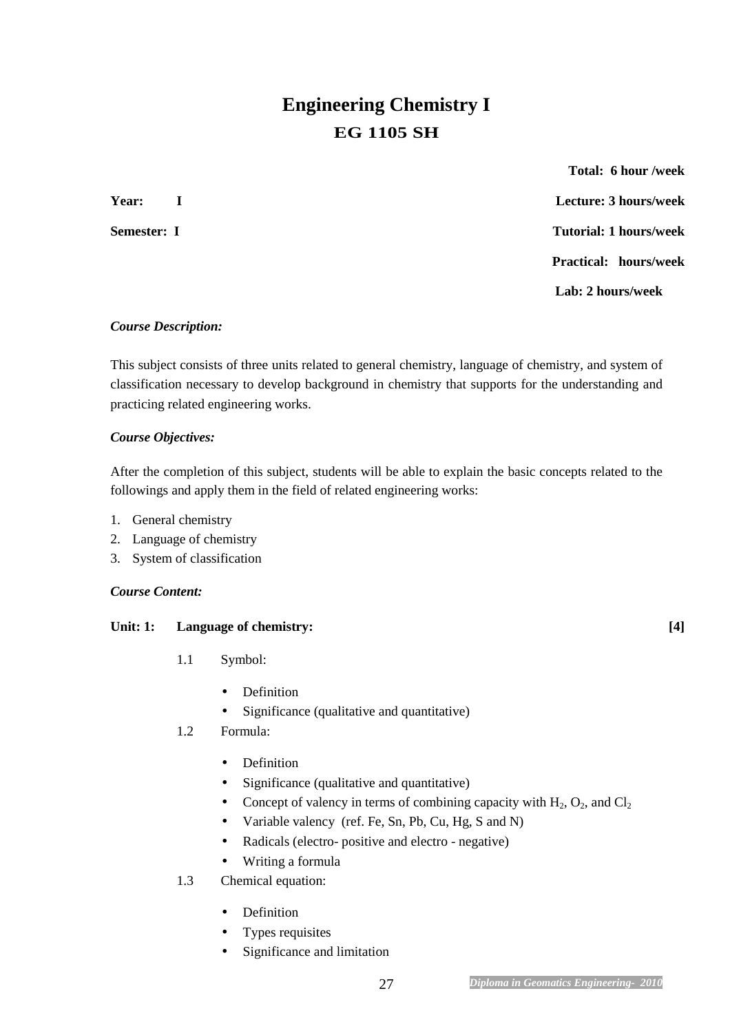# Engineering Chemistry I

## EG 1105 SH

**Total: 6 hour /week**

**Year: I** | **Lecture: 3 hours/week**

**Semester: I** | **Tutorial: 1 hours/week**

**Practical: hours/week**

**Lab: 2 hours/week**

***Course Description:***

This subject consists of three units related to general chemistry, language of chemistry, and system of classification necessary to develop background in chemistry that supports for the understanding and practicing related engineering works.

***Course Objectives:***

After the completion of this subject, students will be able to explain the basic concepts related to the followings and apply them in the field of related engineering works:

1. General chemistry
2. Language of chemistry
3. System of classification

***Course Content:***

**Unit: 1: Language of chemistry: [4]**

1.1 Symbol:

- Definition
- Significance (qualitative and quantitative)

1.2 Formula:

- Definition
- Significance (qualitative and quantitative)
- Concept of valency in terms of combining capacity with $H_2$, $O_2$, and $Cl_2$
- Variable valency (ref. Fe, Sn, Pb, Cu, Hg, S and N)
- Radicals (electro- positive and electro - negative)
- Writing a formula

1.3 Chemical equation:

- Definition
- Types requisites
- Significance and limitation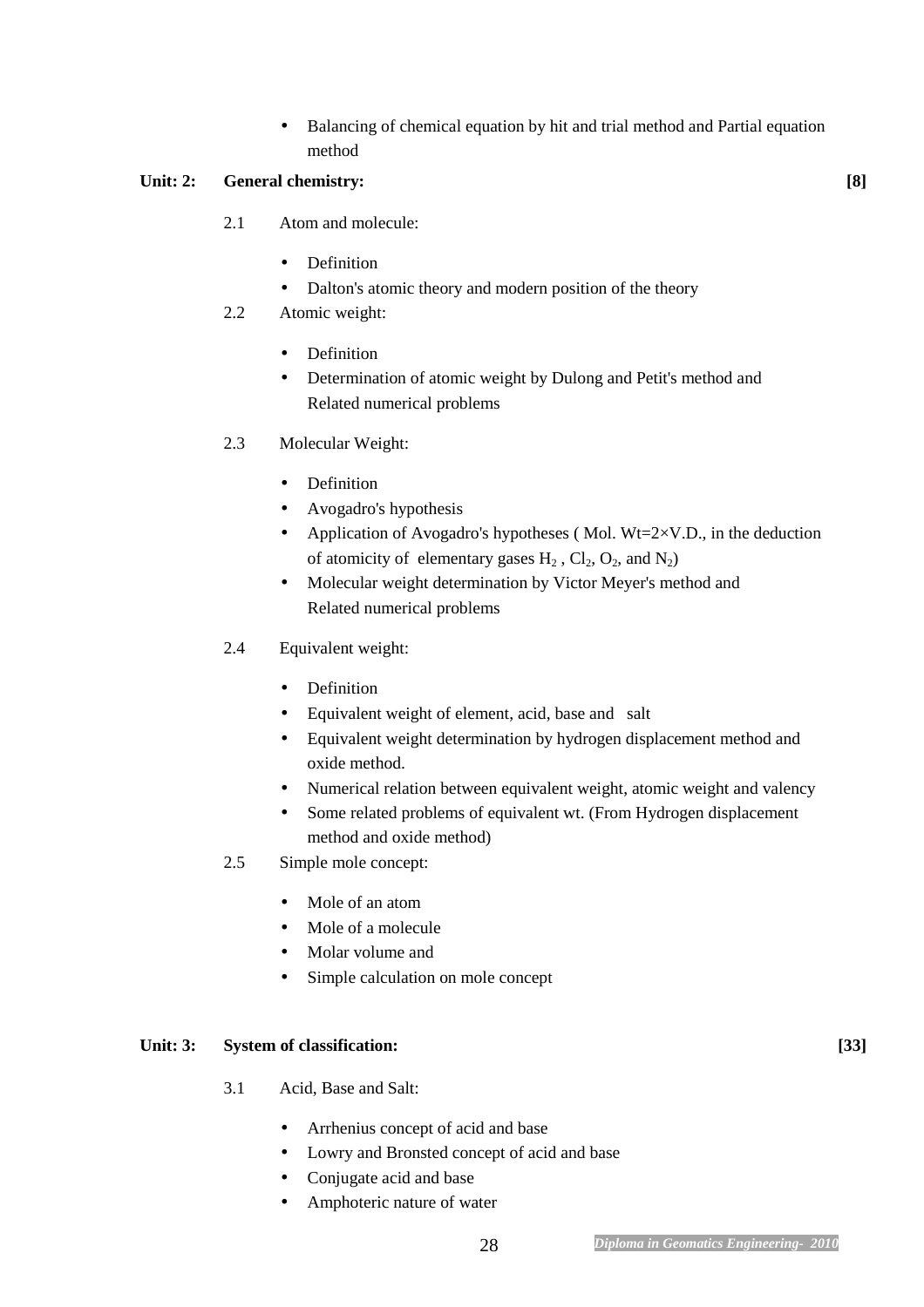- Balancing of chemical equation by hit and trial method and Partial equation method

**Unit: 2: General chemistry: [8]**

2.1 Atom and molecule:

- Definition
- Dalton's atomic theory and modern position of the theory

2.2 Atomic weight:

- Definition
- Determination of atomic weight by Dulong and Petit's method and Related numerical problems

2.3 Molecular Weight:

- Definition
- Avogadro's hypothesis
- Application of Avogadro's hypotheses ( Mol. Wt=2×V.D., in the deduction of atomicity of elementary gases $H_2$ , $Cl_2$, $O_2$, and $N_2$)
- Molecular weight determination by Victor Meyer's method and Related numerical problems

2.4 Equivalent weight:

- Definition
- Equivalent weight of element, acid, base and salt
- Equivalent weight determination by hydrogen displacement method and oxide method.
- Numerical relation between equivalent weight, atomic weight and valency
- Some related problems of equivalent wt. (From Hydrogen displacement method and oxide method)

2.5 Simple mole concept:

- Mole of an atom
- Mole of a molecule
- Molar volume and
- Simple calculation on mole concept

**Unit: 3: System of classification: [33]**

3.1 Acid, Base and Salt:

- Arrhenius concept of acid and base
- Lowry and Bronsted concept of acid and base
- Conjugate acid and base
- Amphoteric nature of water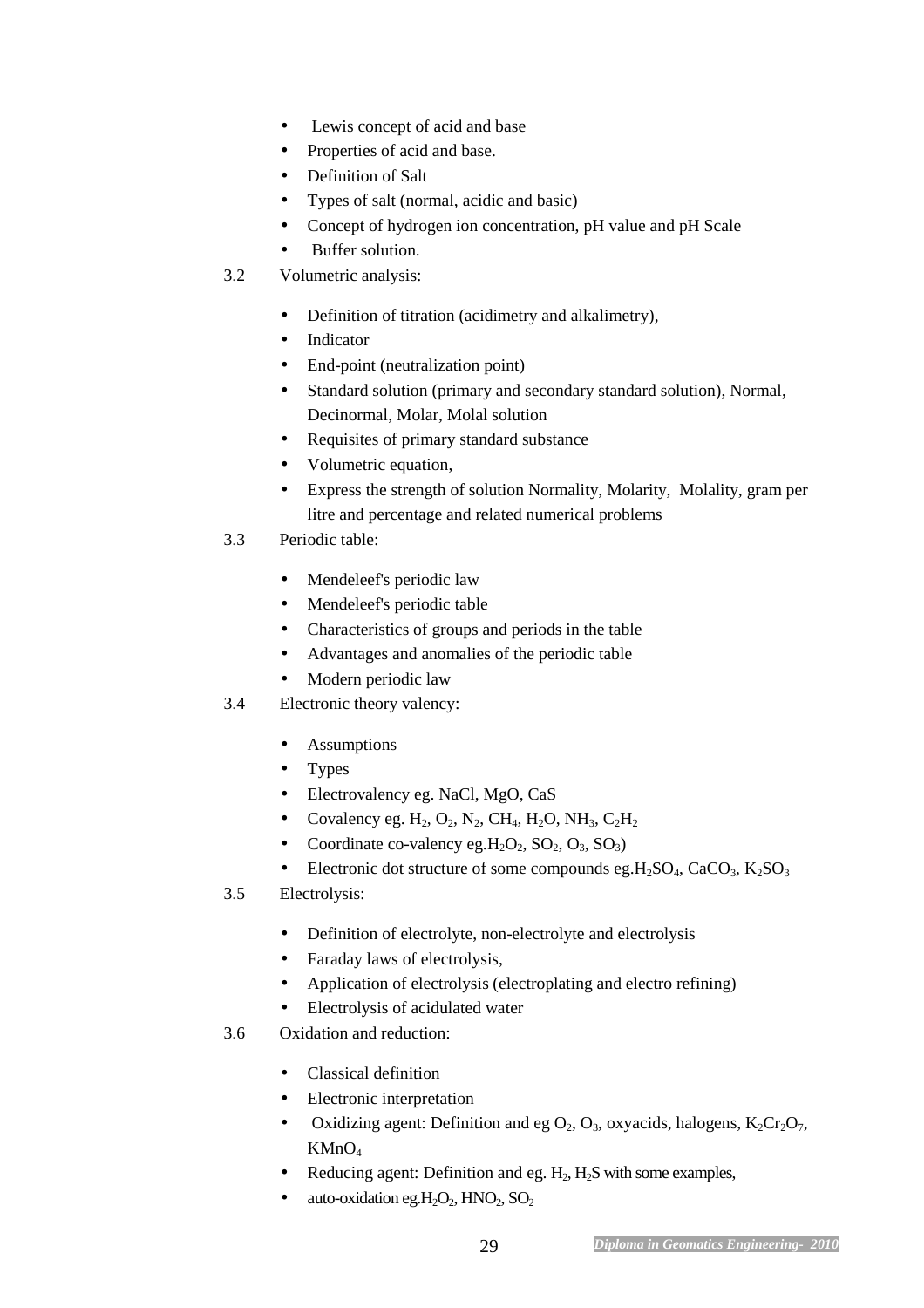- Lewis concept of acid and base
- Properties of acid and base.
- Definition of Salt
- Types of salt (normal, acidic and basic)
- Concept of hydrogen ion concentration, pH value and pH Scale
- Buffer solution.

3.2 Volumetric analysis:

- Definition of titration (acidimetry and alkalimetry),
- Indicator
- End-point (neutralization point)
- Standard solution (primary and secondary standard solution), Normal, Decinormal, Molar, Molal solution
- Requisites of primary standard substance
- Volumetric equation,
- Express the strength of solution Normality, Molarity, Molality, gram per litre and percentage and related numerical problems

3.3 Periodic table:

- Mendeleef's periodic law
- Mendeleef's periodic table
- Characteristics of groups and periods in the table
- Advantages and anomalies of the periodic table
- Modern periodic law

3.4 Electronic theory valency:

- Assumptions
- Types
- Electrovalency eg. NaCl, MgO, CaS
- Covalency eg. $H_2$, $O_2$, $N_2$, $CH_4$, $H_2O$, $NH_3$, $C_2H_2$
- Coordinate co-valency eg.$H_2O_2$, $SO_2$, $O_3$, $SO_3$)
- Electronic dot structure of some compounds eg.$H_2SO_4$, $CaCO_3$, $K_2SO_3$

3.5 Electrolysis:

- Definition of electrolyte, non-electrolyte and electrolysis
- Faraday laws of electrolysis,
- Application of electrolysis (electroplating and electro refining)
- Electrolysis of acidulated water

3.6 Oxidation and reduction:

- Classical definition
- Electronic interpretation
- Oxidizing agent: Definition and eg $O_2$, $O_3$, oxyacids, halogens, $K_2Cr_2O_7$, $KMnO_4$
- Reducing agent: Definition and eg. $H_2$, $H_2S$ with some examples,
- auto-oxidation eg.$H_2O_2$, $HNO_2$, $SO_2$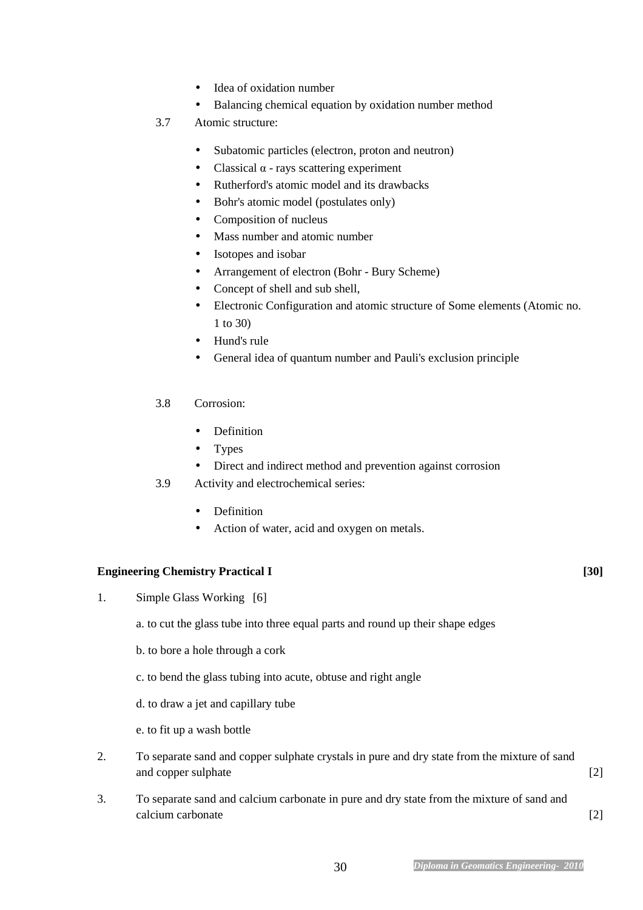- Idea of oxidation number
- Balancing chemical equation by oxidation number method

3.7 Atomic structure:

- Subatomic particles (electron, proton and neutron)
- Classical α - rays scattering experiment
- Rutherford's atomic model and its drawbacks
- Bohr's atomic model (postulates only)
- Composition of nucleus
- Mass number and atomic number
- Isotopes and isobar
- Arrangement of electron (Bohr - Bury Scheme)
- Concept of shell and sub shell,
- Electronic Configuration and atomic structure of Some elements (Atomic no. 1 to 30)
- Hund's rule
- General idea of quantum number and Pauli's exclusion principle

3.8 Corrosion:

- Definition
- Types
- Direct and indirect method and prevention against corrosion

3.9 Activity and electrochemical series:

- Definition
- Action of water, acid and oxygen on metals.

**Engineering Chemistry Practical I** **[30]**

1. Simple Glass Working [6]

   a. to cut the glass tube into three equal parts and round up their shape edges

   b. to bore a hole through a cork

   c. to bend the glass tubing into acute, obtuse and right angle

   d. to draw a jet and capillary tube

   e. to fit up a wash bottle

2. To separate sand and copper sulphate crystals in pure and dry state from the mixture of sand and copper sulphate [2]

3. To separate sand and calcium carbonate in pure and dry state from the mixture of sand and calcium carbonate [2]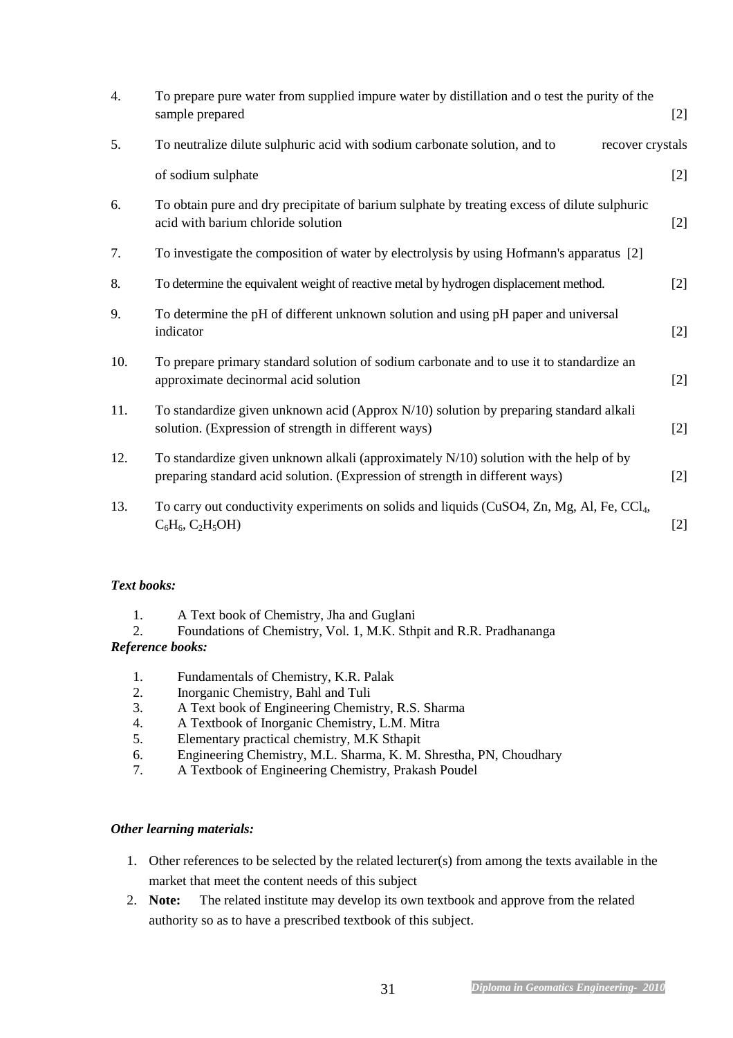4. To prepare pure water from supplied impure water by distillation and o test the purity of the sample prepared [2]

5. To neutralize dilute sulphuric acid with sodium carbonate solution, and to recover crystals of sodium sulphate [2]

6. To obtain pure and dry precipitate of barium sulphate by treating excess of dilute sulphuric acid with barium chloride solution [2]

7. To investigate the composition of water by electrolysis by using Hofmann's apparatus [2]

8. To determine the equivalent weight of reactive metal by hydrogen displacement method. [2]

9. To determine the pH of different unknown solution and using pH paper and universal indicator [2]

10. To prepare primary standard solution of sodium carbonate and to use it to standardize an approximate decinormal acid solution [2]

11. To standardize given unknown acid (Approx N/10) solution by preparing standard alkali solution. (Expression of strength in different ways) [2]

12. To standardize given unknown alkali (approximately N/10) solution with the help of by preparing standard acid solution. (Expression of strength in different ways) [2]

13. To carry out conductivity experiments on solids and liquids (CuSO4, Zn, Mg, Al, Fe, $CCl_4$, $C_6H_6$, $C_2H_5OH$) [2]

***Text books:***

1. A Text book of Chemistry, Jha and Guglani
2. Foundations of Chemistry, Vol. 1, M.K. Sthpit and R.R. Pradhananga

***Reference books:***

1. Fundamentals of Chemistry, K.R. Palak
2. Inorganic Chemistry, Bahl and Tuli
3. A Text book of Engineering Chemistry, R.S. Sharma
4. A Textbook of Inorganic Chemistry, L.M. Mitra
5. Elementary practical chemistry, M.K Sthapit
6. Engineering Chemistry, M.L. Sharma, K. M. Shrestha, PN, Choudhary
7. A Textbook of Engineering Chemistry, Prakash Poudel

***Other learning materials:***

1. Other references to be selected by the related lecturer(s) from among the texts available in the market that meet the content needs of this subject
2. **Note:** The related institute may develop its own textbook and approve from the related authority so as to have a prescribed textbook of this subject.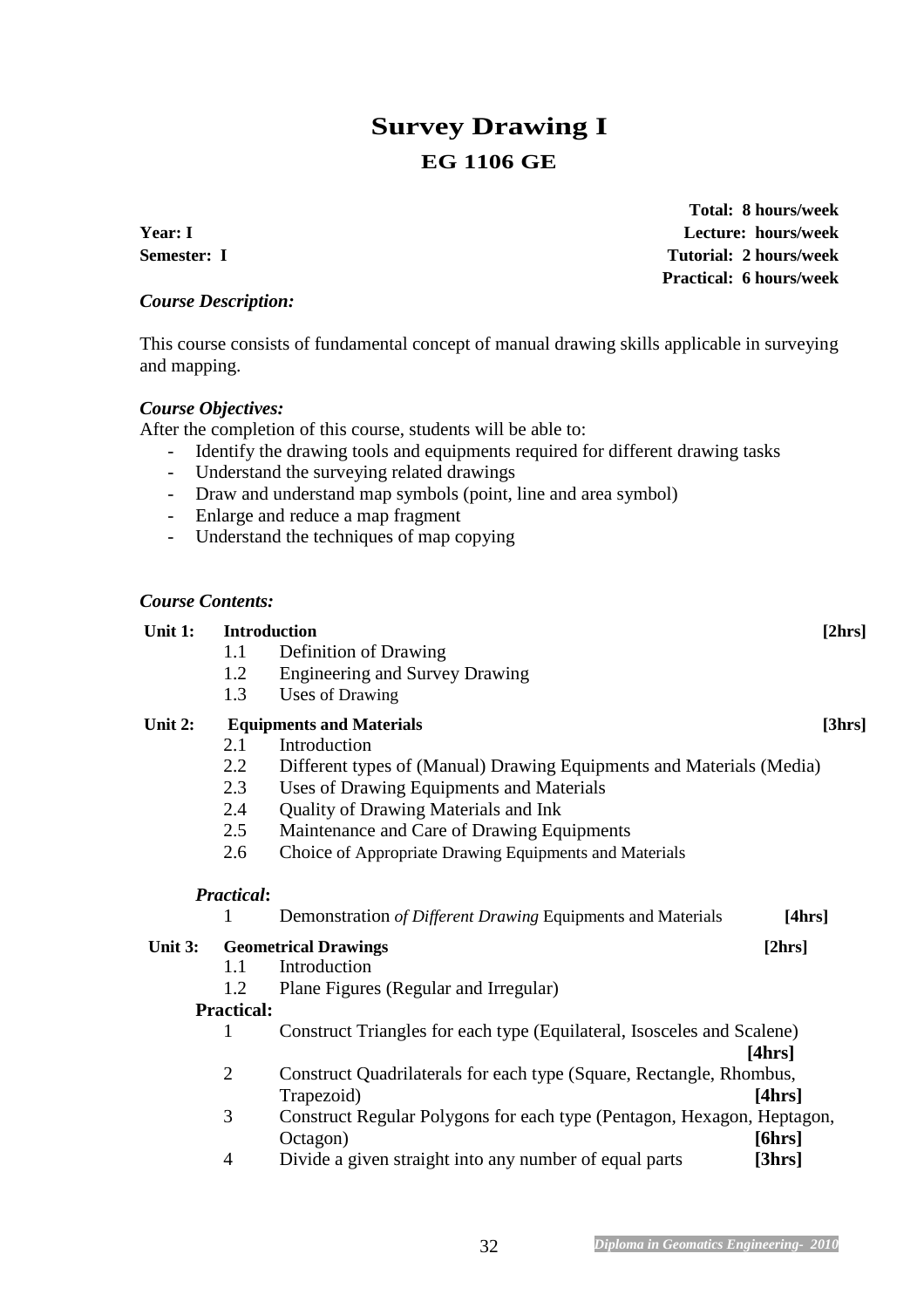# Survey Drawing I

## EG 1106 GE

**Year: I**
**Semester: I**

**Total: 8 hours/week**
**Lecture: hours/week**
**Tutorial: 2 hours/week**
**Practical: 6 hours/week**

***Course Description:***

This course consists of fundamental concept of manual drawing skills applicable in surveying and mapping.

***Course Objectives:***

After the completion of this course, students will be able to:

- Identify the drawing tools and equipments required for different drawing tasks
- Understand the surveying related drawings
- Draw and understand map symbols (point, line and area symbol)
- Enlarge and reduce a map fragment
- Understand the techniques of map copying

***Course Contents:***

**Unit 1: Introduction** **[2hrs]**

1.1 Definition of Drawing
1.2 Engineering and Survey Drawing
1.3 Uses of Drawing

**Unit 2: Equipments and Materials** **[3hrs]**

2.1 Introduction
2.2 Different types of (Manual) Drawing Equipments and Materials (Media)
2.3 Uses of Drawing Equipments and Materials
2.4 Quality of Drawing Materials and Ink
2.5 Maintenance and Care of Drawing Equipments
2.6 Choice of Appropriate Drawing Equipments and Materials

***Practical*:**

1 Demonstration *of Different Drawing* Equipments and Materials **[4hrs]**

**Unit 3: Geometrical Drawings** **[2hrs]**

1.1 Introduction
1.2 Plane Figures (Regular and Irregular)

**Practical:**

1 Construct Triangles for each type (Equilateral, Isosceles and Scalene) **[4hrs]**
2 Construct Quadrilaterals for each type (Square, Rectangle, Rhombus, Trapezoid) **[4hrs]**
3 Construct Regular Polygons for each type (Pentagon, Hexagon, Heptagon, Octagon) **[6hrs]**
4 Divide a given straight into any number of equal parts **[3hrs]**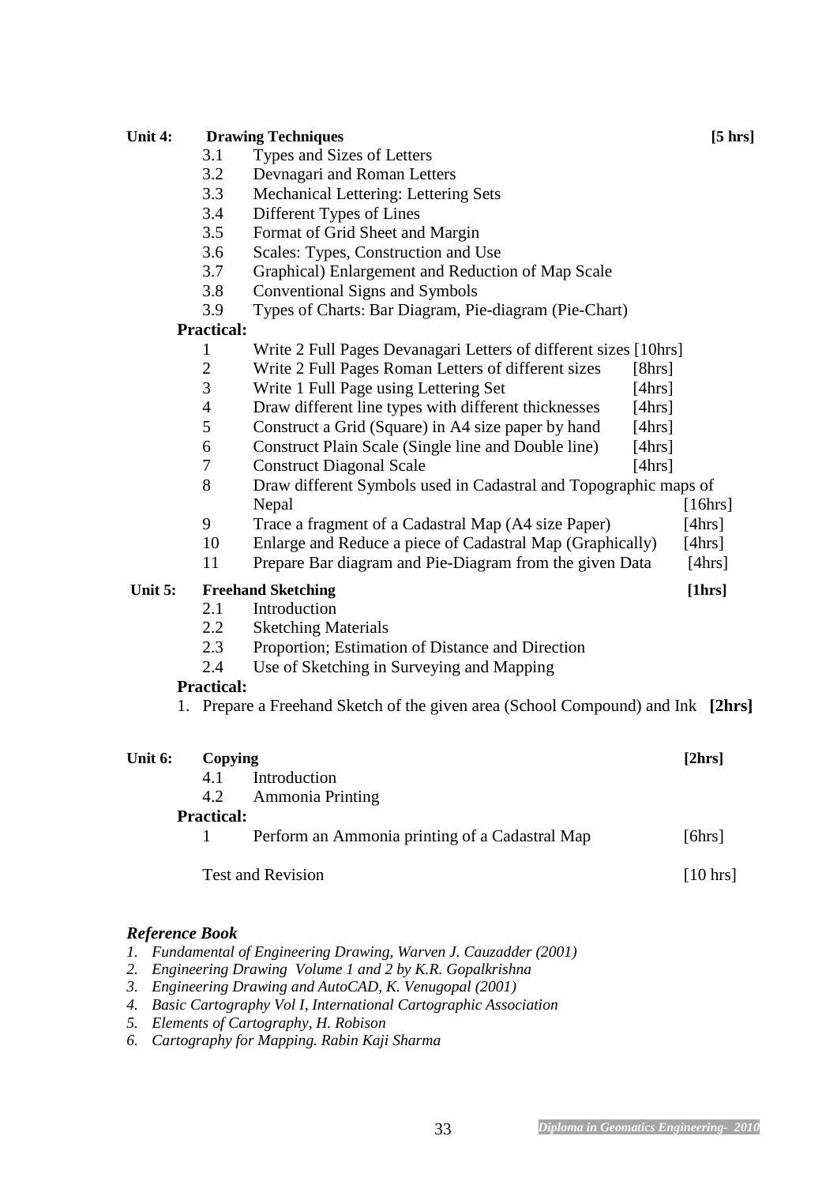**Unit 4: Drawing Techniques [5 hrs]**

- 3.1 Types and Sizes of Letters
- 3.2 Devnagari and Roman Letters
- 3.3 Mechanical Lettering: Lettering Sets
- 3.4 Different Types of Lines
- 3.5 Format of Grid Sheet and Margin
- 3.6 Scales: Types, Construction and Use
- 3.7 Graphical) Enlargement and Reduction of Map Scale
- 3.8 Conventional Signs and Symbols
- 3.9 Types of Charts: Bar Diagram, Pie-diagram (Pie-Chart)

**Practical:**

1. Write 2 Full Pages Devanagari Letters of different sizes [10hrs]
2. Write 2 Full Pages Roman Letters of different sizes [8hrs]
3. Write 1 Full Page using Lettering Set [4hrs]
4. Draw different line types with different thicknesses [4hrs]
5. Construct a Grid (Square) in A4 size paper by hand [4hrs]
6. Construct Plain Scale (Single line and Double line) [4hrs]
7. Construct Diagonal Scale [4hrs]
8. Draw different Symbols used in Cadastral and Topographic maps of Nepal [16hrs]
9. Trace a fragment of a Cadastral Map (A4 size Paper) [4hrs]
10. Enlarge and Reduce a piece of Cadastral Map (Graphically) [4hrs]
11. Prepare Bar diagram and Pie-Diagram from the given Data [4hrs]

**Unit 5: Freehand Sketching [1hrs]**

- 2.1 Introduction
- 2.2 Sketching Materials
- 2.3 Proportion; Estimation of Distance and Direction
- 2.4 Use of Sketching in Surveying and Mapping

**Practical:**

1. Prepare a Freehand Sketch of the given area (School Compound) and Ink **[2hrs]**

**Unit 6: Copying [2hrs]**

- 4.1 Introduction
- 4.2 Ammonia Printing

**Practical:**

1. Perform an Ammonia printing of a Cadastral Map [6hrs]

Test and Revision [10 hrs]

### *Reference Book*

1. *Fundamental of Engineering Drawing, Warven J. Cauzadder (2001)*
2. *Engineering Drawing Volume 1 and 2 by K.R. Gopalkrishna*
3. *Engineering Drawing and AutoCAD, K. Venugopal (2001)*
4. *Basic Cartography Vol I, International Cartographic Association*
5. *Elements of Cartography, H. Robison*
6. *Cartography for Mapping. Rabin Kaji Sharma*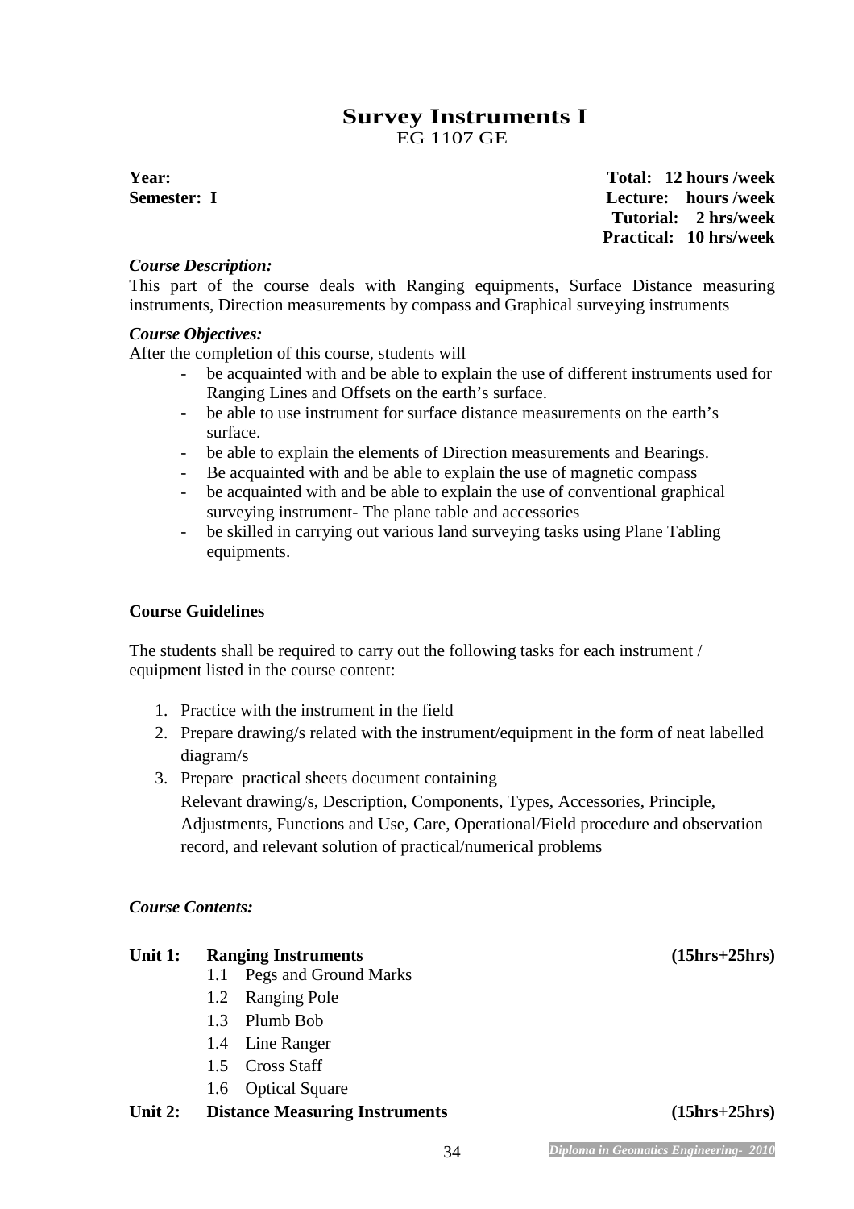# Survey Instruments I

EG 1107 GE

**Year:** **Total: 12 hours /week**
**Semester: I** **Lecture: hours /week**
**Tutorial: 2 hrs/week**
**Practical: 10 hrs/week**

***Course Description:***

This part of the course deals with Ranging equipments, Surface Distance measuring instruments, Direction measurements by compass and Graphical surveying instruments

***Course Objectives:***

After the completion of this course, students will

- be acquainted with and be able to explain the use of different instruments used for Ranging Lines and Offsets on the earth's surface.
- be able to use instrument for surface distance measurements on the earth's surface.
- be able to explain the elements of Direction measurements and Bearings.
- Be acquainted with and be able to explain the use of magnetic compass
- be acquainted with and be able to explain the use of conventional graphical surveying instrument- The plane table and accessories
- be skilled in carrying out various land surveying tasks using Plane Tabling equipments.

**Course Guidelines**

The students shall be required to carry out the following tasks for each instrument / equipment listed in the course content:

1. Practice with the instrument in the field
2. Prepare drawing/s related with the instrument/equipment in the form of neat labelled diagram/s
3. Prepare practical sheets document containing
   Relevant drawing/s, Description, Components, Types, Accessories, Principle, Adjustments, Functions and Use, Care, Operational/Field procedure and observation record, and relevant solution of practical/numerical problems

***Course Contents:***

**Unit 1: Ranging Instruments** **(15hrs+25hrs)**

- 1.1 Pegs and Ground Marks
- 1.2 Ranging Pole
- 1.3 Plumb Bob
- 1.4 Line Ranger
- 1.5 Cross Staff
- 1.6 Optical Square

**Unit 2: Distance Measuring Instruments** **(15hrs+25hrs)**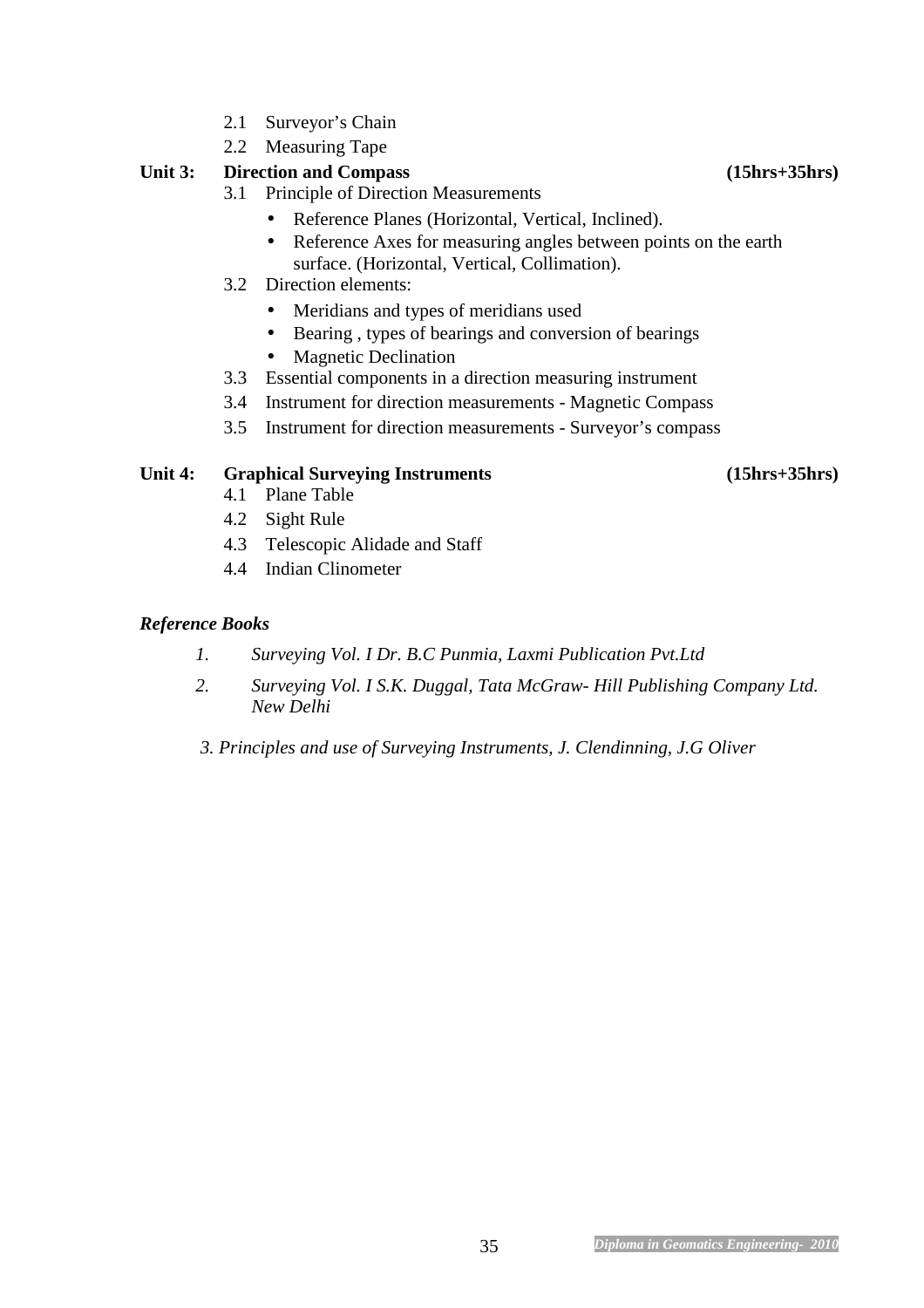2.1 Surveyor's Chain
2.2 Measuring Tape

**Unit 3: Direction and Compass (15hrs+35hrs)**

3.1 Principle of Direction Measurements
- Reference Planes (Horizontal, Vertical, Inclined).
- Reference Axes for measuring angles between points on the earth surface. (Horizontal, Vertical, Collimation).

3.2 Direction elements:
- Meridians and types of meridians used
- Bearing , types of bearings and conversion of bearings
- Magnetic Declination

3.3 Essential components in a direction measuring instrument
3.4 Instrument for direction measurements - Magnetic Compass
3.5 Instrument for direction measurements - Surveyor's compass

**Unit 4: Graphical Surveying Instruments (15hrs+35hrs)**

4.1 Plane Table
4.2 Sight Rule
4.3 Telescopic Alidade and Staff
4.4 Indian Clinometer

***Reference Books***

1. *Surveying Vol. I Dr. B.C Punmia, Laxmi Publication Pvt.Ltd*
2. *Surveying Vol. I S.K. Duggal, Tata McGraw- Hill Publishing Company Ltd. New Delhi*
3. *Principles and use of Surveying Instruments, J. Clendinning, J.G Oliver*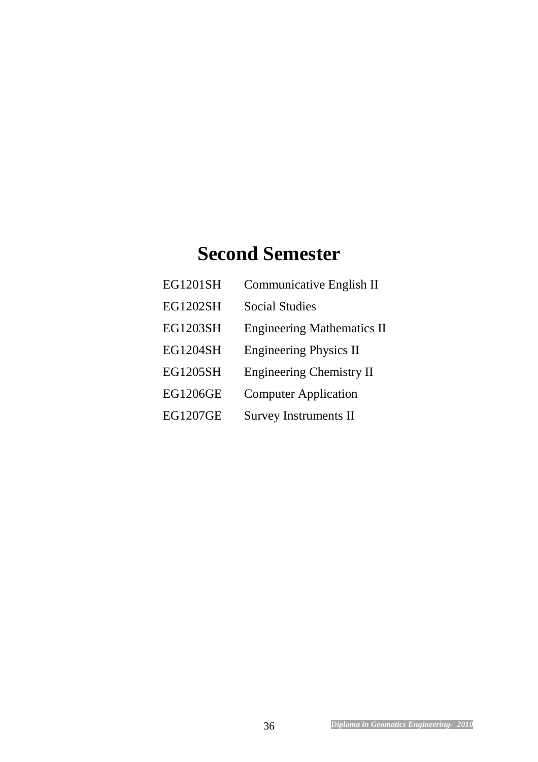# Second Semester

| | |
|---|---|
| EG1201SH | Communicative English II |
| EG1202SH | Social Studies |
| EG1203SH | Engineering Mathematics II |
| EG1204SH | Engineering Physics II |
| EG1205SH | Engineering Chemistry II |
| EG1206GE | Computer Application |
| EG1207GE | Survey Instruments II |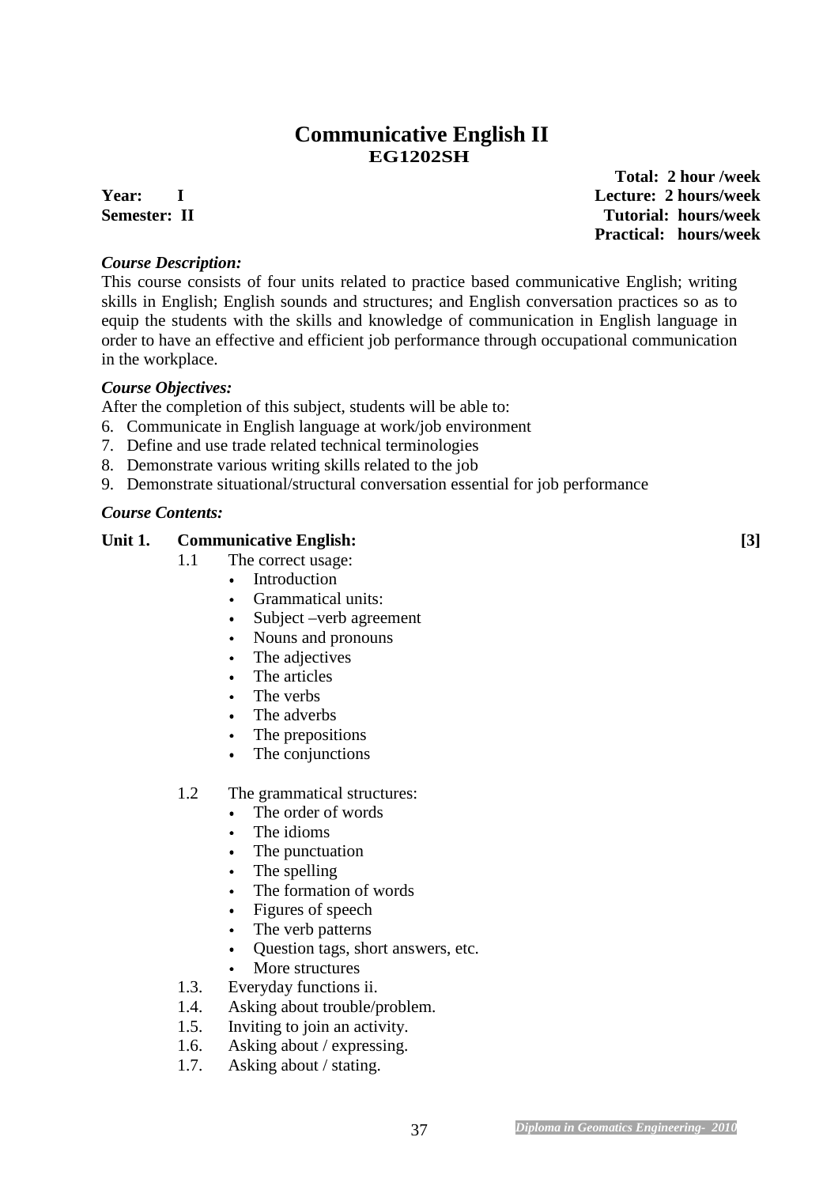# Communicative English II
## EG1202SH

**Total: 2 hour /week**
**Year: I** **Lecture: 2 hours/week**
**Semester: II** **Tutorial: hours/week**
**Practical: hours/week**

***Course Description:***

This course consists of four units related to practice based communicative English; writing skills in English; English sounds and structures; and English conversation practices so as to equip the students with the skills and knowledge of communication in English language in order to have an effective and efficient job performance through occupational communication in the workplace.

***Course Objectives:***

After the completion of this subject, students will be able to:

6. Communicate in English language at work/job environment
7. Define and use trade related technical terminologies
8. Demonstrate various writing skills related to the job
9. Demonstrate situational/structural conversation essential for job performance

***Course Contents:***

**Unit 1. Communicative English: [3]**

1.1 The correct usage:
- Introduction
- Grammatical units:
- Subject –verb agreement
- Nouns and pronouns
- The adjectives
- The articles
- The verbs
- The adverbs
- The prepositions
- The conjunctions

1.2 The grammatical structures:
- The order of words
- The idioms
- The punctuation
- The spelling
- The formation of words
- Figures of speech
- The verb patterns
- Question tags, short answers, etc.
- More structures

1.3. Everyday functions ii.

1.4. Asking about trouble/problem.

1.5. Inviting to join an activity.

1.6. Asking about / expressing.

1.7. Asking about / stating.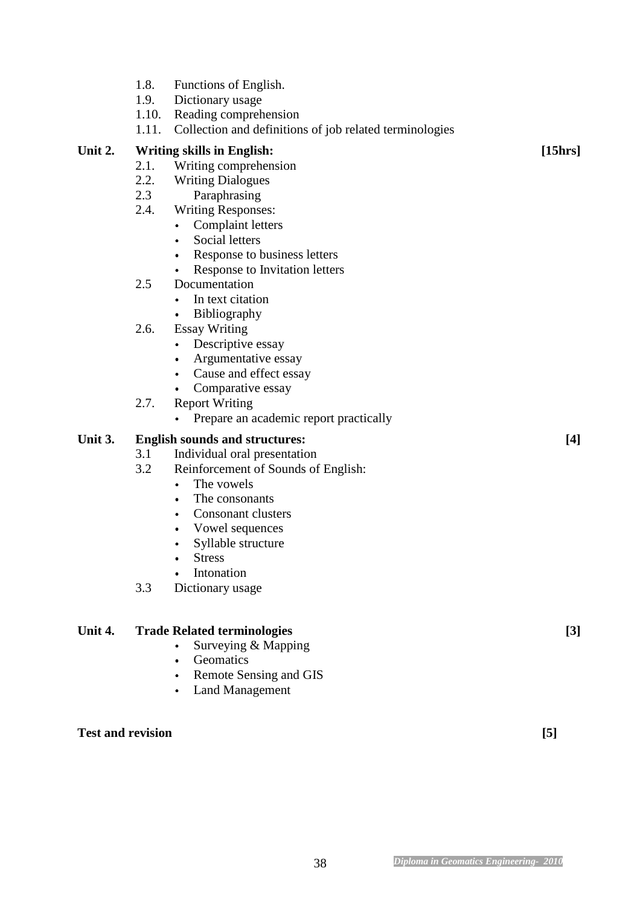1.8. Functions of English.
1.9. Dictionary usage
1.10. Reading comprehension
1.11. Collection and definitions of job related terminologies

**Unit 2. Writing skills in English:** **[15hrs]**

2.1. Writing comprehension
2.2. Writing Dialogues
2.3 Paraphrasing
2.4. Writing Responses:
- Complaint letters
- Social letters
- Response to business letters
- Response to Invitation letters

2.5 Documentation
- In text citation
- Bibliography

2.6. Essay Writing
- Descriptive essay
- Argumentative essay
- Cause and effect essay
- Comparative essay

2.7. Report Writing
- Prepare an academic report practically

**Unit 3. English sounds and structures:** **[4]**

3.1 Individual oral presentation
3.2 Reinforcement of Sounds of English:
- The vowels
- The consonants
- Consonant clusters
- Vowel sequences
- Syllable structure
- Stress
- Intonation

3.3 Dictionary usage

**Unit 4. Trade Related terminologies** **[3]**

- Surveying & Mapping
- Geomatics
- Remote Sensing and GIS
- Land Management

**Test and revision** **[5]**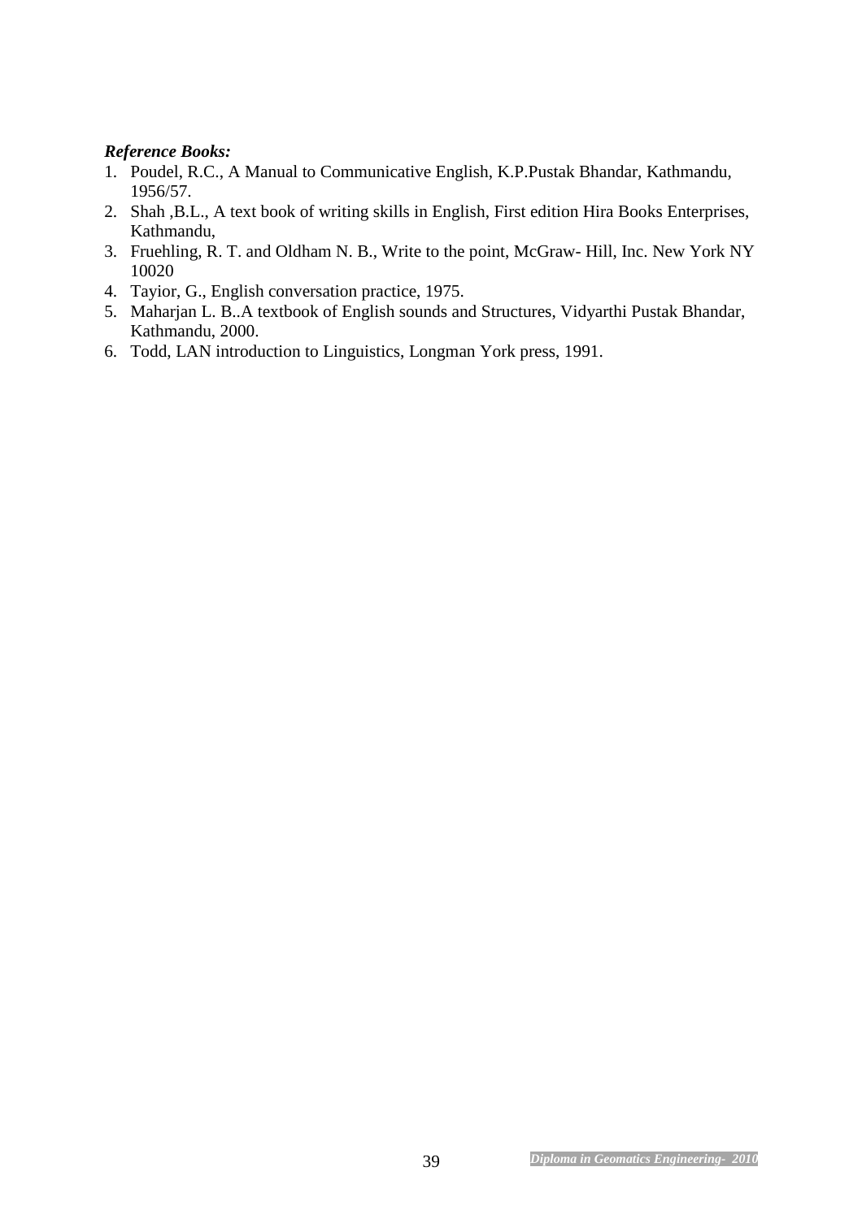***Reference Books:***

1. Poudel, R.C., A Manual to Communicative English, K.P.Pustak Bhandar, Kathmandu, 1956/57.
2. Shah ,B.L., A text book of writing skills in English, First edition Hira Books Enterprises, Kathmandu,
3. Fruehling, R. T. and Oldham N. B., Write to the point, McGraw- Hill, Inc. New York NY 10020
4. Tayior, G., English conversation practice, 1975.
5. Maharjan L. B..A textbook of English sounds and Structures, Vidyarthi Pustak Bhandar, Kathmandu, 2000.
6. Todd, LAN introduction to Linguistics, Longman York press, 1991.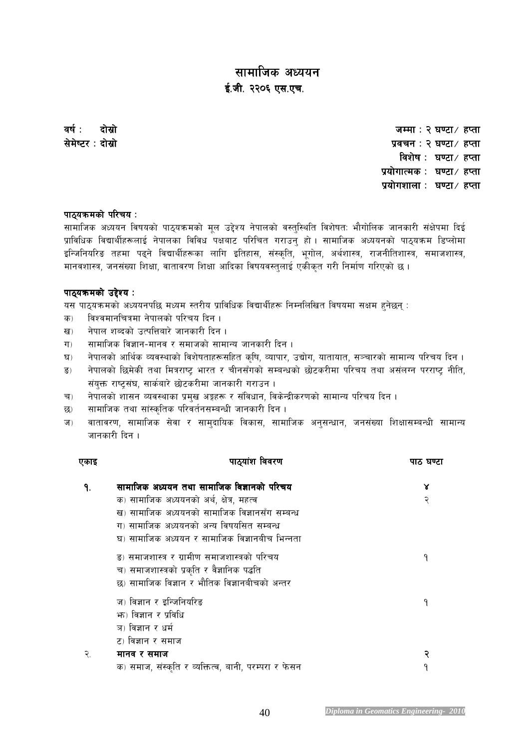# सामाजिक अध्ययन

## ई.जी. २२०६ एस.एच.

वर्ष : दोस्रो
सेमेष्टर : दोस्रो

जम्मा : २ घण्टा/ हप्ता
प्रवचन : २ घण्टा/ हप्ता
विशेष : घण्टा/ हप्ता
प्रयोगात्मक : घण्टा/ हप्ता
प्रयोगशाला : घण्टा/ हप्ता

**पाठ्यक्रमको परिचय :**

सामाजिक अध्ययन विषयको पाठ्यक्रमको मूल उद्देश्य नेपालको वस्तुस्थिति विशेषतः भौगोलिक जानकारी संक्षेपमा दिई प्राविधिक विद्यार्थीहरूलाई नेपालका विविध पक्षबाट परिचित गराउनु हो। सामाजिक अध्ययनको पाठ्यक्रम डिप्लोमा इन्जिनियरिङ तहमा पढ्ने विद्यार्थीहरूका लागि इतिहास, संस्कृति, भूगोल, अर्थशास्त्र, राजनीतिशास्त्र, समाजशास्त्र, मानवशास्त्र, जनसंख्या शिक्षा, वातावरण शिक्षा आदिका विषयवस्तुलाई एकीकृत गरी निर्माण गरिएको छ।

**पाठ्यक्रमको उद्देश्य :**

यस पाठ्यक्रमको अध्ययनपछि मध्यम स्तरीय प्राविधिक विद्यार्थीहरू निम्नलिखित विषयमा सक्षम हुनेछन् :

- क) विश्वमानचित्रमा नेपालको परिचय दिन।
- ख) नेपाल शब्दको उत्पत्तिबारे जानकारी दिन।
- ग) सामाजिक विज्ञान-मानव र समाजको सामान्य जानकारी दिन।
- घ) नेपालको आर्थिक व्यवस्थाको विशेषताहरूसहित कृषि, व्यापार, उद्योग, यातायात, सञ्चारको सामान्य परिचय दिन।
- ङ) नेपालको छिमेकी तथा मित्रराष्ट्र भारत र चीनसँगको सम्बन्धको छोटकरीमा परिचय तथा असंलग्न परराष्ट्र नीति, संयुक्त राष्ट्रसंघ, सार्कबारे छोटकरीमा जानकारी गराउन।
- च) नेपालको शासन व्यवस्थाका प्रमुख अङ्गहरू र संविधान, विकेन्द्रीकरणको सामान्य परिचय दिन।
- छ) सामाजिक तथा सांस्कृतिक परिवर्तनसम्बन्धी जानकारी दिन।
- ज) वातावरण, सामाजिक सेवा र सामुदायिक विकास, सामाजिक अनुसन्धान, जनसंख्या शिक्षासम्बन्धी सामान्य जानकारी दिन।

| एकाइ | पाठ्यांश विवरण | पाठ घण्टा |
|---|---|---|
| १. | **सामाजिक अध्ययन तथा सामाजिक विज्ञानको परिचय** | ४ |
| | क) सामाजिक अध्ययनको अर्थ, क्षेत्र, महत्व<br>ख) सामाजिक अध्ययनको सामाजिक विज्ञानसँग सम्बन्ध<br>ग) सामाजिक अध्ययनको अन्य विषयसित सम्बन्ध<br>घ) सामाजिक अध्ययन र सामाजिक विज्ञानबीच भिन्नता | २ |
| | ङ) समाजशास्त्र र ग्रामीण समाजशास्त्रको परिचय<br>च) समाजशास्त्रको प्रकृति र वैज्ञानिक पद्धति<br>छ) सामाजिक विज्ञान र भौतिक विज्ञानबीचको अन्तर | १ |
| | ज) विज्ञान र इन्जिनियरिङ<br>झ) विज्ञान र प्रविधि<br>ञ) विज्ञान र धर्म<br>ट) विज्ञान र समाज | १ |
| २. | **मानव र समाज** | २ |
| | क) समाज, संस्कृति र व्यक्तित्व, बानी, परम्परा र फेसन | १ |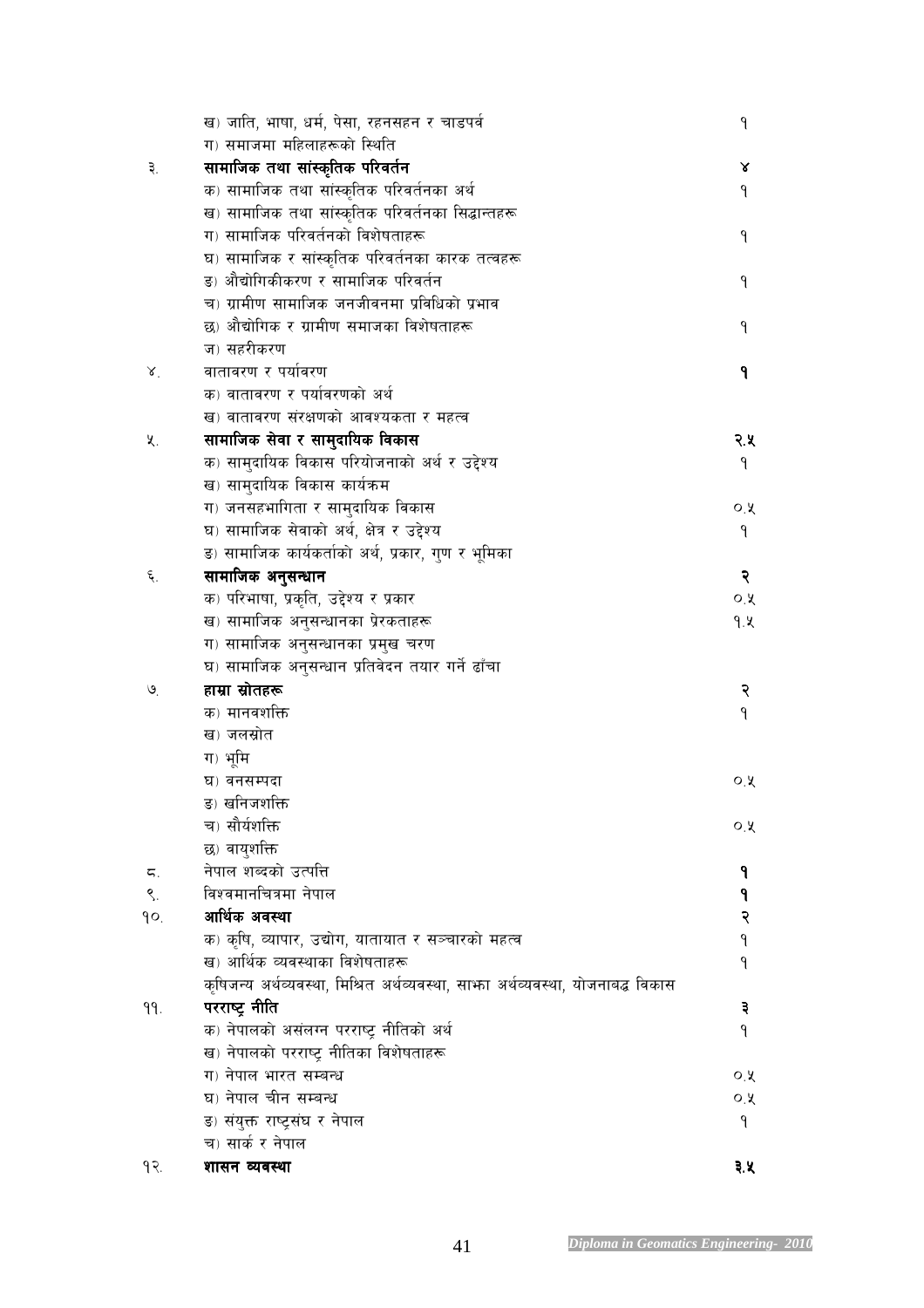| | | |
|---|---|---|
| | ख) जाति, भाषा, धर्म, पेसा, रहनसहन र चाडपर्व | १ |
| | ग) समाजमा महिलाहरूको स्थिति | |
| ३. | **सामाजिक तथा सांस्कृतिक परिवर्तन** | ४ |
| | क) सामाजिक तथा सांस्कृतिक परिवर्तनका अर्थ | १ |
| | ख) सामाजिक तथा सांस्कृतिक परिवर्तनका सिद्धान्तहरू | |
| | ग) सामाजिक परिवर्तनको विशेषताहरू | १ |
| | घ) सामाजिक र सांस्कृतिक परिवर्तनका कारक तत्वहरू | |
| | ङ) औद्योगिकीकरण र सामाजिक परिवर्तन | १ |
| | च) ग्रामीण सामाजिक जनजीवनमा प्रविधिको प्रभाव | |
| | छ) औद्योगिक र ग्रामीण समाजका विशेषताहरू | १ |
| | ज) सहरीकरण | |
| ४. | वातावरण र पर्यावरण | **१** |
| | क) वातावरण र पर्यावरणको अर्थ | |
| | ख) वातावरण संरक्षणको आवश्यकता र महत्व | |
| ५. | **सामाजिक सेवा र सामुदायिक विकास** | **२.५** |
| | क) सामुदायिक विकास परियोजनाको अर्थ र उद्देश्य | १ |
| | ख) सामुदायिक विकास कार्यक्रम | |
| | ग) जनसहभागिता र सामुदायिक विकास | ०.५ |
| | घ) सामाजिक सेवाको अर्थ, क्षेत्र र उद्देश्य | १ |
| | ङ) सामाजिक कार्यकर्ताको अर्थ, प्रकार, गुण र भूमिका | |
| ६. | **सामाजिक अनुसन्धान** | **२** |
| | क) परिभाषा, प्रकृति, उद्देश्य र प्रकार | ०.५ |
| | ख) सामाजिक अनुसन्धानका प्रेरकताहरू | १.५ |
| | ग) सामाजिक अनुसन्धानका प्रमुख चरण | |
| | घ) सामाजिक अनुसन्धान प्रतिवेदन तयार गर्ने ढाँचा | |
| ७. | **हाम्रा स्रोतहरू** | २ |
| | क) मानवशक्ति | १ |
| | ख) जलस्रोत | |
| | ग) भूमि | |
| | घ) वनसम्पदा | ०.५ |
| | ङ) खनिजशक्ति | |
| | च) सौर्यशक्ति | ०.५ |
| | छ) वायुशक्ति | |
| ८. | नेपाल शब्दको उत्पत्ति | **१** |
| ९. | विश्वमानचित्रमा नेपाल | **१** |
| १०. | **आर्थिक अवस्था** | २ |
| | क) कृषि, व्यापार, उद्योग, यातायात र सञ्चारको महत्व | १ |
| | ख) आर्थिक व्यवस्थाका विशेषताहरू | १ |
| | कृषिजन्य अर्थव्यवस्था, मिश्रित अर्थव्यवस्था, साझा अर्थव्यवस्था, योजनाबद्ध विकास | |
| ११. | **परराष्ट्र नीति** | **३** |
| | क) नेपालको असंलग्न परराष्ट्र नीतिको अर्थ | १ |
| | ख) नेपालको परराष्ट्र नीतिका विशेषताहरू | |
| | ग) नेपाल भारत सम्बन्ध | ०.५ |
| | घ) नेपाल चीन सम्बन्ध | ०.५ |
| | ङ) संयुक्त राष्ट्रसंघ र नेपाल | १ |
| | च) सार्क र नेपाल | |
| १२. | **शासन व्यवस्था** | **३.५** |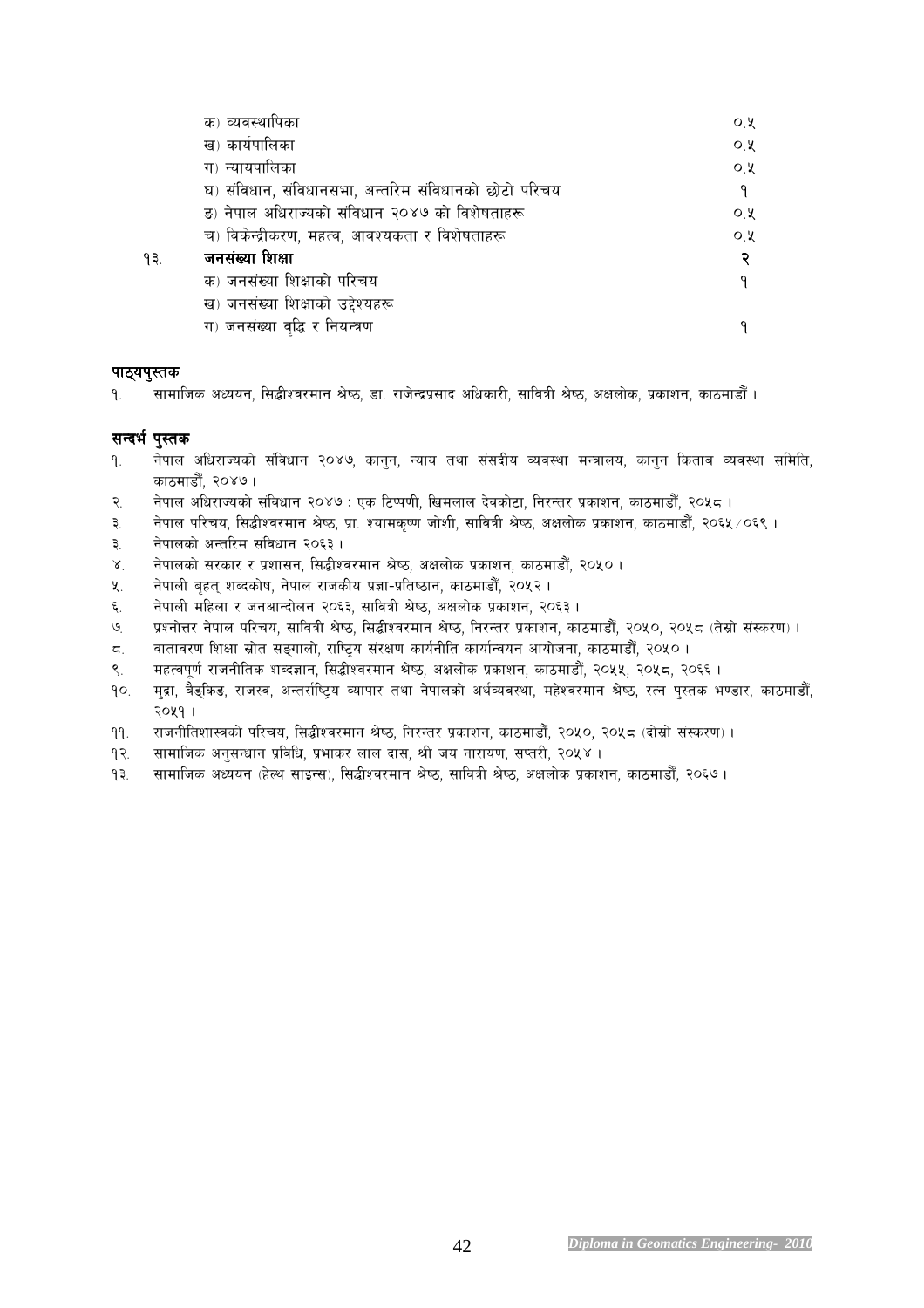| | | |
|---|---|---|
| | क) व्यवस्थापिका | ०.५ |
| | ख) कार्यपालिका | ०.५ |
| | ग) न्यायपालिका | ०.५ |
| | घ) संविधान, संविधानसभा, अन्तरिम संविधानको छोटो परिचय | १ |
| | ङ) नेपाल अधिराज्यको संविधान २०४७ को विशेषताहरू | ०.५ |
| | च) विकेन्द्रीकरण, महत्व, आवश्यकता र विशेषताहरू | ०.५ |
| १३. | **जनसंख्या शिक्षा** | २ |
| | क) जनसंख्या शिक्षाको परिचय | १ |
| | ख) जनसंख्या शिक्षाको उद्देश्यहरू | |
| | ग) जनसंख्या वृद्धि र नियन्त्रण | १ |

## पाठ्यपुस्तक

१. सामाजिक अध्ययन, सिद्धीश्वरमान श्रेष्ठ, डा. राजेन्द्रप्रसाद अधिकारी, सावित्री श्रेष्ठ, अक्षलोक, प्रकाशन, काठमाडौं ।

## सन्दर्भ पुस्तक

१. नेपाल अधिराज्यको संविधान २०४७, कानुन, न्याय तथा संसदीय व्यवस्था मन्त्रालय, कानुन किताब व्यवस्था समिति, काठमाडौं, २०४७ ।
२. नेपाल अधिराज्यको संविधान २०४७ : एक टिप्पणी, खिमलाल देवकोटा, निरन्तर प्रकाशन, काठमाडौं, २०५८ ।
३. नेपाल परिचय, सिद्धीश्वरमान श्रेष्ठ, प्रा. श्यामकृष्ण जोशी, सावित्री श्रेष्ठ, अक्षलोक प्रकाशन, काठमाडौं, २०६५/०६९ ।
३. नेपालको अन्तरिम संविधान २०६३ ।
४. नेपालको सरकार र प्रशासन, सिद्धीश्वरमान श्रेष्ठ, अक्षलोक प्रकाशन, काठमाडौं, २०५० ।
५. नेपाली बृहत् शब्दकोष, नेपाल राजकीय प्रज्ञा-प्रतिष्ठान, काठमाडौं, २०५२ ।
६. नेपाली महिला र जनआन्दोलन २०६३, सावित्री श्रेष्ठ, अक्षलोक प्रकाशन, २०६३ ।
७. प्रश्नोत्तर नेपाल परिचय, सावित्री श्रेष्ठ, सिद्धीश्वरमान श्रेष्ठ, निरन्तर प्रकाशन, काठमाडौं, २०५०, २०५८ (तेस्रो संस्करण) ।
८. वातावरण शिक्षा स्रोत सङ्गालो, राष्ट्रिय संरक्षण कार्यनीति कार्यान्वयन आयोजना, काठमाडौं, २०५० ।
९. महत्वपूर्ण राजनीतिक शब्दज्ञान, सिद्धीश्वरमान श्रेष्ठ, अक्षलोक प्रकाशन, काठमाडौं, २०५५, २०५८, २०६६ ।
१०. मुद्रा, बैङ्किङ, राजस्व, अन्तर्राष्ट्रिय व्यापार तथा नेपालको अर्थव्यवस्था, महेश्वरमान श्रेष्ठ, रत्न पुस्तक भण्डार, काठमाडौं, २०५१ ।
११. राजनीतिशास्त्रको परिचय, सिद्धीश्वरमान श्रेष्ठ, निरन्तर प्रकाशन, काठमाडौं, २०५०, २०५८ (दोस्रो संस्करण) ।
१२. सामाजिक अनुसन्धान प्रविधि, प्रभाकर लाल दास, श्री जय नारायण, सप्तरी, २०५४ ।
१३. सामाजिक अध्ययन (हेल्थ साइन्स), सिद्धीश्वरमान श्रेष्ठ, सावित्री श्रेष्ठ, अक्षलोक प्रकाशन, काठमाडौं, २०६७ ।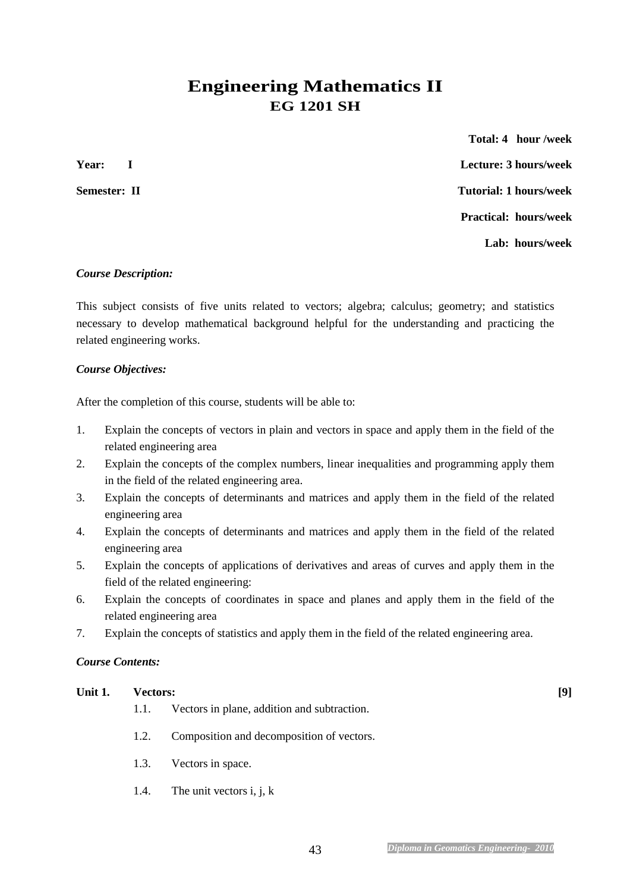# Engineering Mathematics II
## EG 1201 SH

**Total: 4 hour /week**

**Year: I** **Lecture: 3 hours/week**

**Semester: II** **Tutorial: 1 hours/week**

**Practical: hours/week**

**Lab: hours/week**

***Course Description:***

This subject consists of five units related to vectors; algebra; calculus; geometry; and statistics necessary to develop mathematical background helpful for the understanding and practicing the related engineering works.

***Course Objectives:***

After the completion of this course, students will be able to:

1. Explain the concepts of vectors in plain and vectors in space and apply them in the field of the related engineering area
2. Explain the concepts of the complex numbers, linear inequalities and programming apply them in the field of the related engineering area.
3. Explain the concepts of determinants and matrices and apply them in the field of the related engineering area
4. Explain the concepts of determinants and matrices and apply them in the field of the related engineering area
5. Explain the concepts of applications of derivatives and areas of curves and apply them in the field of the related engineering:
6. Explain the concepts of coordinates in space and planes and apply them in the field of the related engineering area
7. Explain the concepts of statistics and apply them in the field of the related engineering area.

***Course Contents:***

**Unit 1. Vectors:** **[9]**

1.1. Vectors in plane, addition and subtraction.

1.2. Composition and decomposition of vectors.

1.3. Vectors in space.

1.4. The unit vectors i, j, k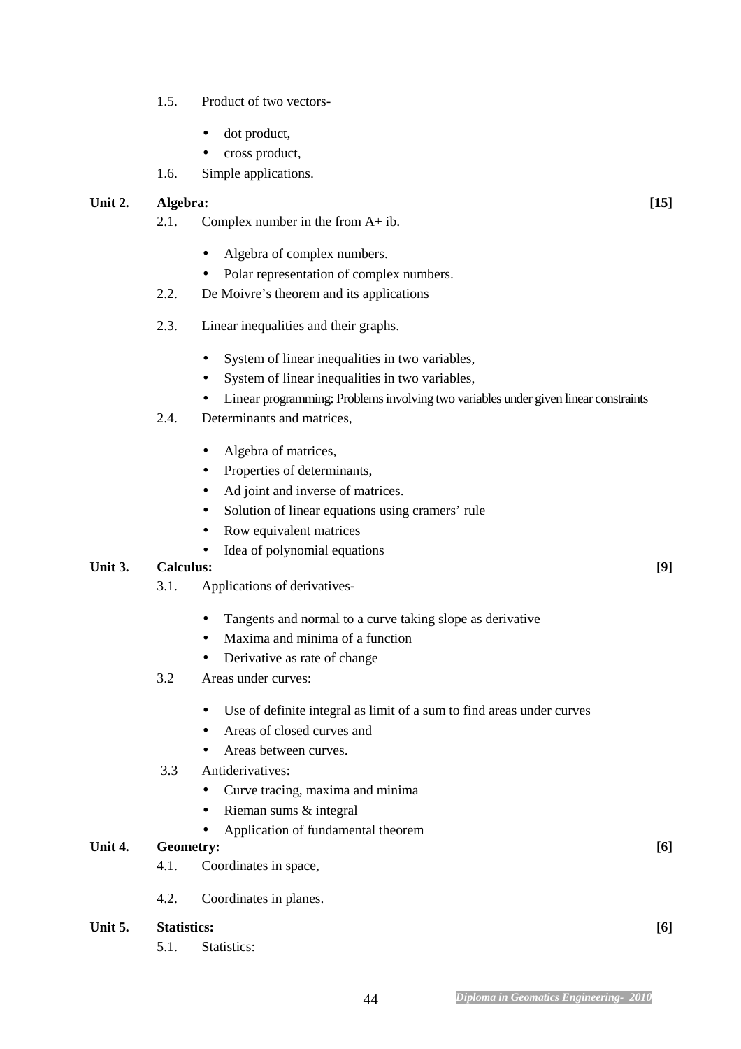1.5. Product of two vectors-

- dot product,
- cross product,

1.6. Simple applications.

**Unit 2. Algebra:** **[15]**

2.1. Complex number in the from A+ ib.

- Algebra of complex numbers.
- Polar representation of complex numbers.

2.2. De Moivre's theorem and its applications

2.3. Linear inequalities and their graphs.

- System of linear inequalities in two variables,
- System of linear inequalities in two variables,
- Linear programming: Problems involving two variables under given linear constraints

2.4. Determinants and matrices,

- Algebra of matrices,
- Properties of determinants,
- Ad joint and inverse of matrices.
- Solution of linear equations using cramers' rule
- Row equivalent matrices
- Idea of polynomial equations

**Unit 3. Calculus:** **[9]**

3.1. Applications of derivatives-

- Tangents and normal to a curve taking slope as derivative
- Maxima and minima of a function
- Derivative as rate of change

3.2 Areas under curves:

- Use of definite integral as limit of a sum to find areas under curves
- Areas of closed curves and
- Areas between curves.

3.3 Antiderivatives:

- Curve tracing, maxima and minima
- Rieman sums & integral
- Application of fundamental theorem

**Unit 4. Geometry:** **[6]**

4.1. Coordinates in space,

4.2. Coordinates in planes.

**Unit 5. Statistics:** **[6]**

5.1. Statistics: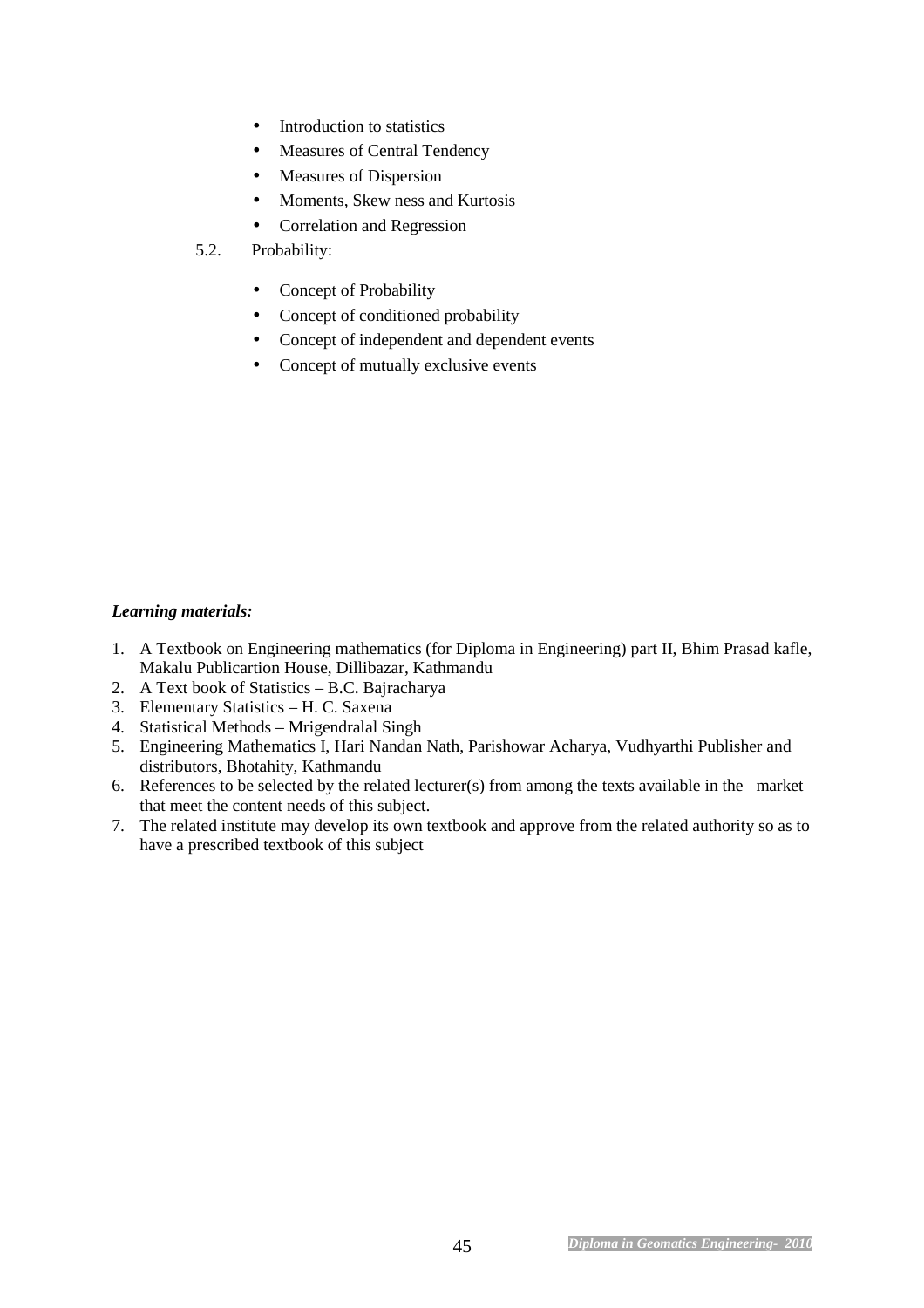- Introduction to statistics
- Measures of Central Tendency
- Measures of Dispersion
- Moments, Skew ness and Kurtosis
- Correlation and Regression

5.2. Probability:

- Concept of Probability
- Concept of conditioned probability
- Concept of independent and dependent events
- Concept of mutually exclusive events

***Learning materials:***

1. A Textbook on Engineering mathematics (for Diploma in Engineering) part II, Bhim Prasad kafle, Makalu Publicartion House, Dillibazar, Kathmandu
2. A Text book of Statistics – B.C. Bajracharya
3. Elementary Statistics – H. C. Saxena
4. Statistical Methods – Mrigendralal Singh
5. Engineering Mathematics I, Hari Nandan Nath, Parishowar Acharya, Vudhyarthi Publisher and distributors, Bhotahity, Kathmandu
6. References to be selected by the related lecturer(s) from among the texts available in the market that meet the content needs of this subject.
7. The related institute may develop its own textbook and approve from the related authority so as to have a prescribed textbook of this subject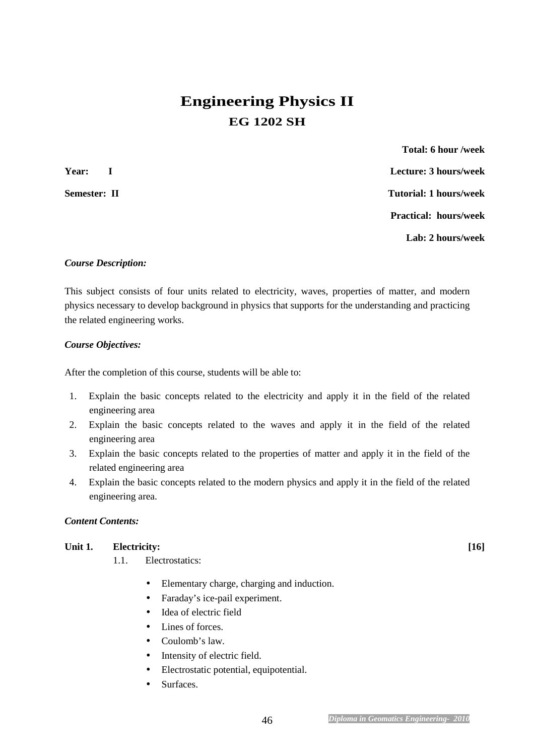# Engineering Physics II

## EG 1202 SH

**Total: 6 hour /week**

**Year: I** **Lecture: 3 hours/week**

**Semester: II** **Tutorial: 1 hours/week**

**Practical: hours/week**

**Lab: 2 hours/week**

***Course Description:***

This subject consists of four units related to electricity, waves, properties of matter, and modern physics necessary to develop background in physics that supports for the understanding and practicing the related engineering works.

***Course Objectives:***

After the completion of this course, students will be able to:

1. Explain the basic concepts related to the electricity and apply it in the field of the related engineering area
2. Explain the basic concepts related to the waves and apply it in the field of the related engineering area
3. Explain the basic concepts related to the properties of matter and apply it in the field of the related engineering area
4. Explain the basic concepts related to the modern physics and apply it in the field of the related engineering area.

***Content Contents:***

**Unit 1. Electricity:** **[16]**

1.1. Electrostatics:

- Elementary charge, charging and induction.
- Faraday's ice-pail experiment.
- Idea of electric field
- Lines of forces.
- Coulomb's law.
- Intensity of electric field.
- Electrostatic potential, equipotential.
- Surfaces.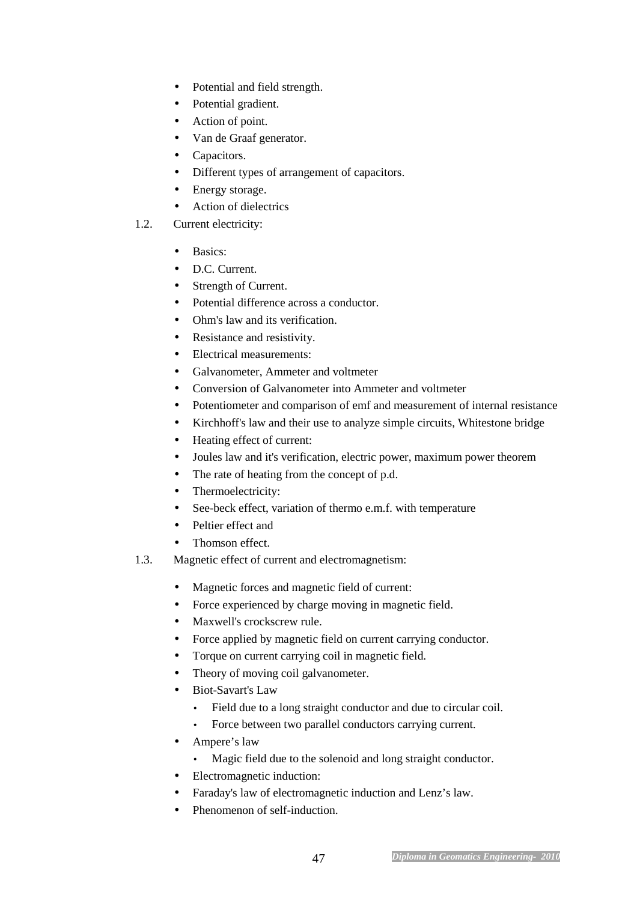- Potential and field strength.
- Potential gradient.
- Action of point.
- Van de Graaf generator.
- Capacitors.
- Different types of arrangement of capacitors.
- Energy storage.
- Action of dielectrics

1.2. Current electricity:

- Basics:
- D.C. Current.
- Strength of Current.
- Potential difference across a conductor.
- Ohm's law and its verification.
- Resistance and resistivity.
- Electrical measurements:
- Galvanometer, Ammeter and voltmeter
- Conversion of Galvanometer into Ammeter and voltmeter
- Potentiometer and comparison of emf and measurement of internal resistance
- Kirchhoff's law and their use to analyze simple circuits, Whitestone bridge
- Heating effect of current:
- Joules law and it's verification, electric power, maximum power theorem
- The rate of heating from the concept of p.d.
- Thermoelectricity:
- See-beck effect, variation of thermo e.m.f. with temperature
- Peltier effect and
- Thomson effect.

1.3. Magnetic effect of current and electromagnetism:

- Magnetic forces and magnetic field of current:
- Force experienced by charge moving in magnetic field.
- Maxwell's crockscrew rule.
- Force applied by magnetic field on current carrying conductor.
- Torque on current carrying coil in magnetic field.
- Theory of moving coil galvanometer.
- Biot-Savart's Law
  - Field due to a long straight conductor and due to circular coil.
  - Force between two parallel conductors carrying current.
- Ampere's law
  - Magic field due to the solenoid and long straight conductor.
- Electromagnetic induction:
- Faraday's law of electromagnetic induction and Lenz's law.
- Phenomenon of self-induction.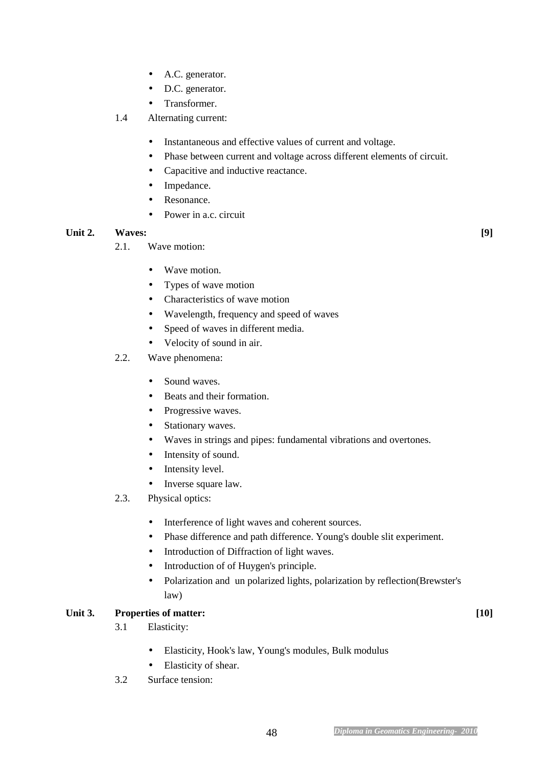- A.C. generator.
- D.C. generator.
- Transformer.

1.4 Alternating current:

- Instantaneous and effective values of current and voltage.
- Phase between current and voltage across different elements of circuit.
- Capacitive and inductive reactance.
- Impedance.
- Resonance.
- Power in a.c. circuit

**Unit 2. Waves:** **[9]**

2.1. Wave motion:

- Wave motion.
- Types of wave motion
- Characteristics of wave motion
- Wavelength, frequency and speed of waves
- Speed of waves in different media.
- Velocity of sound in air.

2.2. Wave phenomena:

- Sound waves.
- Beats and their formation.
- Progressive waves.
- Stationary waves.
- Waves in strings and pipes: fundamental vibrations and overtones.
- Intensity of sound.
- Intensity level.
- Inverse square law.

2.3. Physical optics:

- Interference of light waves and coherent sources.
- Phase difference and path difference. Young's double slit experiment.
- Introduction of Diffraction of light waves.
- Introduction of of Huygen's principle.
- Polarization and un polarized lights, polarization by reflection(Brewster's law)

**Unit 3. Properties of matter:** **[10]**

3.1 Elasticity:

- Elasticity, Hook's law, Young's modules, Bulk modulus
- Elasticity of shear.

3.2 Surface tension: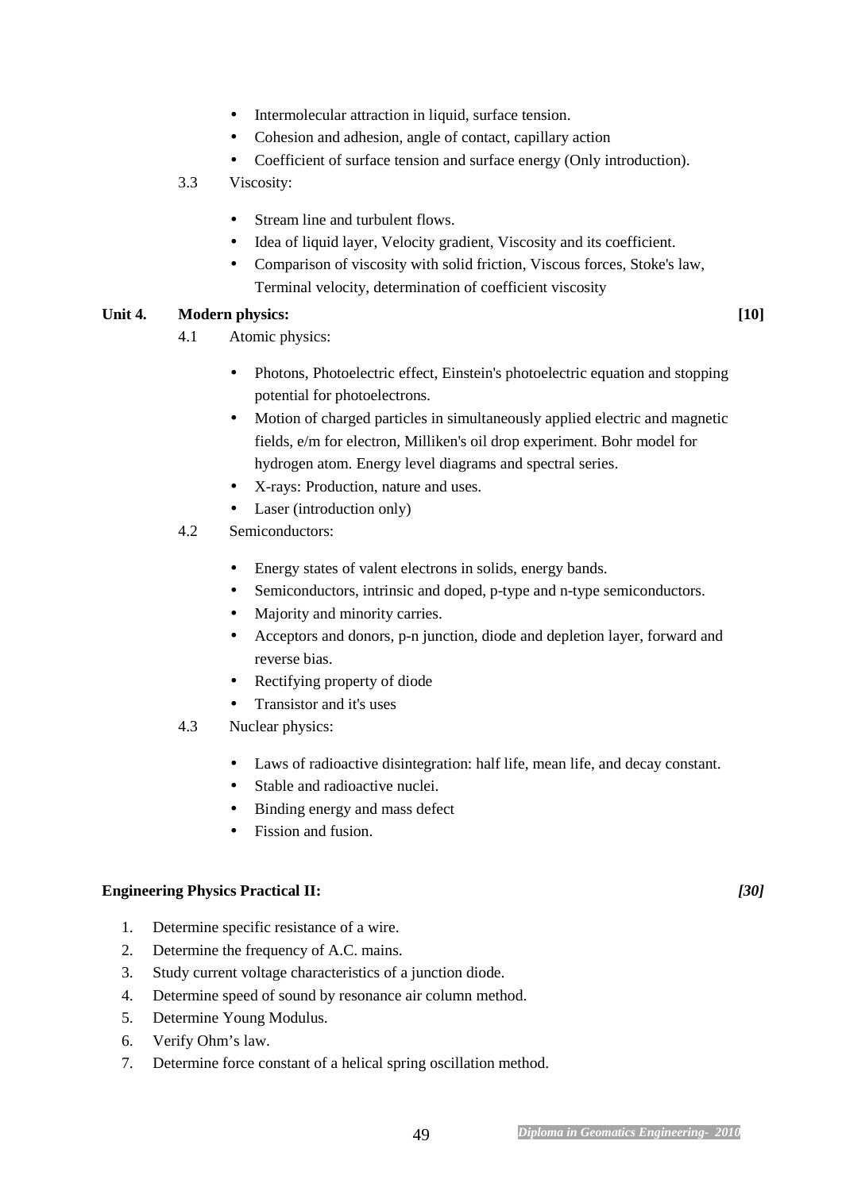- Intermolecular attraction in liquid, surface tension.
- Cohesion and adhesion, angle of contact, capillary action
- Coefficient of surface tension and surface energy (Only introduction).

3.3 Viscosity:

- Stream line and turbulent flows.
- Idea of liquid layer, Velocity gradient, Viscosity and its coefficient.
- Comparison of viscosity with solid friction, Viscous forces, Stoke's law, Terminal velocity, determination of coefficient viscosity

**Unit 4. Modern physics:** **[10]**

4.1 Atomic physics:

- Photons, Photoelectric effect, Einstein's photoelectric equation and stopping potential for photoelectrons.
- Motion of charged particles in simultaneously applied electric and magnetic fields, e/m for electron, Milliken's oil drop experiment. Bohr model for hydrogen atom. Energy level diagrams and spectral series.
- X-rays: Production, nature and uses.
- Laser (introduction only)

4.2 Semiconductors:

- Energy states of valent electrons in solids, energy bands.
- Semiconductors, intrinsic and doped, p-type and n-type semiconductors.
- Majority and minority carries.
- Acceptors and donors, p-n junction, diode and depletion layer, forward and reverse bias.
- Rectifying property of diode
- Transistor and it's uses

4.3 Nuclear physics:

- Laws of radioactive disintegration: half life, mean life, and decay constant.
- Stable and radioactive nuclei.
- Binding energy and mass defect
- Fission and fusion.

**Engineering Physics Practical II:** ***[30]***

1. Determine specific resistance of a wire.
2. Determine the frequency of A.C. mains.
3. Study current voltage characteristics of a junction diode.
4. Determine speed of sound by resonance air column method.
5. Determine Young Modulus.
6. Verify Ohm's law.
7. Determine force constant of a helical spring oscillation method.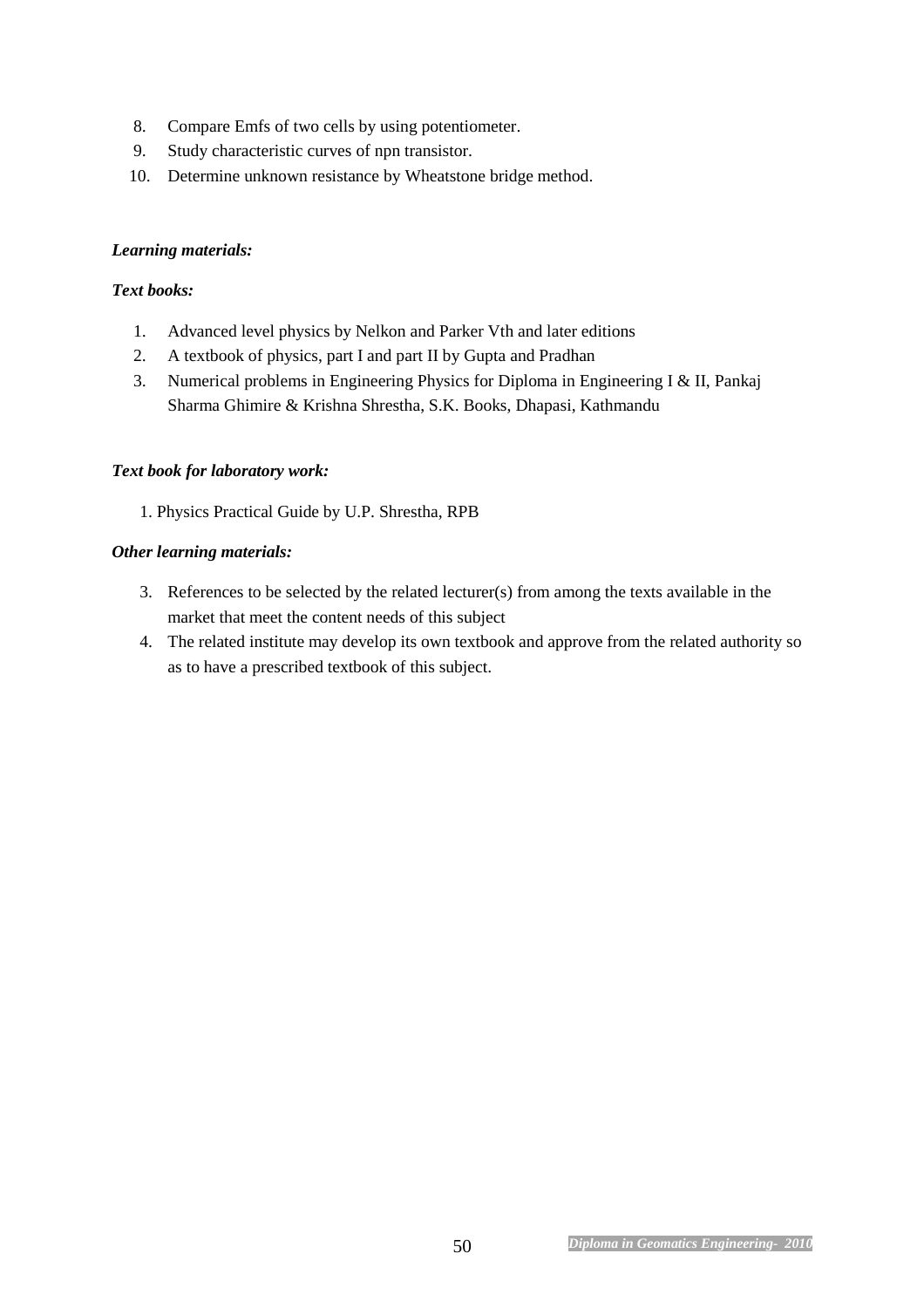8. Compare Emfs of two cells by using potentiometer.
9. Study characteristic curves of npn transistor.
10. Determine unknown resistance by Wheatstone bridge method.

***Learning materials:***

***Text books:***

1. Advanced level physics by Nelkon and Parker Vth and later editions
2. A textbook of physics, part I and part II by Gupta and Pradhan
3. Numerical problems in Engineering Physics for Diploma in Engineering I & II, Pankaj Sharma Ghimire & Krishna Shrestha, S.K. Books, Dhapasi, Kathmandu

***Text book for laboratory work:***

1. Physics Practical Guide by U.P. Shrestha, RPB

***Other learning materials:***

3. References to be selected by the related lecturer(s) from among the texts available in the market that meet the content needs of this subject
4. The related institute may develop its own textbook and approve from the related authority so as to have a prescribed textbook of this subject.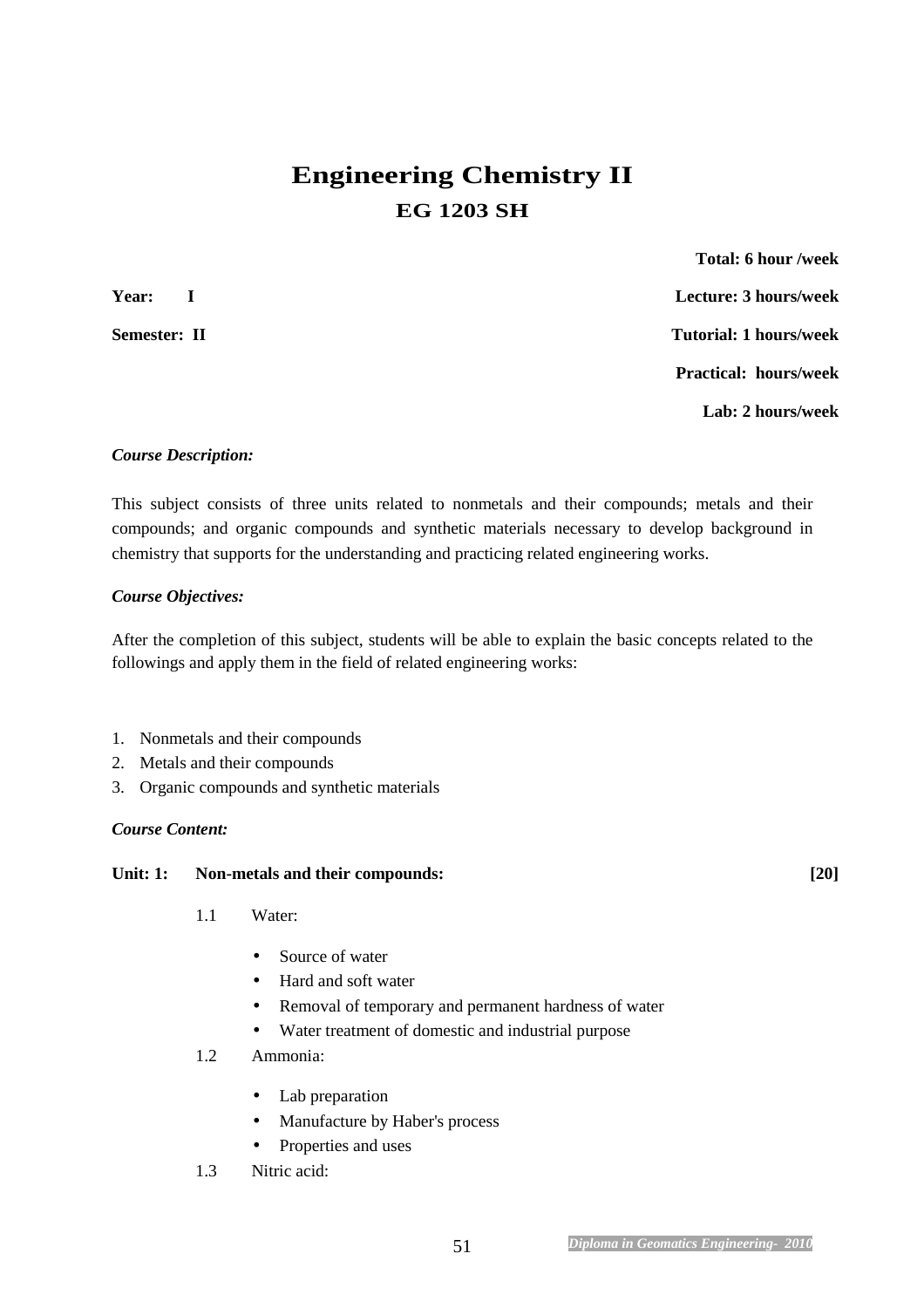# Engineering Chemistry II

## EG 1203 SH

**Total: 6 hour /week**

**Year: I** **Lecture: 3 hours/week**

**Semester: II** **Tutorial: 1 hours/week**

**Practical: hours/week**

**Lab: 2 hours/week**

***Course Description:***

This subject consists of three units related to nonmetals and their compounds; metals and their compounds; and organic compounds and synthetic materials necessary to develop background in chemistry that supports for the understanding and practicing related engineering works.

***Course Objectives:***

After the completion of this subject, students will be able to explain the basic concepts related to the followings and apply them in the field of related engineering works:

1. Nonmetals and their compounds
2. Metals and their compounds
3. Organic compounds and synthetic materials

***Course Content:***

**Unit: 1: Non-metals and their compounds: [20]**

1.1 Water:

- Source of water
- Hard and soft water
- Removal of temporary and permanent hardness of water
- Water treatment of domestic and industrial purpose

1.2 Ammonia:

- Lab preparation
- Manufacture by Haber's process
- Properties and uses

1.3 Nitric acid: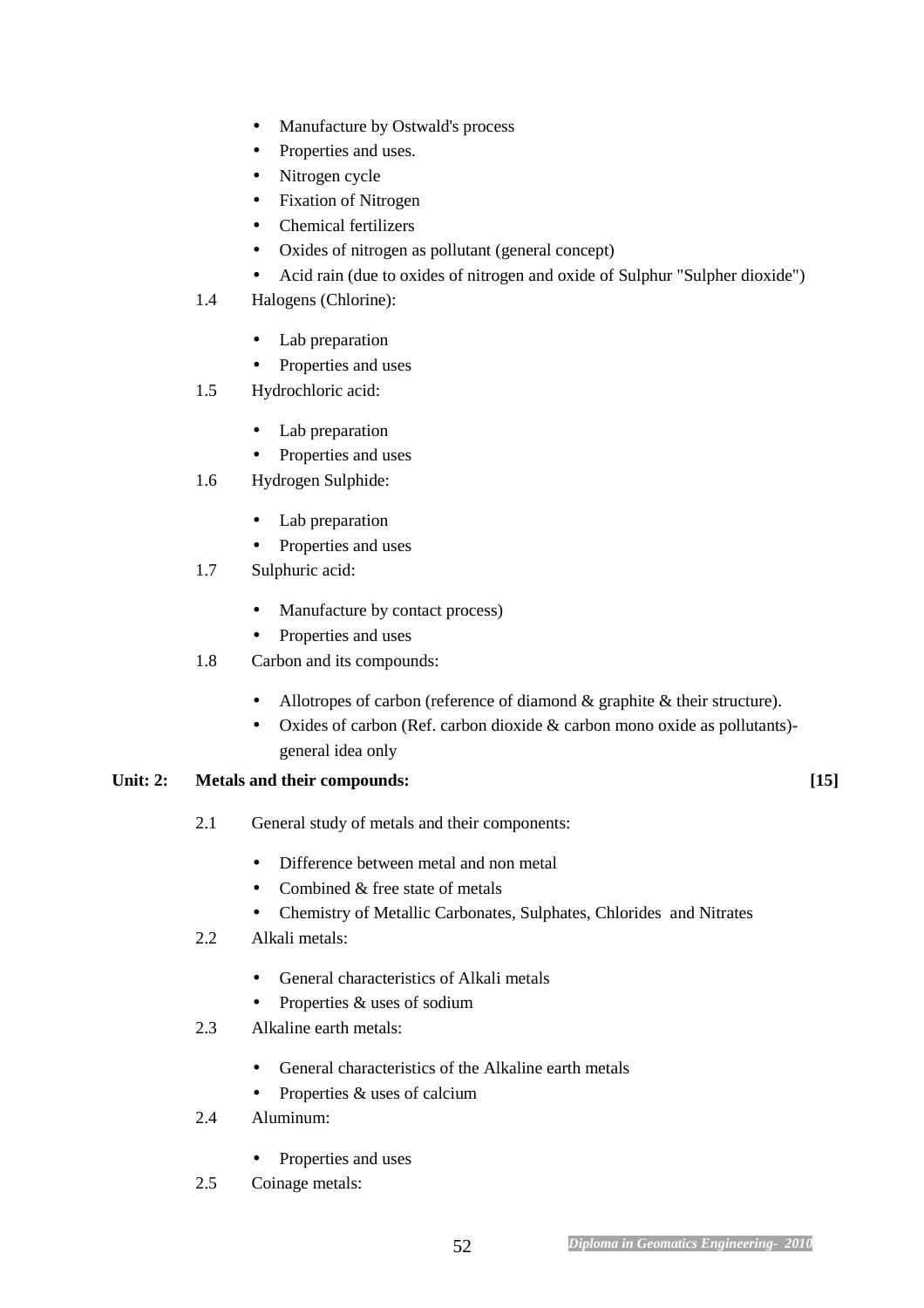- Manufacture by Ostwald's process
- Properties and uses.
- Nitrogen cycle
- Fixation of Nitrogen
- Chemical fertilizers
- Oxides of nitrogen as pollutant (general concept)
- Acid rain (due to oxides of nitrogen and oxide of Sulphur "Sulpher dioxide")

1.4 Halogens (Chlorine):

- Lab preparation
- Properties and uses

1.5 Hydrochloric acid:

- Lab preparation
- Properties and uses

1.6 Hydrogen Sulphide:

- Lab preparation
- Properties and uses

1.7 Sulphuric acid:

- Manufacture by contact process)
- Properties and uses

1.8 Carbon and its compounds:

- Allotropes of carbon (reference of diamond & graphite & their structure).
- Oxides of carbon (Ref. carbon dioxide & carbon mono oxide as pollutants)- general idea only

**Unit: 2: Metals and their compounds: [15]**

2.1 General study of metals and their components:

- Difference between metal and non metal
- Combined & free state of metals
- Chemistry of Metallic Carbonates, Sulphates, Chlorides and Nitrates

2.2 Alkali metals:

- General characteristics of Alkali metals
- Properties & uses of sodium

2.3 Alkaline earth metals:

- General characteristics of the Alkaline earth metals
- Properties & uses of calcium

2.4 Aluminum:

- Properties and uses

2.5 Coinage metals: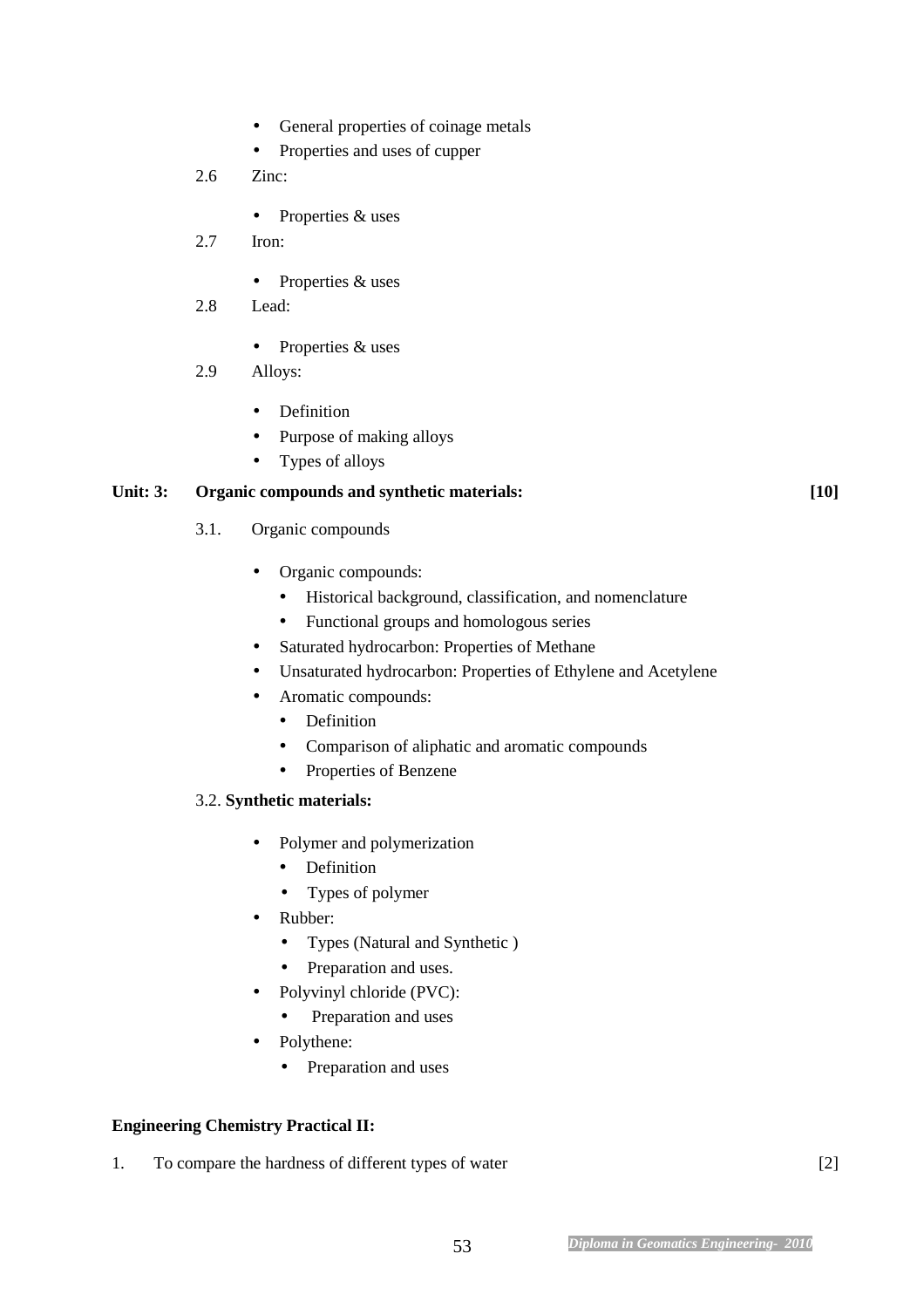- General properties of coinage metals
- Properties and uses of cupper

2.6 Zinc:

- Properties & uses

2.7 Iron:

- Properties & uses

2.8 Lead:

- Properties & uses

2.9 Alloys:

- Definition
- Purpose of making alloys
- Types of alloys

**Unit: 3: Organic compounds and synthetic materials: [10]**

3.1. Organic compounds

- Organic compounds:
  - Historical background, classification, and nomenclature
  - Functional groups and homologous series
- Saturated hydrocarbon: Properties of Methane
- Unsaturated hydrocarbon: Properties of Ethylene and Acetylene
- Aromatic compounds:
  - Definition
  - Comparison of aliphatic and aromatic compounds
  - Properties of Benzene

3.2. **Synthetic materials:**

- Polymer and polymerization
  - Definition
  - Types of polymer
- Rubber:
  - Types (Natural and Synthetic )
  - Preparation and uses.
- Polyvinyl chloride (PVC):
  - Preparation and uses
- Polythene:
  - Preparation and uses

**Engineering Chemistry Practical II:**

1. To compare the hardness of different types of water [2]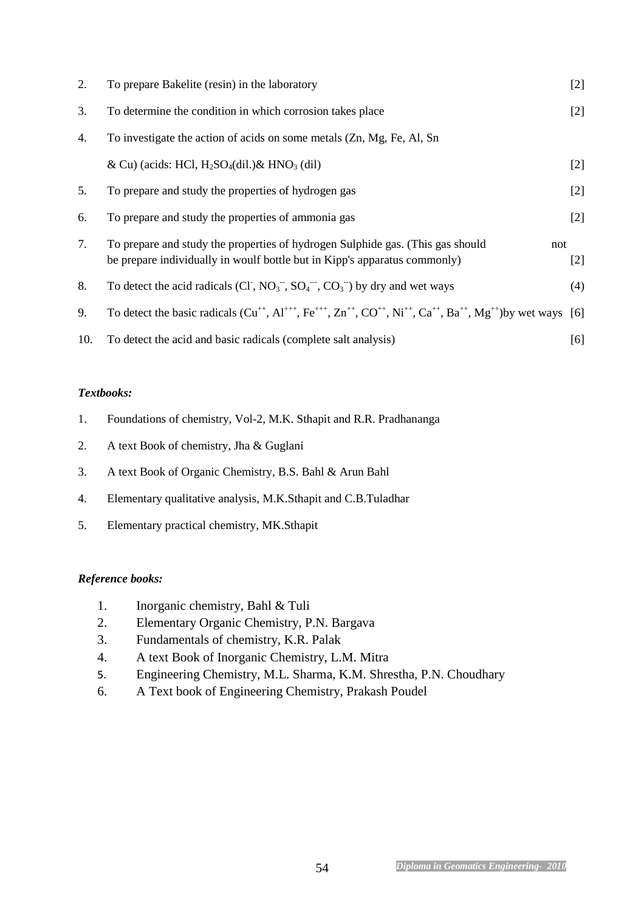2. To prepare Bakelite (resin) in the laboratory [2]
3. To determine the condition in which corrosion takes place [2]
4. To investigate the action of acids on some metals (Zn, Mg, Fe, Al, Sn & Cu) (acids: HCl, $H_2SO_4$(dil.)& $HNO_3$ (dil) [2]
5. To prepare and study the properties of hydrogen gas [2]
6. To prepare and study the properties of ammonia gas [2]
7. To prepare and study the properties of hydrogen Sulphide gas. (This gas should not be prepare individually in woulf bottle but in Kipp's apparatus commonly) [2]
8. To detect the acid radicals ($Cl^-$, $NO_3^{--}$, $SO_4^{---}$, $CO_3^{--}$) by dry and wet ways (4)
9. To detect the basic radicals ($Cu^{++}$, $Al^{+++}$, $Fe^{+++}$, $Zn^{++}$, $CO^{++}$, $Ni^{++}$, $Ca^{++}$, $Ba^{++}$, $Mg^{++}$)by wet ways [6]
10. To detect the acid and basic radicals (complete salt analysis) [6]

***Textbooks:***

1. Foundations of chemistry, Vol-2, M.K. Sthapit and R.R. Pradhananga
2. A text Book of chemistry, Jha & Guglani
3. A text Book of Organic Chemistry, B.S. Bahl & Arun Bahl
4. Elementary qualitative analysis, M.K.Sthapit and C.B.Tuladhar
5. Elementary practical chemistry, MK.Sthapit

***Reference books:***

1. Inorganic chemistry, Bahl & Tuli
2. Elementary Organic Chemistry, P.N. Bargava
3. Fundamentals of chemistry, K.R. Palak
4. A text Book of Inorganic Chemistry, L.M. Mitra
5. Engineering Chemistry, M.L. Sharma, K.M. Shrestha, P.N. Choudhary
6. A Text book of Engineering Chemistry, Prakash Poudel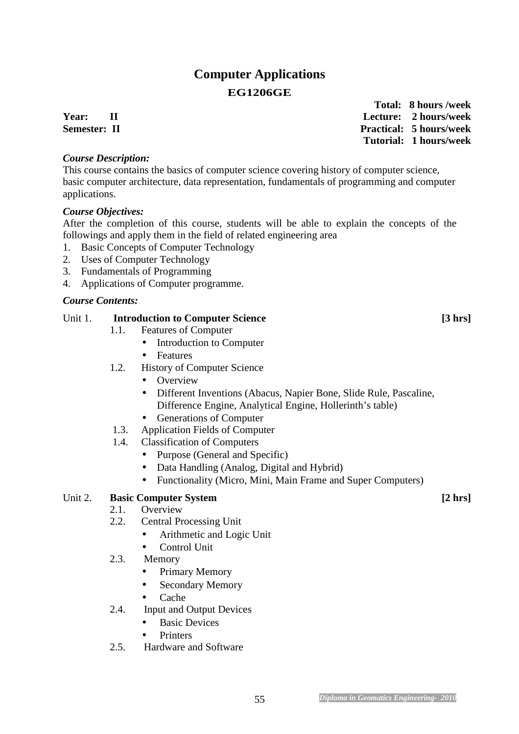# Computer Applications

## EG1206GE

| | |
|---|---|
| **Year: II** | **Total: 8 hours /week** |
| **Semester: II** | **Lecture: 2 hours/week** |
| | **Practical: 5 hours/week** |
| | **Tutorial: 1 hours/week** |

***Course Description:***

This course contains the basics of computer science covering history of computer science, basic computer architecture, data representation, fundamentals of programming and computer applications.

***Course Objectives:***

After the completion of this course, students will be able to explain the concepts of the followings and apply them in the field of related engineering area

1. Basic Concepts of Computer Technology
2. Uses of Computer Technology
3. Fundamentals of Programming
4. Applications of Computer programme.

***Course Contents:***

Unit 1. **Introduction to Computer Science** **[3 hrs]**

- 1.1. Features of Computer
  - Introduction to Computer
  - Features
- 1.2. History of Computer Science
  - Overview
  - Different Inventions (Abacus, Napier Bone, Slide Rule, Pascaline, Difference Engine, Analytical Engine, Hollerinth's table)
  - Generations of Computer
- 1.3. Application Fields of Computer
- 1.4. Classification of Computers
  - Purpose (General and Specific)
  - Data Handling (Analog, Digital and Hybrid)
  - Functionality (Micro, Mini, Main Frame and Super Computers)

Unit 2. **Basic Computer System** **[2 hrs]**

- 2.1. Overview
- 2.2. Central Processing Unit
  - Arithmetic and Logic Unit
  - Control Unit
- 2.3. Memory
  - Primary Memory
  - Secondary Memory
  - Cache
- 2.4. Input and Output Devices
  - Basic Devices
  - Printers
- 2.5. Hardware and Software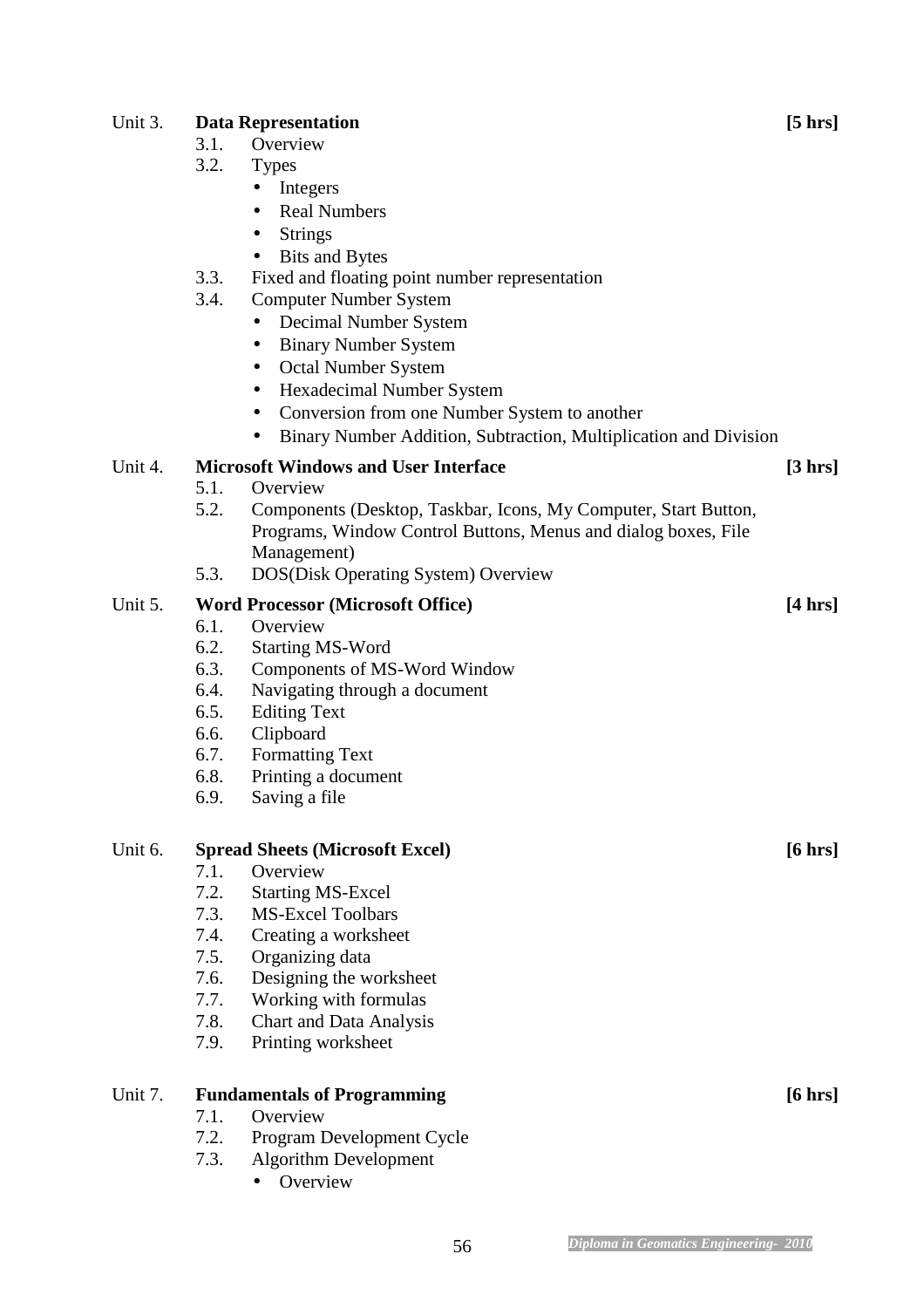**Unit 3. Data Representation** **[5 hrs]**

3.1. Overview
3.2. Types
- Integers
- Real Numbers
- Strings
- Bits and Bytes

3.3. Fixed and floating point number representation
3.4. Computer Number System
- Decimal Number System
- Binary Number System
- Octal Number System
- Hexadecimal Number System
- Conversion from one Number System to another
- Binary Number Addition, Subtraction, Multiplication and Division

**Unit 4. Microsoft Windows and User Interface** **[3 hrs]**

5.1. Overview
5.2. Components (Desktop, Taskbar, Icons, My Computer, Start Button, Programs, Window Control Buttons, Menus and dialog boxes, File Management)
5.3. DOS(Disk Operating System) Overview

**Unit 5. Word Processor (Microsoft Office)** **[4 hrs]**

6.1. Overview
6.2. Starting MS-Word
6.3. Components of MS-Word Window
6.4. Navigating through a document
6.5. Editing Text
6.6. Clipboard
6.7. Formatting Text
6.8. Printing a document
6.9. Saving a file

**Unit 6. Spread Sheets (Microsoft Excel)** **[6 hrs]**

7.1. Overview
7.2. Starting MS-Excel
7.3. MS-Excel Toolbars
7.4. Creating a worksheet
7.5. Organizing data
7.6. Designing the worksheet
7.7. Working with formulas
7.8. Chart and Data Analysis
7.9. Printing worksheet

**Unit 7. Fundamentals of Programming** **[6 hrs]**

7.1. Overview
7.2. Program Development Cycle
7.3. Algorithm Development
- Overview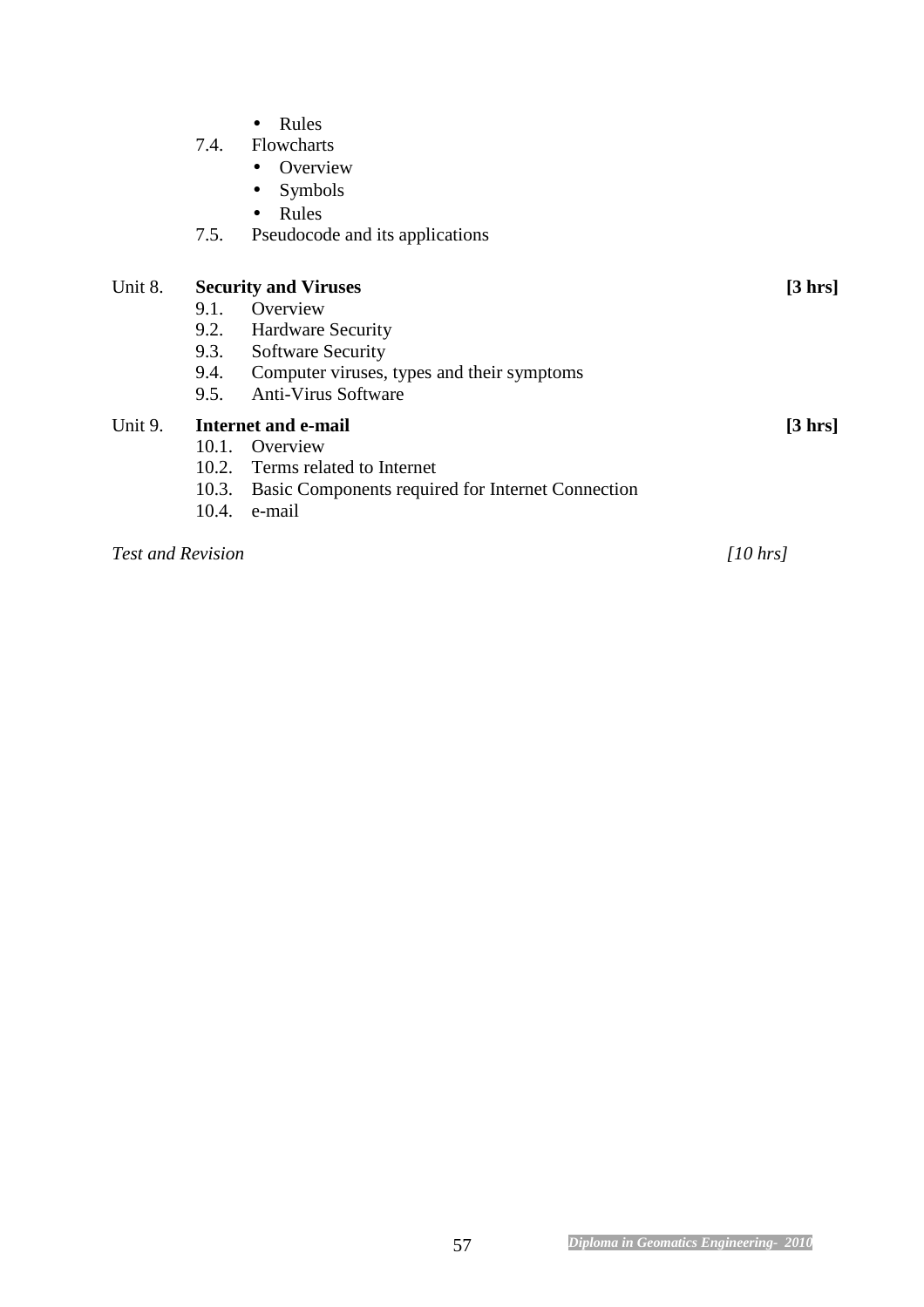- Rules

7.4. Flowcharts
- Overview
- Symbols
- Rules

7.5. Pseudocode and its applications

**Unit 8. Security and Viruses** **[3 hrs]**

9.1. Overview
9.2. Hardware Security
9.3. Software Security
9.4. Computer viruses, types and their symptoms
9.5. Anti-Virus Software

**Unit 9. Internet and e-mail** **[3 hrs]**

10.1. Overview
10.2. Terms related to Internet
10.3. Basic Components required for Internet Connection
10.4. e-mail

*Test and Revision* *[10 hrs]*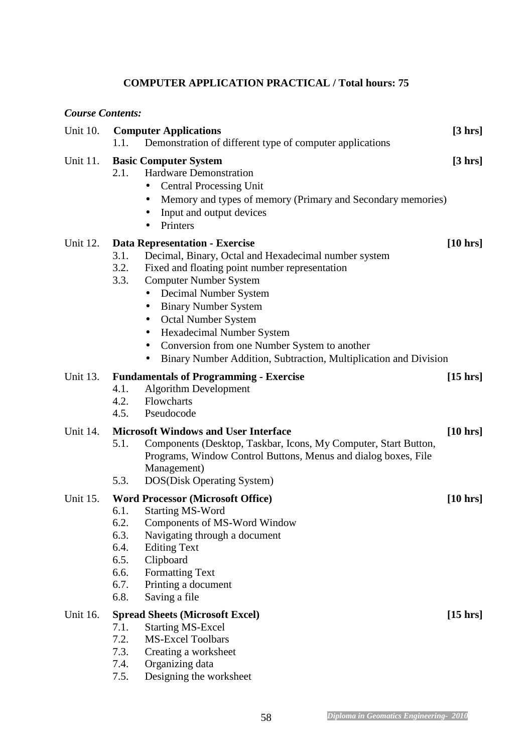## COMPUTER APPLICATION PRACTICAL / Total hours: 75

***Course Contents:***

**Unit 10. Computer Applications [3 hrs]**

1.1. Demonstration of different type of computer applications

**Unit 11. Basic Computer System [3 hrs]**

2.1. Hardware Demonstration
- Central Processing Unit
- Memory and types of memory (Primary and Secondary memories)
- Input and output devices
- Printers

**Unit 12. Data Representation - Exercise [10 hrs]**

3.1. Decimal, Binary, Octal and Hexadecimal number system
3.2. Fixed and floating point number representation
3.3. Computer Number System
- Decimal Number System
- Binary Number System
- Octal Number System
- Hexadecimal Number System
- Conversion from one Number System to another
- Binary Number Addition, Subtraction, Multiplication and Division

**Unit 13. Fundamentals of Programming - Exercise [15 hrs]**

4.1. Algorithm Development
4.2. Flowcharts
4.5. Pseudocode

**Unit 14. Microsoft Windows and User Interface [10 hrs]**

5.1. Components (Desktop, Taskbar, Icons, My Computer, Start Button, Programs, Window Control Buttons, Menus and dialog boxes, File Management)
5.3. DOS(Disk Operating System)

**Unit 15. Word Processor (Microsoft Office) [10 hrs]**

6.1. Starting MS-Word
6.2. Components of MS-Word Window
6.3. Navigating through a document
6.4. Editing Text
6.5. Clipboard
6.6. Formatting Text
6.7. Printing a document
6.8. Saving a file

**Unit 16. Spread Sheets (Microsoft Excel) [15 hrs]**

7.1. Starting MS-Excel
7.2. MS-Excel Toolbars
7.3. Creating a worksheet
7.4. Organizing data
7.5. Designing the worksheet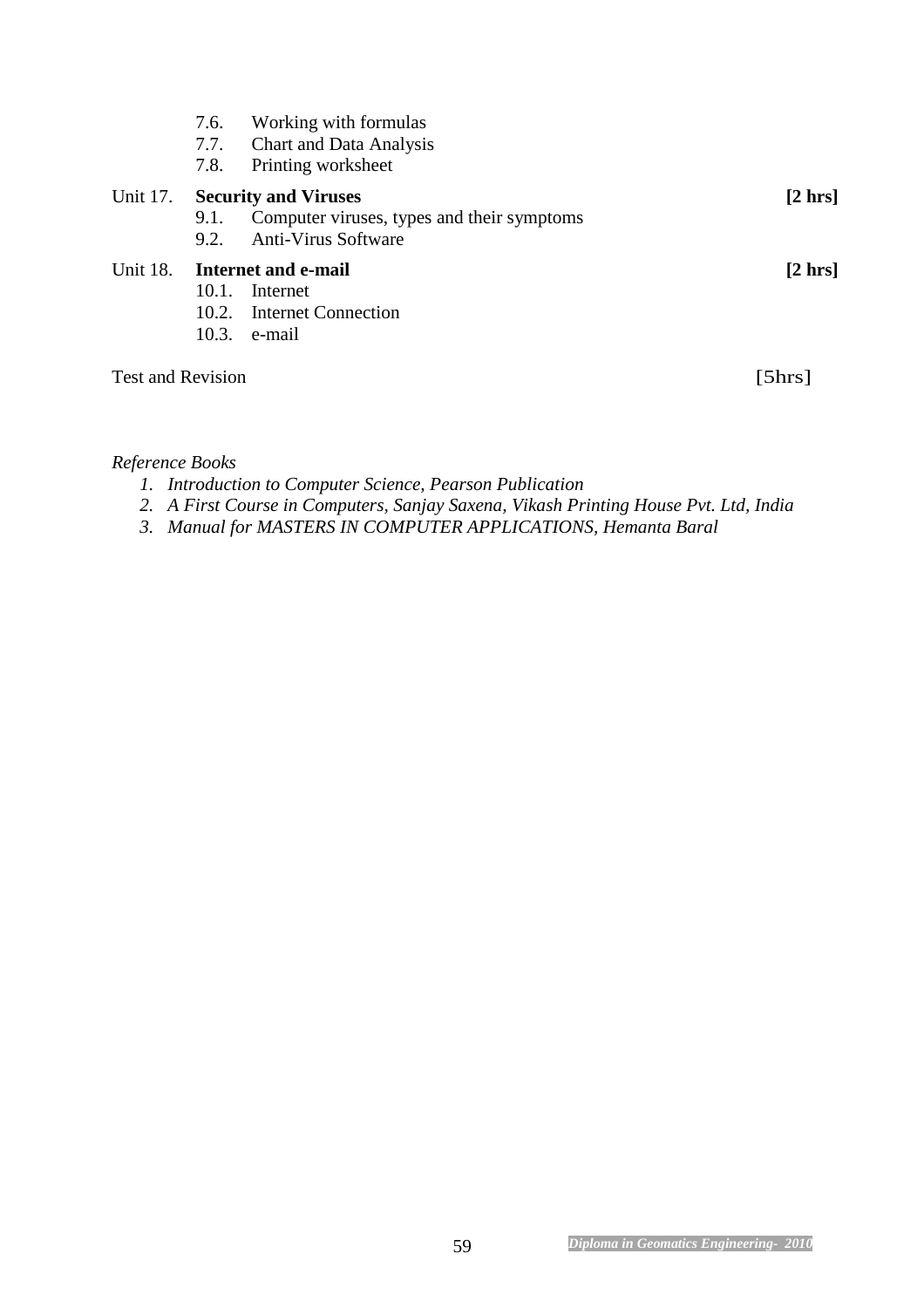7.6. Working with formulas
7.7. Chart and Data Analysis
7.8. Printing worksheet

Unit 17. **Security and Viruses** **[2 hrs]**

9.1. Computer viruses, types and their symptoms
9.2. Anti-Virus Software

Unit 18. **Internet and e-mail** **[2 hrs]**

10.1. Internet
10.2. Internet Connection
10.3. e-mail

Test and Revision [5hrs]

*Reference Books*

1. *Introduction to Computer Science, Pearson Publication*
2. *A First Course in Computers, Sanjay Saxena, Vikash Printing House Pvt. Ltd, India*
3. *Manual for MASTERS IN COMPUTER APPLICATIONS, Hemanta Baral*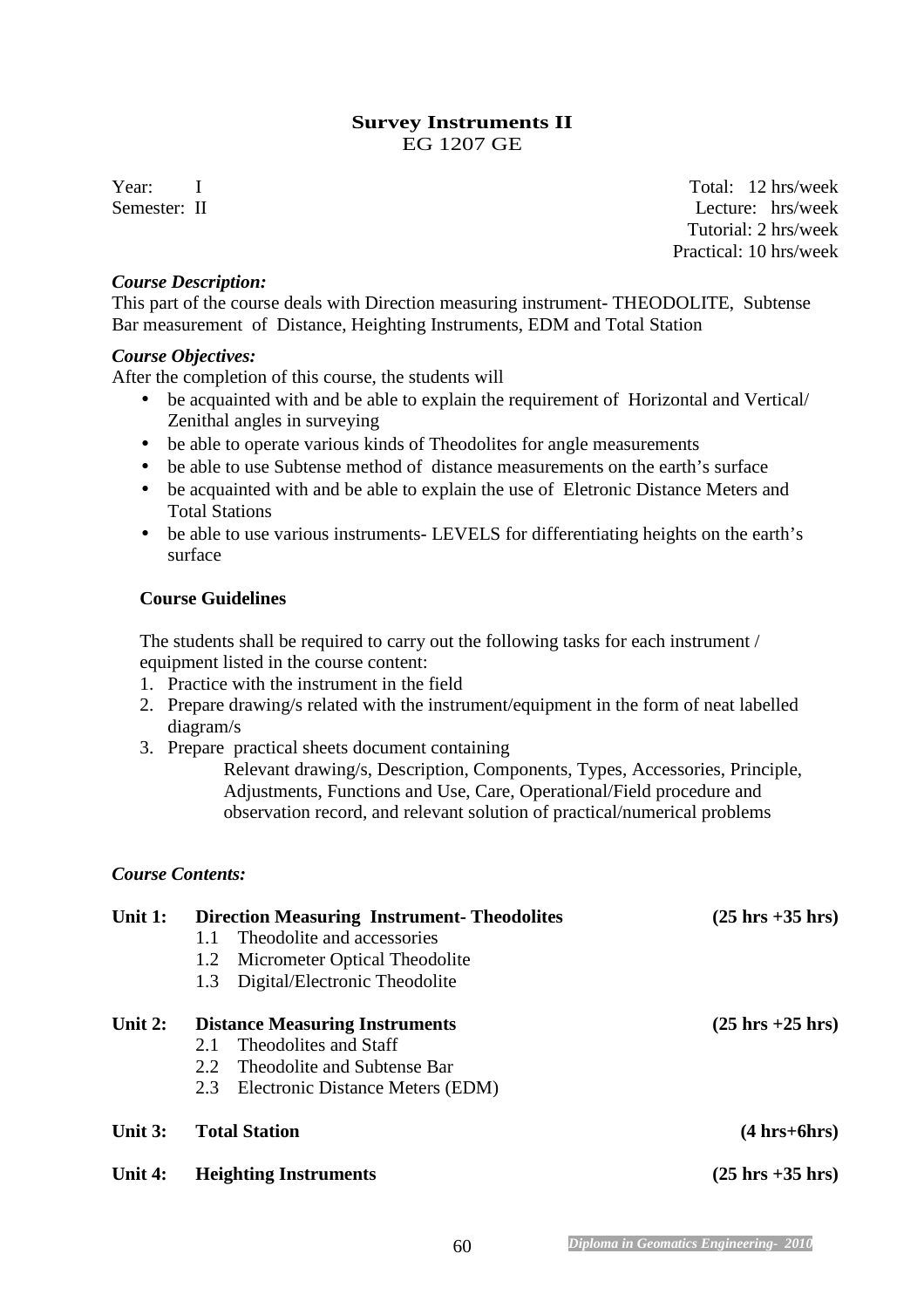# Survey Instruments II

## EG 1207 GE

Year: I
Semester: II

Total: 12 hrs/week
Lecture: hrs/week
Tutorial: 2 hrs/week
Practical: 10 hrs/week

***Course Description:***

This part of the course deals with Direction measuring instrument- THEODOLITE, Subtense Bar measurement of Distance, Heighting Instruments, EDM and Total Station

***Course Objectives:***

After the completion of this course, the students will

- be acquainted with and be able to explain the requirement of Horizontal and Vertical/ Zenithal angles in surveying
- be able to operate various kinds of Theodolites for angle measurements
- be able to use Subtense method of distance measurements on the earth's surface
- be acquainted with and be able to explain the use of Eletronic Distance Meters and Total Stations
- be able to use various instruments- LEVELS for differentiating heights on the earth's surface

**Course Guidelines**

The students shall be required to carry out the following tasks for each instrument / equipment listed in the course content:

1. Practice with the instrument in the field
2. Prepare drawing/s related with the instrument/equipment in the form of neat labelled diagram/s
3. Prepare practical sheets document containing
   Relevant drawing/s, Description, Components, Types, Accessories, Principle, Adjustments, Functions and Use, Care, Operational/Field procedure and observation record, and relevant solution of practical/numerical problems

***Course Contents:***

**Unit 1: Direction Measuring Instrument- Theodolites** **(25 hrs +35 hrs)**

- 1.1 Theodolite and accessories
- 1.2 Micrometer Optical Theodolite
- 1.3 Digital/Electronic Theodolite

**Unit 2: Distance Measuring Instruments** **(25 hrs +25 hrs)**

- 2.1 Theodolites and Staff
- 2.2 Theodolite and Subtense Bar
- 2.3 Electronic Distance Meters (EDM)

**Unit 3: Total Station** **(4 hrs+6hrs)**

**Unit 4: Heighting Instruments** **(25 hrs +35 hrs)**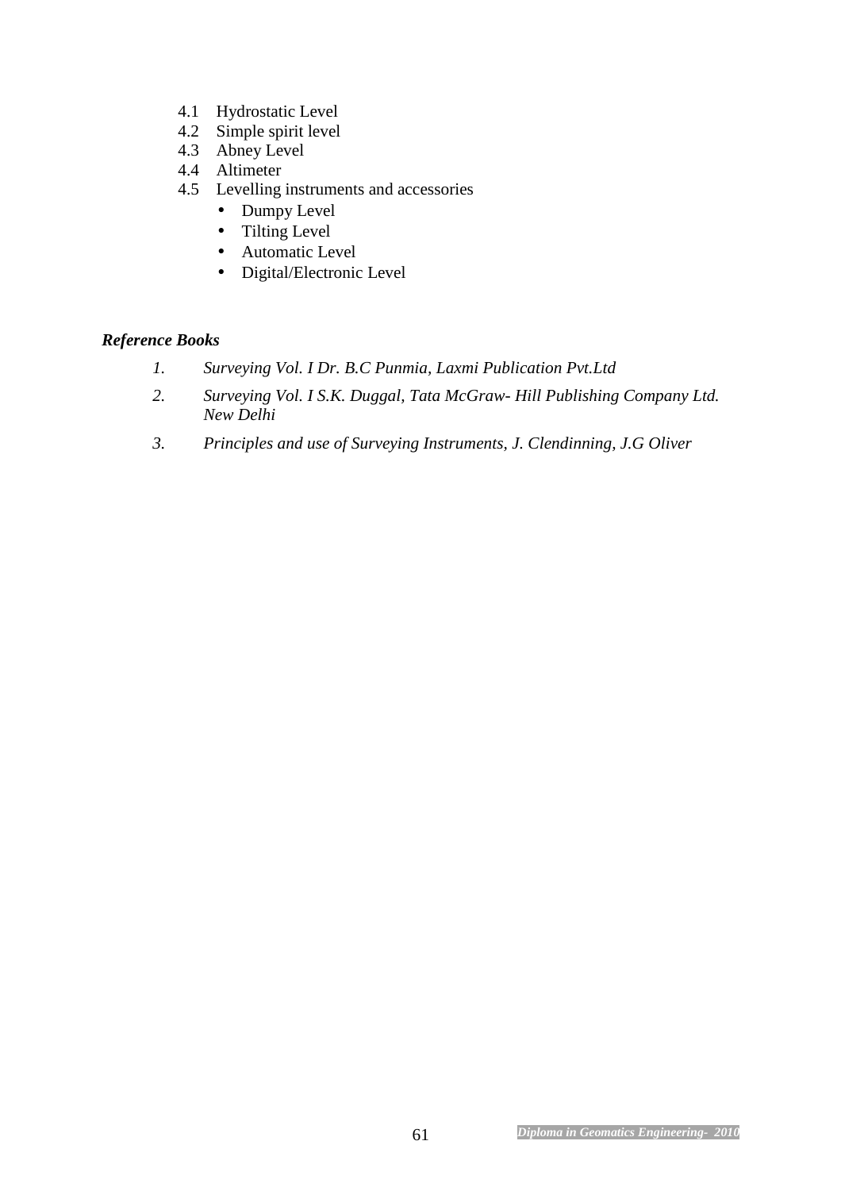4.1 Hydrostatic Level
4.2 Simple spirit level
4.3 Abney Level
4.4 Altimeter
4.5 Levelling instruments and accessories
   - Dumpy Level
   - Tilting Level
   - Automatic Level
   - Digital/Electronic Level

***Reference Books***

1. *Surveying Vol. I Dr. B.C Punmia, Laxmi Publication Pvt.Ltd*
2. *Surveying Vol. I S.K. Duggal, Tata McGraw- Hill Publishing Company Ltd. New Delhi*
3. *Principles and use of Surveying Instruments, J. Clendinning, J.G Oliver*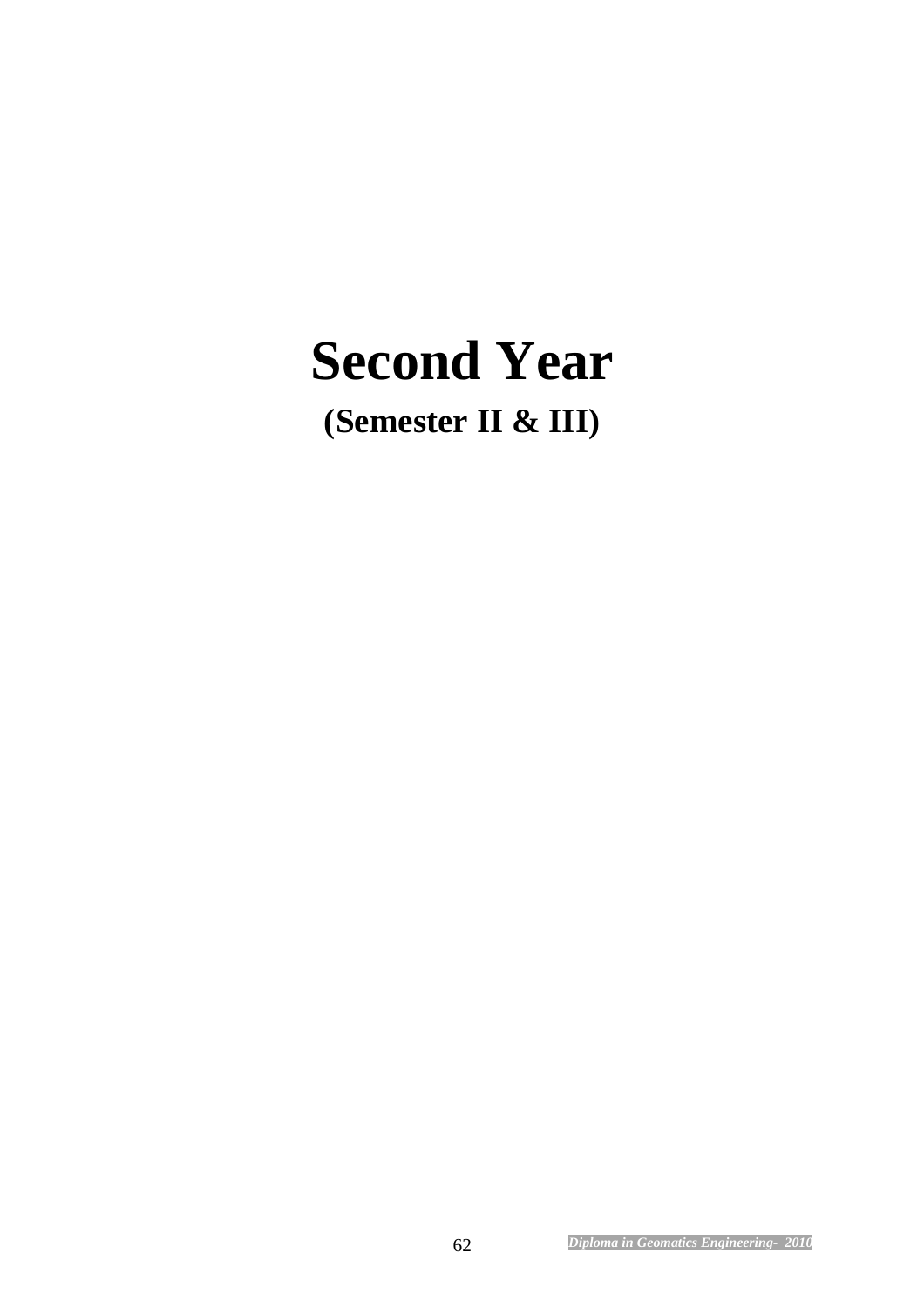# Second Year

## (Semester II & III)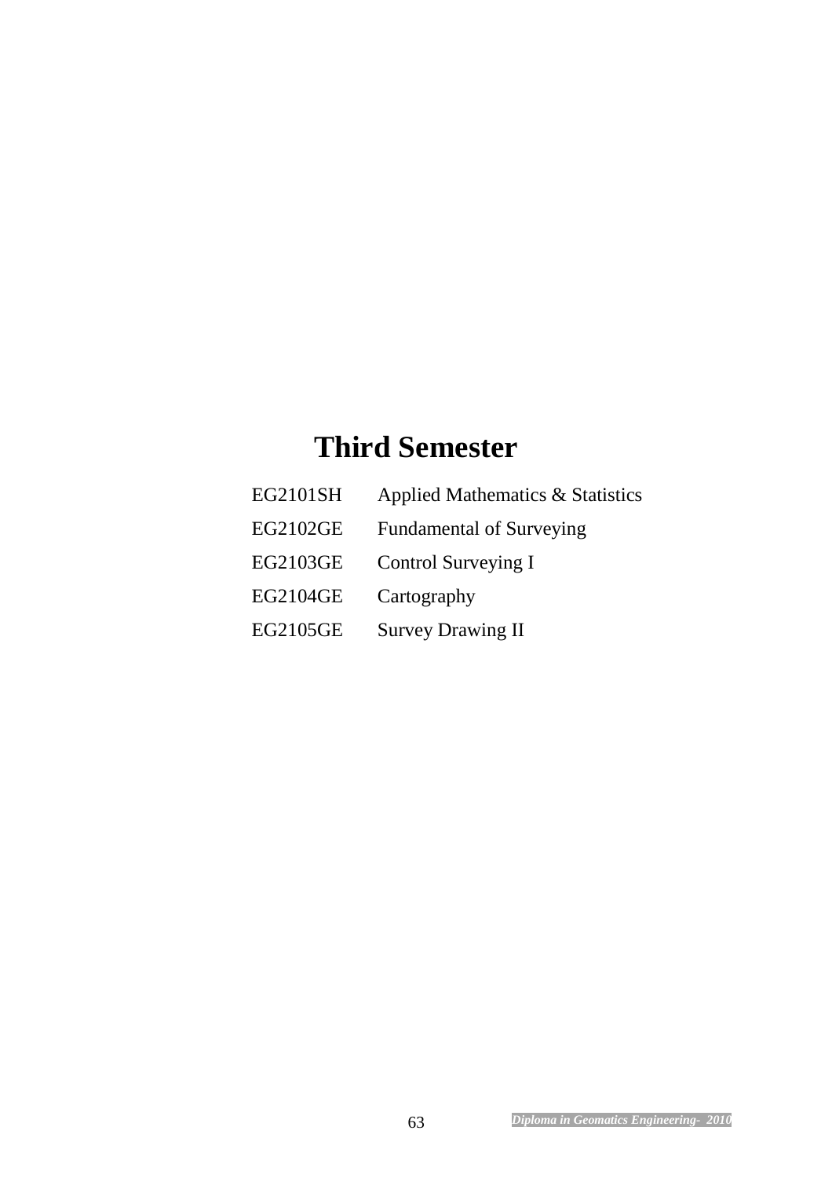# Third Semester

| | |
|---|---|
| EG2101SH | Applied Mathematics & Statistics |
| EG2102GE | Fundamental of Surveying |
| EG2103GE | Control Surveying I |
| EG2104GE | Cartography |
| EG2105GE | Survey Drawing II |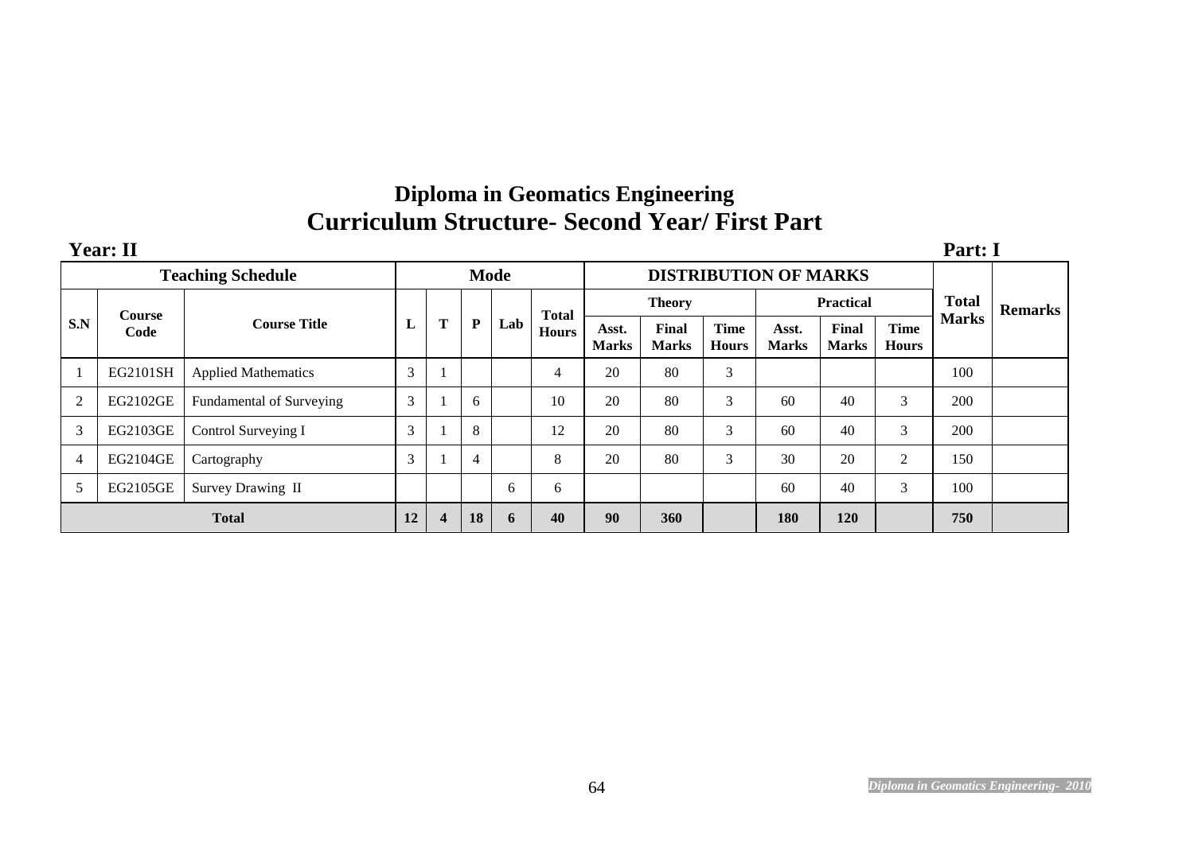# Diploma in Geomatics Engineering
## Curriculum Structure- Second Year/ First Part

**Year: II** **Part: I**

| Teaching Schedule | | | Mode | | | | | DISTRIBUTION OF MARKS | | | | | | Total Marks | Remarks |
|---|---|---|---|---|---|---|---|---|---|---|---|---|---|---|---|
| | | | | | | | | Theory | | | Practical | | | | |
| S.N | Course Code | Course Title | L | T | P | Lab | Total Hours | Asst. Marks | Final Marks | Time Hours | Asst. Marks | Final Marks | Time Hours | | |
| 1 | EG2101SH | Applied Mathematics | 3 | 1 | | | 4 | 20 | 80 | 3 | | | | 100 | |
| 2 | EG2102GE | Fundamental of Surveying | 3 | 1 | 6 | | 10 | 20 | 80 | 3 | 60 | 40 | 3 | 200 | |
| 3 | EG2103GE | Control Surveying I | 3 | 1 | 8 | | 12 | 20 | 80 | 3 | 60 | 40 | 3 | 200 | |
| 4 | EG2104GE | Cartography | 3 | 1 | 4 | | 8 | 20 | 80 | 3 | 30 | 20 | 2 | 150 | |
| 5 | EG2105GE | Survey Drawing II | | | | 6 | 6 | | | | 60 | 40 | 3 | 100 | |
| **Total** | | | **12** | **4** | **18** | **6** | **40** | **90** | **360** | | **180** | **120** | | **750** | |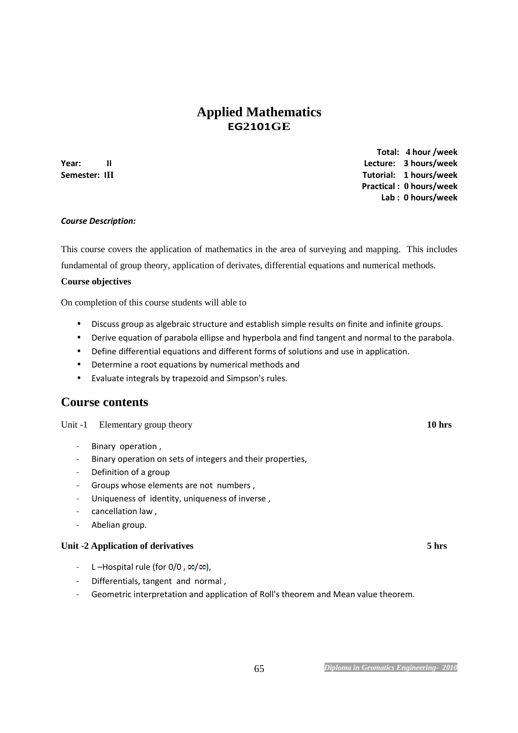# Applied Mathematics
## EG2101GE

**Year: II**
**Semester: III**

**Total: 4 hour /week**
**Lecture: 3 hours/week**
**Tutorial: 1 hours/week**
**Practical : 0 hours/week**
**Lab : 0 hours/week**

***Course Description:***

This course covers the application of mathematics in the area of surveying and mapping. This includes fundamental of group theory, application of derivates, differential equations and numerical methods.

**Course objectives**

On completion of this course students will able to

- Discuss group as algebraic structure and establish simple results on finite and infinite groups.
- Derive equation of parabola ellipse and hyperbola and find tangent and normal to the parabola.
- Define differential equations and different forms of solutions and use in application.
- Determine a root equations by numerical methods and
- Evaluate integrals by trapezoid and Simpson's rules.

## Course contents

Unit -1 Elementary group theory **10 hrs**

- Binary operation ,
- Binary operation on sets of integers and their properties,
- Definition of a group
- Groups whose elements are not numbers ,
- Uniqueness of identity, uniqueness of inverse ,
- cancellation law ,
- Abelian group.

**Unit -2 Application of derivatives** **5 hrs**

- L –Hospital rule (for $0/0$ , $\infty/\infty$),
- Differentials, tangent and normal ,
- Geometric interpretation and application of Roll's theorem and Mean value theorem.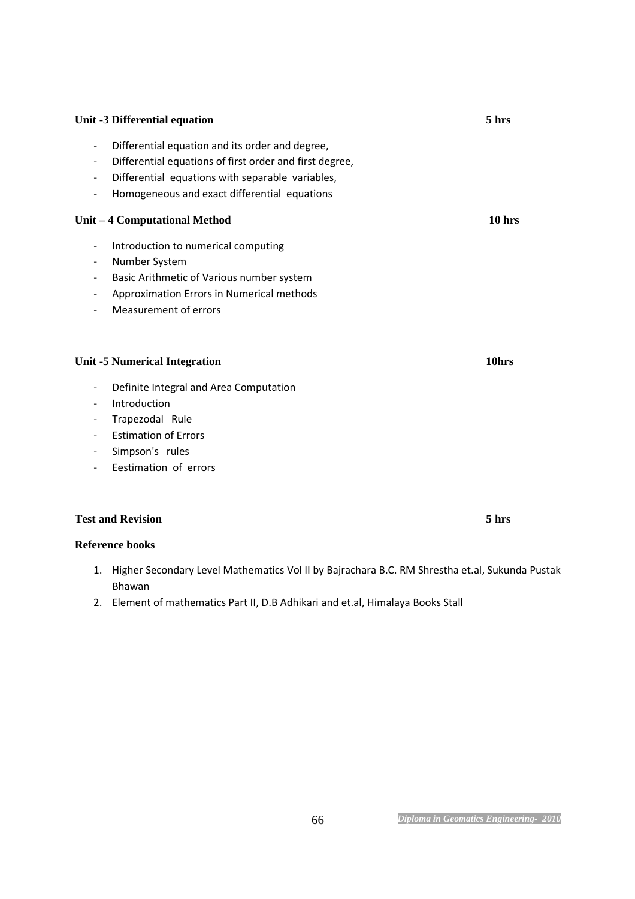**Unit -3 Differential equation** **5 hrs**

- Differential equation and its order and degree,
- Differential equations of first order and first degree,
- Differential equations with separable variables,
- Homogeneous and exact differential equations

**Unit – 4 Computational Method** **10 hrs**

- Introduction to numerical computing
- Number System
- Basic Arithmetic of Various number system
- Approximation Errors in Numerical methods
- Measurement of errors

**Unit -5 Numerical Integration** **10hrs**

- Definite Integral and Area Computation
- Introduction
- Trapezodal Rule
- Estimation of Errors
- Simpson's rules
- Eestimation of errors

**Test and Revision** **5 hrs**

**Reference books**

1. Higher Secondary Level Mathematics Vol II by Bajrachara B.C. RM Shrestha et.al, Sukunda Pustak Bhawan
2. Element of mathematics Part II, D.B Adhikari and et.al, Himalaya Books Stall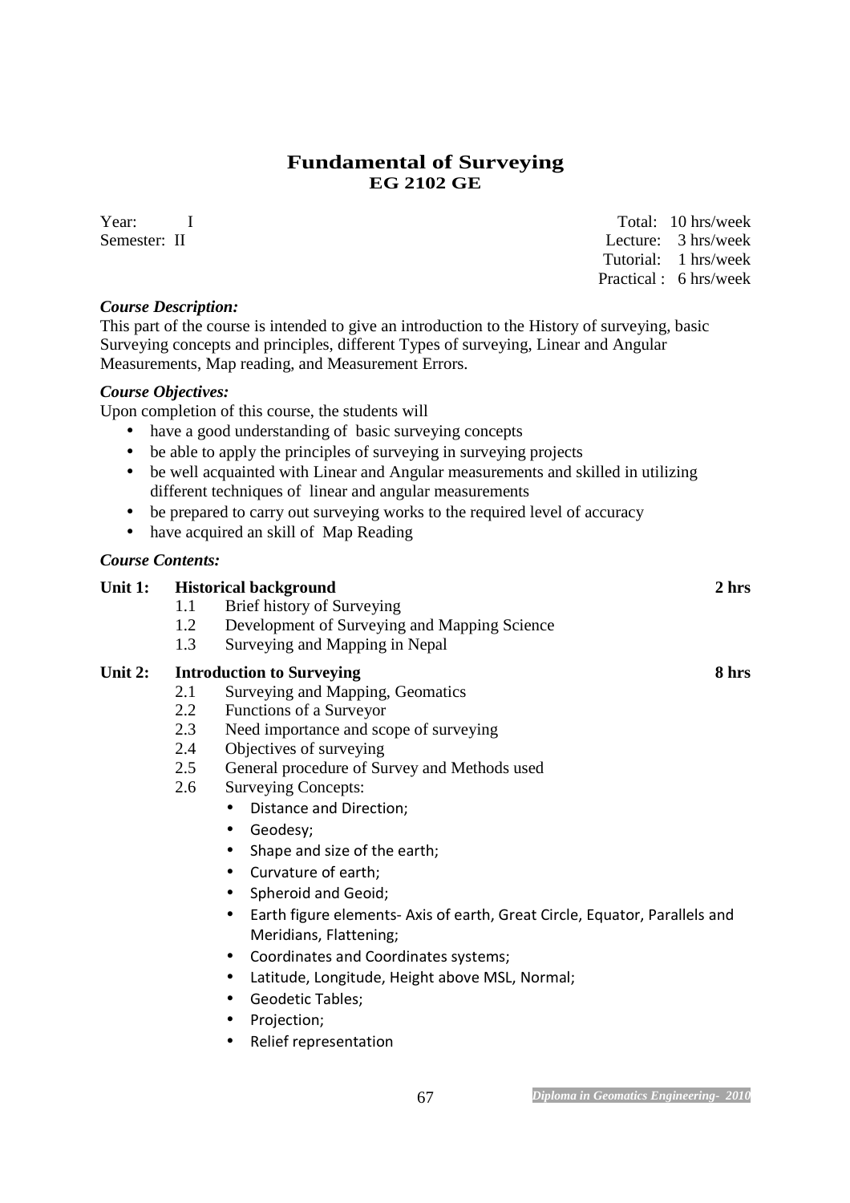# Fundamental of Surveying

## EG 2102 GE

Year: I
Semester: II

Total: 10 hrs/week
Lecture: 3 hrs/week
Tutorial: 1 hrs/week
Practical : 6 hrs/week

***Course Description:***

This part of the course is intended to give an introduction to the History of surveying, basic Surveying concepts and principles, different Types of surveying, Linear and Angular Measurements, Map reading, and Measurement Errors.

***Course Objectives:***

Upon completion of this course, the students will

- have a good understanding of basic surveying concepts
- be able to apply the principles of surveying in surveying projects
- be well acquainted with Linear and Angular measurements and skilled in utilizing different techniques of linear and angular measurements
- be prepared to carry out surveying works to the required level of accuracy
- have acquired an skill of Map Reading

***Course Contents:***

**Unit 1: Historical background** **2 hrs**

1.1 Brief history of Surveying
1.2 Development of Surveying and Mapping Science
1.3 Surveying and Mapping in Nepal

**Unit 2: Introduction to Surveying** **8 hrs**

2.1 Surveying and Mapping, Geomatics
2.2 Functions of a Surveyor
2.3 Need importance and scope of surveying
2.4 Objectives of surveying
2.5 General procedure of Survey and Methods used
2.6 Surveying Concepts:
- Distance and Direction;
- Geodesy;
- Shape and size of the earth;
- Curvature of earth;
- Spheroid and Geoid;
- Earth figure elements- Axis of earth, Great Circle, Equator, Parallels and Meridians, Flattening;
- Coordinates and Coordinates systems;
- Latitude, Longitude, Height above MSL, Normal;
- Geodetic Tables;
- Projection;
- Relief representation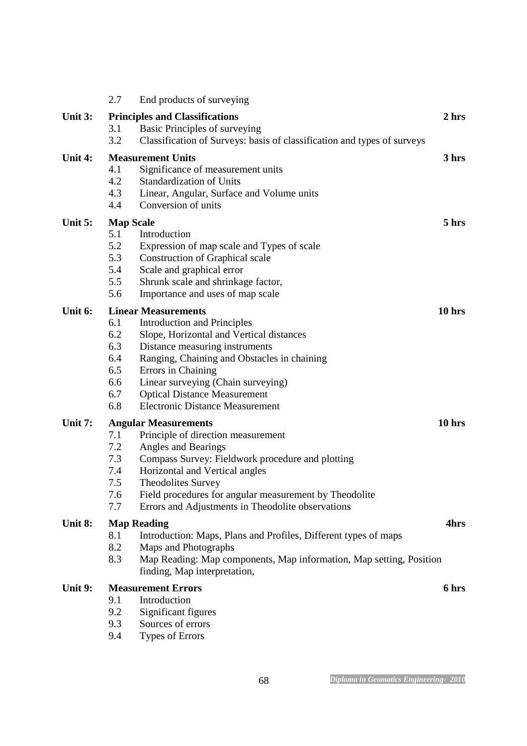2.7 End products of surveying

**Unit 3: Principles and Classifications** **2 hrs**

3.1 Basic Principles of surveying
3.2 Classification of Surveys: basis of classification and types of surveys

**Unit 4: Measurement Units** **3 hrs**

4.1 Significance of measurement units
4.2 Standardization of Units
4.3 Linear, Angular, Surface and Volume units
4.4 Conversion of units

**Unit 5: Map Scale** **5 hrs**

5.1 Introduction
5.2 Expression of map scale and Types of scale
5.3 Construction of Graphical scale
5.4 Scale and graphical error
5.5 Shrunk scale and shrinkage factor,
5.6 Importance and uses of map scale

**Unit 6: Linear Measurements** **10 hrs**

6.1 Introduction and Principles
6.2 Slope, Horizontal and Vertical distances
6.3 Distance measuring instruments
6.4 Ranging, Chaining and Obstacles in chaining
6.5 Errors in Chaining
6.6 Linear surveying (Chain surveying)
6.7 Optical Distance Measurement
6.8 Electronic Distance Measurement

**Unit 7: Angular Measurements** **10 hrs**

7.1 Principle of direction measurement
7.2 Angles and Bearings
7.3 Compass Survey: Fieldwork procedure and plotting
7.4 Horizontal and Vertical angles
7.5 Theodolites Survey
7.6 Field procedures for angular measurement by Theodolite
7.7 Errors and Adjustments in Theodolite observations

**Unit 8: Map Reading** **4hrs**

8.1 Introduction: Maps, Plans and Profiles, Different types of maps
8.2 Maps and Photographs
8.3 Map Reading: Map components, Map information, Map setting, Position finding, Map interpretation,

**Unit 9: Measurement Errors** **6 hrs**

9.1 Introduction
9.2 Significant figures
9.3 Sources of errors
9.4 Types of Errors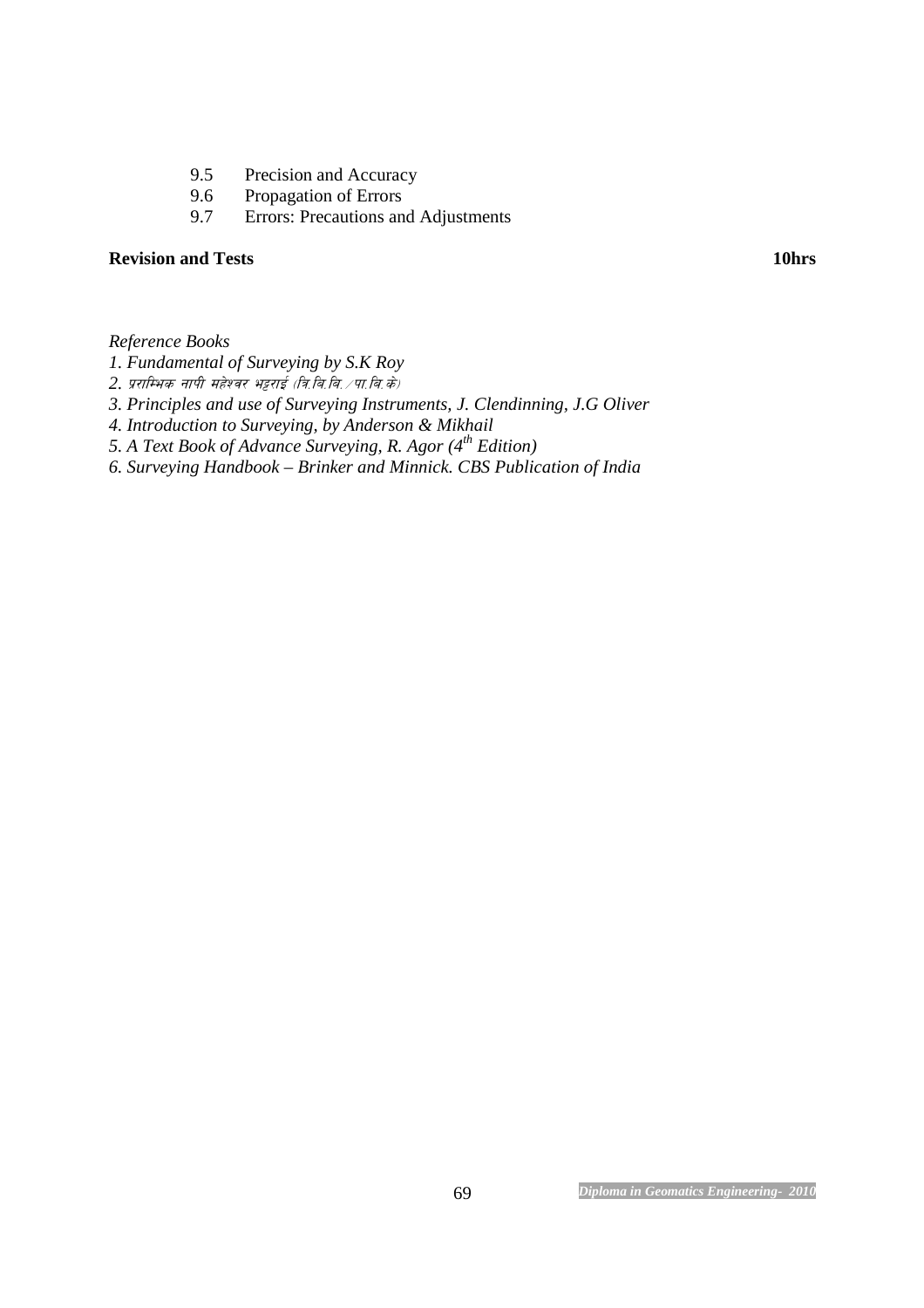9.5 Precision and Accuracy
9.6 Propagation of Errors
9.7 Errors: Precautions and Adjustments

**Revision and Tests** **10hrs**

*Reference Books*

*1. Fundamental of Surveying by S.K Roy*
*2. प्राम्भिक नापी महेश्वर भट्टराई (त्रि.वि.वि. /पा.वि.के)*
*3. Principles and use of Surveying Instruments, J. Clendinning, J.G Oliver*
*4. Introduction to Surveying, by Anderson & Mikhail*
*5. A Text Book of Advance Surveying, R. Agor (4th Edition)*
*6. Surveying Handbook – Brinker and Minnick. CBS Publication of India*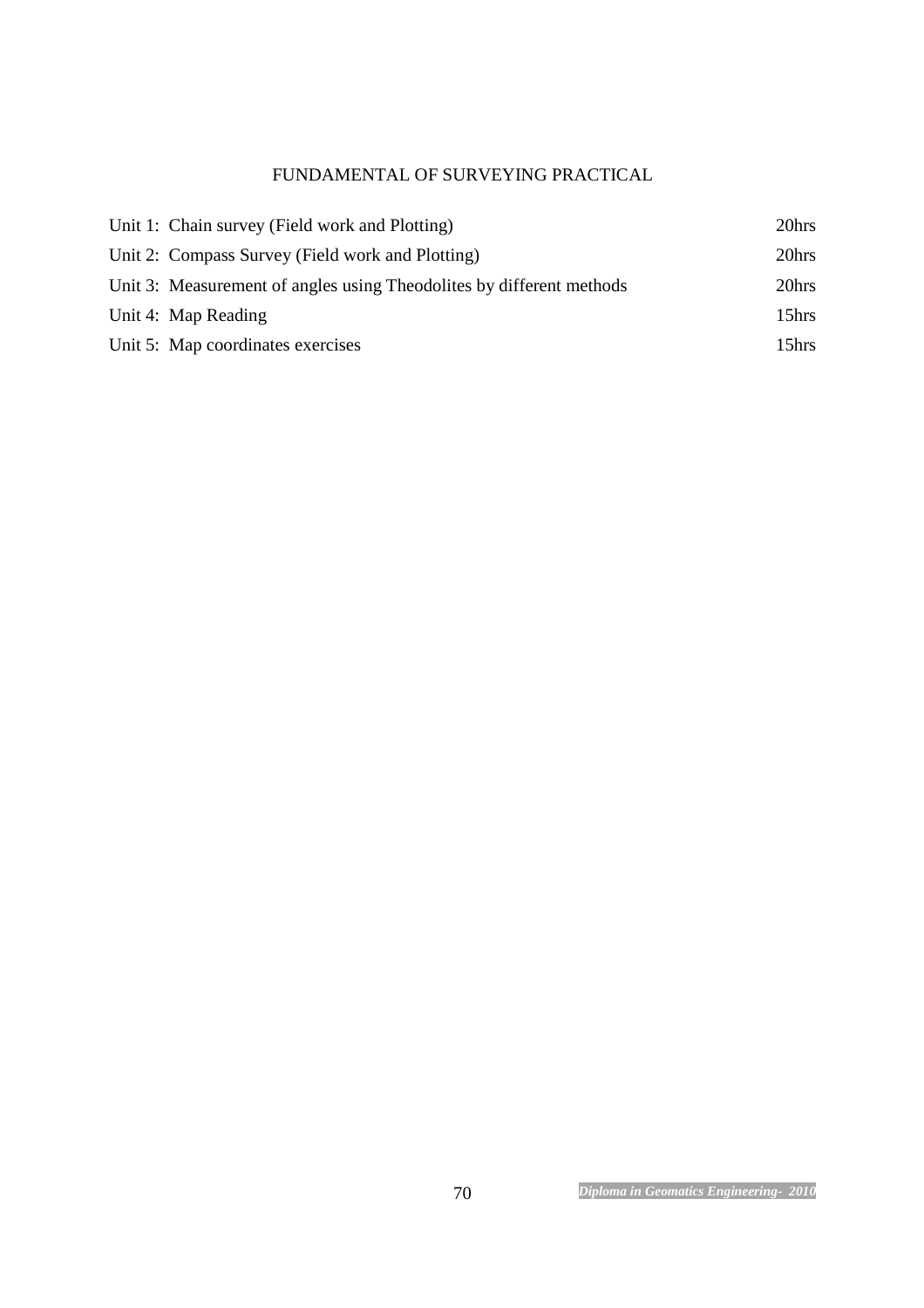## FUNDAMENTAL OF SURVEYING PRACTICAL

| | |
|---|---|
| Unit 1: Chain survey (Field work and Plotting) | 20hrs |
| Unit 2: Compass Survey (Field work and Plotting) | 20hrs |
| Unit 3: Measurement of angles using Theodolites by different methods | 20hrs |
| Unit 4: Map Reading | 15hrs |
| Unit 5: Map coordinates exercises | 15hrs |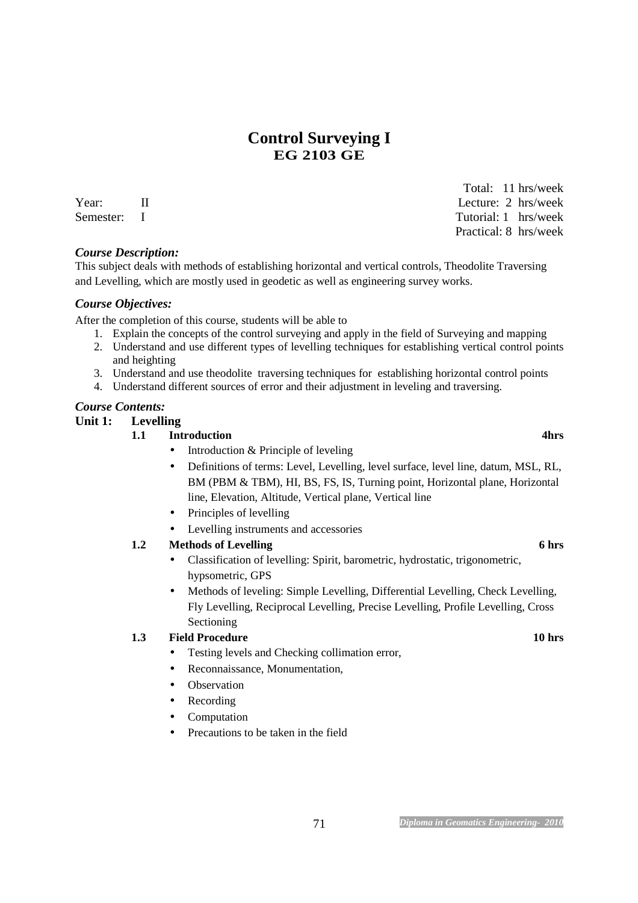# Control Surveying I
## EG 2103 GE

Total: 11 hrs/week
Year: II Lecture: 2 hrs/week
Semester: I Tutorial: 1 hrs/week
Practical: 8 hrs/week

***Course Description:***

This subject deals with methods of establishing horizontal and vertical controls, Theodolite Traversing and Levelling, which are mostly used in geodetic as well as engineering survey works.

***Course Objectives:***

After the completion of this course, students will be able to

1. Explain the concepts of the control surveying and apply in the field of Surveying and mapping
2. Understand and use different types of levelling techniques for establishing vertical control points and heighting
3. Understand and use theodolite traversing techniques for establishing horizontal control points
4. Understand different sources of error and their adjustment in leveling and traversing.

***Course Contents:***

**Unit 1: Levelling**

**1.1 Introduction** **4hrs**

- Introduction & Principle of leveling
- Definitions of terms: Level, Levelling, level surface, level line, datum, MSL, RL, BM (PBM & TBM), HI, BS, FS, IS, Turning point, Horizontal plane, Horizontal line, Elevation, Altitude, Vertical plane, Vertical line
- Principles of levelling
- Levelling instruments and accessories

**1.2 Methods of Levelling** **6 hrs**

- Classification of levelling: Spirit, barometric, hydrostatic, trigonometric, hypsometric, GPS
- Methods of leveling: Simple Levelling, Differential Levelling, Check Levelling, Fly Levelling, Reciprocal Levelling, Precise Levelling, Profile Levelling, Cross Sectioning

**1.3 Field Procedure** **10 hrs**

- Testing levels and Checking collimation error,
- Reconnaissance, Monumentation,
- Observation
- Recording
- Computation
- Precautions to be taken in the field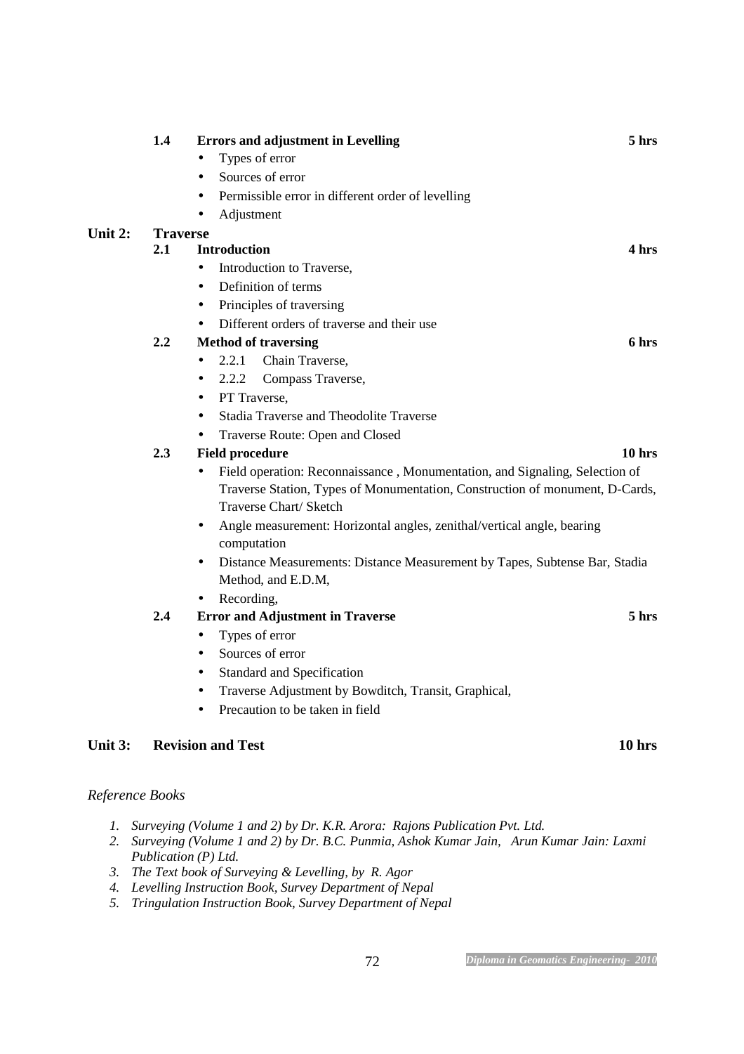**1.4 Errors and adjustment in Levelling** **5 hrs**

- Types of error
- Sources of error
- Permissible error in different order of levelling
- Adjustment

## Unit 2: Traverse

**2.1 Introduction** **4 hrs**

- Introduction to Traverse,
- Definition of terms
- Principles of traversing
- Different orders of traverse and their use

**2.2 Method of traversing** **6 hrs**

- 2.2.1 Chain Traverse,
- 2.2.2 Compass Traverse,
- PT Traverse,
- Stadia Traverse and Theodolite Traverse
- Traverse Route: Open and Closed

**2.3 Field procedure** **10 hrs**

- Field operation: Reconnaissance , Monumentation, and Signaling, Selection of Traverse Station, Types of Monumentation, Construction of monument, D-Cards, Traverse Chart/ Sketch
- Angle measurement: Horizontal angles, zenithal/vertical angle, bearing computation
- Distance Measurements: Distance Measurement by Tapes, Subtense Bar, Stadia Method, and E.D.M,
- Recording,

**2.4 Error and Adjustment in Traverse** **5 hrs**

- Types of error
- Sources of error
- Standard and Specification
- Traverse Adjustment by Bowditch, Transit, Graphical,
- Precaution to be taken in field

## Unit 3: Revision and Test **10 hrs**

*Reference Books*

1. *Surveying (Volume 1 and 2) by Dr. K.R. Arora: Rajons Publication Pvt. Ltd.*
2. *Surveying (Volume 1 and 2) by Dr. B.C. Punmia, Ashok Kumar Jain, Arun Kumar Jain: Laxmi Publication (P) Ltd.*
3. *The Text book of Surveying & Levelling, by R. Agor*
4. *Levelling Instruction Book, Survey Department of Nepal*
5. *Tringulation Instruction Book, Survey Department of Nepal*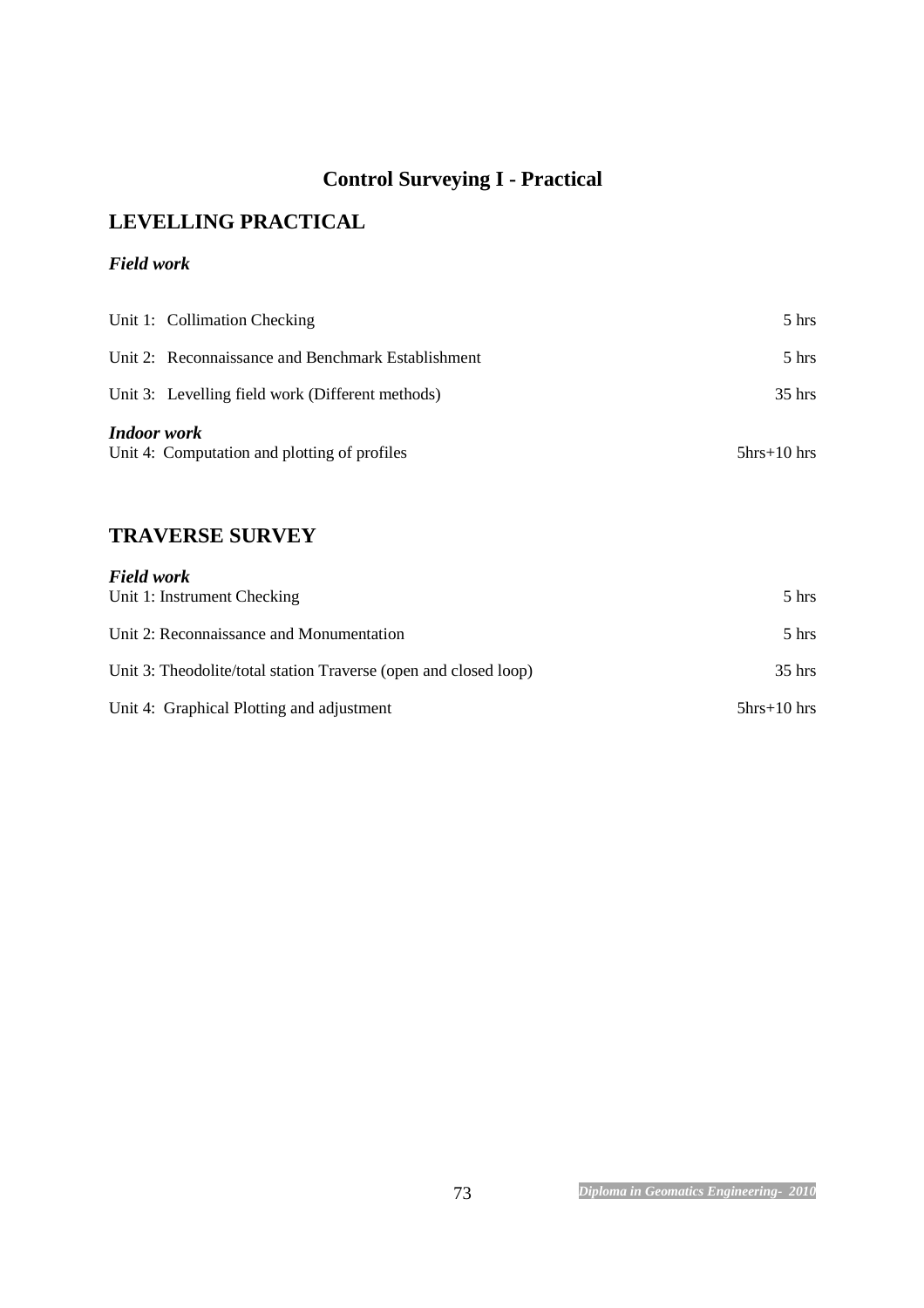# Control Surveying I - Practical

## LEVELLING PRACTICAL

### *Field work*

| | |
|---|---|
| Unit 1: Collimation Checking | 5 hrs |
| Unit 2: Reconnaissance and Benchmark Establishment | 5 hrs |
| Unit 3: Levelling field work (Different methods) | 35 hrs |

***Indoor work***

| | |
|---|---|
| Unit 4: Computation and plotting of profiles | 5hrs+10 hrs |

## TRAVERSE SURVEY

### *Field work*

| | |
|---|---|
| Unit 1: Instrument Checking | 5 hrs |
| Unit 2: Reconnaissance and Monumentation | 5 hrs |
| Unit 3: Theodolite/total station Traverse (open and closed loop) | 35 hrs |
| Unit 4: Graphical Plotting and adjustment | 5hrs+10 hrs |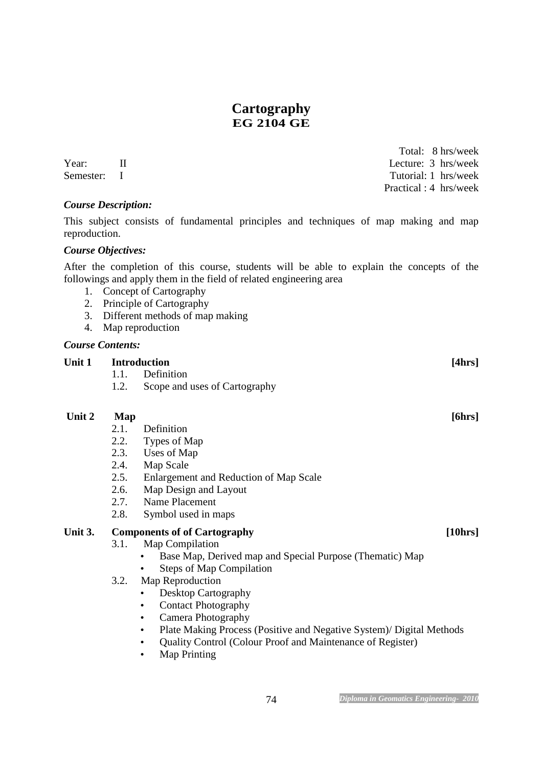# Cartography
## EG 2104 GE

| | | |
|---|---|---|
| | | Total: 8 hrs/week |
| Year: | II | Lecture: 3 hrs/week |
| Semester: | I | Tutorial: 1 hrs/week |
| | | Practical : 4 hrs/week |

***Course Description:***

This subject consists of fundamental principles and techniques of map making and map reproduction.

***Course Objectives:***

After the completion of this course, students will be able to explain the concepts of the followings and apply them in the field of related engineering area

1. Concept of Cartography
2. Principle of Cartography
3. Different methods of map making
4. Map reproduction

***Course Contents:***

**Unit 1 Introduction [4hrs]**

- 1.1. Definition
- 1.2. Scope and uses of Cartography

**Unit 2 Map [6hrs]**

- 2.1. Definition
- 2.2. Types of Map
- 2.3. Uses of Map
- 2.4. Map Scale
- 2.5. Enlargement and Reduction of Map Scale
- 2.6. Map Design and Layout
- 2.7. Name Placement
- 2.8. Symbol used in maps

**Unit 3. Components of of Cartography [10hrs]**

- 3.1. Map Compilation
  - Base Map, Derived map and Special Purpose (Thematic) Map
  - Steps of Map Compilation
- 3.2. Map Reproduction
  - Desktop Cartography
  - Contact Photography
  - Camera Photography
  - Plate Making Process (Positive and Negative System)/ Digital Methods
  - Quality Control (Colour Proof and Maintenance of Register)
  - Map Printing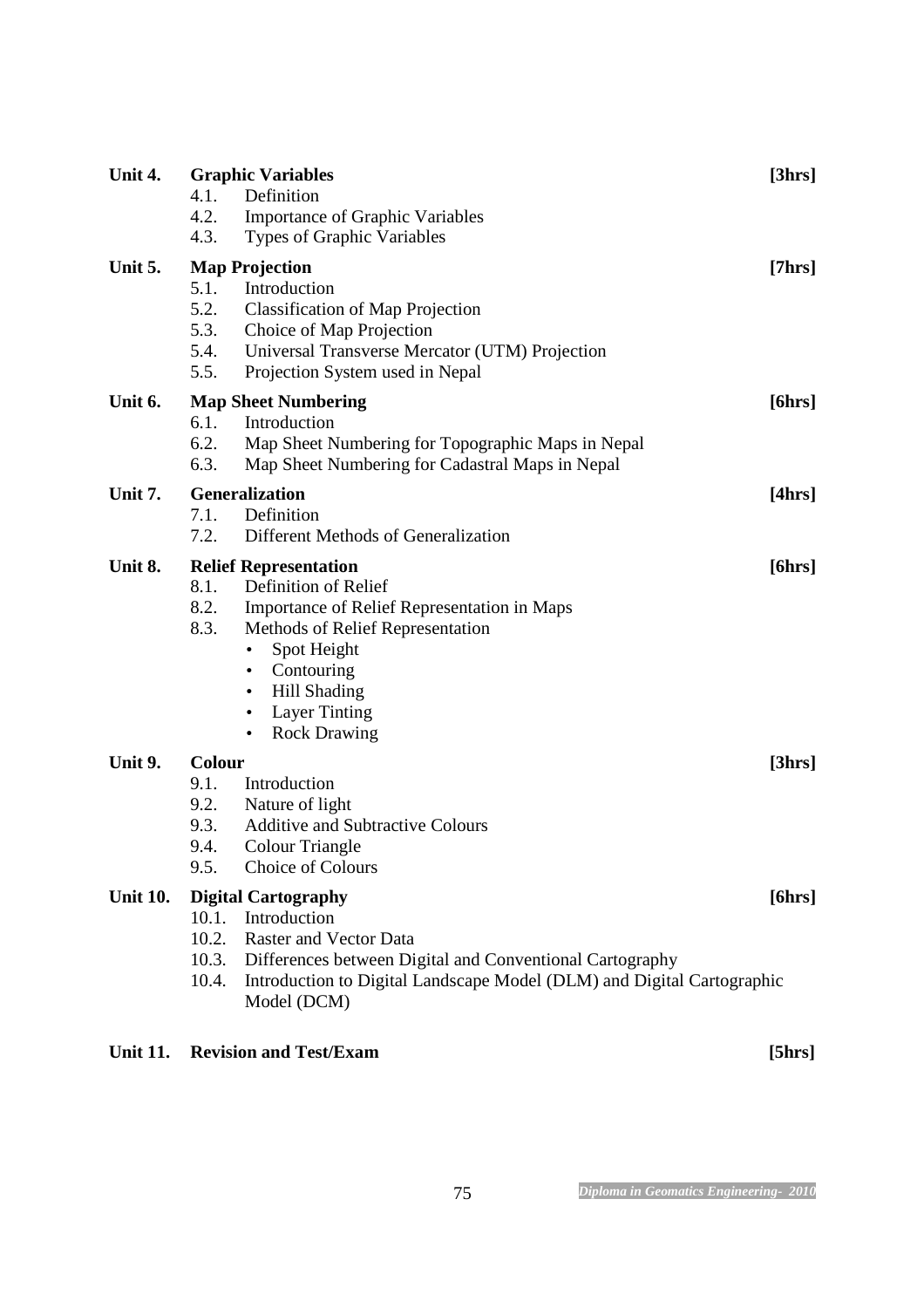**Unit 4. Graphic Variables** **[3hrs]**

- 4.1. Definition
- 4.2. Importance of Graphic Variables
- 4.3. Types of Graphic Variables

**Unit 5. Map Projection** **[7hrs]**

- 5.1. Introduction
- 5.2. Classification of Map Projection
- 5.3. Choice of Map Projection
- 5.4. Universal Transverse Mercator (UTM) Projection
- 5.5. Projection System used in Nepal

**Unit 6. Map Sheet Numbering** **[6hrs]**

- 6.1. Introduction
- 6.2. Map Sheet Numbering for Topographic Maps in Nepal
- 6.3. Map Sheet Numbering for Cadastral Maps in Nepal

**Unit 7. Generalization** **[4hrs]**

- 7.1. Definition
- 7.2. Different Methods of Generalization

**Unit 8. Relief Representation** **[6hrs]**

- 8.1. Definition of Relief
- 8.2. Importance of Relief Representation in Maps
- 8.3. Methods of Relief Representation
  - Spot Height
  - Contouring
  - Hill Shading
  - Layer Tinting
  - Rock Drawing

**Unit 9. Colour** **[3hrs]**

- 9.1. Introduction
- 9.2. Nature of light
- 9.3. Additive and Subtractive Colours
- 9.4. Colour Triangle
- 9.5. Choice of Colours

**Unit 10. Digital Cartography** **[6hrs]**

- 10.1. Introduction
- 10.2. Raster and Vector Data
- 10.3. Differences between Digital and Conventional Cartography
- 10.4. Introduction to Digital Landscape Model (DLM) and Digital Cartographic Model (DCM)

**Unit 11. Revision and Test/Exam** **[5hrs]**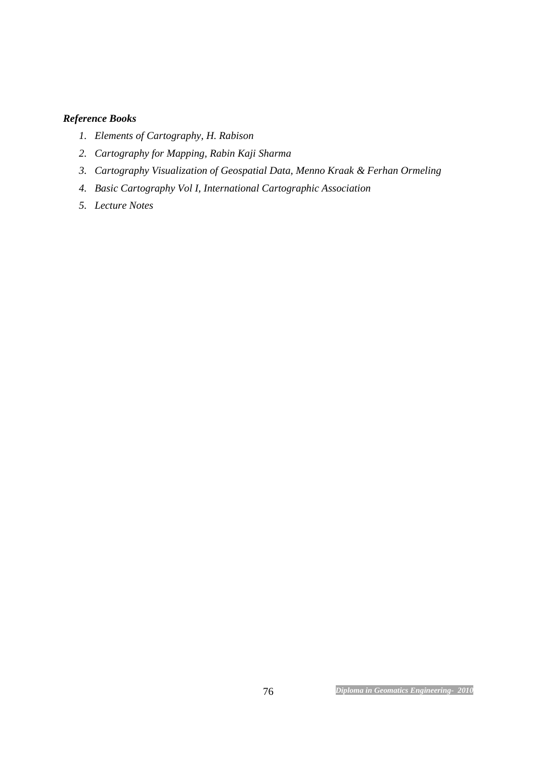***Reference Books***

1. *Elements of Cartography, H. Rabison*
2. *Cartography for Mapping, Rabin Kaji Sharma*
3. *Cartography Visualization of Geospatial Data, Menno Kraak & Ferhan Ormeling*
4. *Basic Cartography Vol I, International Cartographic Association*
5. *Lecture Notes*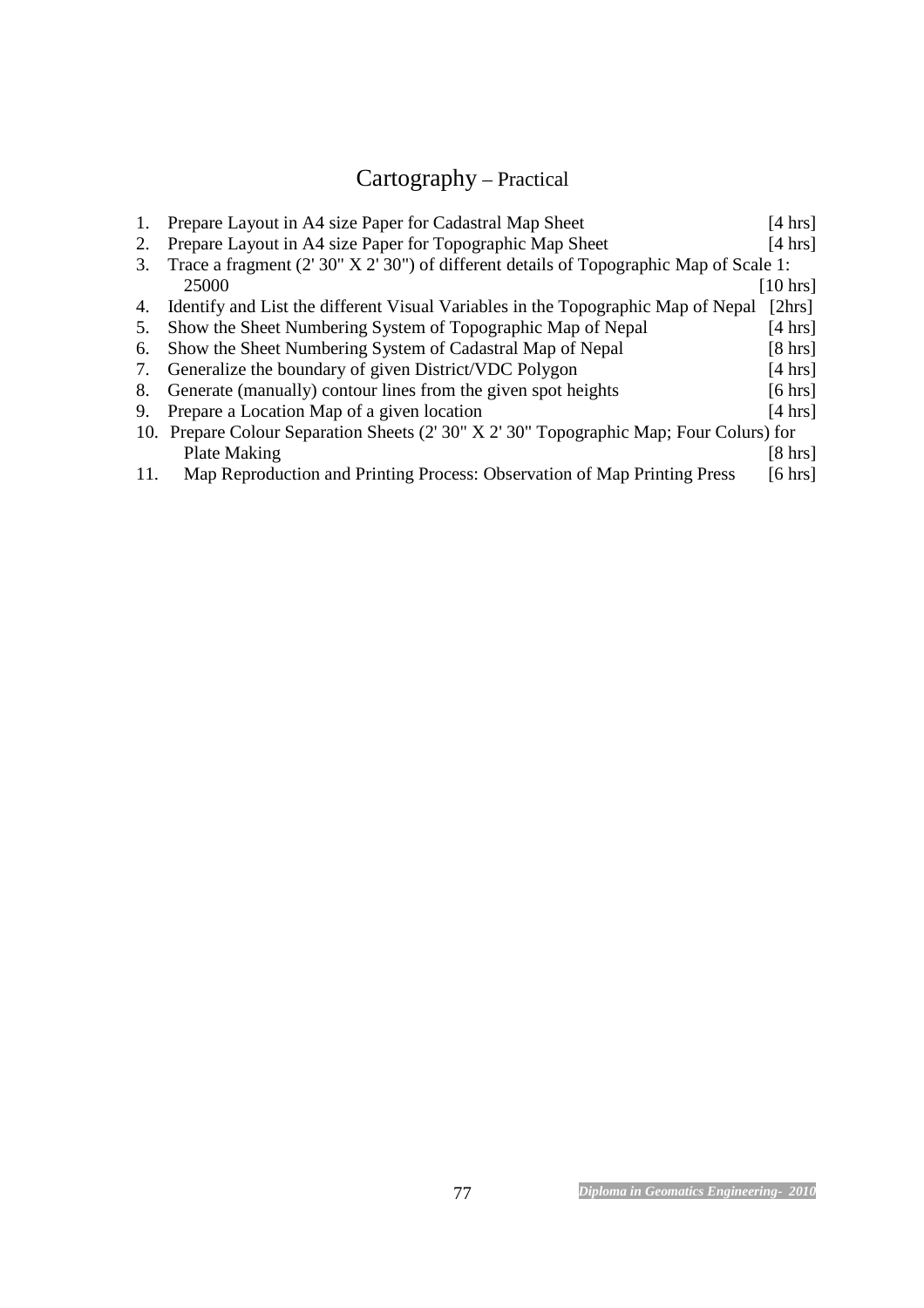# Cartography – Practical

1. Prepare Layout in A4 size Paper for Cadastral Map Sheet [4 hrs]
2. Prepare Layout in A4 size Paper for Topographic Map Sheet [4 hrs]
3. Trace a fragment (2' 30" X 2' 30") of different details of Topographic Map of Scale 1: 25000 [10 hrs]
4. Identify and List the different Visual Variables in the Topographic Map of Nepal [2hrs]
5. Show the Sheet Numbering System of Topographic Map of Nepal [4 hrs]
6. Show the Sheet Numbering System of Cadastral Map of Nepal [8 hrs]
7. Generalize the boundary of given District/VDC Polygon [4 hrs]
8. Generate (manually) contour lines from the given spot heights [6 hrs]
9. Prepare a Location Map of a given location [4 hrs]
10. Prepare Colour Separation Sheets (2' 30" X 2' 30" Topographic Map; Four Colurs) for Plate Making [8 hrs]
11. Map Reproduction and Printing Process: Observation of Map Printing Press [6 hrs]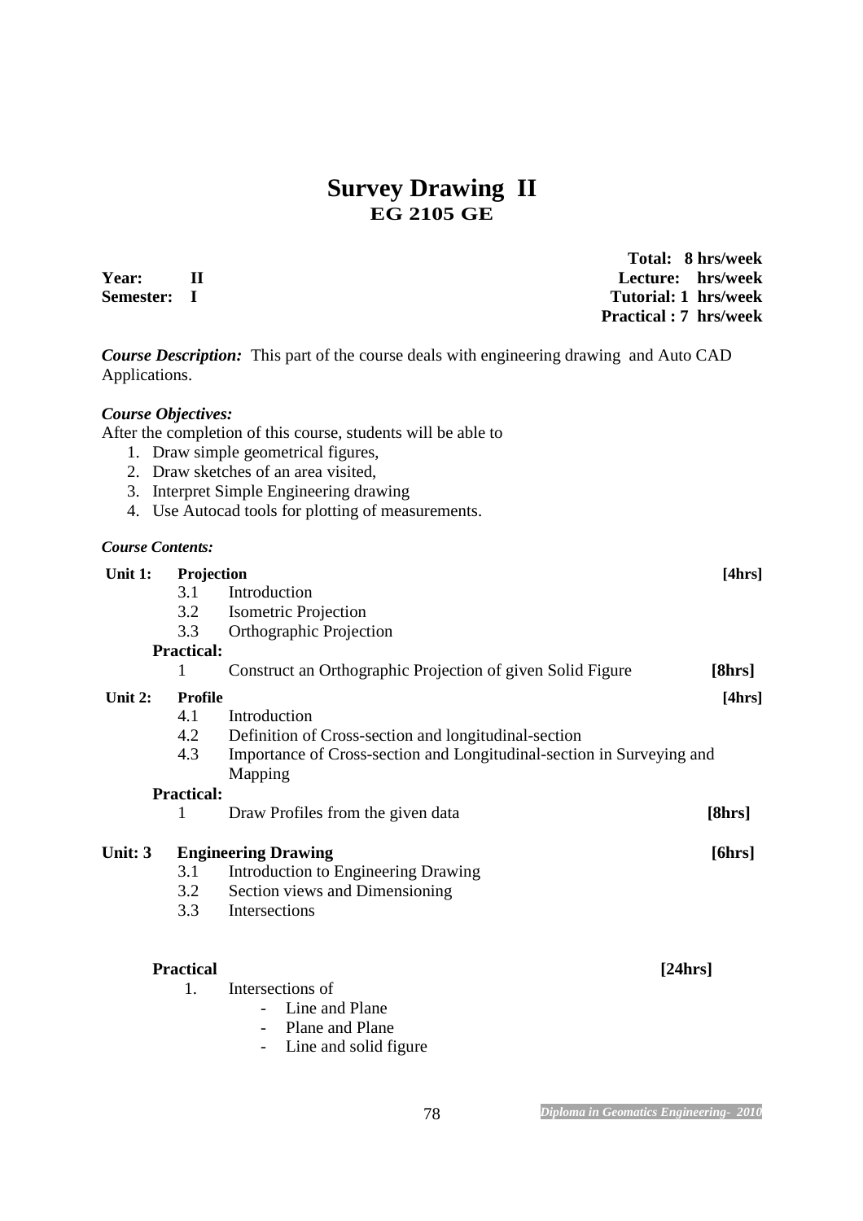# Survey Drawing II

## EG 2105 GE

**Year: II**
**Semester: I**

**Total: 8 hrs/week**
**Lecture: hrs/week**
**Tutorial: 1 hrs/week**
**Practical : 7 hrs/week**

***Course Description:*** This part of the course deals with engineering drawing and Auto CAD Applications.

***Course Objectives:***

After the completion of this course, students will be able to

1. Draw simple geometrical figures,
2. Draw sketches of an area visited,
3. Interpret Simple Engineering drawing
4. Use Autocad tools for plotting of measurements.

***Course Contents:***

**Unit 1: Projection** **[4hrs]**

- 3.1 Introduction
- 3.2 Isometric Projection
- 3.3 Orthographic Projection

**Practical:**

- 1 Construct an Orthographic Projection of given Solid Figure **[8hrs]**

**Unit 2: Profile** **[4hrs]**

- 4.1 Introduction
- 4.2 Definition of Cross-section and longitudinal-section
- 4.3 Importance of Cross-section and Longitudinal-section in Surveying and Mapping

**Practical:**

- 1 Draw Profiles from the given data **[8hrs]**

**Unit: 3 Engineering Drawing** **[6hrs]**

- 3.1 Introduction to Engineering Drawing
- 3.2 Section views and Dimensioning
- 3.3 Intersections

**Practical** **[24hrs]**

1. Intersections of
   - Line and Plane
   - Plane and Plane
   - Line and solid figure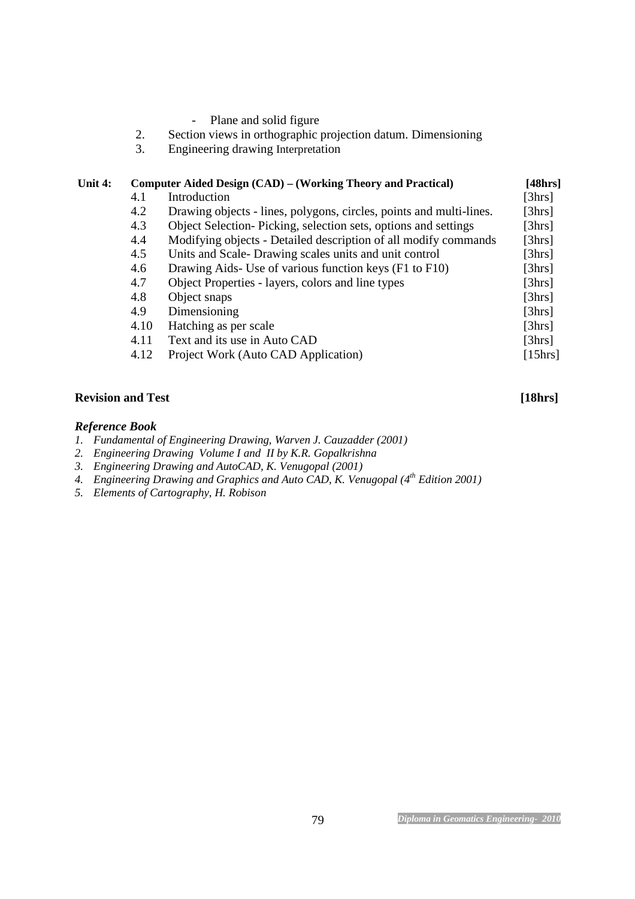- Plane and solid figure

2. Section views in orthographic projection datum. Dimensioning
3. Engineering drawing Interpretation

| Unit 4: | Computer Aided Design (CAD) – (Working Theory and Practical) | [48hrs] |
|---|---|---|
| 4.1 | Introduction | [3hrs] |
| 4.2 | Drawing objects - lines, polygons, circles, points and multi-lines. | [3hrs] |
| 4.3 | Object Selection- Picking, selection sets, options and settings | [3hrs] |
| 4.4 | Modifying objects - Detailed description of all modify commands | [3hrs] |
| 4.5 | Units and Scale- Drawing scales units and unit control | [3hrs] |
| 4.6 | Drawing Aids- Use of various function keys (F1 to F10) | [3hrs] |
| 4.7 | Object Properties - layers, colors and line types | [3hrs] |
| 4.8 | Object snaps | [3hrs] |
| 4.9 | Dimensioning | [3hrs] |
| 4.10 | Hatching as per scale | [3hrs] |
| 4.11 | Text and its use in Auto CAD | [3hrs] |
| 4.12 | Project Work (Auto CAD Application) | [15hrs] |

**Revision and Test** **[18hrs]**

### *Reference Book*

1. *Fundamental of Engineering Drawing, Warven J. Cauzadder (2001)*
2. *Engineering Drawing Volume I and II by K.R. Gopalkrishna*
3. *Engineering Drawing and AutoCAD, K. Venugopal (2001)*
4. *Engineering Drawing and Graphics and Auto CAD, K. Venugopal (4th Edition 2001)*
5. *Elements of Cartography, H. Robison*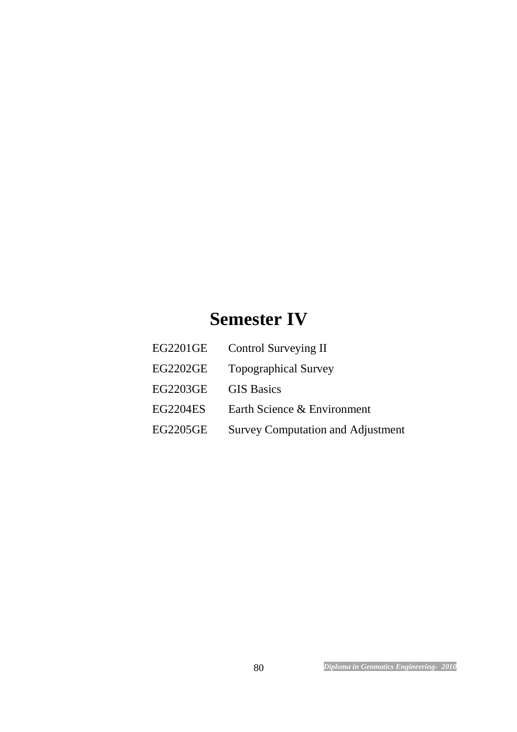# Semester IV

| | |
|---|---|
| EG2201GE | Control Surveying II |
| EG2202GE | Topographical Survey |
| EG2203GE | GIS Basics |
| EG2204ES | Earth Science & Environment |
| EG2205GE | Survey Computation and Adjustment |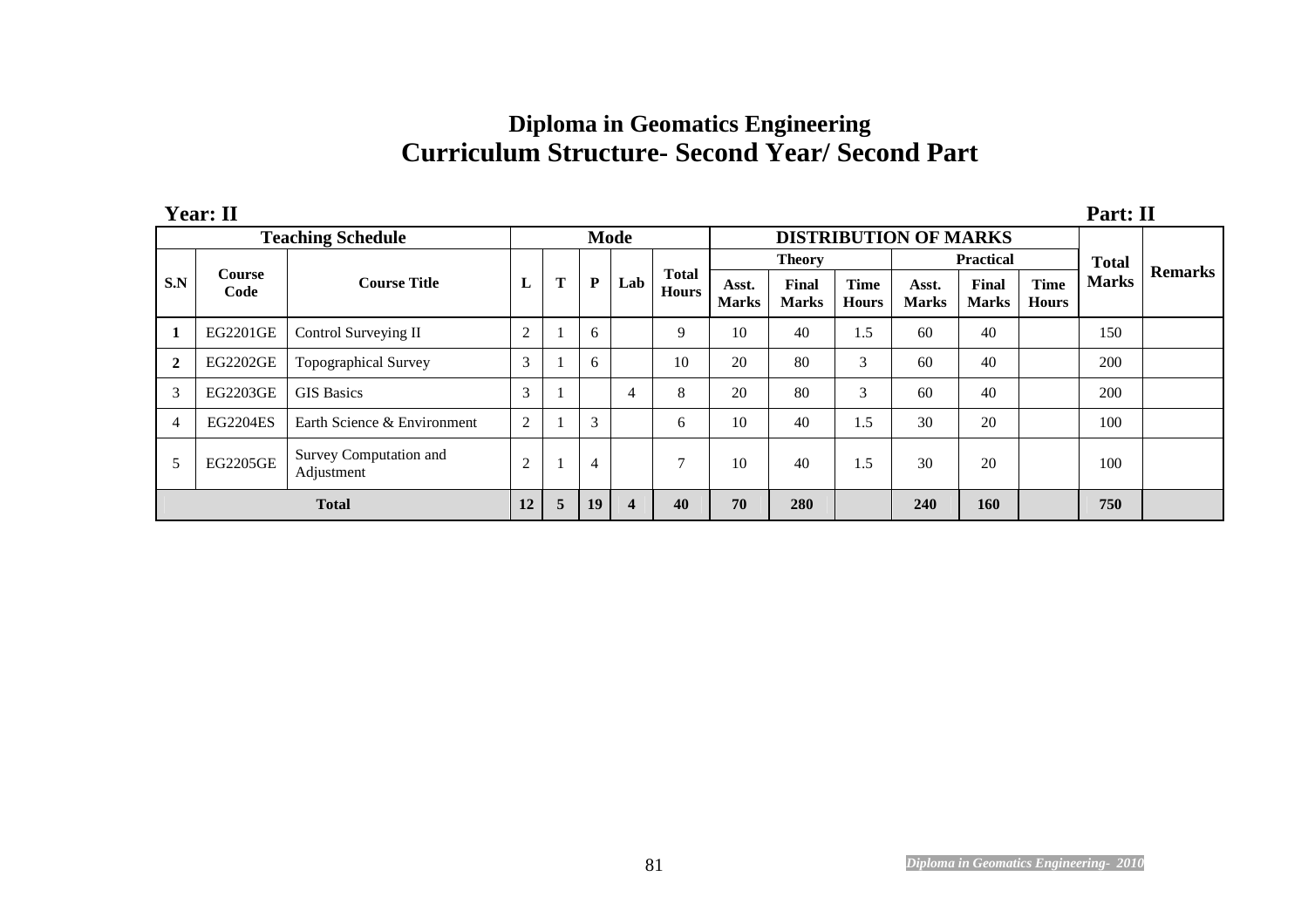# Diploma in Geomatics Engineering
## Curriculum Structure- Second Year/ Second Part

**Year: II** **Part: II**

| Teaching Schedule | | | Mode | | | | | DISTRIBUTION OF MARKS | | | | | | Total Marks | Remarks |
|---|---|---|---|---|---|---|---|---|---|---|---|---|---|---|---|
| | | | | | | | | Theory | | | Practical | | | | |
| S.N | Course Code | Course Title | L | T | P | Lab | Total Hours | Asst. Marks | Final Marks | Time Hours | Asst. Marks | Final Marks | Time Hours | | |
| 1 | EG2201GE | Control Surveying II | 2 | 1 | 6 | | 9 | 10 | 40 | 1.5 | 60 | 40 | | 150 | |
| 2 | EG2202GE | Topographical Survey | 3 | 1 | 6 | | 10 | 20 | 80 | 3 | 60 | 40 | | 200 | |
| 3 | EG2203GE | GIS Basics | 3 | 1 | | 4 | 8 | 20 | 80 | 3 | 60 | 40 | | 200 | |
| 4 | EG2204ES | Earth Science & Environment | 2 | 1 | 3 | | 6 | 10 | 40 | 1.5 | 30 | 20 | | 100 | |
| 5 | EG2205GE | Survey Computation and Adjustment | 2 | 1 | 4 | | 7 | 10 | 40 | 1.5 | 30 | 20 | | 100 | |
| **Total** | | | **12** | **5** | **19** | **4** | **40** | **70** | **280** | | **240** | **160** | | **750** | |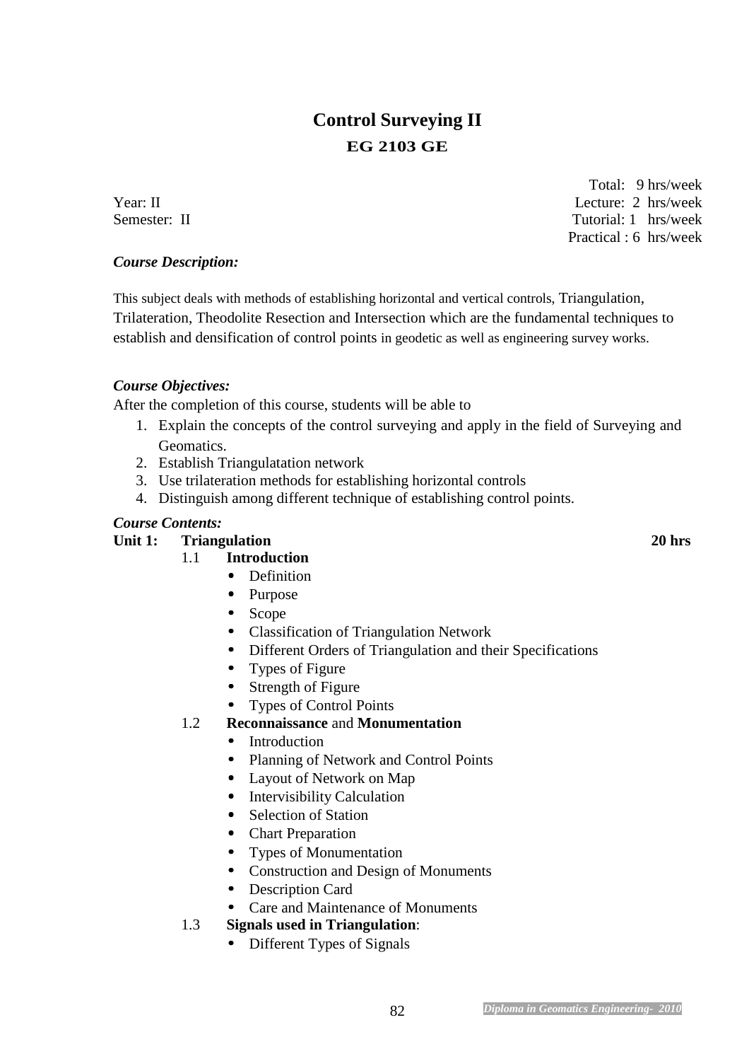# Control Surveying II

## EG 2103 GE

Year: II
Semester: II

Total: 9 hrs/week
Lecture: 2 hrs/week
Tutorial: 1 hrs/week
Practical : 6 hrs/week

***Course Description:***

This subject deals with methods of establishing horizontal and vertical controls, Triangulation, Trilateration, Theodolite Resection and Intersection which are the fundamental techniques to establish and densification of control points in geodetic as well as engineering survey works.

***Course Objectives:***

After the completion of this course, students will be able to

1. Explain the concepts of the control surveying and apply in the field of Surveying and Geomatics.
2. Establish Triangulatation network
3. Use trilateration methods for establishing horizontal controls
4. Distinguish among different technique of establishing control points.

***Course Contents:***

**Unit 1: Triangulation** **20 hrs**

1.1 **Introduction**
- Definition
- Purpose
- Scope
- Classification of Triangulation Network
- Different Orders of Triangulation and their Specifications
- Types of Figure
- Strength of Figure
- Types of Control Points

1.2 **Reconnaissance** and **Monumentation**
- Introduction
- Planning of Network and Control Points
- Layout of Network on Map
- Intervisibility Calculation
- Selection of Station
- Chart Preparation
- Types of Monumentation
- Construction and Design of Monuments
- Description Card
- Care and Maintenance of Monuments

1.3 **Signals used in Triangulation**:
- Different Types of Signals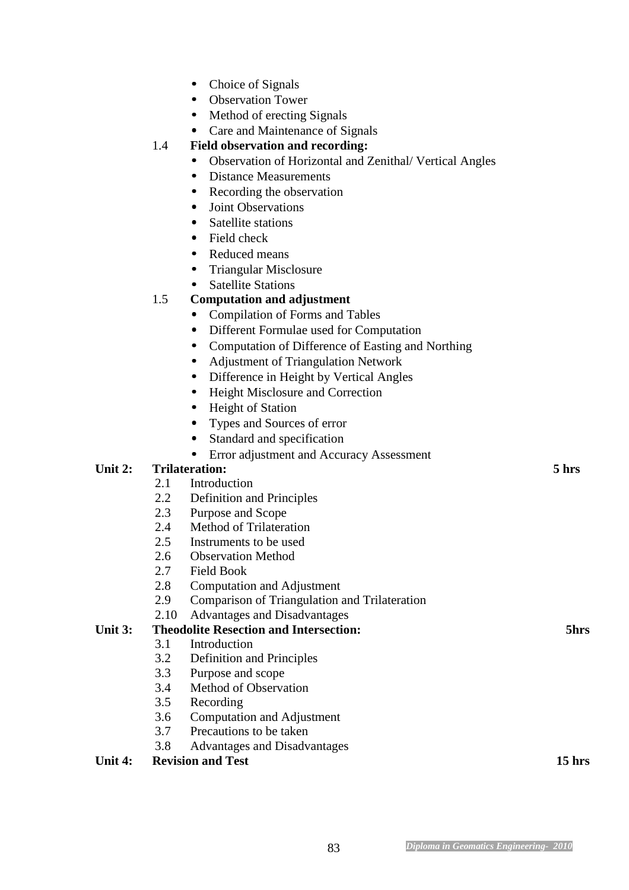- Choice of Signals
- Observation Tower
- Method of erecting Signals
- Care and Maintenance of Signals

1.4 **Field observation and recording:**

- Observation of Horizontal and Zenithal/ Vertical Angles
- Distance Measurements
- Recording the observation
- Joint Observations
- Satellite stations
- Field check
- Reduced means
- Triangular Misclosure
- Satellite Stations

1.5 **Computation and adjustment**

- Compilation of Forms and Tables
- Different Formulae used for Computation
- Computation of Difference of Easting and Northing
- Adjustment of Triangulation Network
- Difference in Height by Vertical Angles
- Height Misclosure and Correction
- Height of Station
- Types and Sources of error
- Standard and specification
- Error adjustment and Accuracy Assessment

**Unit 2: Trilateration: 5 hrs**

2.1 Introduction
2.2 Definition and Principles
2.3 Purpose and Scope
2.4 Method of Trilateration
2.5 Instruments to be used
2.6 Observation Method
2.7 Field Book
2.8 Computation and Adjustment
2.9 Comparison of Triangulation and Trilateration
2.10 Advantages and Disadvantages

**Unit 3: Theodolite Resection and Intersection: 5hrs**

3.1 Introduction
3.2 Definition and Principles
3.3 Purpose and scope
3.4 Method of Observation
3.5 Recording
3.6 Computation and Adjustment
3.7 Precautions to be taken
3.8 Advantages and Disadvantages

**Unit 4: Revision and Test 15 hrs**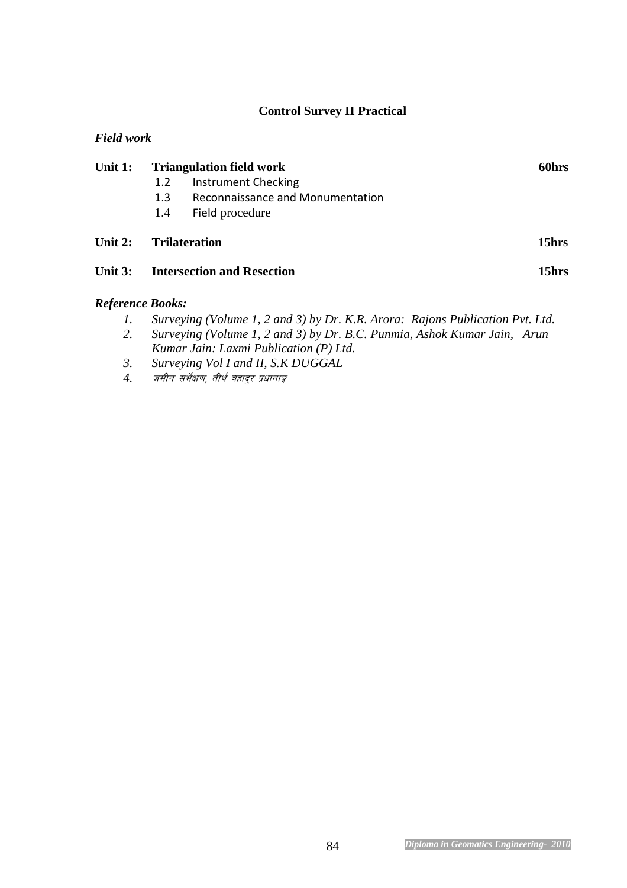## Control Survey II Practical

***Field work***

**Unit 1: Triangulation field work** **60hrs**

1.2 Instrument Checking
1.3 Reconnaissance and Monumentation
1.4 Field procedure

**Unit 2: Trilateration** **15hrs**

**Unit 3: Intersection and Resection** **15hrs**

***Reference Books:***

1. *Surveying (Volume 1, 2 and 3) by Dr. K.R. Arora: Rajons Publication Pvt. Ltd.*
2. *Surveying (Volume 1, 2 and 3) by Dr. B.C. Punmia, Ashok Kumar Jain, Arun Kumar Jain: Laxmi Publication (P) Ltd.*
3. *Surveying Vol I and II, S.K DUGGAL*
4. *जमीन सर्भेक्षण, तीर्थ बहादुर प्रधानाङ्ग*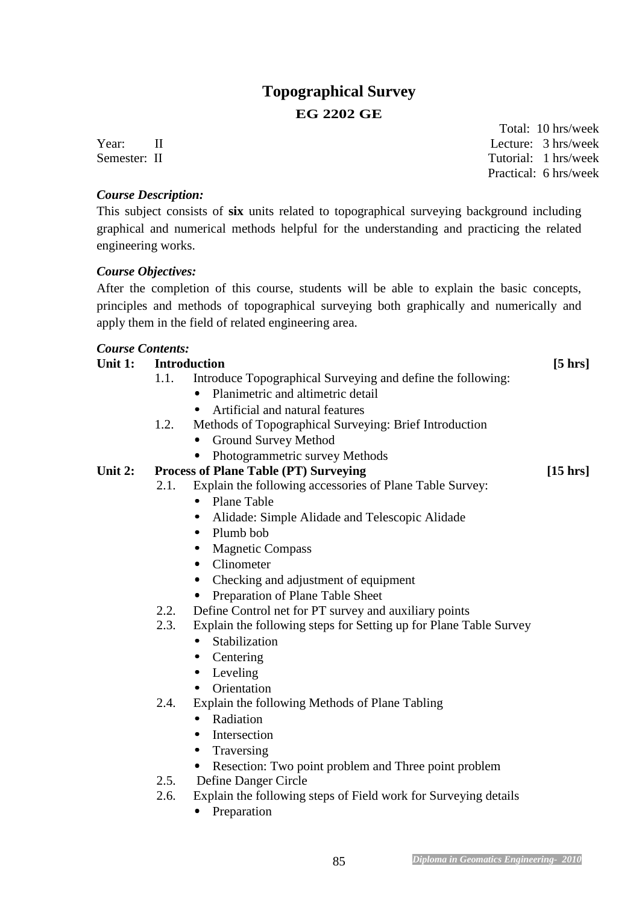# Topographical Survey

## EG 2202 GE

| | | |
|---|---|---|
| | Total: | 10 hrs/week |
| Year: II | Lecture: | 3 hrs/week |
| Semester: II | Tutorial: | 1 hrs/week |
| | Practical: | 6 hrs/week |

***Course Description:***

This subject consists of **six** units related to topographical surveying background including graphical and numerical methods helpful for the understanding and practicing the related engineering works.

***Course Objectives:***

After the completion of this course, students will be able to explain the basic concepts, principles and methods of topographical surveying both graphically and numerically and apply them in the field of related engineering area.

***Course Contents:***

**Unit 1: Introduction** **[5 hrs]**

1.1. Introduce Topographical Surveying and define the following:
- Planimetric and altimetric detail
- Artificial and natural features

1.2. Methods of Topographical Surveying: Brief Introduction
- Ground Survey Method
- Photogrammetric survey Methods

**Unit 2: Process of Plane Table (PT) Surveying** **[15 hrs]**

2.1. Explain the following accessories of Plane Table Survey:
- Plane Table
- Alidade: Simple Alidade and Telescopic Alidade
- Plumb bob
- Magnetic Compass
- Clinometer
- Checking and adjustment of equipment
- Preparation of Plane Table Sheet

2.2. Define Control net for PT survey and auxiliary points

2.3. Explain the following steps for Setting up for Plane Table Survey
- Stabilization
- Centering
- Leveling
- Orientation

2.4. Explain the following Methods of Plane Tabling
- Radiation
- Intersection
- Traversing
- Resection: Two point problem and Three point problem

2.5. Define Danger Circle

2.6. Explain the following steps of Field work for Surveying details
- Preparation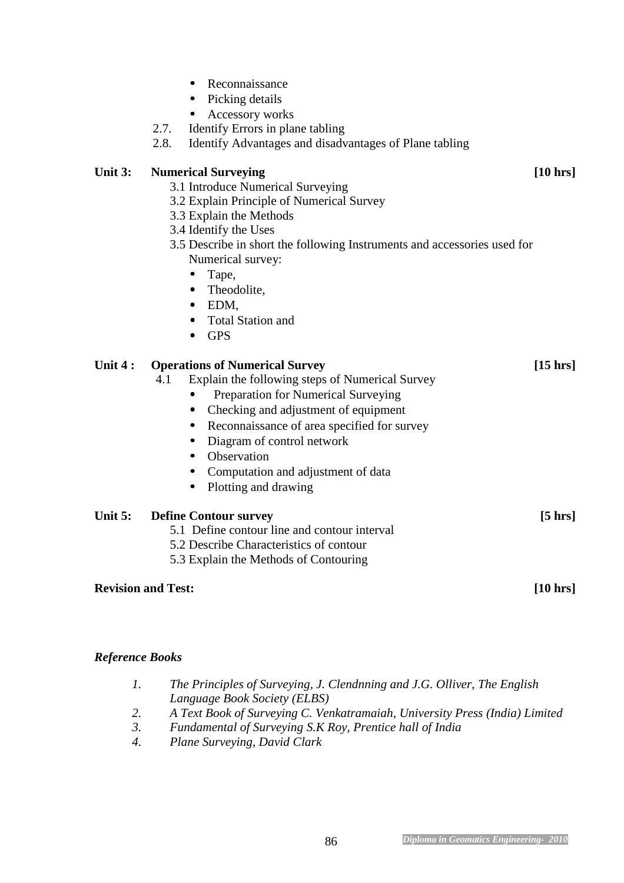- Reconnaissance
- Picking details
- Accessory works

2.7. Identify Errors in plane tabling

2.8. Identify Advantages and disadvantages of Plane tabling

**Unit 3: Numerical Surveying** **[10 hrs]**

3.1 Introduce Numerical Surveying

3.2 Explain Principle of Numerical Survey

3.3 Explain the Methods

3.4 Identify the Uses

3.5 Describe in short the following Instruments and accessories used for Numerical survey:

- Tape,
- Theodolite,
- EDM,
- Total Station and
- GPS

**Unit 4 : Operations of Numerical Survey** **[15 hrs]**

4.1 Explain the following steps of Numerical Survey

- Preparation for Numerical Surveying
- Checking and adjustment of equipment
- Reconnaissance of area specified for survey
- Diagram of control network
- Observation
- Computation and adjustment of data
- Plotting and drawing

**Unit 5: Define Contour survey** **[5 hrs]**

5.1 Define contour line and contour interval

5.2 Describe Characteristics of contour

5.3 Explain the Methods of Contouring

**Revision and Test:** **[10 hrs]**

***Reference Books***

1. *The Principles of Surveying, J. Clendnning and J.G. Olliver, The English Language Book Society (ELBS)*
2. *A Text Book of Surveying C. Venkatramaiah, University Press (India) Limited*
3. *Fundamental of Surveying S.K Roy, Prentice hall of India*
4. *Plane Surveying, David Clark*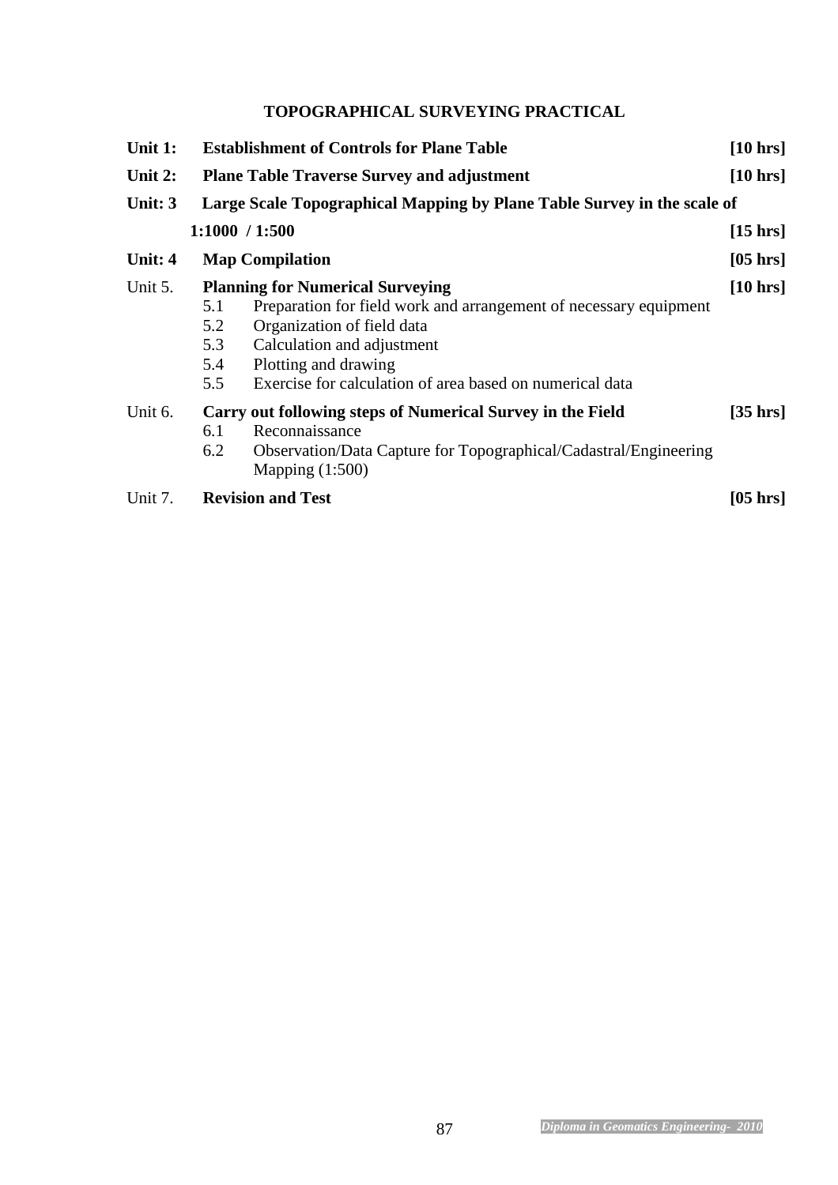## TOPOGRAPHICAL SURVEYING PRACTICAL

**Unit 1: Establishment of Controls for Plane Table** **[10 hrs]**

**Unit 2: Plane Table Traverse Survey and adjustment** **[10 hrs]**

**Unit: 3 Large Scale Topographical Mapping by Plane Table Survey in the scale of 1:1000 / 1:500** **[15 hrs]**

**Unit: 4 Map Compilation** **[05 hrs]**

Unit 5. **Planning for Numerical Surveying** **[10 hrs]**

- 5.1 Preparation for field work and arrangement of necessary equipment
- 5.2 Organization of field data
- 5.3 Calculation and adjustment
- 5.4 Plotting and drawing
- 5.5 Exercise for calculation of area based on numerical data

Unit 6. **Carry out following steps of Numerical Survey in the Field** **[35 hrs]**

- 6.1 Reconnaissance
- 6.2 Observation/Data Capture for Topographical/Cadastral/Engineering Mapping (1:500)

Unit 7. **Revision and Test** **[05 hrs]**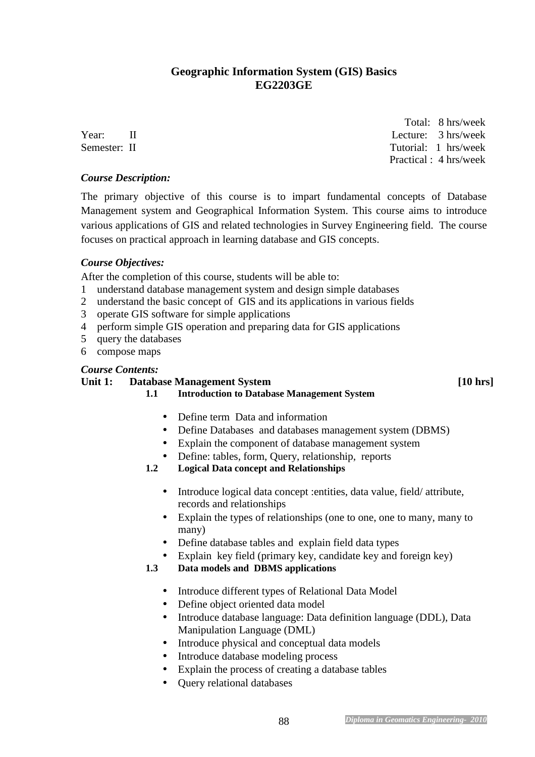# Geographic Information System (GIS) Basics
# EG2203GE

| | |
|---|---|
| Year: II | Total: 8 hrs/week |
| Semester: II | Lecture: 3 hrs/week |
| | Tutorial: 1 hrs/week |
| | Practical : 4 hrs/week |

***Course Description:***

The primary objective of this course is to impart fundamental concepts of Database Management system and Geographical Information System. This course aims to introduce various applications of GIS and related technologies in Survey Engineering field. The course focuses on practical approach in learning database and GIS concepts.

***Course Objectives:***

After the completion of this course, students will be able to:

1. understand database management system and design simple databases
2. understand the basic concept of GIS and its applications in various fields
3. operate GIS software for simple applications
4. perform simple GIS operation and preparing data for GIS applications
5. query the databases
6. compose maps

***Course Contents:***

**Unit 1: Database Management System [10 hrs]**

**1.1 Introduction to Database Management System**

- Define term Data and information
- Define Databases and databases management system (DBMS)
- Explain the component of database management system
- Define: tables, form, Query, relationship, reports

**1.2 Logical Data concept and Relationships**

- Introduce logical data concept :entities, data value, field/ attribute, records and relationships
- Explain the types of relationships (one to one, one to many, many to many)
- Define database tables and explain field data types
- Explain key field (primary key, candidate key and foreign key)

**1.3 Data models and DBMS applications**

- Introduce different types of Relational Data Model
- Define object oriented data model
- Introduce database language: Data definition language (DDL), Data Manipulation Language (DML)
- Introduce physical and conceptual data models
- Introduce database modeling process
- Explain the process of creating a database tables
- Query relational databases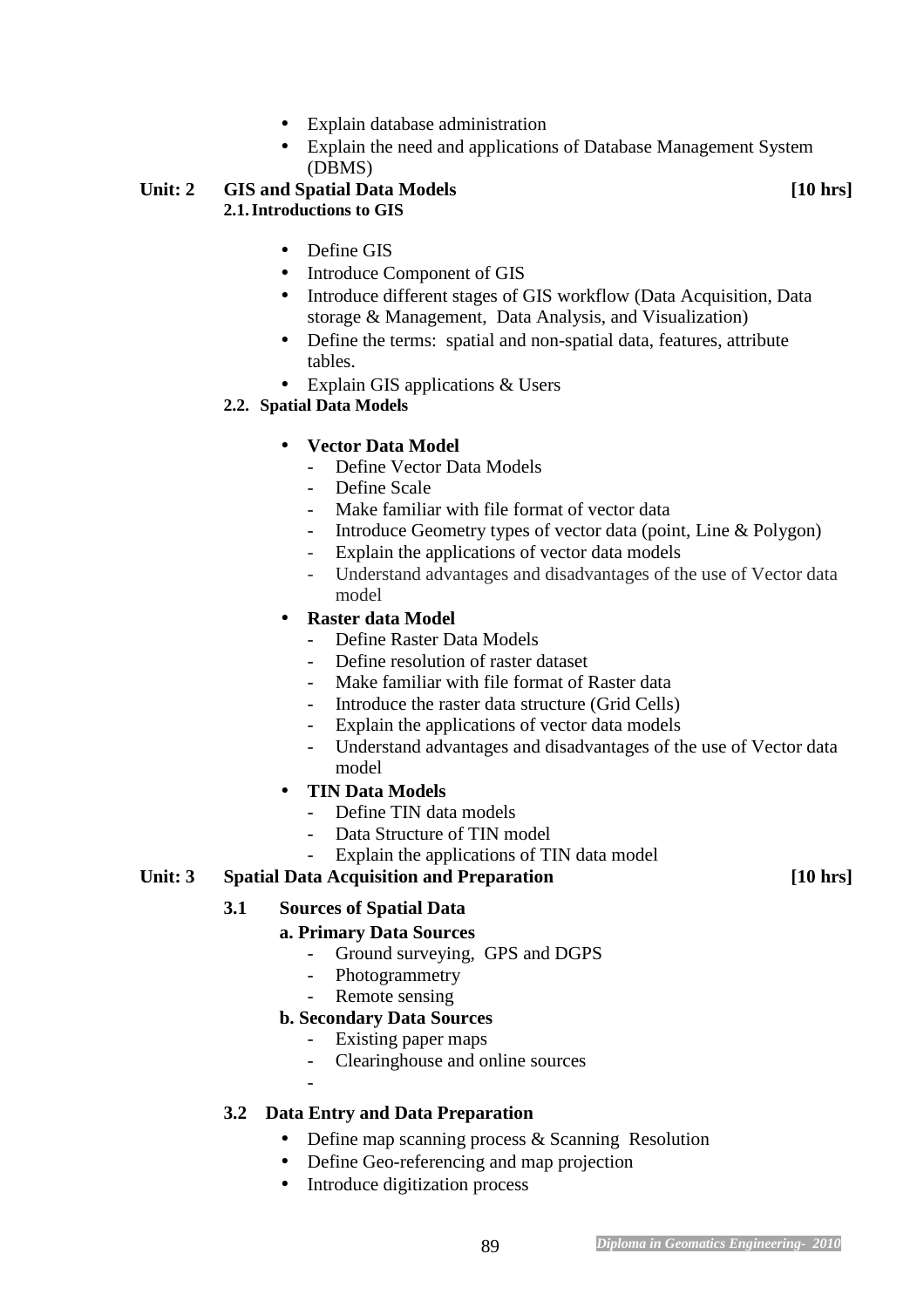- Explain database administration
- Explain the need and applications of Database Management System (DBMS)

**Unit: 2 GIS and Spatial Data Models [10 hrs]**

**2.1. Introductions to GIS**

- Define GIS
- Introduce Component of GIS
- Introduce different stages of GIS workflow (Data Acquisition, Data storage & Management, Data Analysis, and Visualization)
- Define the terms: spatial and non-spatial data, features, attribute tables.
- Explain GIS applications & Users

**2.2. Spatial Data Models**

- **Vector Data Model**
  - Define Vector Data Models
  - Define Scale
  - Make familiar with file format of vector data
  - Introduce Geometry types of vector data (point, Line & Polygon)
  - Explain the applications of vector data models
  - Understand advantages and disadvantages of the use of Vector data model
- **Raster data Model**
  - Define Raster Data Models
  - Define resolution of raster dataset
  - Make familiar with file format of Raster data
  - Introduce the raster data structure (Grid Cells)
  - Explain the applications of vector data models
  - Understand advantages and disadvantages of the use of Vector data model
- **TIN Data Models**
  - Define TIN data models
  - Data Structure of TIN model
  - Explain the applications of TIN data model

**Unit: 3 Spatial Data Acquisition and Preparation [10 hrs]**

**3.1 Sources of Spatial Data**

**a. Primary Data Sources**

- Ground surveying, GPS and DGPS
- Photogrammetry
- Remote sensing

**b. Secondary Data Sources**

- Existing paper maps
- Clearinghouse and online sources
-

**3.2 Data Entry and Data Preparation**

- Define map scanning process & Scanning Resolution
- Define Geo-referencing and map projection
- Introduce digitization process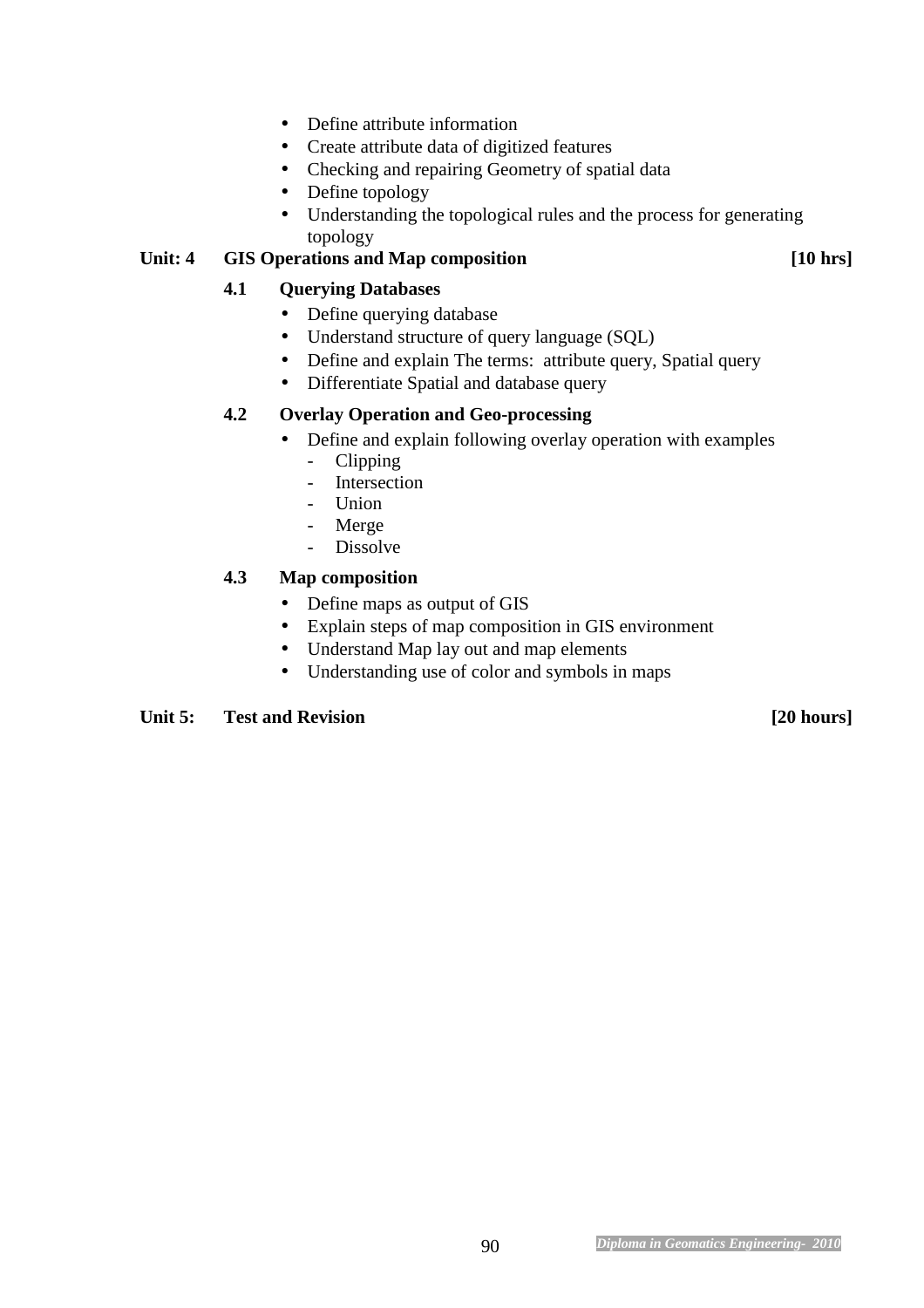- Define attribute information
- Create attribute data of digitized features
- Checking and repairing Geometry of spatial data
- Define topology
- Understanding the topological rules and the process for generating topology

**Unit: 4 GIS Operations and Map composition [10 hrs]**

**4.1 Querying Databases**

- Define querying database
- Understand structure of query language (SQL)
- Define and explain The terms: attribute query, Spatial query
- Differentiate Spatial and database query

**4.2 Overlay Operation and Geo-processing**

- Define and explain following overlay operation with examples
  - Clipping
  - Intersection
  - Union
  - Merge
  - Dissolve

**4.3 Map composition**

- Define maps as output of GIS
- Explain steps of map composition in GIS environment
- Understand Map lay out and map elements
- Understanding use of color and symbols in maps

**Unit 5: Test and Revision [20 hours]**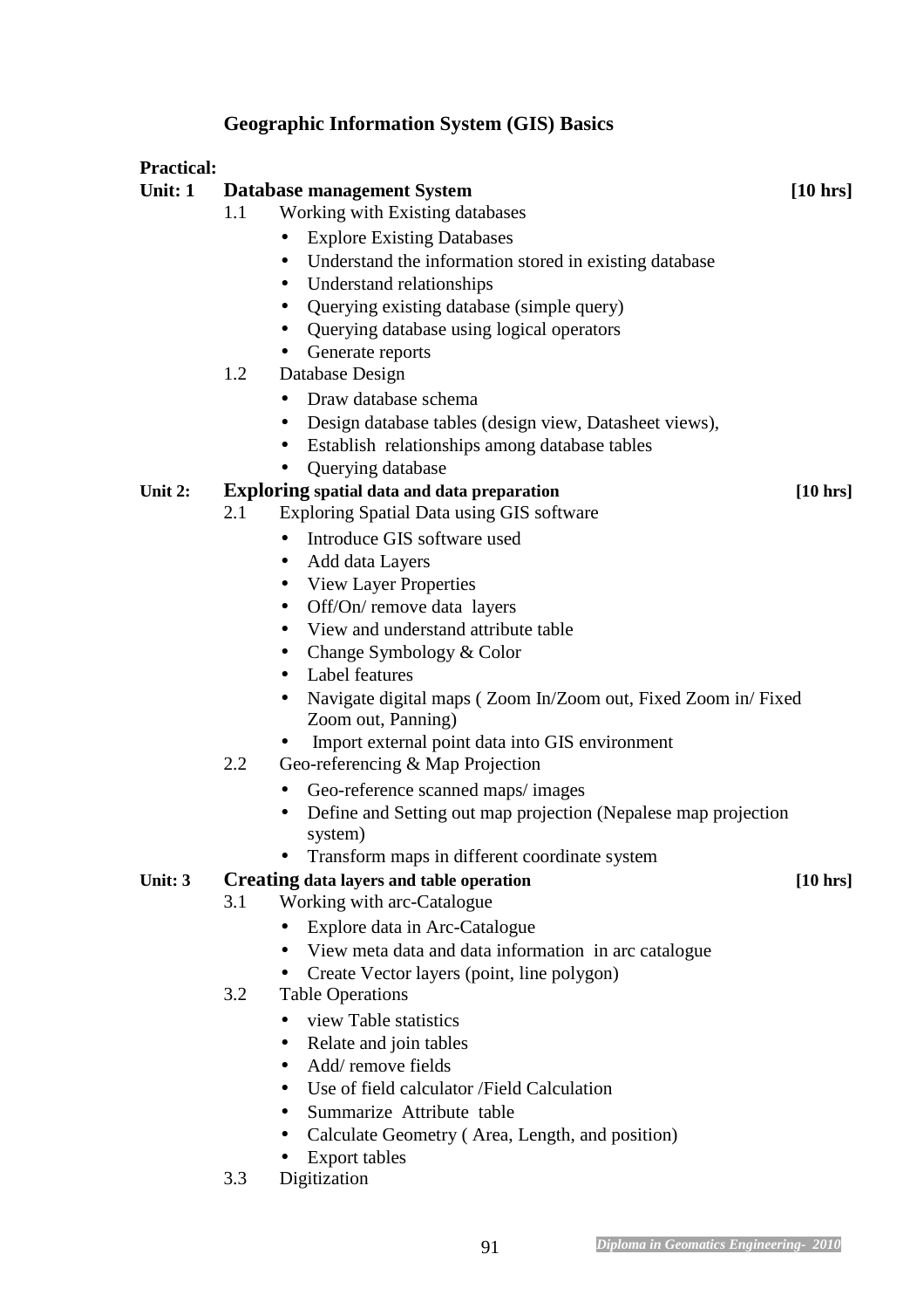## Geographic Information System (GIS) Basics

**Practical:**

**Unit: 1 Database management System [10 hrs]**

1.1 Working with Existing databases

- Explore Existing Databases
- Understand the information stored in existing database
- Understand relationships
- Querying existing database (simple query)
- Querying database using logical operators
- Generate reports

1.2 Database Design

- Draw database schema
- Design database tables (design view, Datasheet views),
- Establish relationships among database tables
- Querying database

**Unit 2: Exploring spatial data and data preparation [10 hrs]**

2.1 Exploring Spatial Data using GIS software

- Introduce GIS software used
- Add data Layers
- View Layer Properties
- Off/On/ remove data layers
- View and understand attribute table
- Change Symbology & Color
- Label features
- Navigate digital maps ( Zoom In/Zoom out, Fixed Zoom in/ Fixed Zoom out, Panning)
- Import external point data into GIS environment

2.2 Geo-referencing & Map Projection

- Geo-reference scanned maps/ images
- Define and Setting out map projection (Nepalese map projection system)
- Transform maps in different coordinate system

**Unit: 3 Creating data layers and table operation [10 hrs]**

3.1 Working with arc-Catalogue

- Explore data in Arc-Catalogue
- View meta data and data information in arc catalogue
- Create Vector layers (point, line polygon)

3.2 Table Operations

- view Table statistics
- Relate and join tables
- Add/ remove fields
- Use of field calculator /Field Calculation
- Summarize Attribute table
- Calculate Geometry ( Area, Length, and position)
- Export tables

3.3 Digitization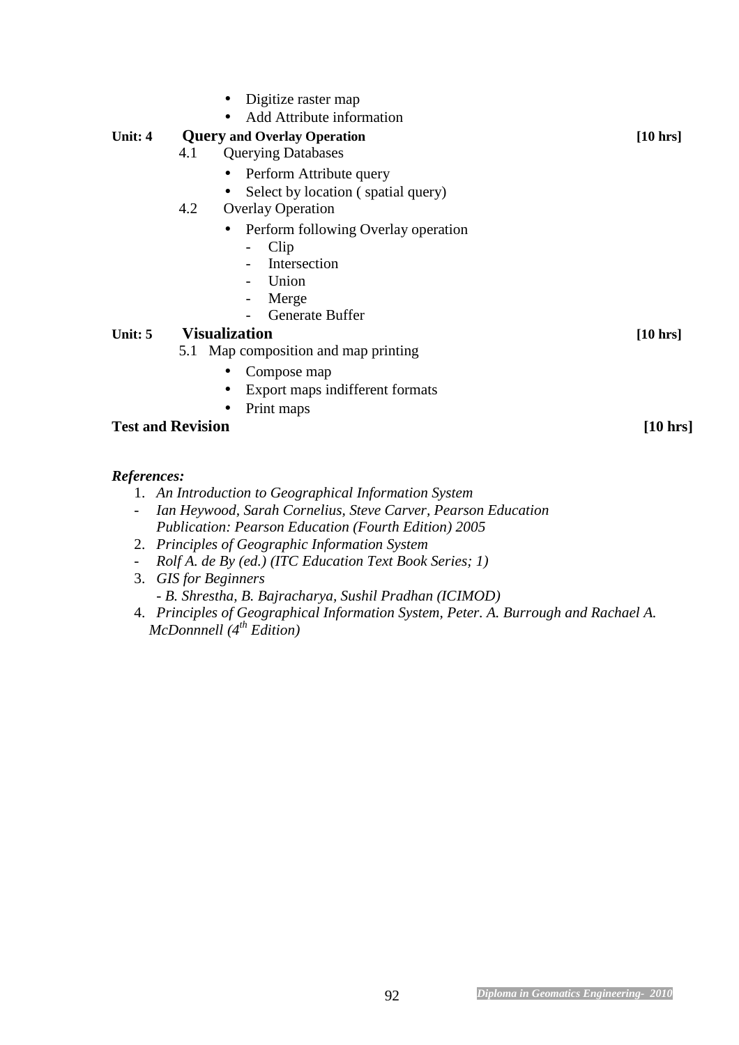- Digitize raster map
- Add Attribute information

**Unit: 4 Query and Overlay Operation [10 hrs]**

4.1 Querying Databases

- Perform Attribute query
- Select by location ( spatial query)

4.2 Overlay Operation

- Perform following Overlay operation
    - Clip
    - Intersection
    - Union
    - Merge
    - Generate Buffer

**Unit: 5 Visualization [10 hrs]**

5.1 Map composition and map printing

- Compose map
- Export maps indifferent formats
- Print maps

**Test and Revision [10 hrs]**

***References:***

1. *An Introduction to Geographical Information System*
   - *Ian Heywood, Sarah Cornelius, Steve Carver, Pearson Education Publication: Pearson Education (Fourth Edition) 2005*
2. *Principles of Geographic Information System*
   - *Rolf A. de By (ed.) (ITC Education Text Book Series; 1)*
3. *GIS for Beginners*
   - *B. Shrestha, B. Bajracharya, Sushil Pradhan (ICIMOD)*
4. *Principles of Geographical Information System, Peter. A. Burrough and Rachael A. McDonnnell (4th Edition)*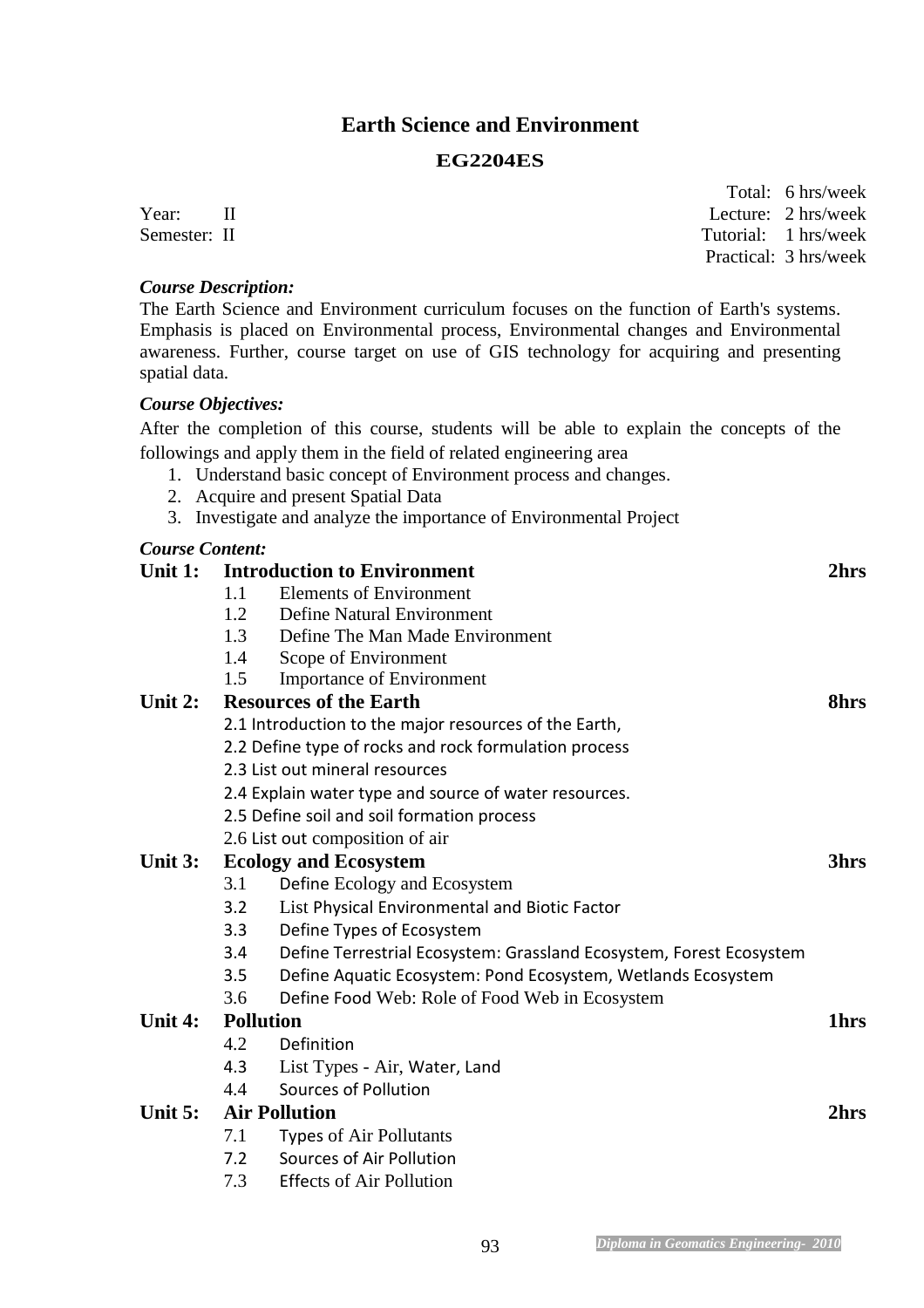# Earth Science and Environment

## EG2204ES

| | |
|---|---|
| | Total: 6 hrs/week |
| Year: II | Lecture: 2 hrs/week |
| Semester: II | Tutorial: 1 hrs/week |
| | Practical: 3 hrs/week |

***Course Description:***

The Earth Science and Environment curriculum focuses on the function of Earth's systems. Emphasis is placed on Environmental process, Environmental changes and Environmental awareness. Further, course target on use of GIS technology for acquiring and presenting spatial data.

***Course Objectives:***

After the completion of this course, students will be able to explain the concepts of the followings and apply them in the field of related engineering area

1. Understand basic concept of Environment process and changes.
2. Acquire and present Spatial Data
3. Investigate and analyze the importance of Environmental Project

***Course Content:***

**Unit 1: Introduction to Environment** **2hrs**

- 1.1 Elements of Environment
- 1.2 Define Natural Environment
- 1.3 Define The Man Made Environment
- 1.4 Scope of Environment
- 1.5 Importance of Environment

**Unit 2: Resources of the Earth** **8hrs**

- 2.1 Introduction to the major resources of the Earth,
- 2.2 Define type of rocks and rock formulation process
- 2.3 List out mineral resources
- 2.4 Explain water type and source of water resources.
- 2.5 Define soil and soil formation process
- 2.6 List out composition of air

**Unit 3: Ecology and Ecosystem** **3hrs**

- 3.1 Define Ecology and Ecosystem
- 3.2 List Physical Environmental and Biotic Factor
- 3.3 Define Types of Ecosystem
- 3.4 Define Terrestrial Ecosystem: Grassland Ecosystem, Forest Ecosystem
- 3.5 Define Aquatic Ecosystem: Pond Ecosystem, Wetlands Ecosystem
- 3.6 Define Food Web: Role of Food Web in Ecosystem

**Unit 4: Pollution** **1hrs**

- 4.2 Definition
- 4.3 List Types - Air, Water, Land
- 4.4 Sources of Pollution

**Unit 5: Air Pollution** **2hrs**

- 7.1 Types of Air Pollutants
- 7.2 Sources of Air Pollution
- 7.3 Effects of Air Pollution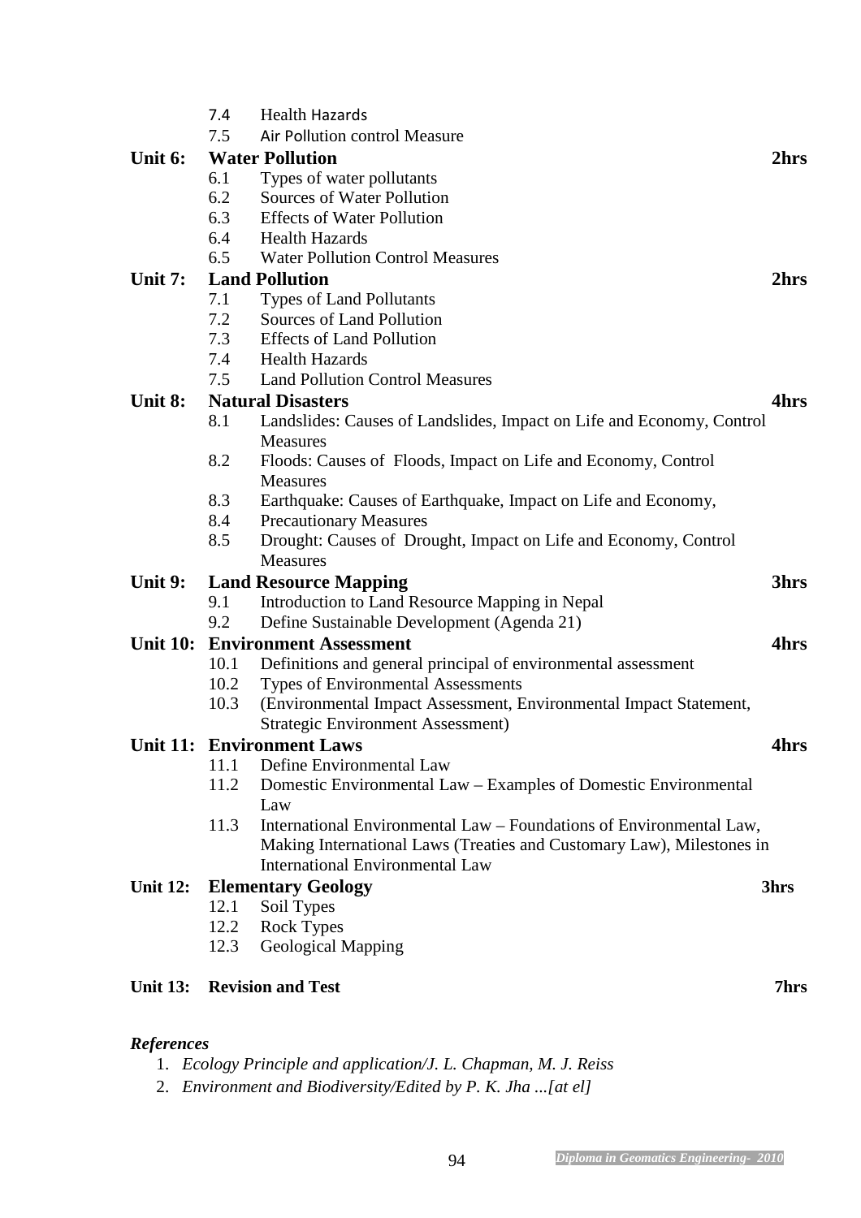7.4 Health Hazards

7.5 Air Pollution control Measure

**Unit 6: Water Pollution** **2hrs**

6.1 Types of water pollutants

6.2 Sources of Water Pollution

6.3 Effects of Water Pollution

6.4 Health Hazards

6.5 Water Pollution Control Measures

**Unit 7: Land Pollution** **2hrs**

7.1 Types of Land Pollutants

7.2 Sources of Land Pollution

7.3 Effects of Land Pollution

7.4 Health Hazards

7.5 Land Pollution Control Measures

**Unit 8: Natural Disasters** **4hrs**

8.1 Landslides: Causes of Landslides, Impact on Life and Economy, Control Measures

8.2 Floods: Causes of Floods, Impact on Life and Economy, Control Measures

8.3 Earthquake: Causes of Earthquake, Impact on Life and Economy,

8.4 Precautionary Measures

8.5 Drought: Causes of Drought, Impact on Life and Economy, Control Measures

**Unit 9: Land Resource Mapping** **3hrs**

9.1 Introduction to Land Resource Mapping in Nepal

9.2 Define Sustainable Development (Agenda 21)

**Unit 10: Environment Assessment** **4hrs**

10.1 Definitions and general principal of environmental assessment

10.2 Types of Environmental Assessments

10.3 (Environmental Impact Assessment, Environmental Impact Statement, Strategic Environment Assessment)

**Unit 11: Environment Laws** **4hrs**

11.1 Define Environmental Law

11.2 Domestic Environmental Law – Examples of Domestic Environmental Law

11.3 International Environmental Law – Foundations of Environmental Law, Making International Laws (Treaties and Customary Law), Milestones in International Environmental Law

**Unit 12: Elementary Geology** **3hrs**

12.1 Soil Types

12.2 Rock Types

12.3 Geological Mapping

**Unit 13: Revision and Test** **7hrs**

***References***

1. *Ecology Principle and application/J. L. Chapman, M. J. Reiss*
2. *Environment and Biodiversity/Edited by P. K. Jha ...[at el]*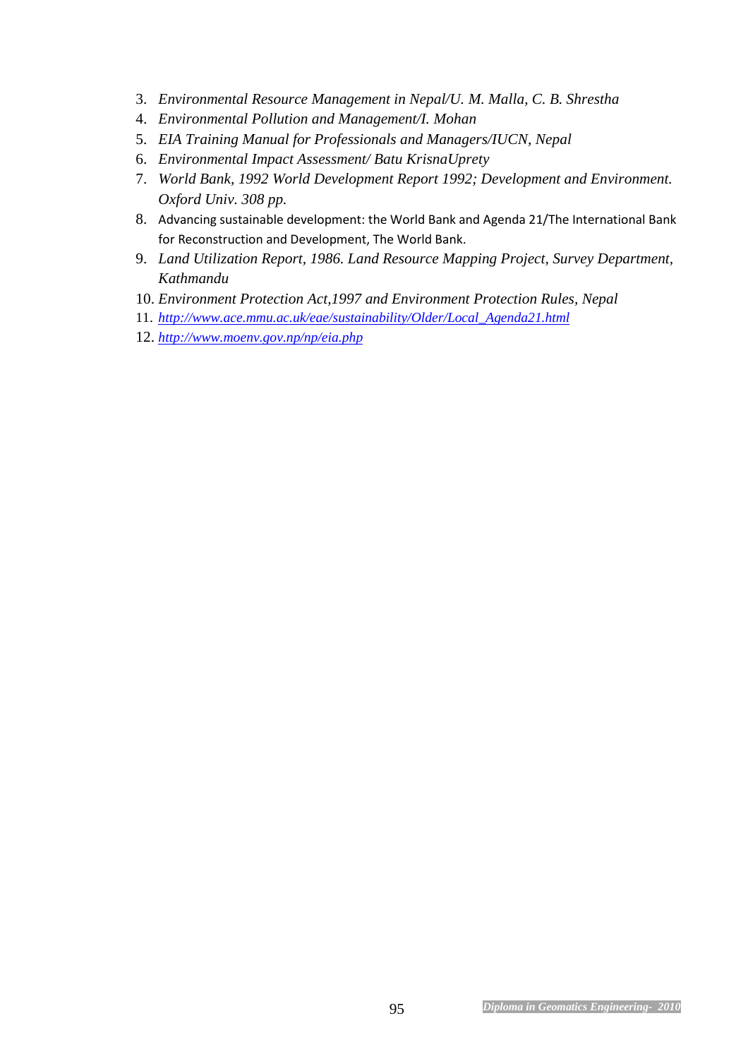3. *Environmental Resource Management in Nepal/U. M. Malla, C. B. Shrestha*
4. *Environmental Pollution and Management/I. Mohan*
5. *EIA Training Manual for Professionals and Managers/IUCN, Nepal*
6. *Environmental Impact Assessment/ Batu KrisnaUprety*
7. *World Bank, 1992 World Development Report 1992; Development and Environment. Oxford Univ. 308 pp.*
8. Advancing sustainable development: the World Bank and Agenda 21/The International Bank for Reconstruction and Development, The World Bank.
9. *Land Utilization Report, 1986. Land Resource Mapping Project, Survey Department, Kathmandu*
10. *Environment Protection Act,1997 and Environment Protection Rules, Nepal*
11. *http://www.ace.mmu.ac.uk/eae/sustainability/Older/Local_Agenda21.html*
12. *http://www.moenv.gov.np/np/eia.php*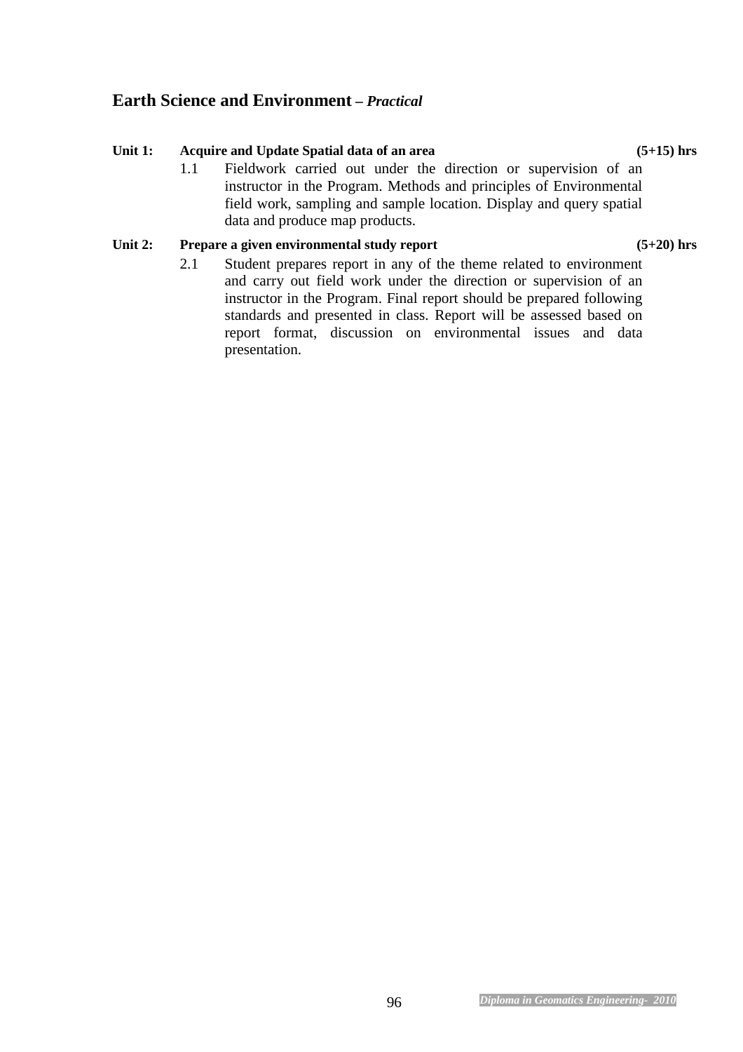## Earth Science and Environment – *Practical*

**Unit 1: Acquire and Update Spatial data of an area (5+15) hrs**

1.1 Fieldwork carried out under the direction or supervision of an instructor in the Program. Methods and principles of Environmental field work, sampling and sample location. Display and query spatial data and produce map products.

**Unit 2: Prepare a given environmental study report (5+20) hrs**

2.1 Student prepares report in any of the theme related to environment and carry out field work under the direction or supervision of an instructor in the Program. Final report should be prepared following standards and presented in class. Report will be assessed based on report format, discussion on environmental issues and data presentation.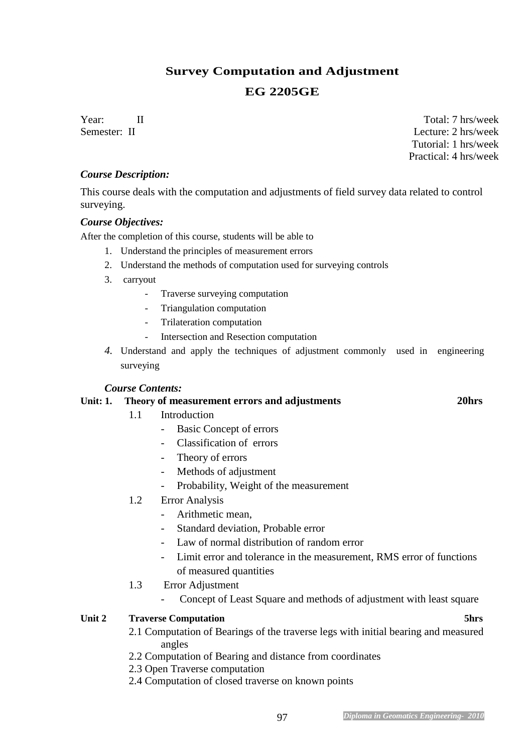# Survey Computation and Adjustment

## EG 2205GE

Year: II
Semester: II

Total: 7 hrs/week
Lecture: 2 hrs/week
Tutorial: 1 hrs/week
Practical: 4 hrs/week

***Course Description:***

This course deals with the computation and adjustments of field survey data related to control surveying.

***Course Objectives:***

After the completion of this course, students will be able to

1. Understand the principles of measurement errors
2. Understand the methods of computation used for surveying controls
3. carryout
    - Traverse surveying computation
    - Triangulation computation
    - Trilateration computation
    - Intersection and Resection computation
4. Understand and apply the techniques of adjustment commonly used in engineering surveying

***Course Contents:***

**Unit: 1. Theory of measurement errors and adjustments — 20hrs**

1.1 Introduction
- Basic Concept of errors
- Classification of errors
- Theory of errors
- Methods of adjustment
- Probability, Weight of the measurement

1.2 Error Analysis
- Arithmetic mean,
- Standard deviation, Probable error
- Law of normal distribution of random error
- Limit error and tolerance in the measurement, RMS error of functions of measured quantities

1.3 Error Adjustment
- Concept of Least Square and methods of adjustment with least square

**Unit 2 Traverse Computation — 5hrs**

2.1 Computation of Bearings of the traverse legs with initial bearing and measured angles
2.2 Computation of Bearing and distance from coordinates
2.3 Open Traverse computation
2.4 Computation of closed traverse on known points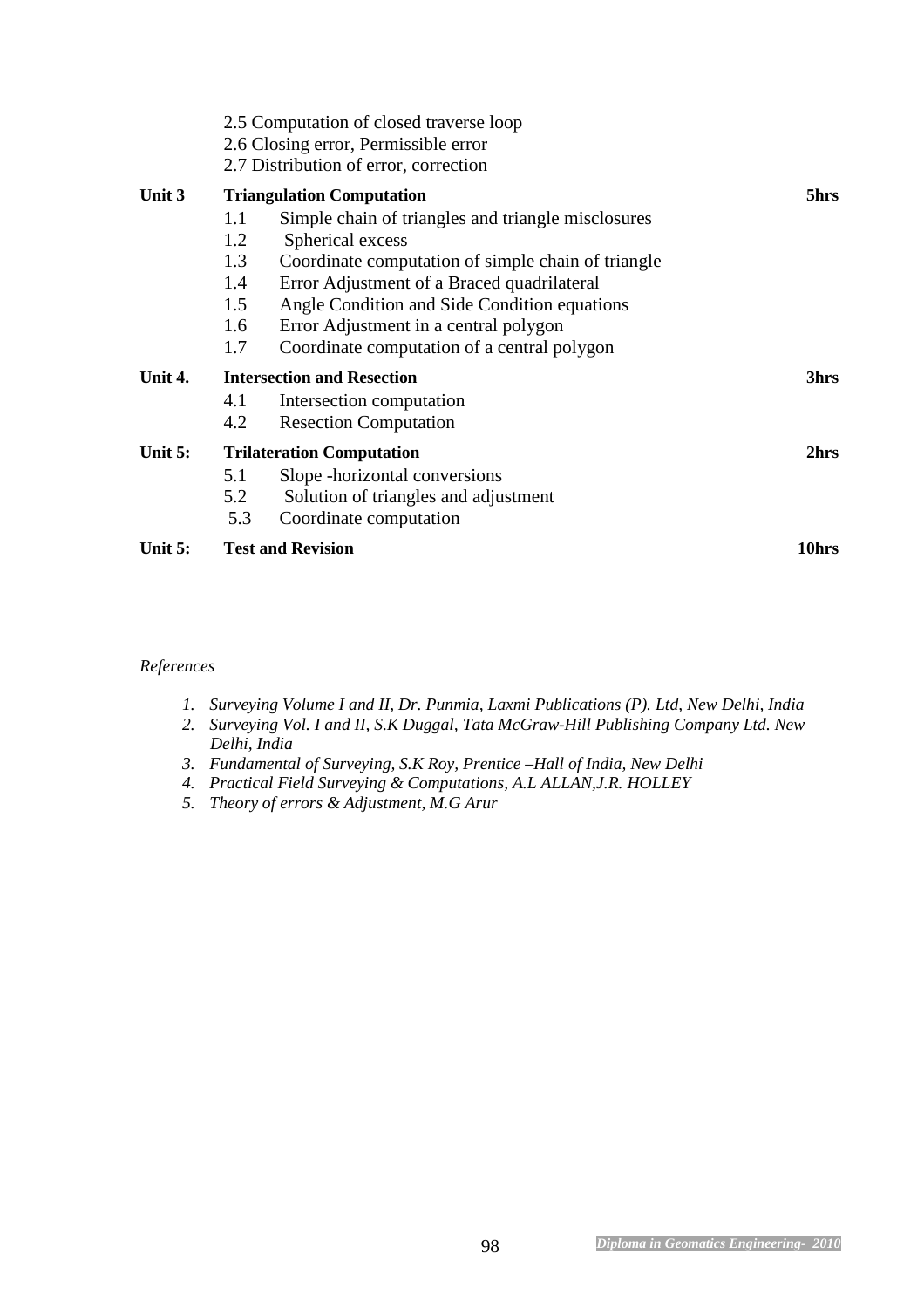2.5 Computation of closed traverse loop
2.6 Closing error, Permissible error
2.7 Distribution of error, correction

**Unit 3 Triangulation Computation** **5hrs**

1.1 Simple chain of triangles and triangle misclosures
1.2 Spherical excess
1.3 Coordinate computation of simple chain of triangle
1.4 Error Adjustment of a Braced quadrilateral
1.5 Angle Condition and Side Condition equations
1.6 Error Adjustment in a central polygon
1.7 Coordinate computation of a central polygon

**Unit 4. Intersection and Resection** **3hrs**

4.1 Intersection computation
4.2 Resection Computation

**Unit 5: Trilateration Computation** **2hrs**

5.1 Slope -horizontal conversions
5.2 Solution of triangles and adjustment
5.3 Coordinate computation

**Unit 5: Test and Revision** **10hrs**

*References*

1. *Surveying Volume I and II, Dr. Punmia, Laxmi Publications (P). Ltd, New Delhi, India*
2. *Surveying Vol. I and II, S.K Duggal, Tata McGraw-Hill Publishing Company Ltd. New Delhi, India*
3. *Fundamental of Surveying, S.K Roy, Prentice –Hall of India, New Delhi*
4. *Practical Field Surveying & Computations, A.L ALLAN,J.R. HOLLEY*
5. *Theory of errors & Adjustment, M.G Arur*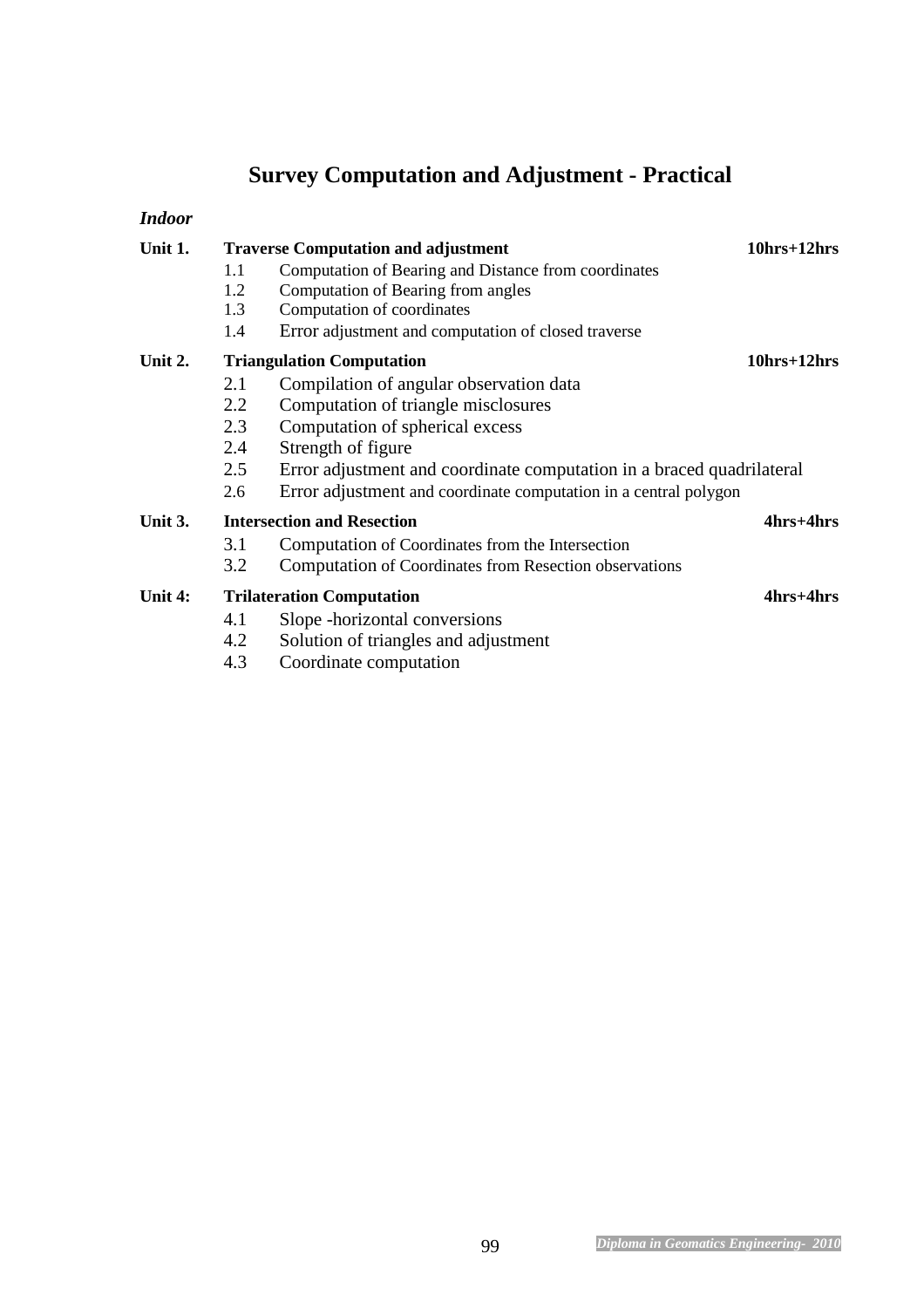# Survey Computation and Adjustment - Practical

***Indoor***

**Unit 1. Traverse Computation and adjustment** **10hrs+12hrs**

- 1.1 Computation of Bearing and Distance from coordinates
- 1.2 Computation of Bearing from angles
- 1.3 Computation of coordinates
- 1.4 Error adjustment and computation of closed traverse

**Unit 2. Triangulation Computation** **10hrs+12hrs**

- 2.1 Compilation of angular observation data
- 2.2 Computation of triangle misclosures
- 2.3 Computation of spherical excess
- 2.4 Strength of figure
- 2.5 Error adjustment and coordinate computation in a braced quadrilateral
- 2.6 Error adjustment and coordinate computation in a central polygon

**Unit 3. Intersection and Resection** **4hrs+4hrs**

- 3.1 Computation of Coordinates from the Intersection
- 3.2 Computation of Coordinates from Resection observations

**Unit 4: Trilateration Computation** **4hrs+4hrs**

- 4.1 Slope -horizontal conversions
- 4.2 Solution of triangles and adjustment
- 4.3 Coordinate computation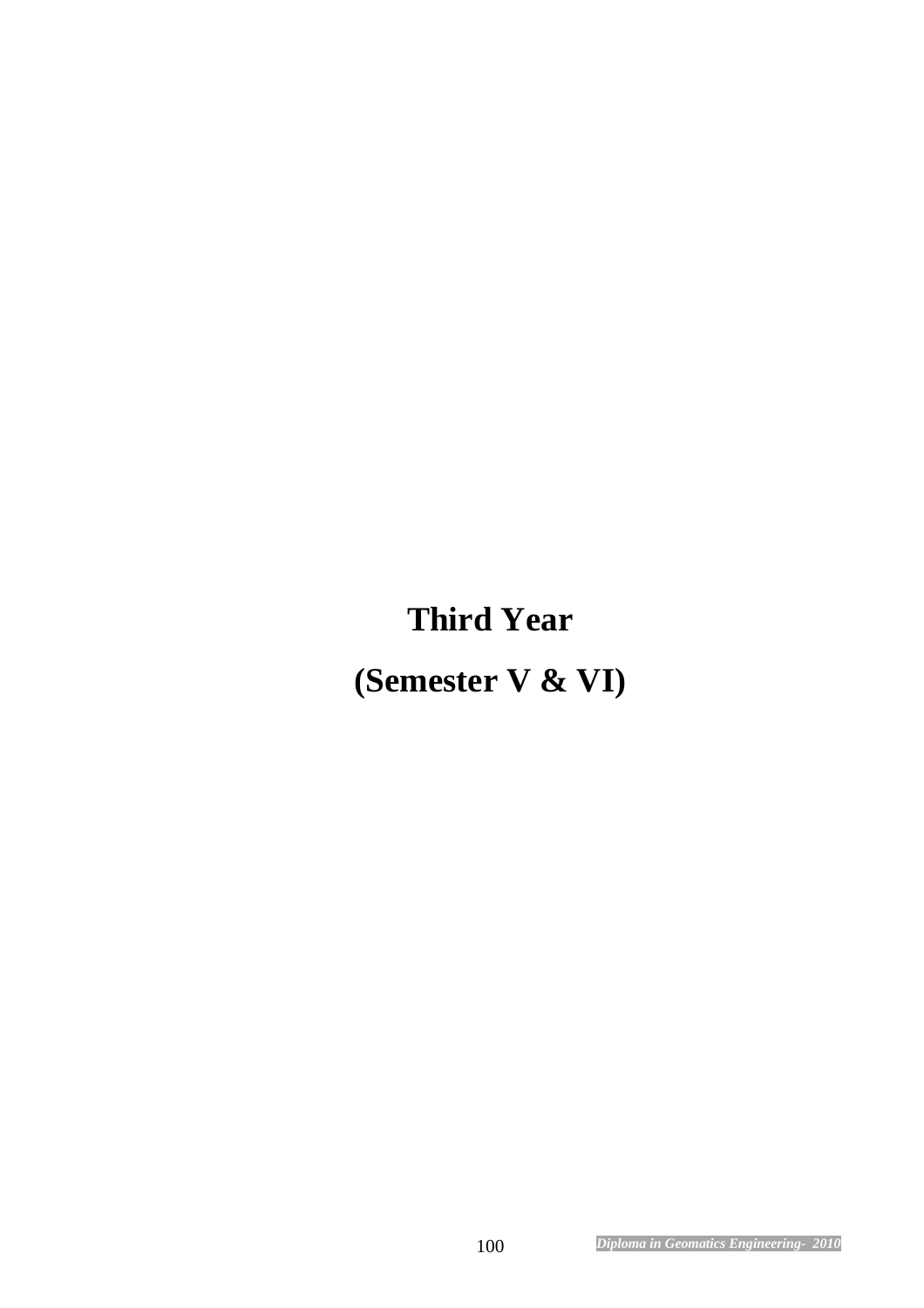# Third Year

# (Semester V & VI)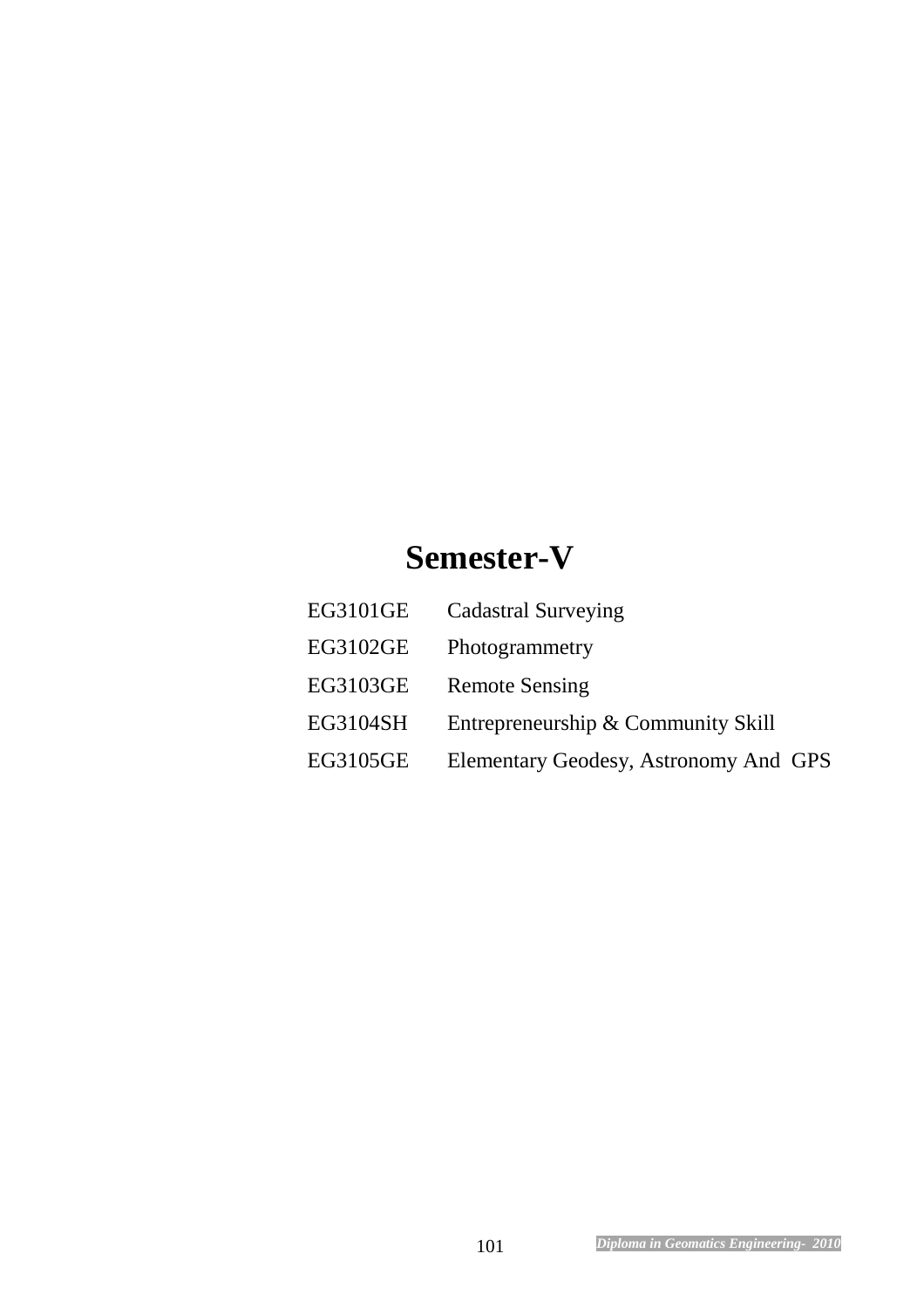# Semester-V

| | |
|---|---|
| EG3101GE | Cadastral Surveying |
| EG3102GE | Photogrammetry |
| EG3103GE | Remote Sensing |
| EG3104SH | Entrepreneurship & Community Skill |
| EG3105GE | Elementary Geodesy, Astronomy And GPS |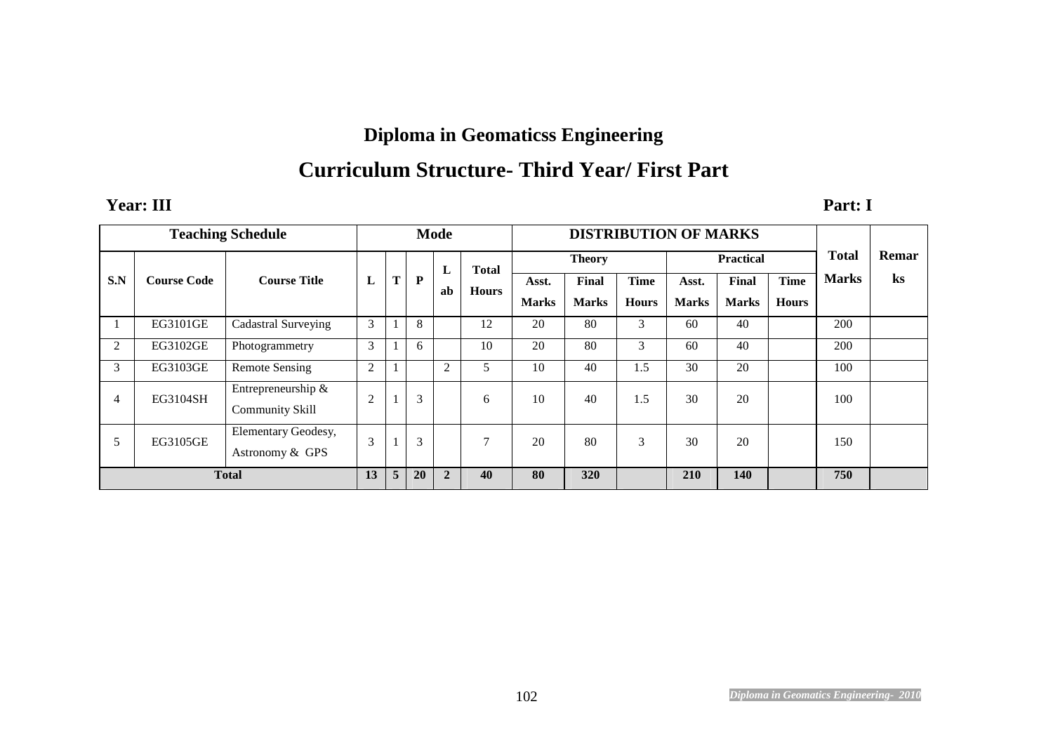# Diploma in Geomaticss Engineering

## Curriculum Structure- Third Year/ First Part

**Year: III** **Part: I**

| Teaching Schedule | | | Mode | | | | | DISTRIBUTION OF MARKS | | | | | | Total Marks | Remarks |
|---|---|---|---|---|---|---|---|---|---|---|---|---|---|---|---|
| | | | | | | | | Theory | | | Practical | | | | |
| S.N | Course Code | Course Title | L | T | P | Lab | Total Hours | Asst. Marks | Final Marks | Time Hours | Asst. Marks | Final Marks | Time Hours | | |
| 1 | EG3101GE | Cadastral Surveying | 3 | 1 | 8 | | 12 | 20 | 80 | 3 | 60 | 40 | | 200 | |
| 2 | EG3102GE | Photogrammetry | 3 | 1 | 6 | | 10 | 20 | 80 | 3 | 60 | 40 | | 200 | |
| 3 | EG3103GE | Remote Sensing | 2 | 1 | | 2 | 5 | 10 | 40 | 1.5 | 30 | 20 | | 100 | |
| 4 | EG3104SH | Entrepreneurship & Community Skill | 2 | 1 | 3 | | 6 | 10 | 40 | 1.5 | 30 | 20 | | 100 | |
| 5 | EG3105GE | Elementary Geodesy, Astronomy & GPS | 3 | 1 | 3 | | 7 | 20 | 80 | 3 | 30 | 20 | | 150 | |
| Total | | | 13 | 5 | 20 | 2 | 40 | 80 | 320 | | 210 | 140 | | 750 | |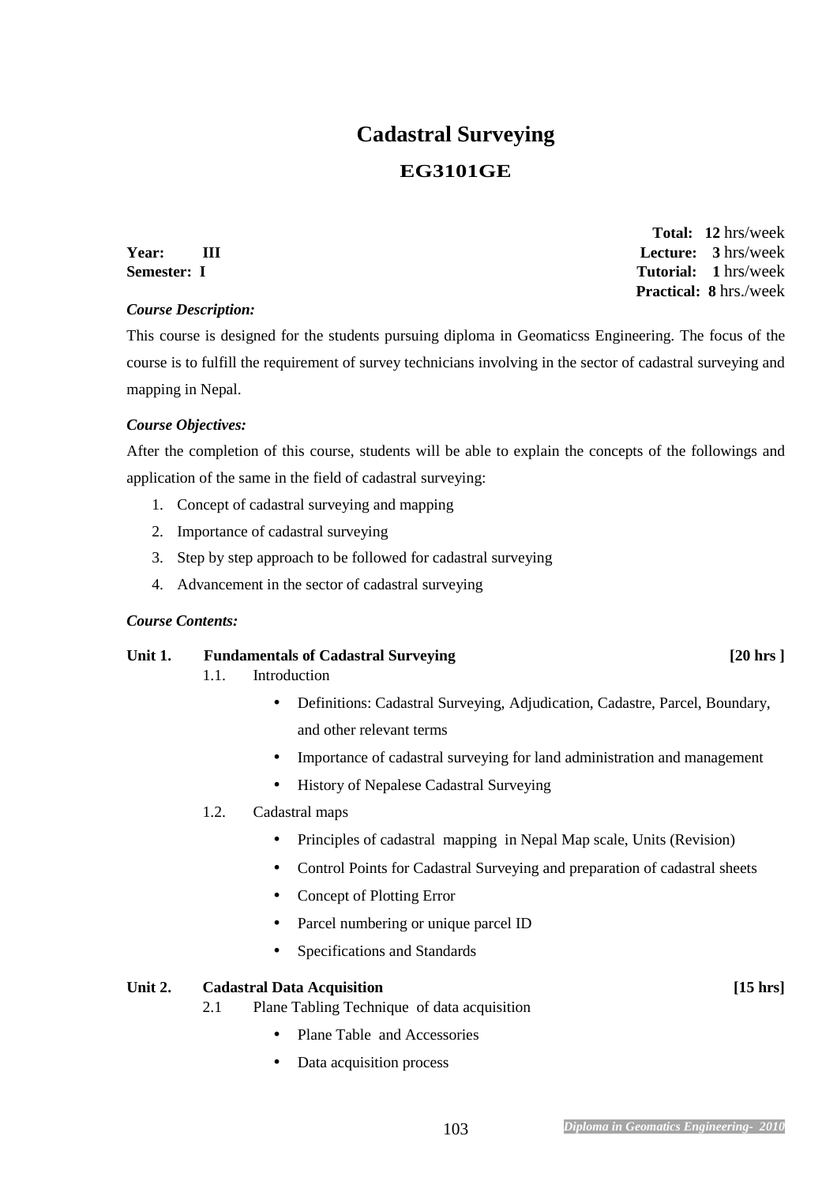# Cadastral Surveying

## EG3101GE

**Year: III**
**Semester: I**

**Total: 12** hrs/week
**Lecture: 3** hrs/week
**Tutorial: 1** hrs/week
**Practical: 8** hrs./week

***Course Description:***

This course is designed for the students pursuing diploma in Geomaticss Engineering. The focus of the course is to fulfill the requirement of survey technicians involving in the sector of cadastral surveying and mapping in Nepal.

***Course Objectives:***

After the completion of this course, students will be able to explain the concepts of the followings and application of the same in the field of cadastral surveying:

1. Concept of cadastral surveying and mapping
2. Importance of cadastral surveying
3. Step by step approach to be followed for cadastral surveying
4. Advancement in the sector of cadastral surveying

***Course Contents:***

**Unit 1. Fundamentals of Cadastral Surveying [20 hrs ]**

1.1. Introduction
- Definitions: Cadastral Surveying, Adjudication, Cadastre, Parcel, Boundary, and other relevant terms
- Importance of cadastral surveying for land administration and management
- History of Nepalese Cadastral Surveying

1.2. Cadastral maps
- Principles of cadastral mapping in Nepal Map scale, Units (Revision)
- Control Points for Cadastral Surveying and preparation of cadastral sheets
- Concept of Plotting Error
- Parcel numbering or unique parcel ID
- Specifications and Standards

**Unit 2. Cadastral Data Acquisition [15 hrs]**

2.1 Plane Tabling Technique of data acquisition
- Plane Table and Accessories
- Data acquisition process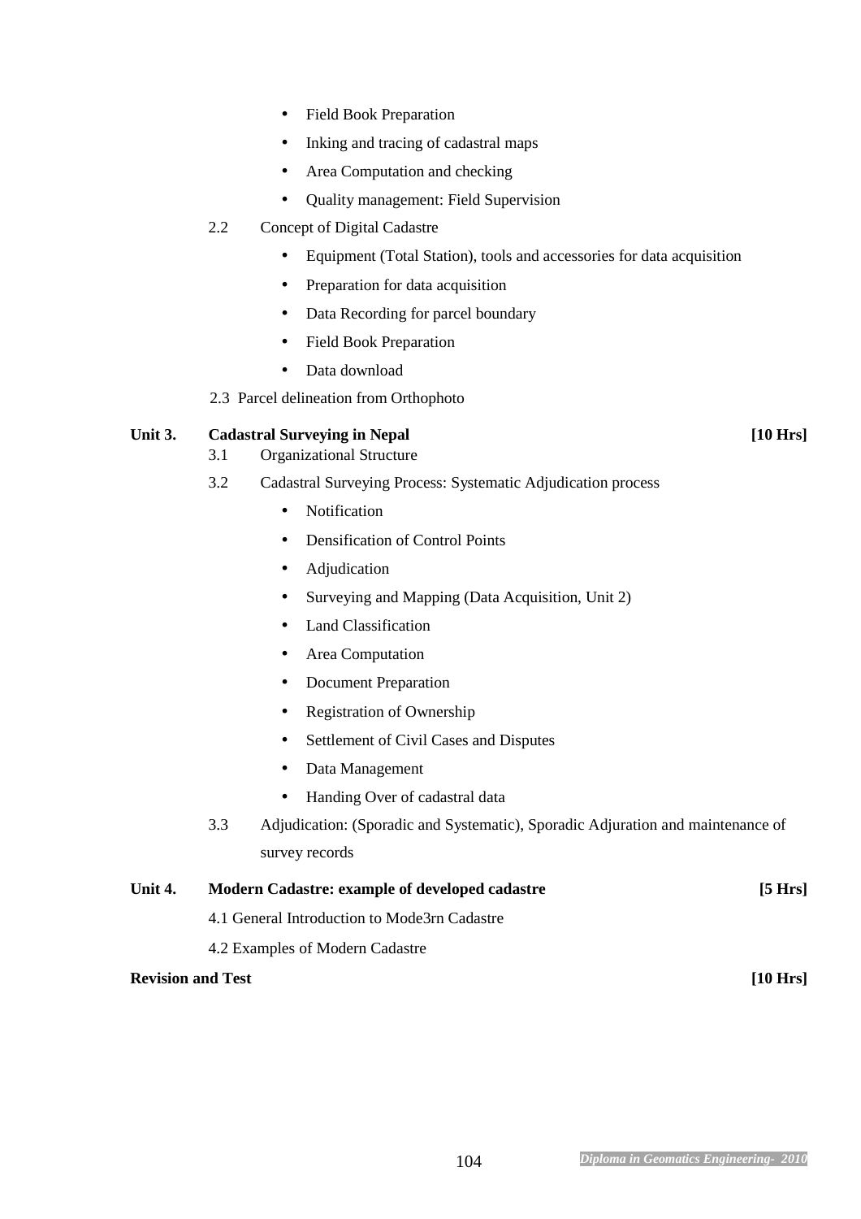- Field Book Preparation
- Inking and tracing of cadastral maps
- Area Computation and checking
- Quality management: Field Supervision

2.2 Concept of Digital Cadastre

- Equipment (Total Station), tools and accessories for data acquisition
- Preparation for data acquisition
- Data Recording for parcel boundary
- Field Book Preparation
- Data download

2.3 Parcel delineation from Orthophoto

**Unit 3. Cadastral Surveying in Nepal [10 Hrs]**

3.1 Organizational Structure

3.2 Cadastral Surveying Process: Systematic Adjudication process

- Notification
- Densification of Control Points
- Adjudication
- Surveying and Mapping (Data Acquisition, Unit 2)
- Land Classification
- Area Computation
- Document Preparation
- Registration of Ownership
- Settlement of Civil Cases and Disputes
- Data Management
- Handing Over of cadastral data

3.3 Adjudication: (Sporadic and Systematic), Sporadic Adjuration and maintenance of survey records

**Unit 4. Modern Cadastre: example of developed cadastre [5 Hrs]**

4.1 General Introduction to Mode3rn Cadastre

4.2 Examples of Modern Cadastre

**Revision and Test [10 Hrs]**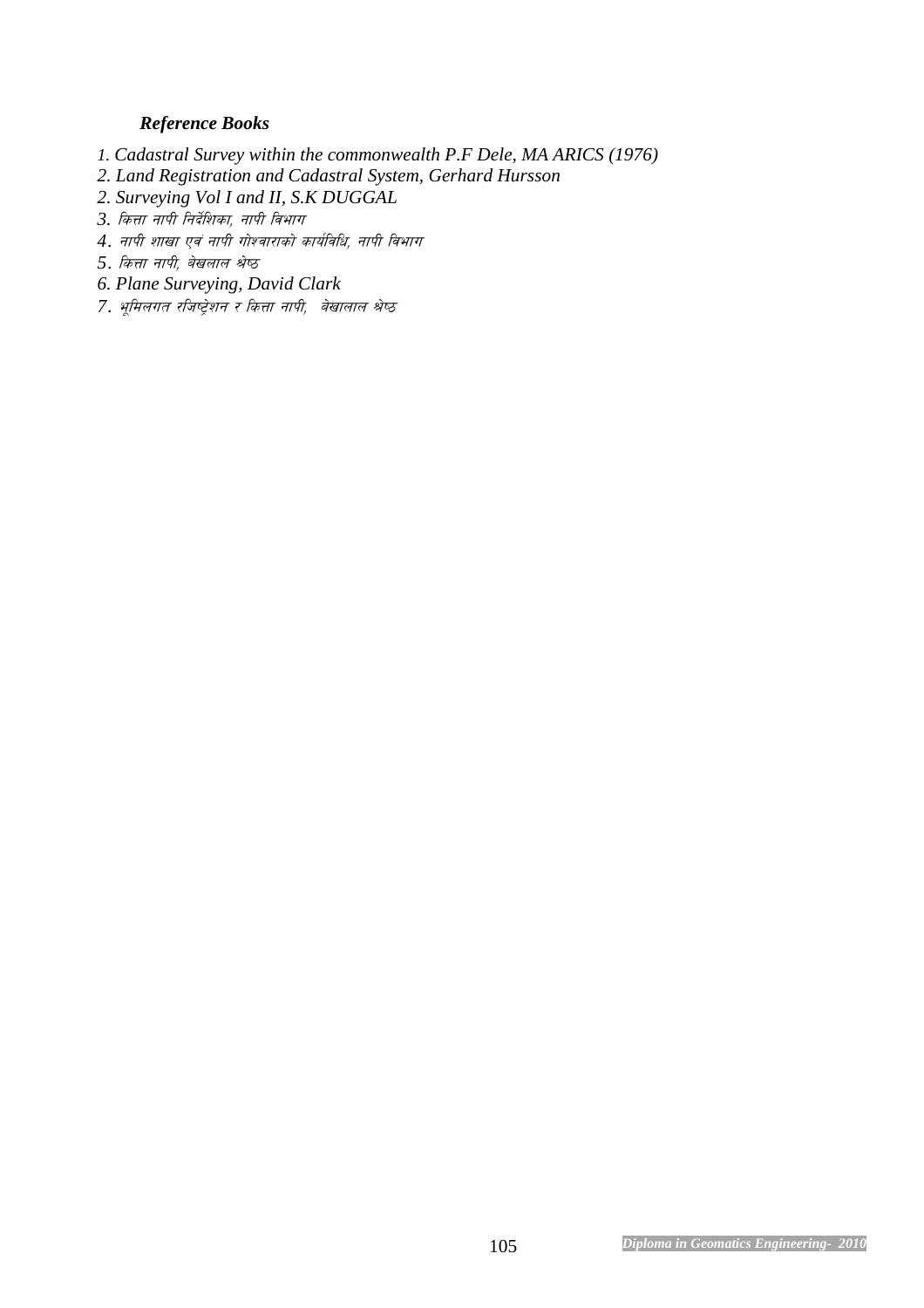### *Reference Books*

1. *Cadastral Survey within the commonwealth P.F Dele, MA ARICS (1976)*
2. *Land Registration and Cadastral System, Gerhard Hursson*
2. *Surveying Vol I and II, S.K DUGGAL*
3. *कित्ता नापी निर्देशिका, नापी विभाग*
4. *नापी शाखा एवं नापी गोश्वाराको कार्यविधि, नापी विभाग*
5. *कित्ता नापी, वेखलाल श्रेष्ठ*
6. *Plane Surveying, David Clark*
7. *भूमिलगत रजिष्ट्रेशन र कित्ता नापी, वेखालाल श्रेष्ठ*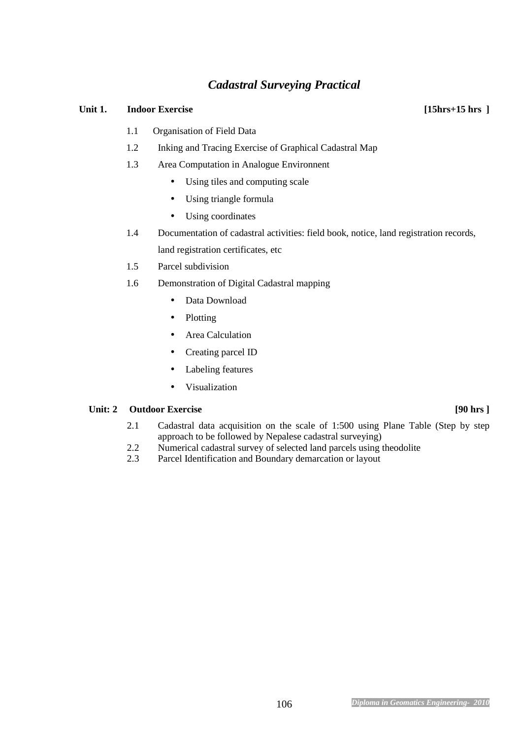# *Cadastral Surveying Practical*

**Unit 1. Indoor Exercise** **[15hrs+15 hrs ]**

1.1 Organisation of Field Data

1.2 Inking and Tracing Exercise of Graphical Cadastral Map

1.3 Area Computation in Analogue Environnent

- Using tiles and computing scale
- Using triangle formula
- Using coordinates

1.4 Documentation of cadastral activities: field book, notice, land registration records, land registration certificates, etc

1.5 Parcel subdivision

1.6 Demonstration of Digital Cadastral mapping

- Data Download
- Plotting
- Area Calculation
- Creating parcel ID
- Labeling features
- Visualization

**Unit: 2 Outdoor Exercise** **[90 hrs ]**

2.1 Cadastral data acquisition on the scale of 1:500 using Plane Table (Step by step approach to be followed by Nepalese cadastral surveying)

2.2 Numerical cadastral survey of selected land parcels using theodolite

2.3 Parcel Identification and Boundary demarcation or layout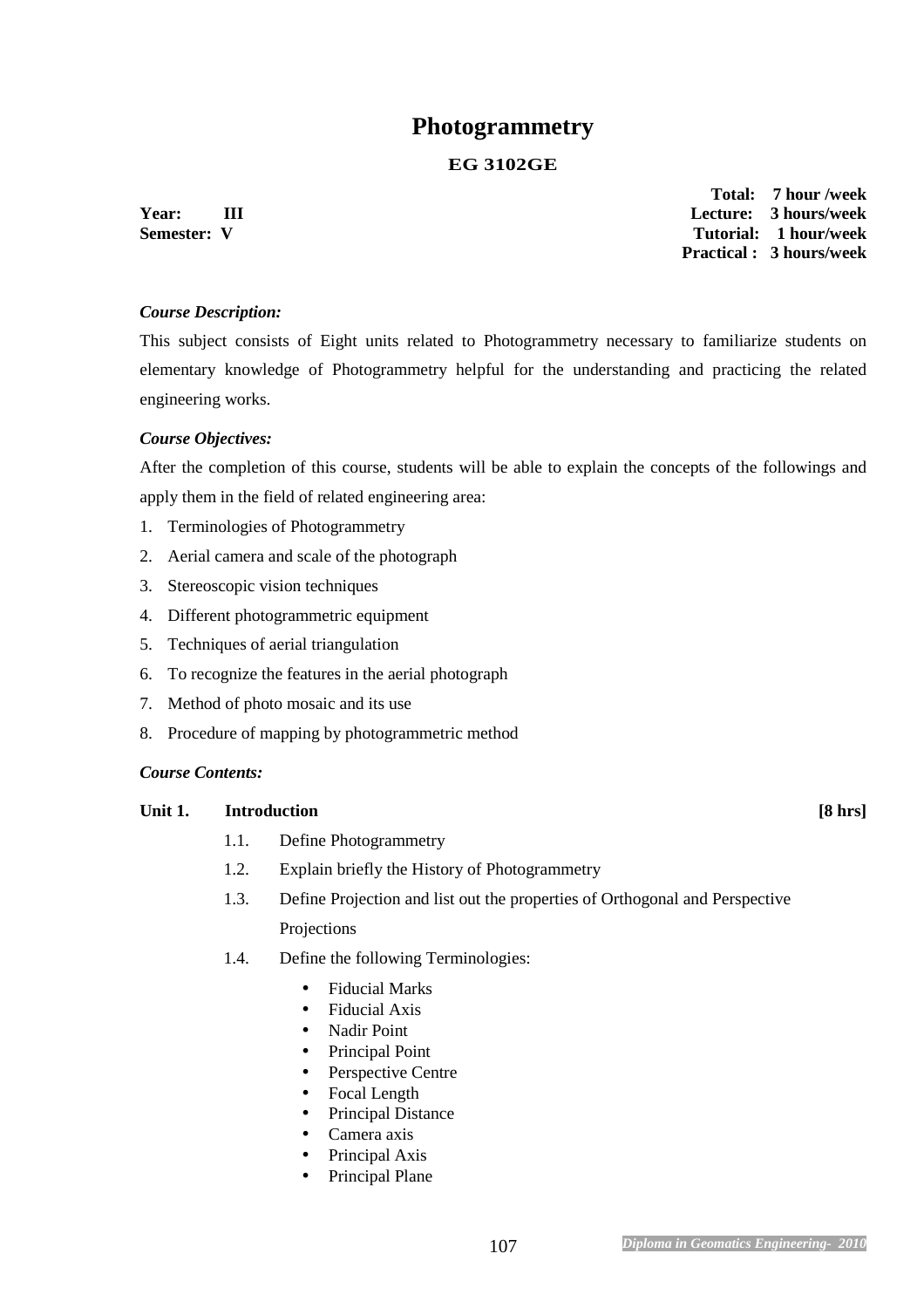# Photogrammetry

## EG 3102GE

**Year: III**
**Semester: V**

**Total: 7 hour /week**
**Lecture: 3 hours/week**
**Tutorial: 1 hour/week**
**Practical : 3 hours/week**

***Course Description:***

This subject consists of Eight units related to Photogrammetry necessary to familiarize students on elementary knowledge of Photogrammetry helpful for the understanding and practicing the related engineering works.

***Course Objectives:***

After the completion of this course, students will be able to explain the concepts of the followings and apply them in the field of related engineering area:

1. Terminologies of Photogrammetry
2. Aerial camera and scale of the photograph
3. Stereoscopic vision techniques
4. Different photogrammetric equipment
5. Techniques of aerial triangulation
6. To recognize the features in the aerial photograph
7. Method of photo mosaic and its use
8. Procedure of mapping by photogrammetric method

***Course Contents:***

**Unit 1. Introduction [8 hrs]**

1.1. Define Photogrammetry

1.2. Explain briefly the History of Photogrammetry

1.3. Define Projection and list out the properties of Orthogonal and Perspective Projections

1.4. Define the following Terminologies:

- Fiducial Marks
- Fiducial Axis
- Nadir Point
- Principal Point
- Perspective Centre
- Focal Length
- Principal Distance
- Camera axis
- Principal Axis
- Principal Plane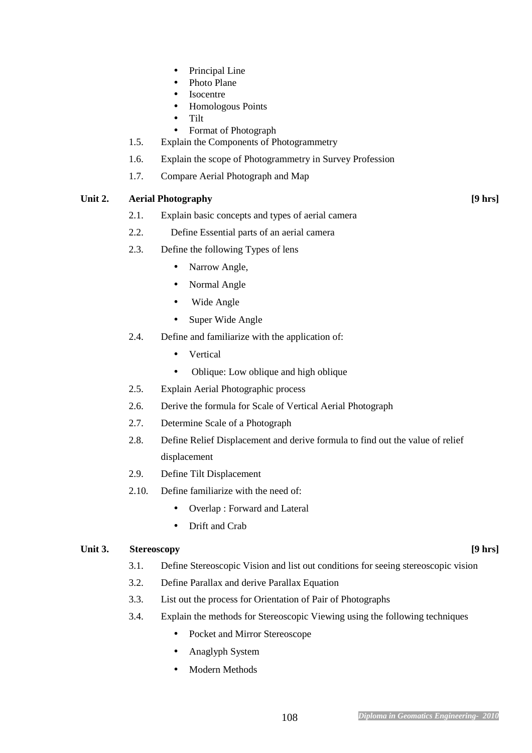- Principal Line
- Photo Plane
- Isocentre
- Homologous Points
- Tilt
- Format of Photograph

1.5. Explain the Components of Photogrammetry

1.6. Explain the scope of Photogrammetry in Survey Profession

1.7. Compare Aerial Photograph and Map

## Unit 2. Aerial Photography [9 hrs]

2.1. Explain basic concepts and types of aerial camera

2.2. Define Essential parts of an aerial camera

2.3. Define the following Types of lens

- Narrow Angle,
- Normal Angle
- Wide Angle
- Super Wide Angle

2.4. Define and familiarize with the application of:

- Vertical
- Oblique: Low oblique and high oblique

2.5. Explain Aerial Photographic process

2.6. Derive the formula for Scale of Vertical Aerial Photograph

2.7. Determine Scale of a Photograph

2.8. Define Relief Displacement and derive formula to find out the value of relief displacement

2.9. Define Tilt Displacement

2.10. Define familiarize with the need of:

- Overlap : Forward and Lateral
- Drift and Crab

## Unit 3. Stereoscopy [9 hrs]

3.1. Define Stereoscopic Vision and list out conditions for seeing stereoscopic vision

3.2. Define Parallax and derive Parallax Equation

3.3. List out the process for Orientation of Pair of Photographs

3.4. Explain the methods for Stereoscopic Viewing using the following techniques

- Pocket and Mirror Stereoscope
- Anaglyph System
- Modern Methods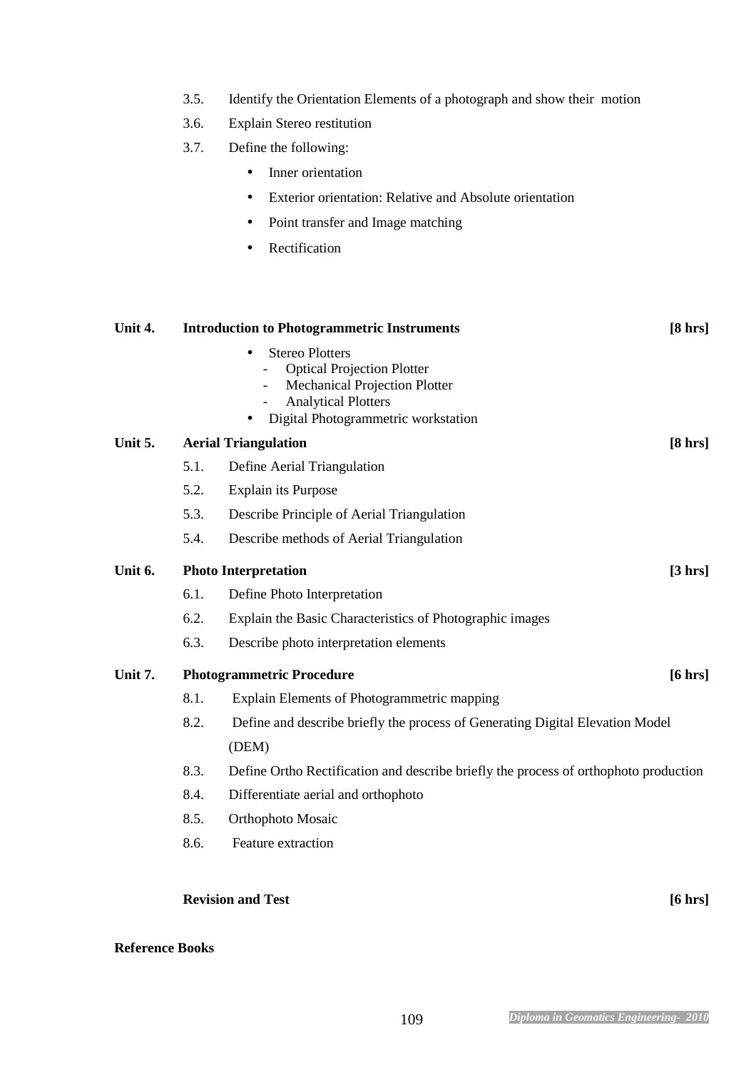3.5. Identify the Orientation Elements of a photograph and show their motion

3.6. Explain Stereo restitution

3.7. Define the following:

- Inner orientation
- Exterior orientation: Relative and Absolute orientation
- Point transfer and Image matching
- Rectification

**Unit 4. Introduction to Photogrammetric Instruments [8 hrs]**

- Stereo Plotters
  - Optical Projection Plotter
  - Mechanical Projection Plotter
  - Analytical Plotters
- Digital Photogrammetric workstation

**Unit 5. Aerial Triangulation [8 hrs]**

5.1. Define Aerial Triangulation

5.2. Explain its Purpose

5.3. Describe Principle of Aerial Triangulation

5.4. Describe methods of Aerial Triangulation

**Unit 6. Photo Interpretation [3 hrs]**

6.1. Define Photo Interpretation

6.2. Explain the Basic Characteristics of Photographic images

6.3. Describe photo interpretation elements

**Unit 7. Photogrammetric Procedure [6 hrs]**

8.1. Explain Elements of Photogrammetric mapping

8.2. Define and describe briefly the process of Generating Digital Elevation Model (DEM)

8.3. Define Ortho Rectification and describe briefly the process of orthophoto production

8.4. Differentiate aerial and orthophoto

8.5. Orthophoto Mosaic

8.6. Feature extraction

**Revision and Test [6 hrs]**

**Reference Books**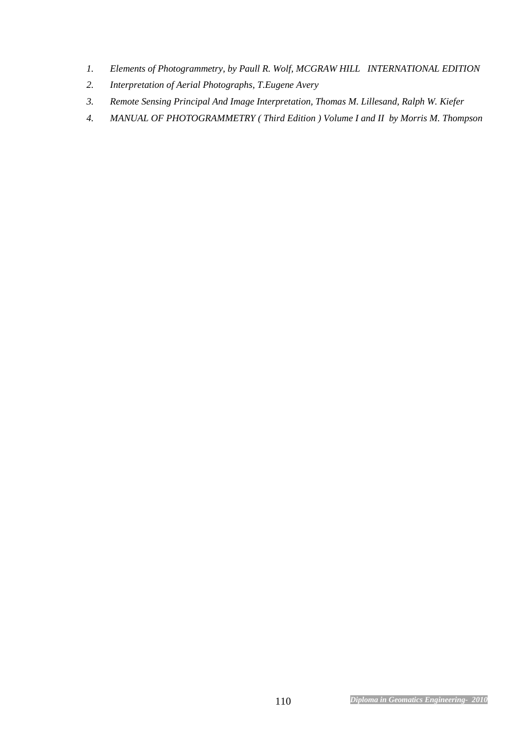1. *Elements of Photogrammetry, by Paull R. Wolf, MCGRAW HILL INTERNATIONAL EDITION*
2. *Interpretation of Aerial Photographs, T.Eugene Avery*
3. *Remote Sensing Principal And Image Interpretation, Thomas M. Lillesand, Ralph W. Kiefer*
4. *MANUAL OF PHOTOGRAMMETRY ( Third Edition ) Volume I and II by Morris M. Thompson*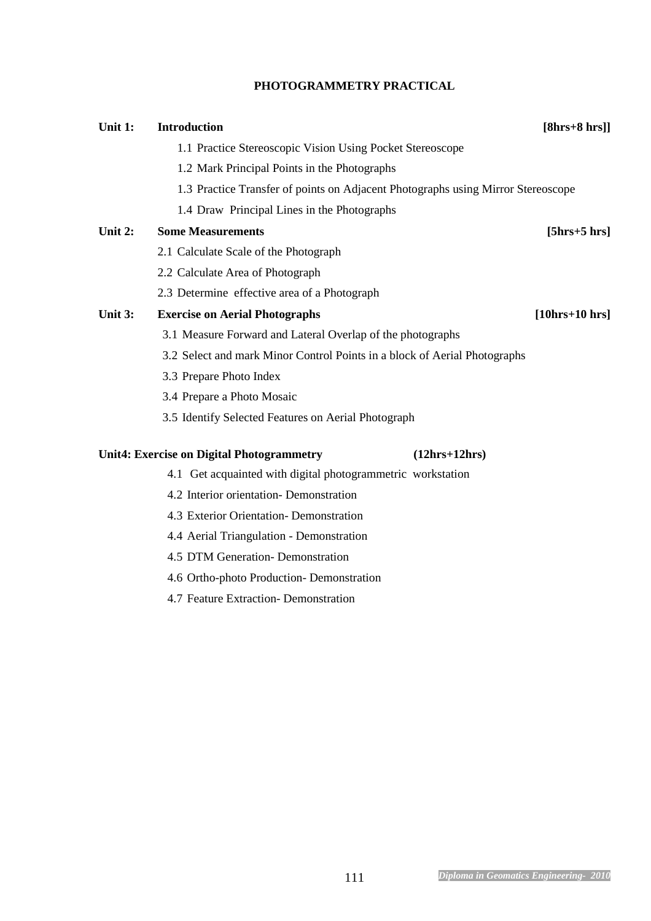## PHOTOGRAMMETRY PRACTICAL

**Unit 1: Introduction** **[8hrs+8 hrs]]**

1.1 Practice Stereoscopic Vision Using Pocket Stereoscope

1.2 Mark Principal Points in the Photographs

1.3 Practice Transfer of points on Adjacent Photographs using Mirror Stereoscope

1.4 Draw Principal Lines in the Photographs

**Unit 2: Some Measurements** **[5hrs+5 hrs]**

2.1 Calculate Scale of the Photograph

2.2 Calculate Area of Photograph

2.3 Determine effective area of a Photograph

**Unit 3: Exercise on Aerial Photographs** **[10hrs+10 hrs]**

3.1 Measure Forward and Lateral Overlap of the photographs

3.2 Select and mark Minor Control Points in a block of Aerial Photographs

3.3 Prepare Photo Index

3.4 Prepare a Photo Mosaic

3.5 Identify Selected Features on Aerial Photograph

**Unit4: Exercise on Digital Photogrammetry** **(12hrs+12hrs)**

4.1 Get acquainted with digital photogrammetric workstation

4.2 Interior orientation- Demonstration

4.3 Exterior Orientation- Demonstration

4.4 Aerial Triangulation - Demonstration

4.5 DTM Generation- Demonstration

4.6 Ortho-photo Production- Demonstration

4.7 Feature Extraction- Demonstration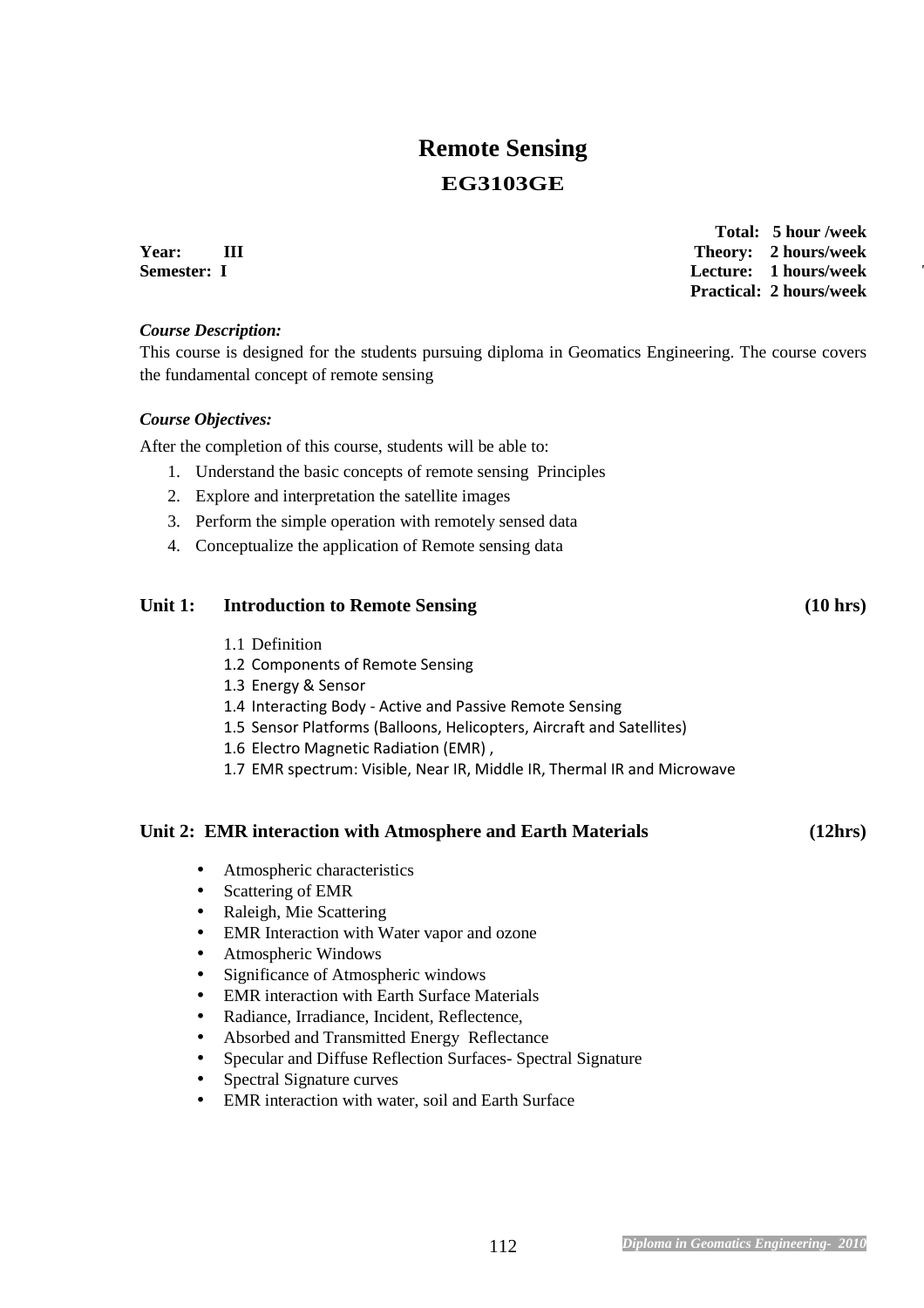# Remote Sensing

## EG3103GE

**Year: III**
**Semester: I**

**Total: 5 hour /week**
**Theory: 2 hours/week**
**Lecture: 1 hours/week**
**Practical: 2 hours/week**

***Course Description:***

This course is designed for the students pursuing diploma in Geomatics Engineering. The course covers the fundamental concept of remote sensing

***Course Objectives:***

After the completion of this course, students will be able to:

1. Understand the basic concepts of remote sensing Principles
2. Explore and interpretation the satellite images
3. Perform the simple operation with remotely sensed data
4. Conceptualize the application of Remote sensing data

### Unit 1: Introduction to Remote Sensing (10 hrs)

1.1 Definition
1.2 Components of Remote Sensing
1.3 Energy & Sensor
1.4 Interacting Body - Active and Passive Remote Sensing
1.5 Sensor Platforms (Balloons, Helicopters, Aircraft and Satellites)
1.6 Electro Magnetic Radiation (EMR) ,
1.7 EMR spectrum: Visible, Near IR, Middle IR, Thermal IR and Microwave

### Unit 2: EMR interaction with Atmosphere and Earth Materials (12hrs)

- Atmospheric characteristics
- Scattering of EMR
- Raleigh, Mie Scattering
- EMR Interaction with Water vapor and ozone
- Atmospheric Windows
- Significance of Atmospheric windows
- EMR interaction with Earth Surface Materials
- Radiance, Irradiance, Incident, Reflectence,
- Absorbed and Transmitted Energy Reflectance
- Specular and Diffuse Reflection Surfaces- Spectral Signature
- Spectral Signature curves
- EMR interaction with water, soil and Earth Surface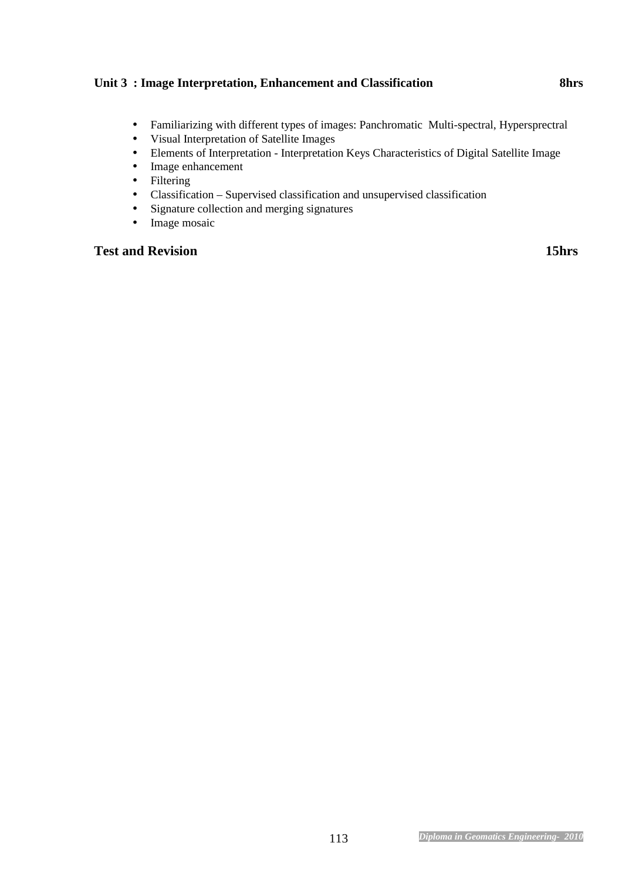**Unit 3 : Image Interpretation, Enhancement and Classification 8hrs**

- Familiarizing with different types of images: Panchromatic Multi-spectral, Hypersprectral
- Visual Interpretation of Satellite Images
- Elements of Interpretation - Interpretation Keys Characteristics of Digital Satellite Image
- Image enhancement
- Filtering
- Classification – Supervised classification and unsupervised classification
- Signature collection and merging signatures
- Image mosaic

**Test and Revision 15hrs**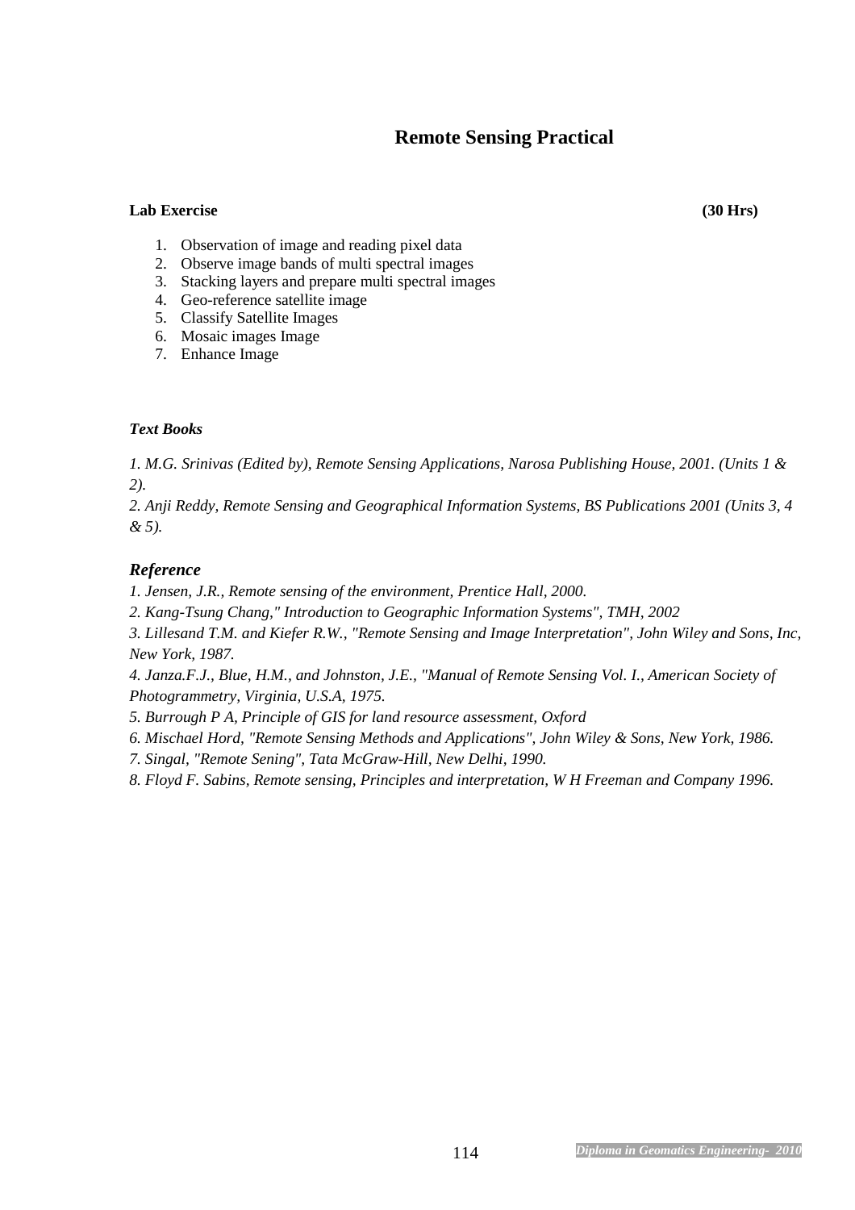# Remote Sensing Practical

**Lab Exercise** **(30 Hrs)**

1. Observation of image and reading pixel data
2. Observe image bands of multi spectral images
3. Stacking layers and prepare multi spectral images
4. Geo-reference satellite image
5. Classify Satellite Images
6. Mosaic images Image
7. Enhance Image

***Text Books***

*1. M.G. Srinivas (Edited by), Remote Sensing Applications, Narosa Publishing House, 2001. (Units 1 & 2).*

*2. Anji Reddy, Remote Sensing and Geographical Information Systems, BS Publications 2001 (Units 3, 4 & 5).*

***Reference***

*1. Jensen, J.R., Remote sensing of the environment, Prentice Hall, 2000.*

*2. Kang-Tsung Chang," Introduction to Geographic Information Systems", TMH, 2002*

*3. Lillesand T.M. and Kiefer R.W., "Remote Sensing and Image Interpretation", John Wiley and Sons, Inc, New York, 1987.*

*4. Janza.F.J., Blue, H.M., and Johnston, J.E., "Manual of Remote Sensing Vol. I., American Society of Photogrammetry, Virginia, U.S.A, 1975.*

*5. Burrough P A, Principle of GIS for land resource assessment, Oxford*

*6. Mischael Hord, "Remote Sensing Methods and Applications", John Wiley & Sons, New York, 1986.*

*7. Singal, "Remote Sening", Tata McGraw-Hill, New Delhi, 1990.*

*8. Floyd F. Sabins, Remote sensing, Principles and interpretation, W H Freeman and Company 1996.*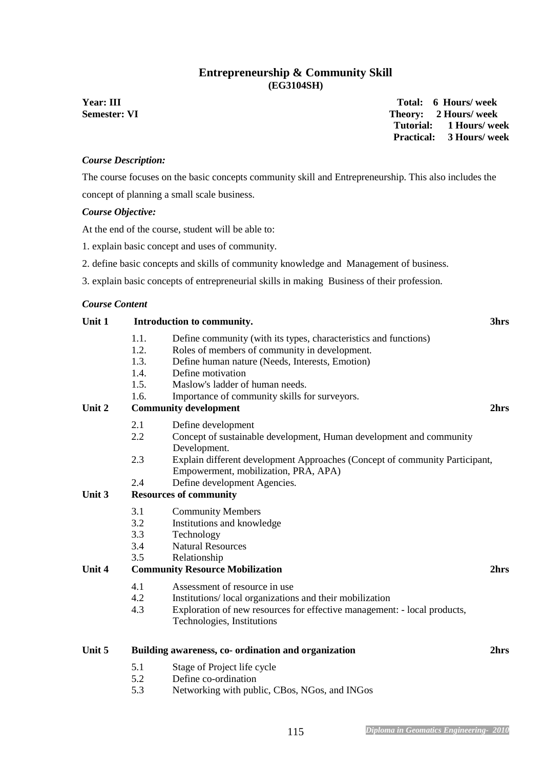# Entrepreneurship & Community Skill
## (EG3104SH)

**Year: III**
**Semester: VI**

**Total: 6 Hours/ week**
**Theory: 2 Hours/ week**
**Tutorial: 1 Hours/ week**
**Practical: 3 Hours/ week**

***Course Description:***

The course focuses on the basic concepts community skill and Entrepreneurship. This also includes the concept of planning a small scale business.

***Course Objective:***

At the end of the course, student will be able to:

1. explain basic concept and uses of community.
2. define basic concepts and skills of community knowledge and Management of business.
3. explain basic concepts of entrepreneurial skills in making Business of their profession.

***Course Content***

**Unit 1 Introduction to community. 3hrs**

- 1.1. Define community (with its types, characteristics and functions)
- 1.2. Roles of members of community in development.
- 1.3. Define human nature (Needs, Interests, Emotion)
- 1.4. Define motivation
- 1.5. Maslow's ladder of human needs.
- 1.6. Importance of community skills for surveyors.

**Unit 2 Community development 2hrs**

- 2.1 Define development
- 2.2 Concept of sustainable development, Human development and community Development.
- 2.3 Explain different development Approaches (Concept of community Participant, Empowerment, mobilization, PRA, APA)
- 2.4 Define development Agencies.

**Unit 3 Resources of community**

- 3.1 Community Members
- 3.2 Institutions and knowledge
- 3.3 Technology
- 3.4 Natural Resources
- 3.5 Relationship

**Unit 4 Community Resource Mobilization 2hrs**

- 4.1 Assessment of resource in use
- 4.2 Institutions/ local organizations and their mobilization
- 4.3 Exploration of new resources for effective management: - local products, Technologies, Institutions

**Unit 5 Building awareness, co- ordination and organization 2hrs**

- 5.1 Stage of Project life cycle
- 5.2 Define co-ordination
- 5.3 Networking with public, CBos, NGos, and INGos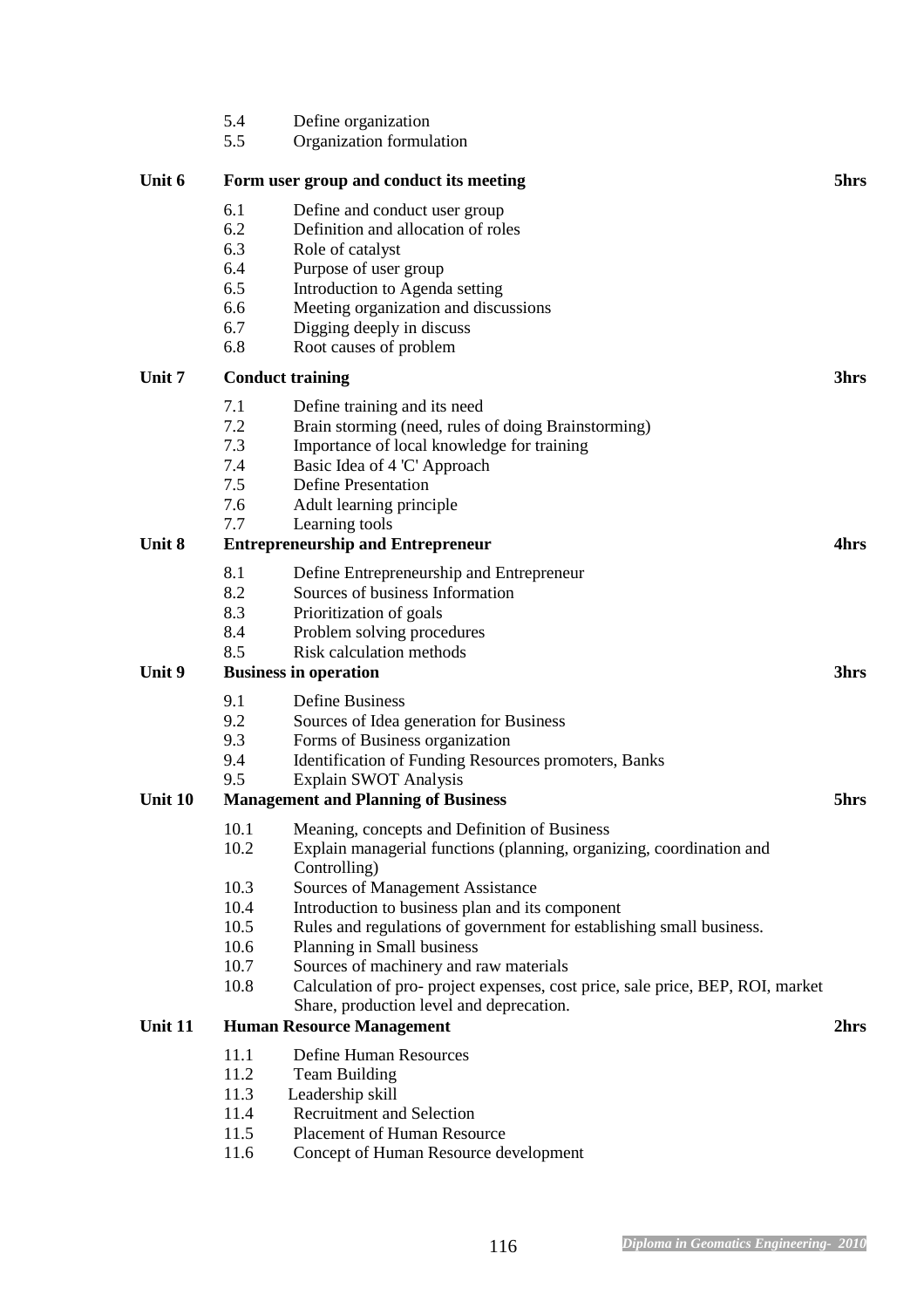5.4 Define organization
5.5 Organization formulation

**Unit 6 Form user group and conduct its meeting 5hrs**

6.1 Define and conduct user group
6.2 Definition and allocation of roles
6.3 Role of catalyst
6.4 Purpose of user group
6.5 Introduction to Agenda setting
6.6 Meeting organization and discussions
6.7 Digging deeply in discuss
6.8 Root causes of problem

**Unit 7 Conduct training 3hrs**

7.1 Define training and its need
7.2 Brain storming (need, rules of doing Brainstorming)
7.3 Importance of local knowledge for training
7.4 Basic Idea of 4 'C' Approach
7.5 Define Presentation
7.6 Adult learning principle
7.7 Learning tools

**Unit 8 Entrepreneurship and Entrepreneur 4hrs**

8.1 Define Entrepreneurship and Entrepreneur
8.2 Sources of business Information
8.3 Prioritization of goals
8.4 Problem solving procedures
8.5 Risk calculation methods

**Unit 9 Business in operation 3hrs**

9.1 Define Business
9.2 Sources of Idea generation for Business
9.3 Forms of Business organization
9.4 Identification of Funding Resources promoters, Banks
9.5 Explain SWOT Analysis

**Unit 10 Management and Planning of Business 5hrs**

10.1 Meaning, concepts and Definition of Business
10.2 Explain managerial functions (planning, organizing, coordination and Controlling)
10.3 Sources of Management Assistance
10.4 Introduction to business plan and its component
10.5 Rules and regulations of government for establishing small business.
10.6 Planning in Small business
10.7 Sources of machinery and raw materials
10.8 Calculation of pro- project expenses, cost price, sale price, BEP, ROI, market Share, production level and deprecation.

**Unit 11 Human Resource Management 2hrs**

11.1 Define Human Resources
11.2 Team Building
11.3 Leadership skill
11.4 Recruitment and Selection
11.5 Placement of Human Resource
11.6 Concept of Human Resource development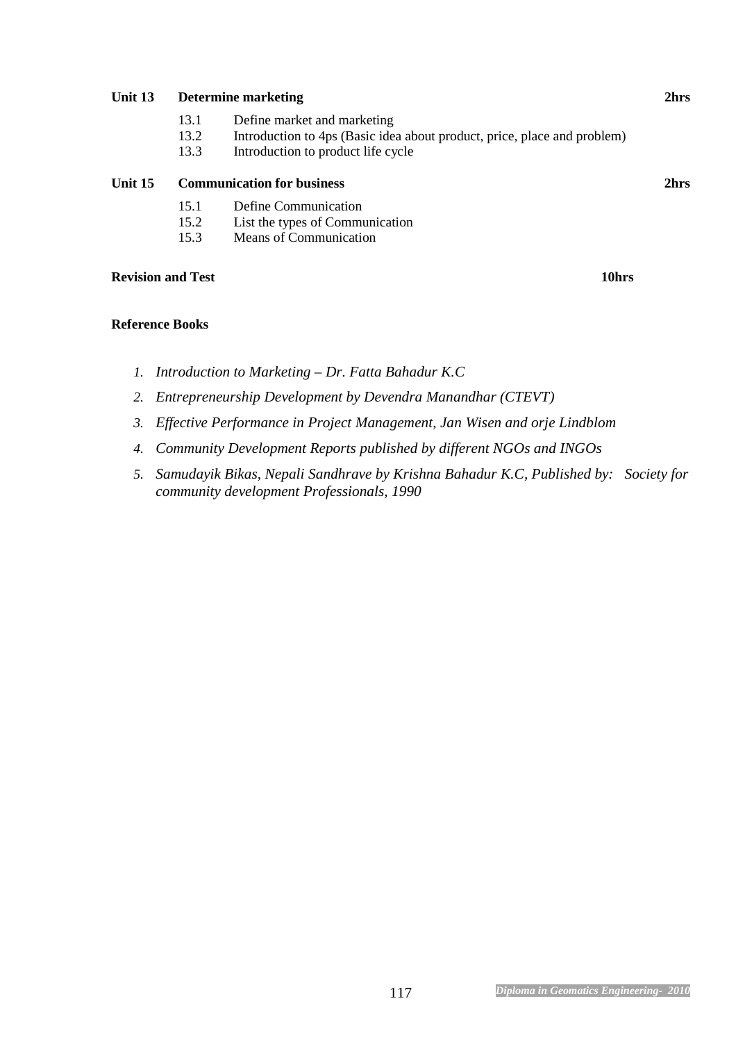**Unit 13 Determine marketing** **2hrs**

13.1 Define market and marketing
13.2 Introduction to 4ps (Basic idea about product, price, place and problem)
13.3 Introduction to product life cycle

**Unit 15 Communication for business** **2hrs**

15.1 Define Communication
15.2 List the types of Communication
15.3 Means of Communication

**Revision and Test** **10hrs**

**Reference Books**

1. *Introduction to Marketing – Dr. Fatta Bahadur K.C*
2. *Entrepreneurship Development by Devendra Manandhar (CTEVT)*
3. *Effective Performance in Project Management, Jan Wisen and orje Lindblom*
4. *Community Development Reports published by different NGOs and INGOs*
5. *Samudayik Bikas, Nepali Sandhrave by Krishna Bahadur K.C, Published by: Society for community development Professionals, 1990*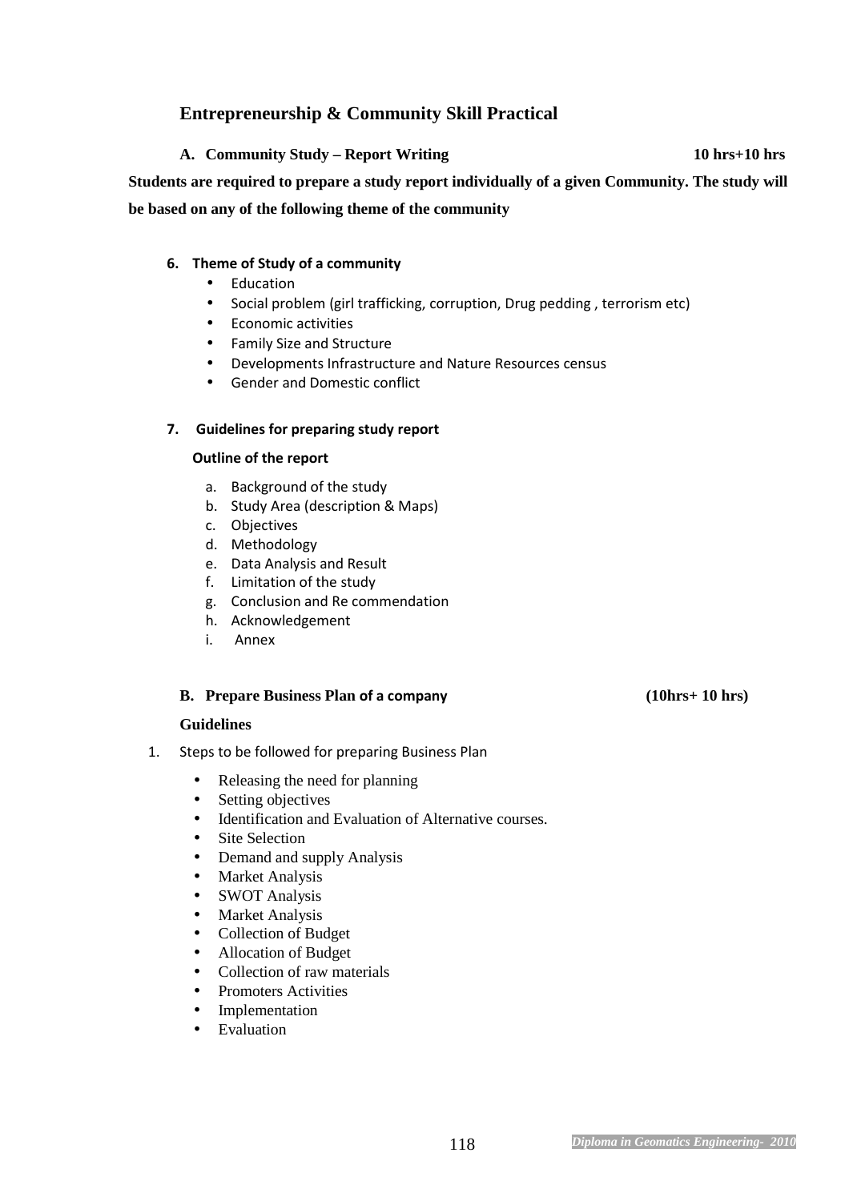## Entrepreneurship & Community Skill Practical

### A. Community Study – Report Writing 10 hrs+10 hrs

**Students are required to prepare a study report individually of a given Community. The study will be based on any of the following theme of the community**

**6. Theme of Study of a community**

- Education
- Social problem (girl trafficking, corruption, Drug pedding , terrorism etc)
- Economic activities
- Family Size and Structure
- Developments Infrastructure and Nature Resources census
- Gender and Domestic conflict

**7. Guidelines for preparing study report**

**Outline of the report**

a. Background of the study
b. Study Area (description & Maps)
c. Objectives
d. Methodology
e. Data Analysis and Result
f. Limitation of the study
g. Conclusion and Re commendation
h. Acknowledgement
i. Annex

### B. Prepare Business Plan of a company (10hrs+ 10 hrs)

**Guidelines**

1. Steps to be followed for preparing Business Plan

- Releasing the need for planning
- Setting objectives
- Identification and Evaluation of Alternative courses.
- Site Selection
- Demand and supply Analysis
- Market Analysis
- SWOT Analysis
- Market Analysis
- Collection of Budget
- Allocation of Budget
- Collection of raw materials
- Promoters Activities
- Implementation
- Evaluation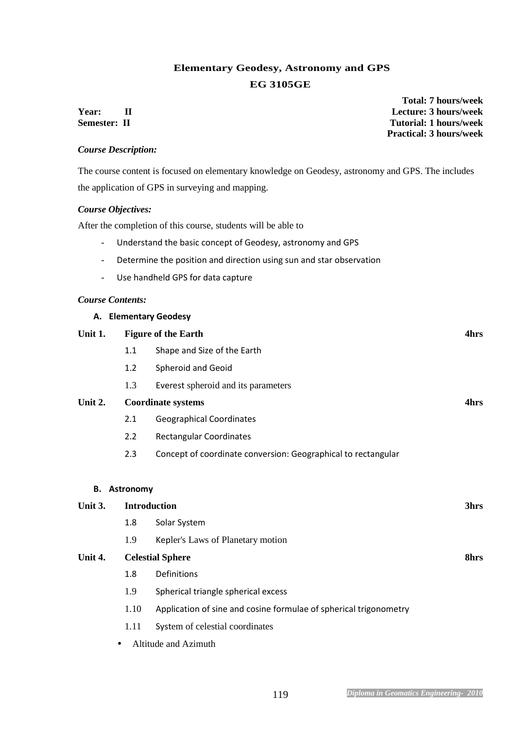# Elementary Geodesy, Astronomy and GPS

## EG 3105GE

**Year: II**
**Semester: II**

**Total: 7 hours/week**
**Lecture: 3 hours/week**
**Tutorial: 1 hours/week**
**Practical: 3 hours/week**

***Course Description:***

The course content is focused on elementary knowledge on Geodesy, astronomy and GPS. The includes the application of GPS in surveying and mapping.

***Course Objectives:***

After the completion of this course, students will be able to

- Understand the basic concept of Geodesy, astronomy and GPS
- Determine the position and direction using sun and star observation
- Use handheld GPS for data capture

***Course Contents:***

**A. Elementary Geodesy**

**Unit 1. Figure of the Earth** **4hrs**

1.1 Shape and Size of the Earth

1.2 Spheroid and Geoid

1.3 Everest spheroid and its parameters

**Unit 2. Coordinate systems** **4hrs**

2.1 Geographical Coordinates

2.2 Rectangular Coordinates

2.3 Concept of coordinate conversion: Geographical to rectangular

**B. Astronomy**

**Unit 3. Introduction** **3hrs**

1.8 Solar System

1.9 Kepler's Laws of Planetary motion

**Unit 4. Celestial Sphere** **8hrs**

1.8 Definitions

1.9 Spherical triangle spherical excess

1.10 Application of sine and cosine formulae of spherical trigonometry

1.11 System of celestial coordinates

- Altitude and Azimuth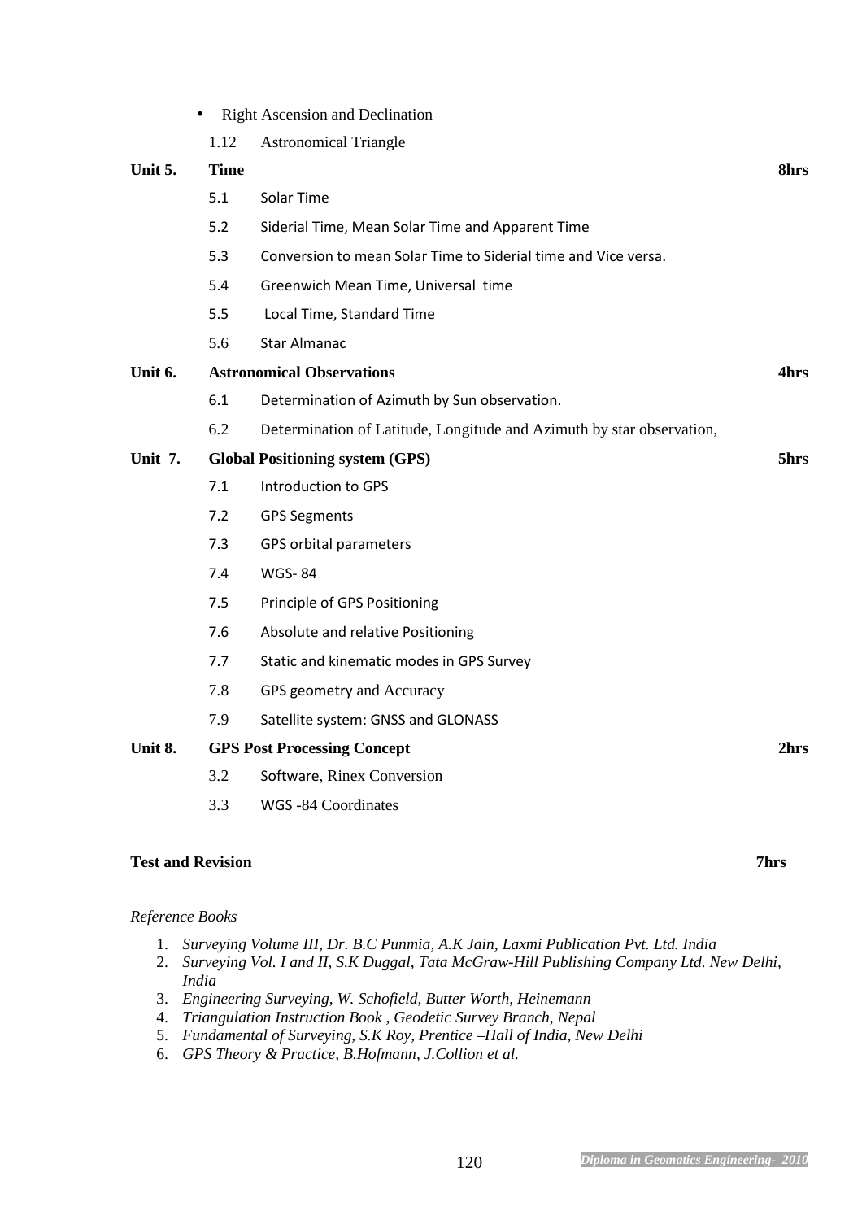- Right Ascension and Declination

1.12 Astronomical Triangle

**Unit 5. Time** **8hrs**

5.1 Solar Time

5.2 Siderial Time, Mean Solar Time and Apparent Time

5.3 Conversion to mean Solar Time to Siderial time and Vice versa.

5.4 Greenwich Mean Time, Universal time

5.5 Local Time, Standard Time

5.6 Star Almanac

**Unit 6. Astronomical Observations** **4hrs**

6.1 Determination of Azimuth by Sun observation.

6.2 Determination of Latitude, Longitude and Azimuth by star observation,

**Unit 7. Global Positioning system (GPS)** **5hrs**

7.1 Introduction to GPS

7.2 GPS Segments

7.3 GPS orbital parameters

7.4 WGS- 84

7.5 Principle of GPS Positioning

7.6 Absolute and relative Positioning

7.7 Static and kinematic modes in GPS Survey

7.8 GPS geometry and Accuracy

7.9 Satellite system: GNSS and GLONASS

**Unit 8. GPS Post Processing Concept** **2hrs**

3.2 Software, Rinex Conversion

3.3 WGS -84 Coordinates

**Test and Revision** **7hrs**

*Reference Books*

1. *Surveying Volume III, Dr. B.C Punmia, A.K Jain, Laxmi Publication Pvt. Ltd. India*
2. *Surveying Vol. I and II, S.K Duggal, Tata McGraw-Hill Publishing Company Ltd. New Delhi, India*
3. *Engineering Surveying, W. Schofield, Butter Worth, Heinemann*
4. *Triangulation Instruction Book , Geodetic Survey Branch, Nepal*
5. *Fundamental of Surveying, S.K Roy, Prentice –Hall of India, New Delhi*
6. *GPS Theory & Practice, B.Hofmann, J.Collion et al.*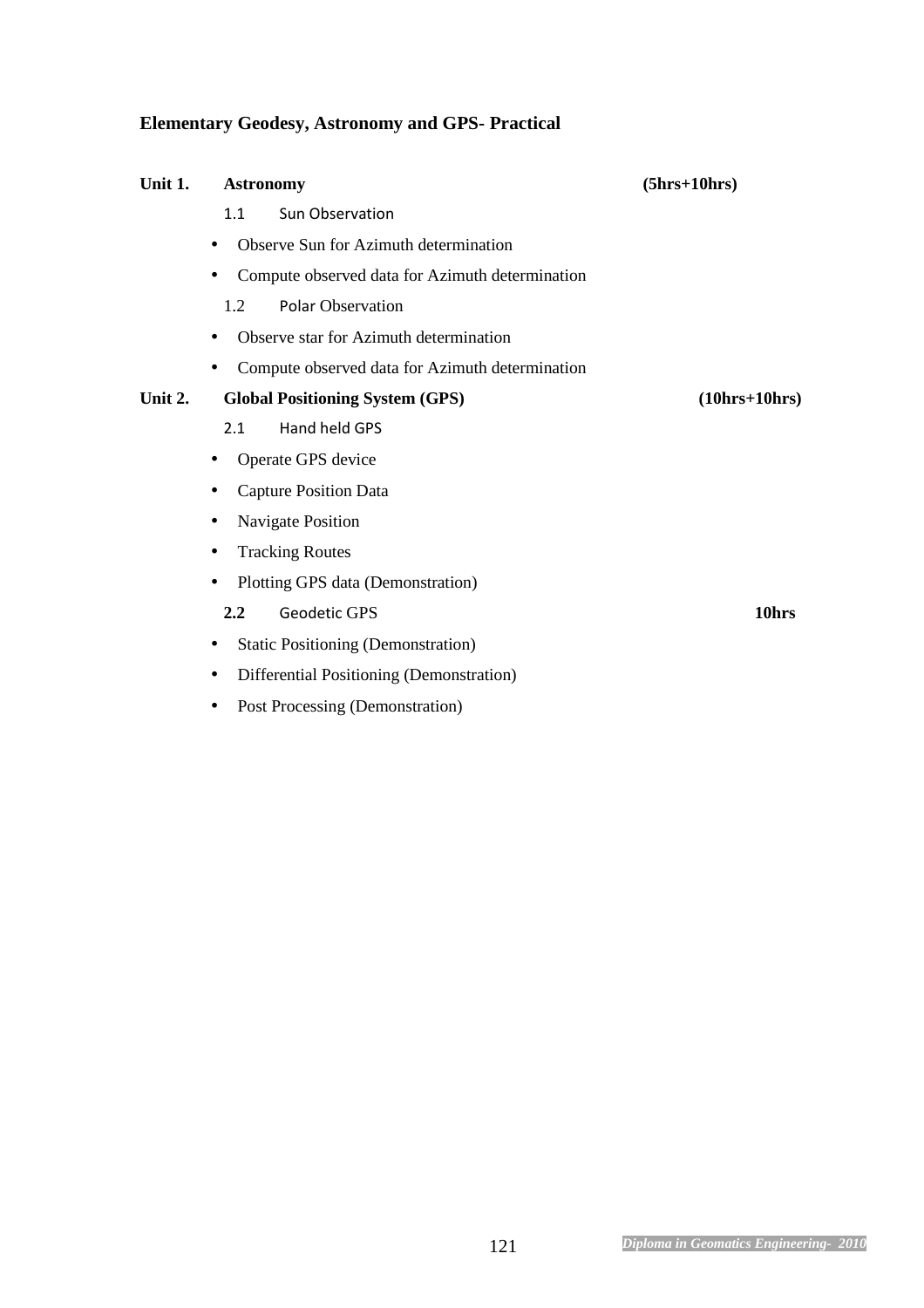## Elementary Geodesy, Astronomy and GPS- Practical

**Unit 1. Astronomy** **(5hrs+10hrs)**

1.1 Sun Observation

- Observe Sun for Azimuth determination
- Compute observed data for Azimuth determination

1.2 Polar Observation

- Observe star for Azimuth determination
- Compute observed data for Azimuth determination

**Unit 2. Global Positioning System (GPS)** **(10hrs+10hrs)**

2.1 Hand held GPS

- Operate GPS device
- Capture Position Data
- Navigate Position
- Tracking Routes
- Plotting GPS data (Demonstration)

**2.2** Geodetic GPS **10hrs**

- Static Positioning (Demonstration)
- Differential Positioning (Demonstration)
- Post Processing (Demonstration)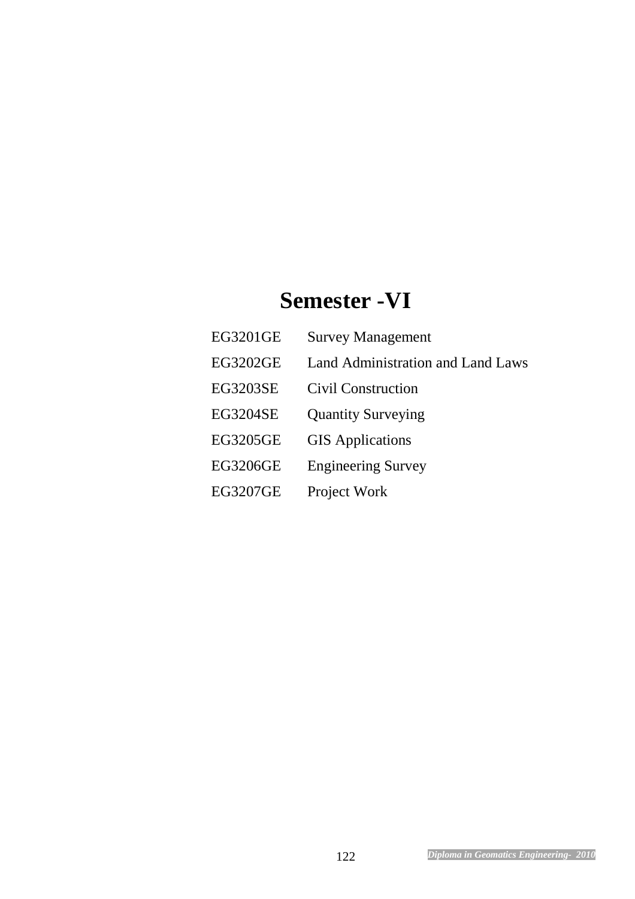# Semester -VI

| | |
|---|---|
| EG3201GE | Survey Management |
| EG3202GE | Land Administration and Land Laws |
| EG3203SE | Civil Construction |
| EG3204SE | Quantity Surveying |
| EG3205GE | GIS Applications |
| EG3206GE | Engineering Survey |
| EG3207GE | Project Work |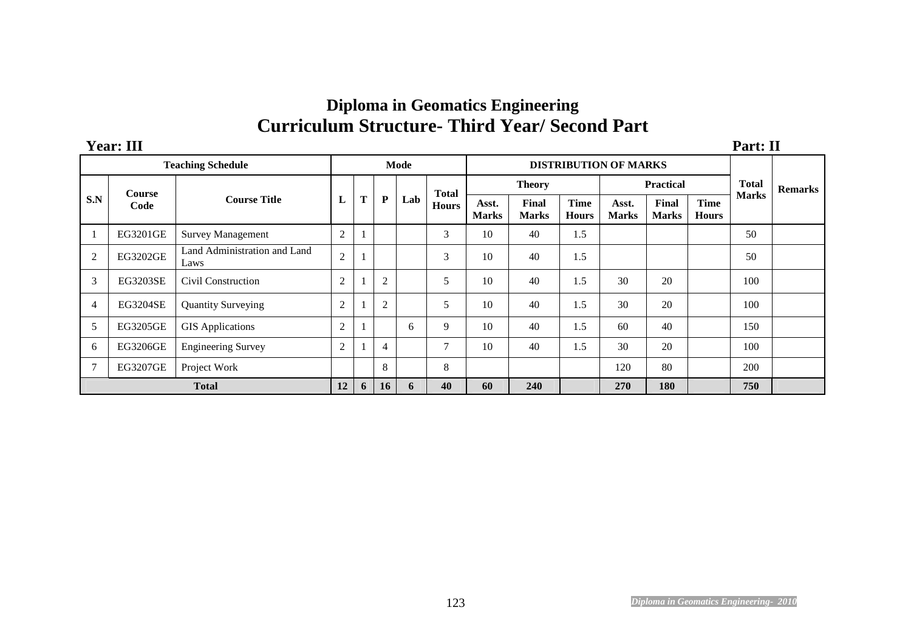# Diploma in Geomatics Engineering

## Curriculum Structure- Third Year/ Second Part

**Year: III** **Part: II**

| Teaching Schedule | | | Mode | | | | | DISTRIBUTION OF MARKS | | | | | | Total Marks | Remarks |
|---|---|---|---|---|---|---|---|---|---|---|---|---|---|---|---|
| | | | | | | | | Theory | | | Practical | | | | |
| S.N | Course Code | Course Title | L | T | P | Lab | Total Hours | Asst. Marks | Final Marks | Time Hours | Asst. Marks | Final Marks | Time Hours | | |
| 1 | EG3201GE | Survey Management | 2 | 1 | | | 3 | 10 | 40 | 1.5 | | | | 50 | |
| 2 | EG3202GE | Land Administration and Land Laws | 2 | 1 | | | 3 | 10 | 40 | 1.5 | | | | 50 | |
| 3 | EG3203SE | Civil Construction | 2 | 1 | 2 | | 5 | 10 | 40 | 1.5 | 30 | 20 | | 100 | |
| 4 | EG3204SE | Quantity Surveying | 2 | 1 | 2 | | 5 | 10 | 40 | 1.5 | 30 | 20 | | 100 | |
| 5 | EG3205GE | GIS Applications | 2 | 1 | | 6 | 9 | 10 | 40 | 1.5 | 60 | 40 | | 150 | |
| 6 | EG3206GE | Engineering Survey | 2 | 1 | 4 | | 7 | 10 | 40 | 1.5 | 30 | 20 | | 100 | |
| 7 | EG3207GE | Project Work | | | 8 | | 8 | | | | 120 | 80 | | 200 | |
| **Total** | | | **12** | **6** | **16** | **6** | **40** | **60** | **240** | | **270** | **180** | | **750** | |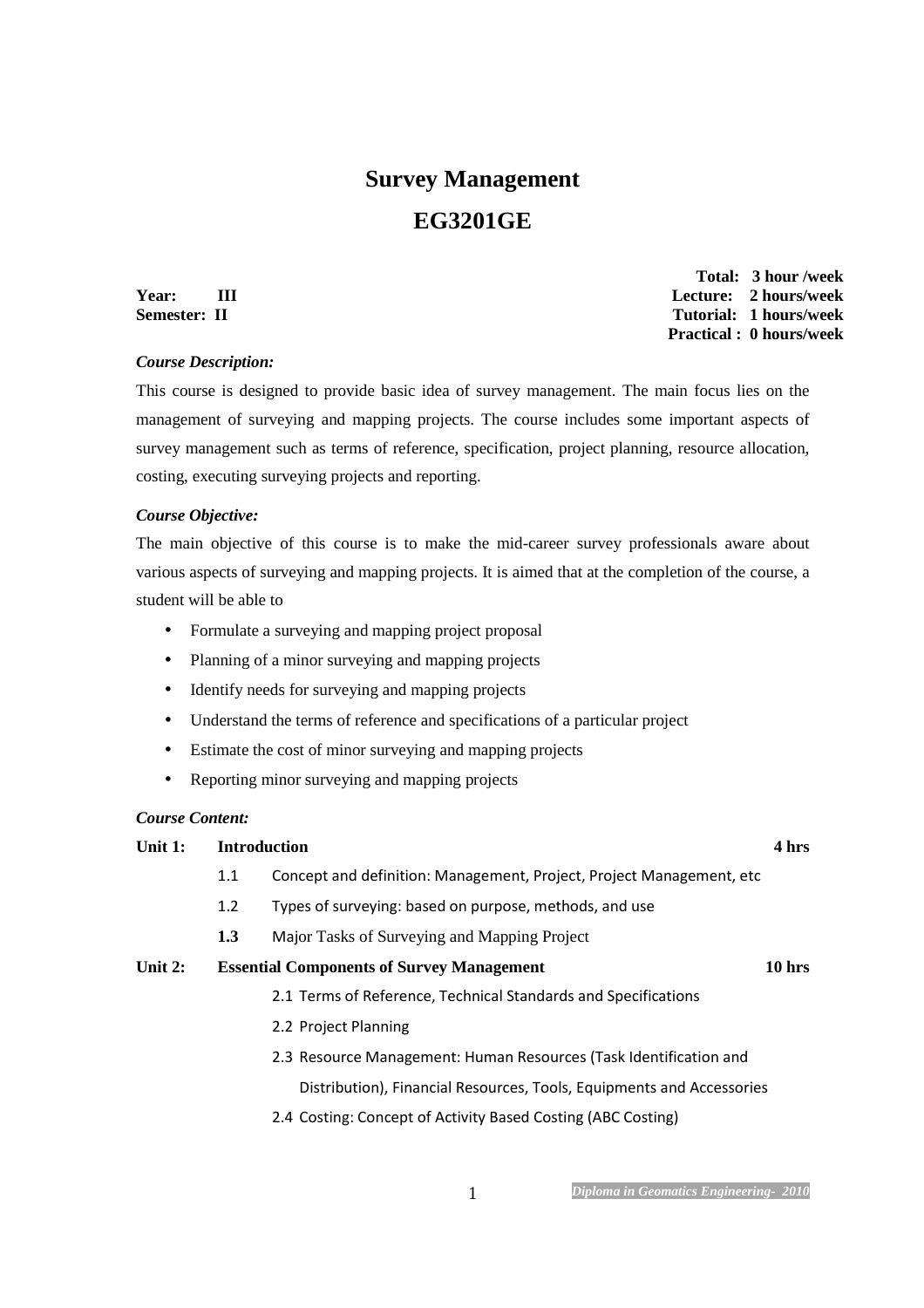# Survey Management

## EG3201GE

| | |
|---|---|
| | **Total: 3 hour /week** |
| **Year: III** | **Lecture: 2 hours/week** |
| **Semester: II** | **Tutorial: 1 hours/week** |
| | **Practical : 0 hours/week** |

***Course Description:***

This course is designed to provide basic idea of survey management. The main focus lies on the management of surveying and mapping projects. The course includes some important aspects of survey management such as terms of reference, specification, project planning, resource allocation, costing, executing surveying projects and reporting.

***Course Objective:***

The main objective of this course is to make the mid-career survey professionals aware about various aspects of surveying and mapping projects. It is aimed that at the completion of the course, a student will be able to

- Formulate a surveying and mapping project proposal
- Planning of a minor surveying and mapping projects
- Identify needs for surveying and mapping projects
- Understand the terms of reference and specifications of a particular project
- Estimate the cost of minor surveying and mapping projects
- Reporting minor surveying and mapping projects

***Course Content:***

**Unit 1: Introduction** **4 hrs**

1.1 Concept and definition: Management, Project, Project Management, etc

1.2 Types of surveying: based on purpose, methods, and use

**1.3** Major Tasks of Surveying and Mapping Project

**Unit 2: Essential Components of Survey Management** **10 hrs**

2.1 Terms of Reference, Technical Standards and Specifications

2.2 Project Planning

2.3 Resource Management: Human Resources (Task Identification and Distribution), Financial Resources, Tools, Equipments and Accessories

2.4 Costing: Concept of Activity Based Costing (ABC Costing)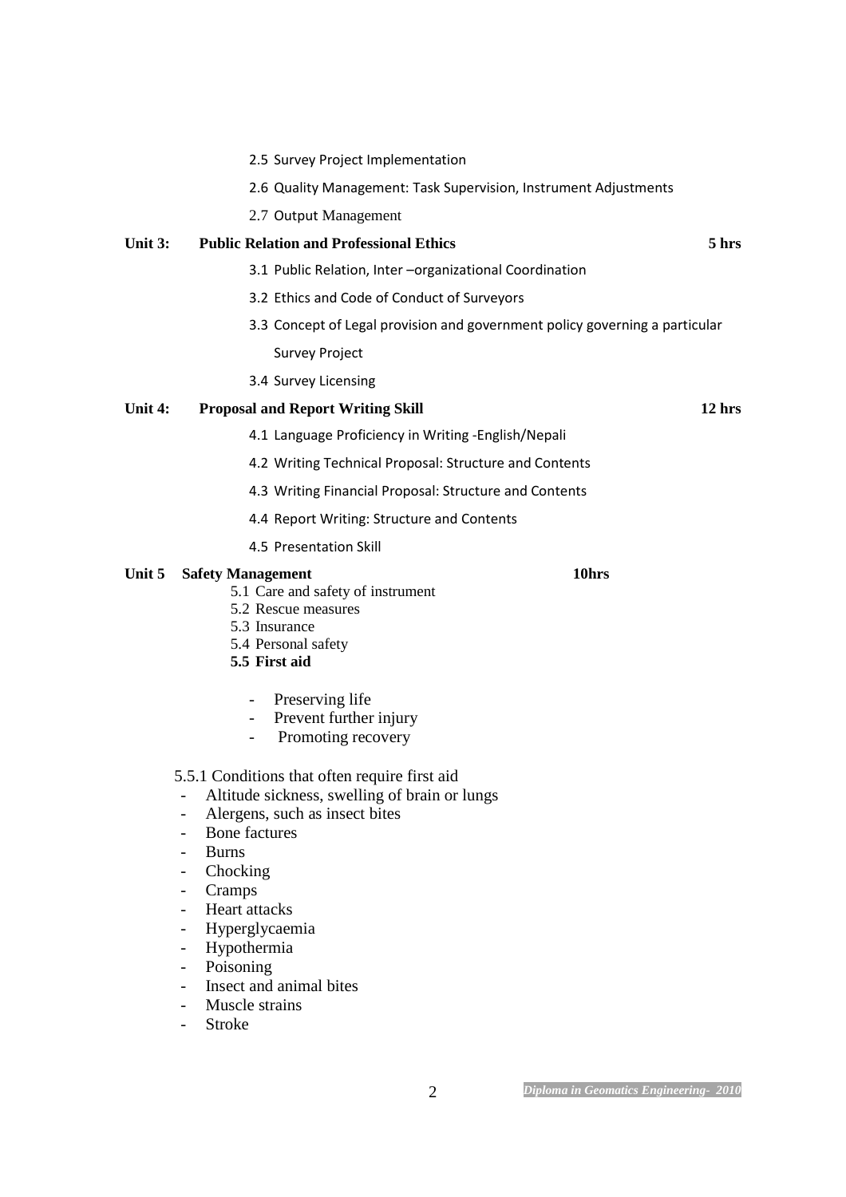2.5 Survey Project Implementation

2.6 Quality Management: Task Supervision, Instrument Adjustments

2.7 Output Management

**Unit 3: Public Relation and Professional Ethics** **5 hrs**

3.1 Public Relation, Inter –organizational Coordination

3.2 Ethics and Code of Conduct of Surveyors

3.3 Concept of Legal provision and government policy governing a particular Survey Project

3.4 Survey Licensing

**Unit 4: Proposal and Report Writing Skill** **12 hrs**

4.1 Language Proficiency in Writing -English/Nepali

4.2 Writing Technical Proposal: Structure and Contents

4.3 Writing Financial Proposal: Structure and Contents

4.4 Report Writing: Structure and Contents

4.5 Presentation Skill

**Unit 5 Safety Management** **10hrs**

5.1 Care and safety of instrument
5.2 Rescue measures
5.3 Insurance
5.4 Personal safety
**5.5 First aid**

- Preserving life
- Prevent further injury
- Promoting recovery

5.5.1 Conditions that often require first aid

- Altitude sickness, swelling of brain or lungs
- Alergens, such as insect bites
- Bone factures
- Burns
- Chocking
- Cramps
- Heart attacks
- Hyperglycaemia
- Hypothermia
- Poisoning
- Insect and animal bites
- Muscle strains
- Stroke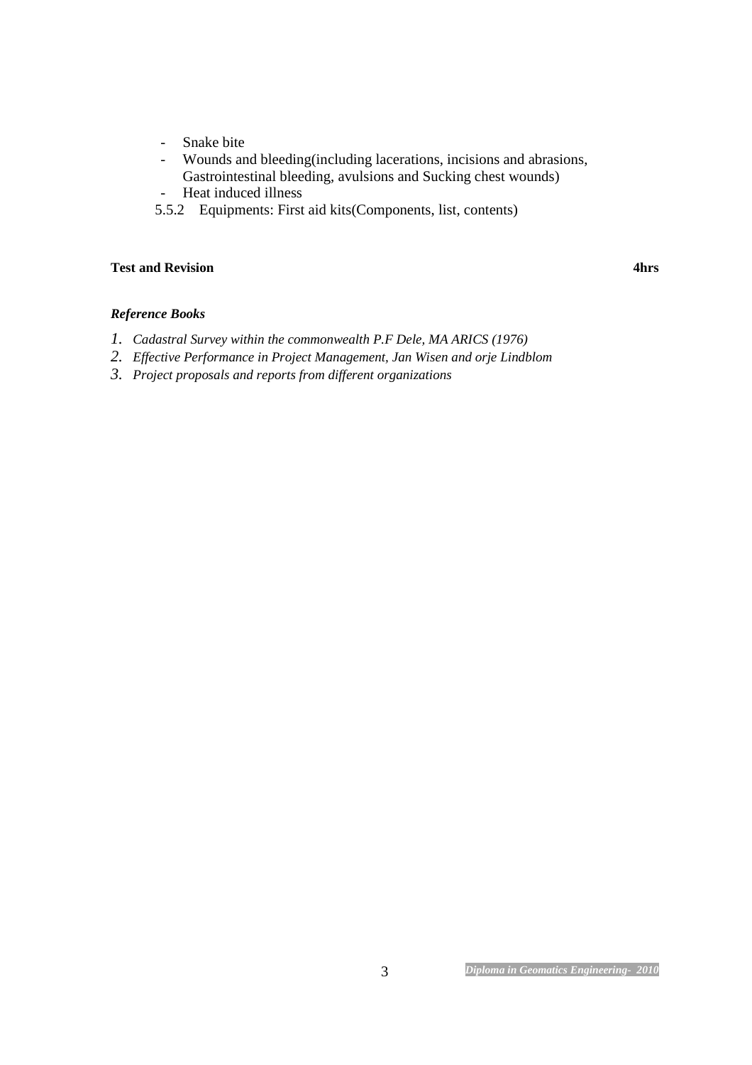- Snake bite
- Wounds and bleeding(including lacerations, incisions and abrasions, Gastrointestinal bleeding, avulsions and Sucking chest wounds)
- Heat induced illness

5.5.2 Equipments: First aid kits(Components, list, contents)

**Test and Revision** **4hrs**

***Reference Books***

1. *Cadastral Survey within the commonwealth P.F Dele, MA ARICS (1976)*
2. *Effective Performance in Project Management, Jan Wisen and orje Lindblom*
3. *Project proposals and reports from different organizations*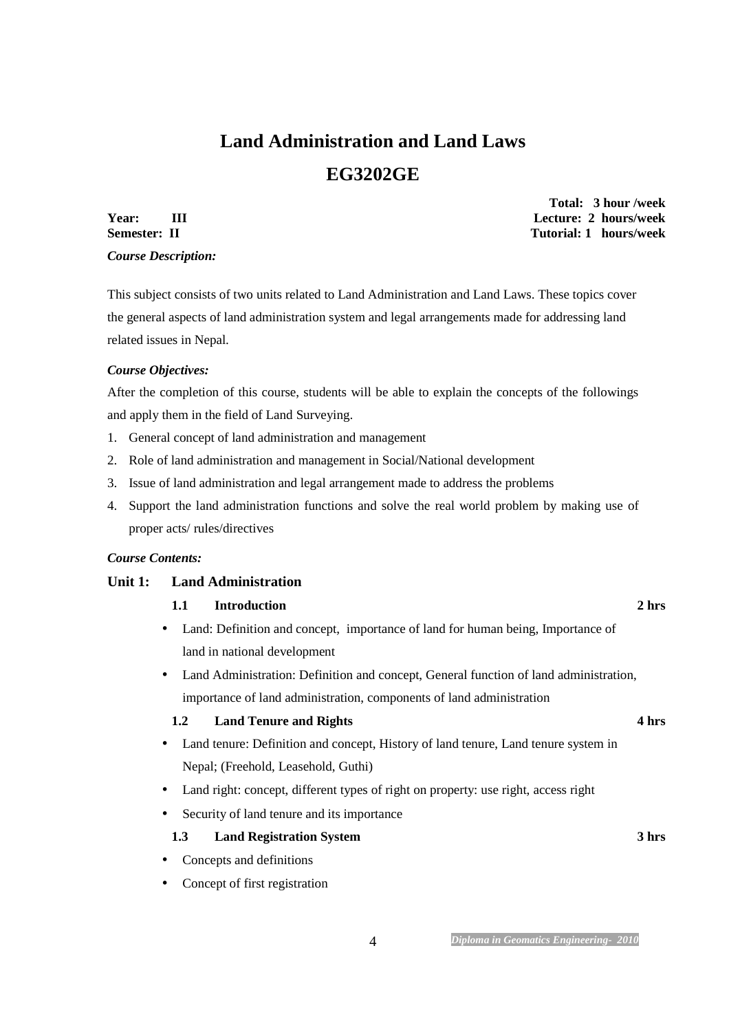# Land Administration and Land Laws

## EG3202GE

**Total: 3 hour /week**
**Year: III** **Lecture: 2 hours/week**
**Semester: II** **Tutorial: 1 hours/week**

***Course Description:***

This subject consists of two units related to Land Administration and Land Laws. These topics cover the general aspects of land administration system and legal arrangements made for addressing land related issues in Nepal.

***Course Objectives:***

After the completion of this course, students will be able to explain the concepts of the followings and apply them in the field of Land Surveying.

1. General concept of land administration and management
2. Role of land administration and management in Social/National development
3. Issue of land administration and legal arrangement made to address the problems
4. Support the land administration functions and solve the real world problem by making use of proper acts/ rules/directives

***Course Contents:***

### Unit 1: Land Administration

**1.1 Introduction** **2 hrs**

- Land: Definition and concept, importance of land for human being, Importance of land in national development
- Land Administration: Definition and concept, General function of land administration, importance of land administration, components of land administration

**1.2 Land Tenure and Rights** **4 hrs**

- Land tenure: Definition and concept, History of land tenure, Land tenure system in Nepal; (Freehold, Leasehold, Guthi)
- Land right: concept, different types of right on property: use right, access right
- Security of land tenure and its importance

**1.3 Land Registration System** **3 hrs**

- Concepts and definitions
- Concept of first registration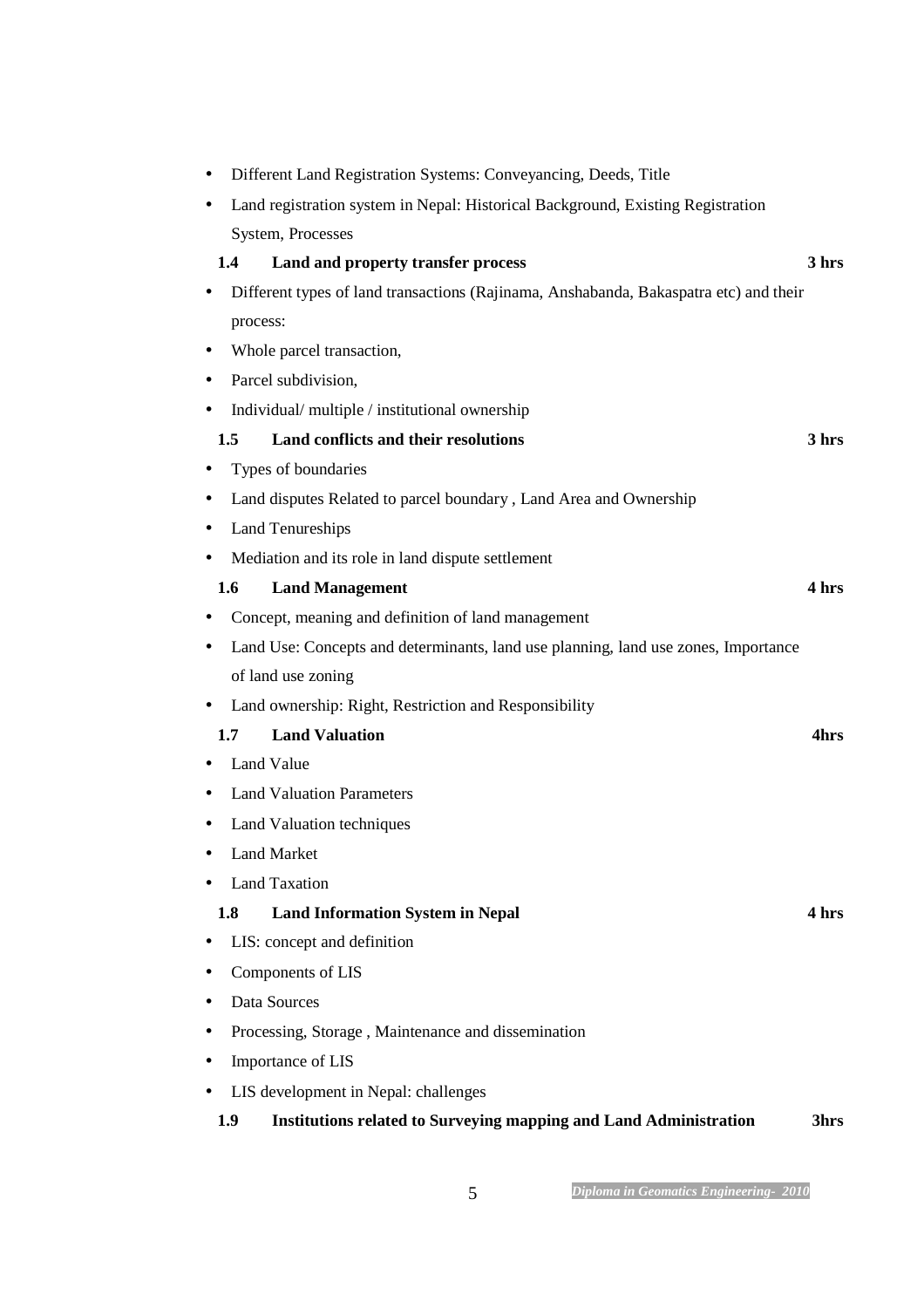- Different Land Registration Systems: Conveyancing, Deeds, Title
- Land registration system in Nepal: Historical Background, Existing Registration System, Processes

**1.4 Land and property transfer process** **3 hrs**

- Different types of land transactions (Rajinama, Anshabanda, Bakaspatra etc) and their process:
- Whole parcel transaction,
- Parcel subdivision,
- Individual/ multiple / institutional ownership

**1.5 Land conflicts and their resolutions** **3 hrs**

- Types of boundaries
- Land disputes Related to parcel boundary , Land Area and Ownership
- Land Tenureships
- Mediation and its role in land dispute settlement

**1.6 Land Management** **4 hrs**

- Concept, meaning and definition of land management
- Land Use: Concepts and determinants, land use planning, land use zones, Importance of land use zoning
- Land ownership: Right, Restriction and Responsibility

**1.7 Land Valuation** **4hrs**

- Land Value
- Land Valuation Parameters
- Land Valuation techniques
- Land Market
- Land Taxation

**1.8 Land Information System in Nepal** **4 hrs**

- LIS: concept and definition
- Components of LIS
- Data Sources
- Processing, Storage , Maintenance and dissemination
- Importance of LIS
- LIS development in Nepal: challenges

**1.9 Institutions related to Surveying mapping and Land Administration** **3hrs**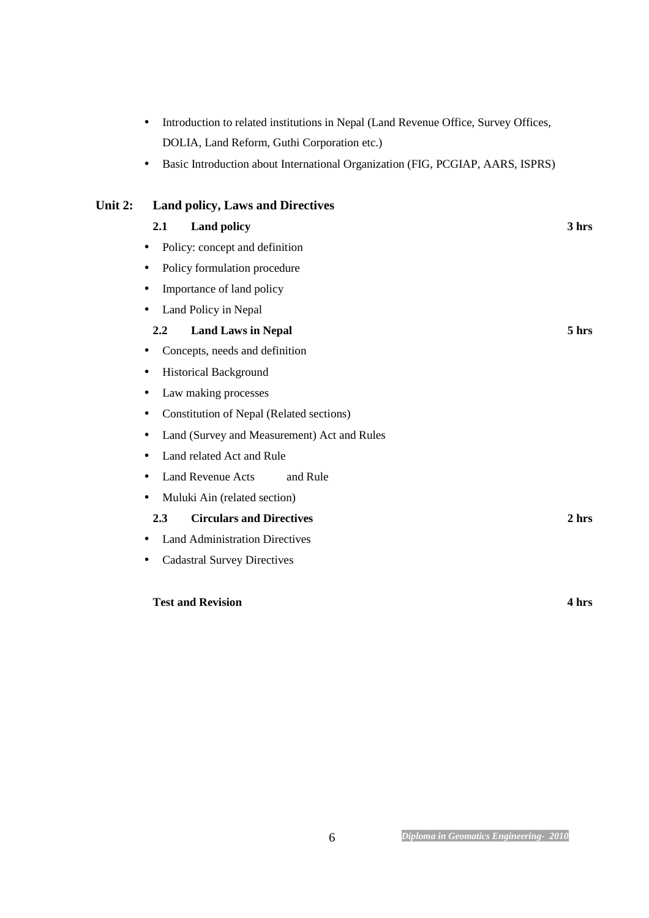- Introduction to related institutions in Nepal (Land Revenue Office, Survey Offices, DOLIA, Land Reform, Guthi Corporation etc.)
- Basic Introduction about International Organization (FIG, PCGIAP, AARS, ISPRS)

## Unit 2: Land policy, Laws and Directives

### 2.1 Land policy — 3 hrs

- Policy: concept and definition
- Policy formulation procedure
- Importance of land policy
- Land Policy in Nepal

### 2.2 Land Laws in Nepal — 5 hrs

- Concepts, needs and definition
- Historical Background
- Law making processes
- Constitution of Nepal (Related sections)
- Land (Survey and Measurement) Act and Rules
- Land related Act and Rule
- Land Revenue Acts and Rule
- Muluki Ain (related section)

### 2.3 Circulars and Directives — 2 hrs

- Land Administration Directives
- Cadastral Survey Directives

**Test and Revision — 4 hrs**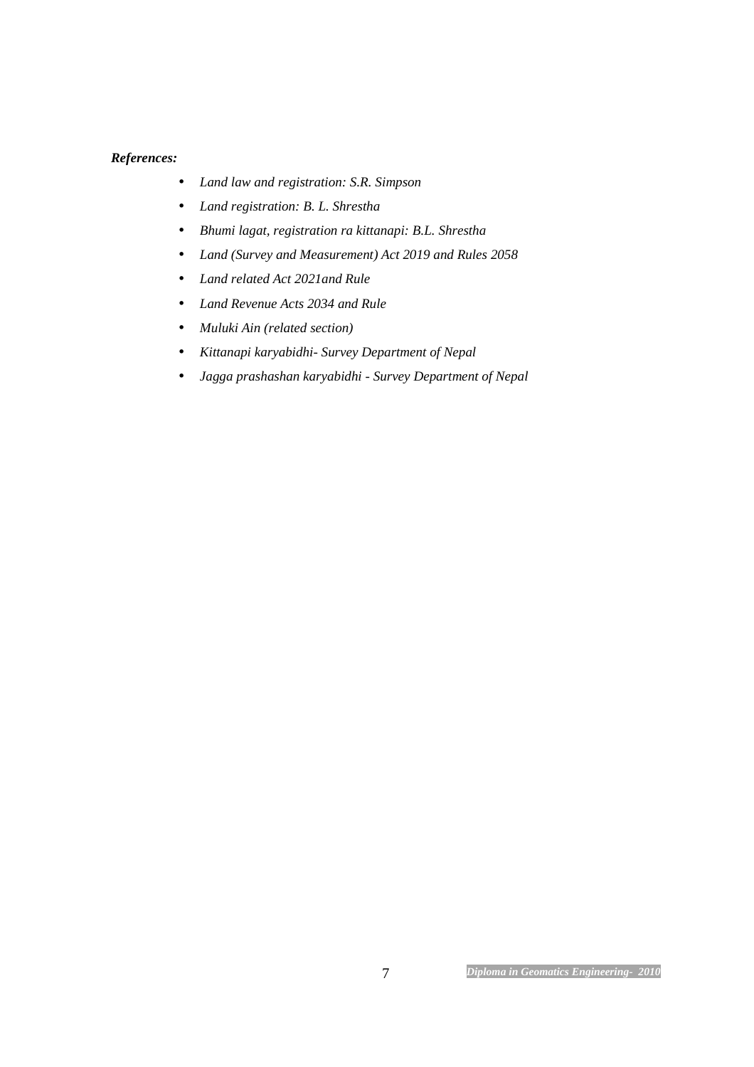***References:***

- *Land law and registration: S.R. Simpson*
- *Land registration: B. L. Shrestha*
- *Bhumi lagat, registration ra kittanapi: B.L. Shrestha*
- *Land (Survey and Measurement) Act 2019 and Rules 2058*
- *Land related Act 2021and Rule*
- *Land Revenue Acts 2034 and Rule*
- *Muluki Ain (related section)*
- *Kittanapi karyabidhi- Survey Department of Nepal*
- *Jagga prashashan karyabidhi - Survey Department of Nepal*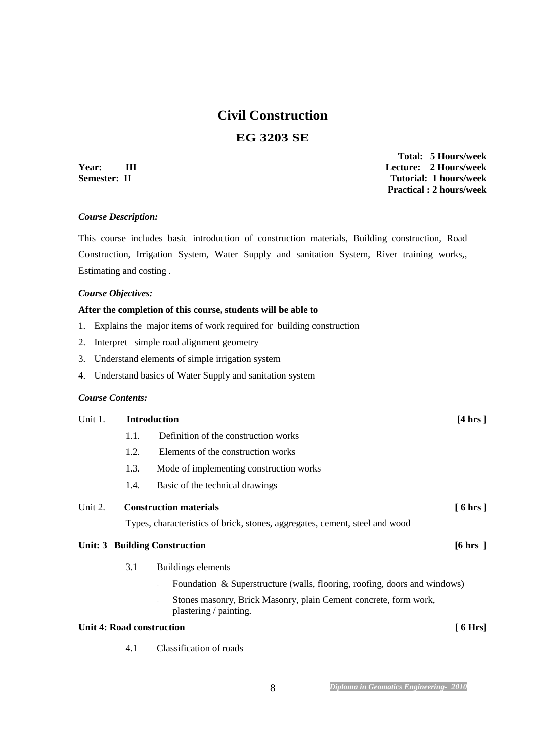# Civil Construction

## EG 3203 SE

**Year: III**
**Semester: II**

**Total: 5 Hours/week**
**Lecture: 2 Hours/week**
**Tutorial: 1 hours/week**
**Practical : 2 hours/week**

***Course Description:***

This course includes basic introduction of construction materials, Building construction, Road Construction, Irrigation System, Water Supply and sanitation System, River training works,, Estimating and costing .

***Course Objectives:***

**After the completion of this course, students will be able to**

1. Explains the major items of work required for building construction
2. Interpret simple road alignment geometry
3. Understand elements of simple irrigation system
4. Understand basics of Water Supply and sanitation system

***Course Contents:***

Unit 1. **Introduction** **[4 hrs ]**

- 1.1. Definition of the construction works
- 1.2. Elements of the construction works
- 1.3. Mode of implementing construction works
- 1.4. Basic of the technical drawings

Unit 2. **Construction materials** **[ 6 hrs ]**

Types, characteristics of brick, stones, aggregates, cement, steel and wood

**Unit: 3 Building Construction** **[6 hrs ]**

- 3.1 Buildings elements
  - Foundation & Superstructure (walls, flooring, roofing, doors and windows)
  - Stones masonry, Brick Masonry, plain Cement concrete, form work, plastering / painting.

**Unit 4: Road construction** **[ 6 Hrs]**

- 4.1 Classification of roads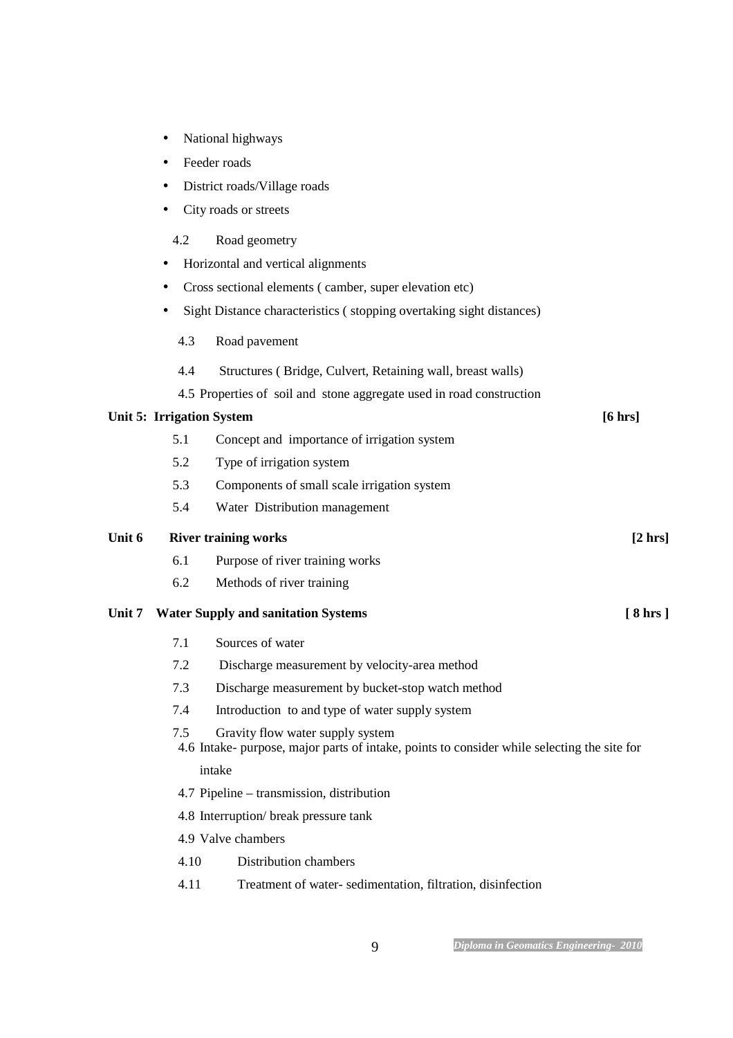- National highways
- Feeder roads
- District roads/Village roads
- City roads or streets

4.2 Road geometry

- Horizontal and vertical alignments
- Cross sectional elements ( camber, super elevation etc)
- Sight Distance characteristics ( stopping overtaking sight distances)

4.3 Road pavement

4.4 Structures ( Bridge, Culvert, Retaining wall, breast walls)

4.5 Properties of soil and stone aggregate used in road construction

**Unit 5: Irrigation System** **[6 hrs]**

5.1 Concept and importance of irrigation system

5.2 Type of irrigation system

5.3 Components of small scale irrigation system

5.4 Water Distribution management

**Unit 6 River training works** **[2 hrs]**

6.1 Purpose of river training works

6.2 Methods of river training

**Unit 7 Water Supply and sanitation Systems** **[ 8 hrs ]**

7.1 Sources of water

7.2 Discharge measurement by velocity-area method

7.3 Discharge measurement by bucket-stop watch method

7.4 Introduction to and type of water supply system

7.5 Gravity flow water supply system

4.6 Intake- purpose, major parts of intake, points to consider while selecting the site for intake

4.7 Pipeline – transmission, distribution

4.8 Interruption/ break pressure tank

4.9 Valve chambers

4.10 Distribution chambers

4.11 Treatment of water- sedimentation, filtration, disinfection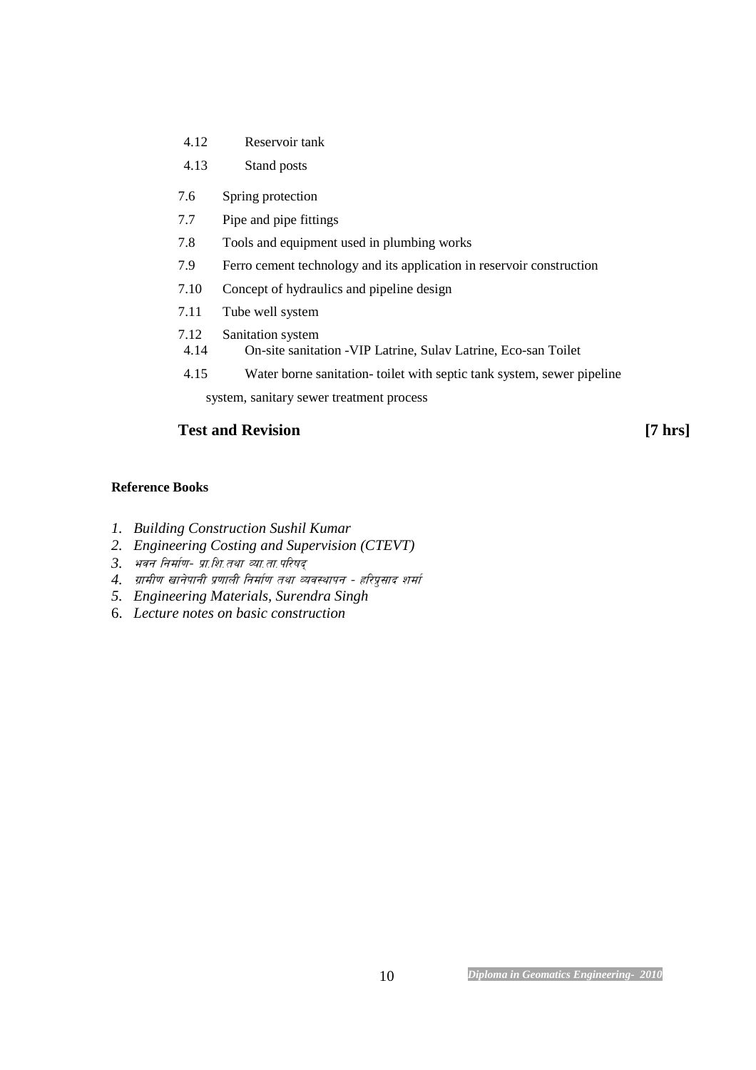4.12 Reservoir tank

4.13 Stand posts

7.6 Spring protection

7.7 Pipe and pipe fittings

7.8 Tools and equipment used in plumbing works

7.9 Ferro cement technology and its application in reservoir construction

7.10 Concept of hydraulics and pipeline design

7.11 Tube well system

7.12 Sanitation system

4.14 On-site sanitation -VIP Latrine, Sulav Latrine, Eco-san Toilet

4.15 Water borne sanitation- toilet with septic tank system, sewer pipeline system, sanitary sewer treatment process

## Test and Revision [7 hrs]

**Reference Books**

1. *Building Construction Sushil Kumar*
2. *Engineering Costing and Supervision (CTEVT)*
3. *भवन निर्माण- प्रा.शि.तथा व्या.ता.परिषद्*
4. *ग्रामीण खानेपानी प्रणाली निर्माण तथा व्यवस्थापन - हरिप्रसाद शर्मा*
5. *Engineering Materials, Surendra Singh*
6. *Lecture notes on basic construction*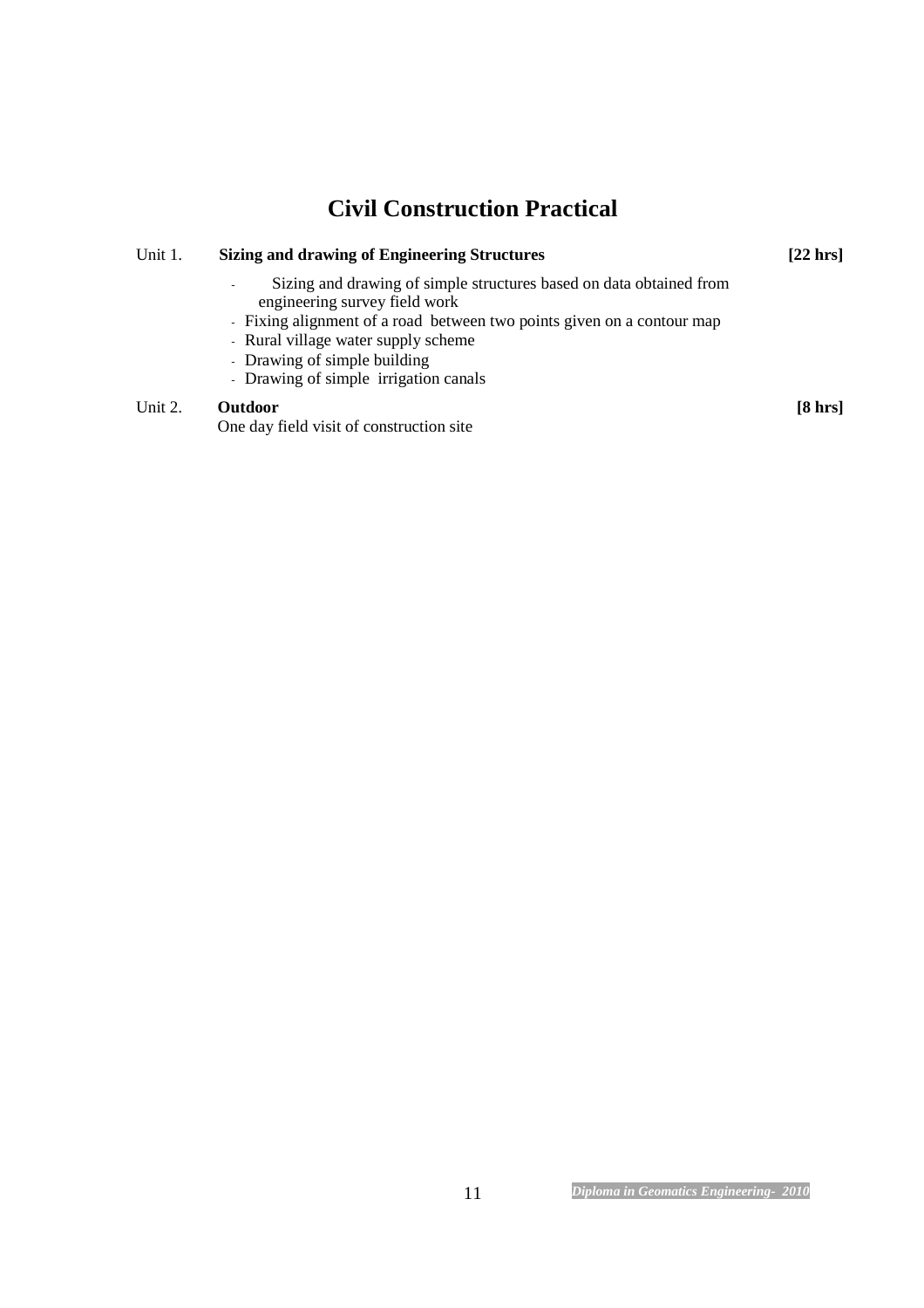# Civil Construction Practical

Unit 1. **Sizing and drawing of Engineering Structures** **[22 hrs]**

- Sizing and drawing of simple structures based on data obtained from engineering survey field work
- Fixing alignment of a road between two points given on a contour map
- Rural village water supply scheme
- Drawing of simple building
- Drawing of simple irrigation canals

Unit 2. **Outdoor** **[8 hrs]**

One day field visit of construction site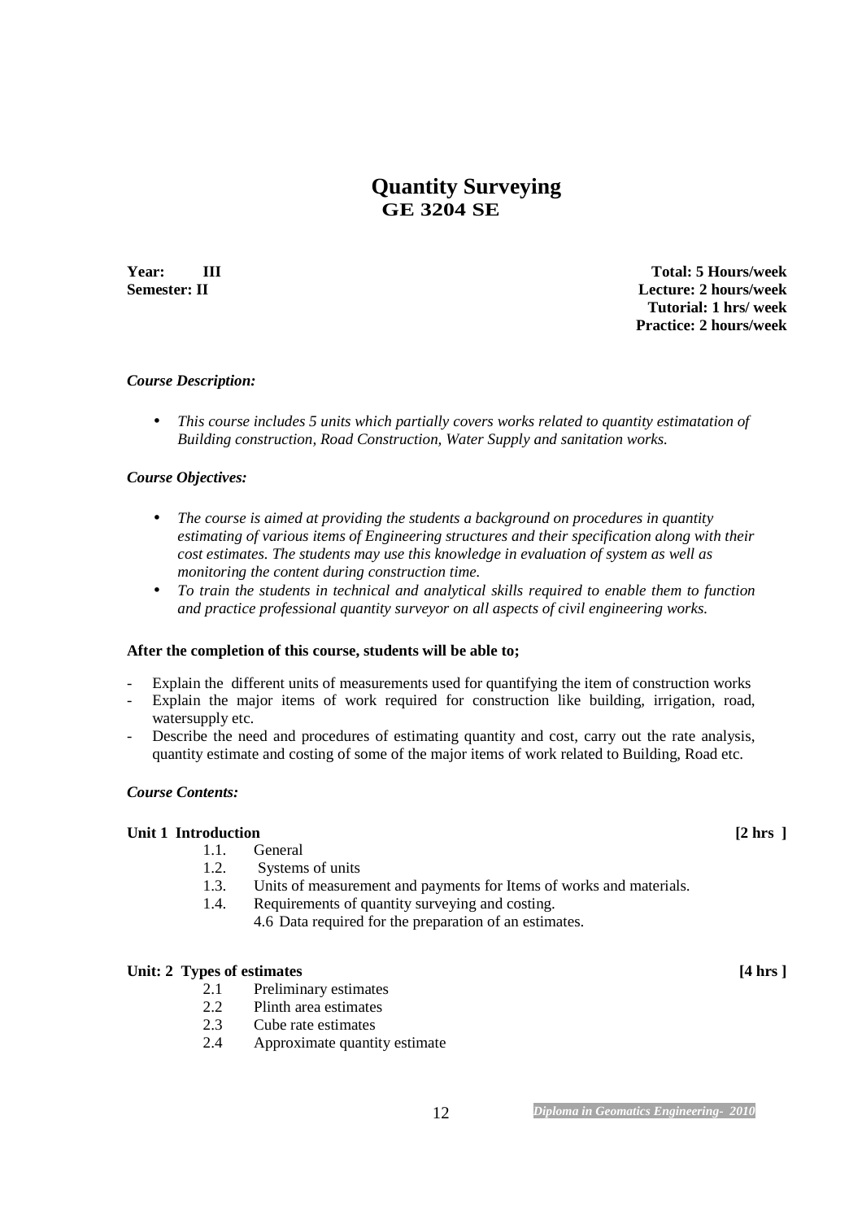# Quantity Surveying

## GE 3204 SE

**Year: III**
**Semester: II**

**Total: 5 Hours/week**
**Lecture: 2 hours/week**
**Tutorial: 1 hrs/ week**
**Practice: 2 hours/week**

***Course Description:***

- *This course includes 5 units which partially covers works related to quantity estimatation of Building construction, Road Construction, Water Supply and sanitation works.*

***Course Objectives:***

- *The course is aimed at providing the students a background on procedures in quantity estimating of various items of Engineering structures and their specification along with their cost estimates. The students may use this knowledge in evaluation of system as well as monitoring the content during construction time.*
- *To train the students in technical and analytical skills required to enable them to function and practice professional quantity surveyor on all aspects of civil engineering works.*

**After the completion of this course, students will be able to;**

- Explain the different units of measurements used for quantifying the item of construction works
- Explain the major items of work required for construction like building, irrigation, road, watersupply etc.
- Describe the need and procedures of estimating quantity and cost, carry out the rate analysis, quantity estimate and costing of some of the major items of work related to Building, Road etc.

***Course Contents:***

**Unit 1 Introduction** **[2 hrs ]**

1.1. General
1.2. Systems of units
1.3. Units of measurement and payments for Items of works and materials.
1.4. Requirements of quantity surveying and costing.
4.6 Data required for the preparation of an estimates.

**Unit: 2 Types of estimates** **[4 hrs ]**

2.1 Preliminary estimates
2.2 Plinth area estimates
2.3 Cube rate estimates
2.4 Approximate quantity estimate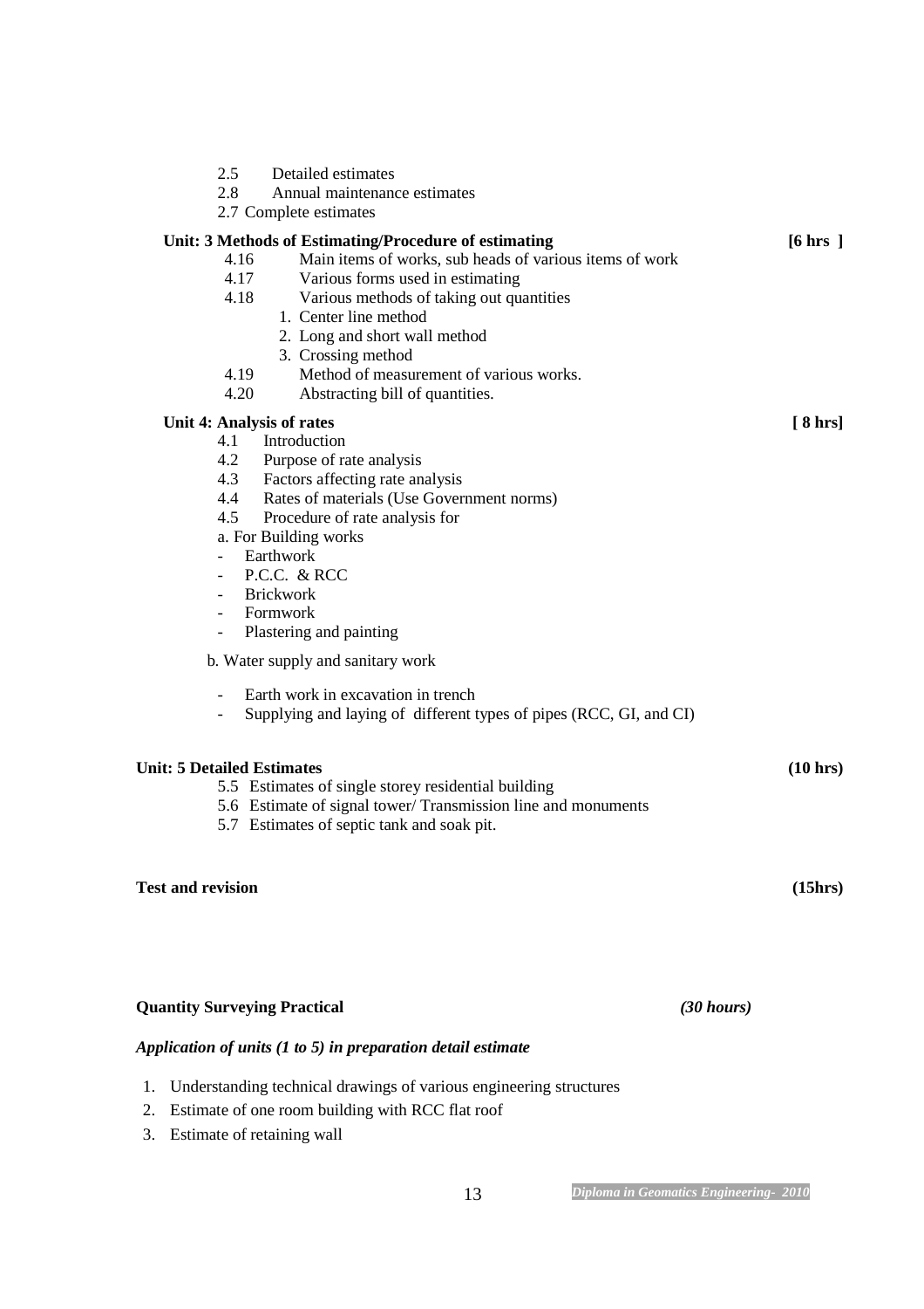2.5 Detailed estimates
2.8 Annual maintenance estimates
2.7 Complete estimates

**Unit: 3 Methods of Estimating/Procedure of estimating** **[6 hrs ]**

4.16 Main items of works, sub heads of various items of work
4.17 Various forms used in estimating
4.18 Various methods of taking out quantities

1. Center line method
2. Long and short wall method
3. Crossing method

4.19 Method of measurement of various works.
4.20 Abstracting bill of quantities.

**Unit 4: Analysis of rates** **[ 8 hrs]**

4.1 Introduction
4.2 Purpose of rate analysis
4.3 Factors affecting rate analysis
4.4 Rates of materials (Use Government norms)
4.5 Procedure of rate analysis for

a. For Building works

- Earthwork
- P.C.C. & RCC
- Brickwork
- Formwork
- Plastering and painting

b. Water supply and sanitary work

- Earth work in excavation in trench
- Supplying and laying of different types of pipes (RCC, GI, and CI)

**Unit: 5 Detailed Estimates** **(10 hrs)**

5.5 Estimates of single storey residential building
5.6 Estimate of signal tower/ Transmission line and monuments
5.7 Estimates of septic tank and soak pit.

**Test and revision** **(15hrs)**

**Quantity Surveying Practical** *(30 hours)*

***Application of units (1 to 5) in preparation detail estimate***

1. Understanding technical drawings of various engineering structures
2. Estimate of one room building with RCC flat roof
3. Estimate of retaining wall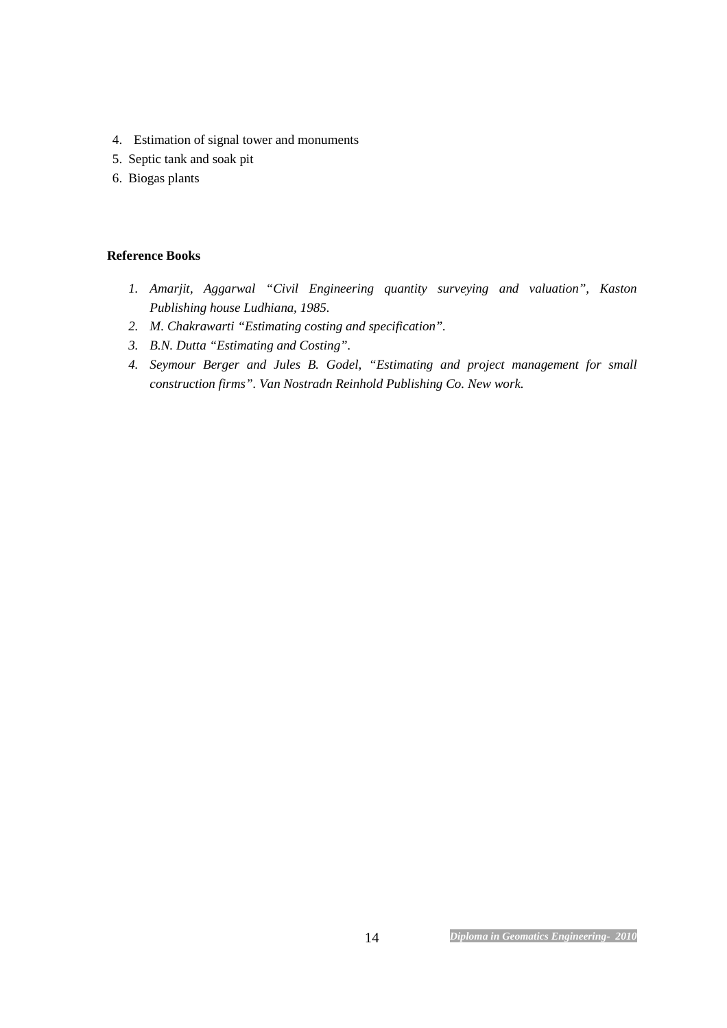4. Estimation of signal tower and monuments
5. Septic tank and soak pit
6. Biogas plants

**Reference Books**

1. *Amarjit, Aggarwal "Civil Engineering quantity surveying and valuation", Kaston Publishing house Ludhiana, 1985.*
2. *M. Chakrawarti "Estimating costing and specification".*
3. *B.N. Dutta "Estimating and Costing".*
4. *Seymour Berger and Jules B. Godel, "Estimating and project management for small construction firms". Van Nostradn Reinhold Publishing Co. New work.*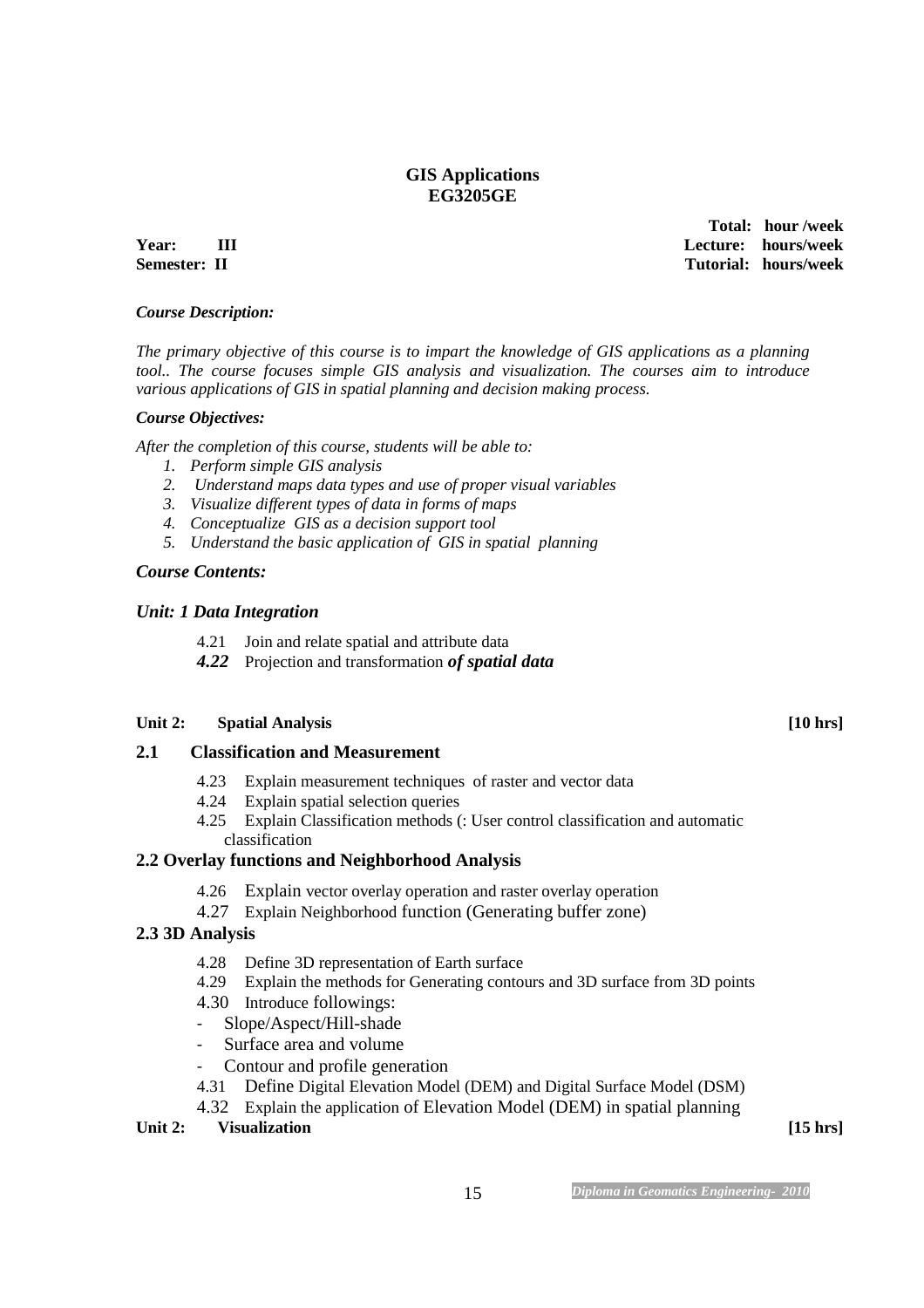# GIS Applications
## EG3205GE

**Year: III** 
**Semester: II**

**Total: hour /week**
**Lecture: hours/week**
**Tutorial: hours/week**

***Course Description:***

*The primary objective of this course is to impart the knowledge of GIS applications as a planning tool.. The course focuses simple GIS analysis and visualization. The courses aim to introduce various applications of GIS in spatial planning and decision making process.*

***Course Objectives:***

*After the completion of this course, students will be able to:*

1. *Perform simple GIS analysis*
2. *Understand maps data types and use of proper visual variables*
3. *Visualize different types of data in forms of maps*
4. *Conceptualize GIS as a decision support tool*
5. *Understand the basic application of GIS in spatial planning*

***Course Contents:***

***Unit: 1 Data Integration***

4.21 Join and relate spatial and attribute data
***4.22*** Projection and transformation ***of spatial data***

**Unit 2: Spatial Analysis [10 hrs]**

**2.1 Classification and Measurement**

4.23 Explain measurement techniques of raster and vector data
4.24 Explain spatial selection queries
4.25 Explain Classification methods (: User control classification and automatic classification

**2.2 Overlay functions and Neighborhood Analysis**

4.26 Explain vector overlay operation and raster overlay operation
4.27 Explain Neighborhood function (Generating buffer zone)

**2.3 3D Analysis**

4.28 Define 3D representation of Earth surface
4.29 Explain the methods for Generating contours and 3D surface from 3D points
4.30 Introduce followings:
- Slope/Aspect/Hill-shade
- Surface area and volume
- Contour and profile generation

4.31 Define Digital Elevation Model (DEM) and Digital Surface Model (DSM)
4.32 Explain the application of Elevation Model (DEM) in spatial planning

**Unit 2: Visualization [15 hrs]**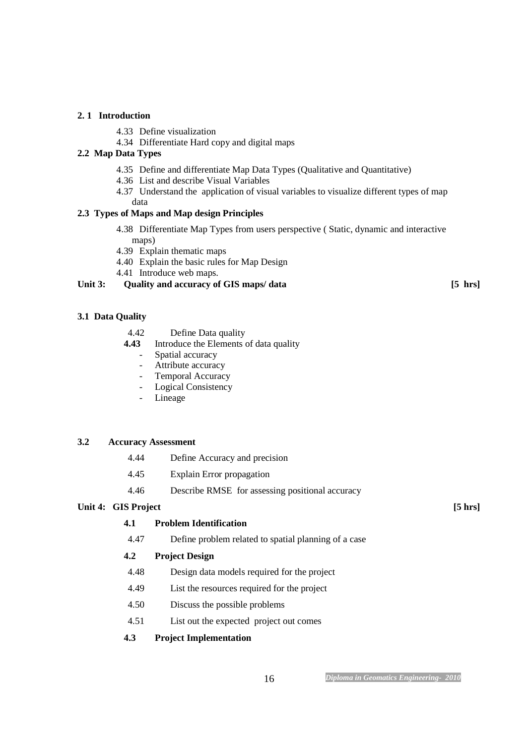**2. 1 Introduction**

- 4.33 Define visualization
- 4.34 Differentiate Hard copy and digital maps

**2.2 Map Data Types**

- 4.35 Define and differentiate Map Data Types (Qualitative and Quantitative)
- 4.36 List and describe Visual Variables
- 4.37 Understand the application of visual variables to visualize different types of map data

**2.3 Types of Maps and Map design Principles**

- 4.38 Differentiate Map Types from users perspective ( Static, dynamic and interactive maps)
- 4.39 Explain thematic maps
- 4.40 Explain the basic rules for Map Design
- 4.41 Introduce web maps.

**Unit 3: Quality and accuracy of GIS maps/ data [5 hrs]**

**3.1 Data Quality**

- 4.42 Define Data quality
- **4.43** Introduce the Elements of data quality
  - Spatial accuracy
  - Attribute accuracy
  - Temporal Accuracy
  - Logical Consistency
  - Lineage

**3.2 Accuracy Assessment**

- 4.44 Define Accuracy and precision
- 4.45 Explain Error propagation
- 4.46 Describe RMSE for assessing positional accuracy

**Unit 4: GIS Project [5 hrs]**

**4.1 Problem Identification**

- 4.47 Define problem related to spatial planning of a case

**4.2 Project Design**

- 4.48 Design data models required for the project
- 4.49 List the resources required for the project
- 4.50 Discuss the possible problems
- 4.51 List out the expected project out comes

**4.3 Project Implementation**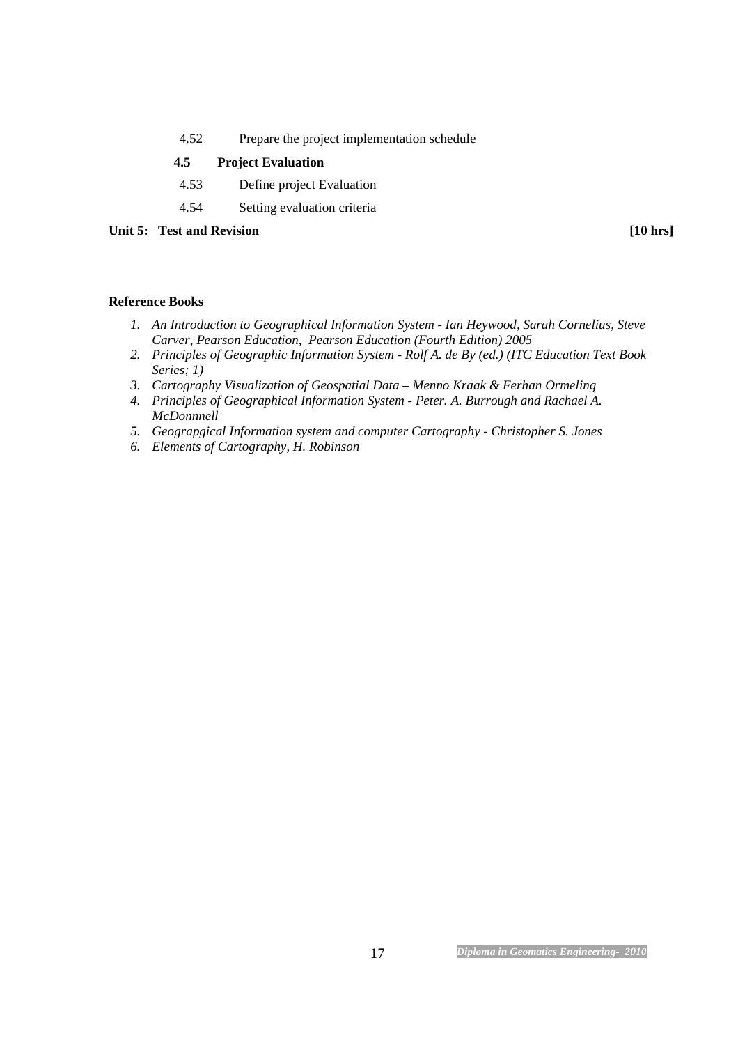4.52 Prepare the project implementation schedule

**4.5 Project Evaluation**

4.53 Define project Evaluation

4.54 Setting evaluation criteria

**Unit 5: Test and Revision** **[10 hrs]**

**Reference Books**

1. *An Introduction to Geographical Information System - Ian Heywood, Sarah Cornelius, Steve Carver, Pearson Education, Pearson Education (Fourth Edition) 2005*
2. *Principles of Geographic Information System - Rolf A. de By (ed.) (ITC Education Text Book Series; 1)*
3. *Cartography Visualization of Geospatial Data – Menno Kraak & Ferhan Ormeling*
4. *Principles of Geographical Information System - Peter. A. Burrough and Rachael A. McDonnnell*
5. *Geograpgical Information system and computer Cartography - Christopher S. Jones*
6. *Elements of Cartography, H. Robinson*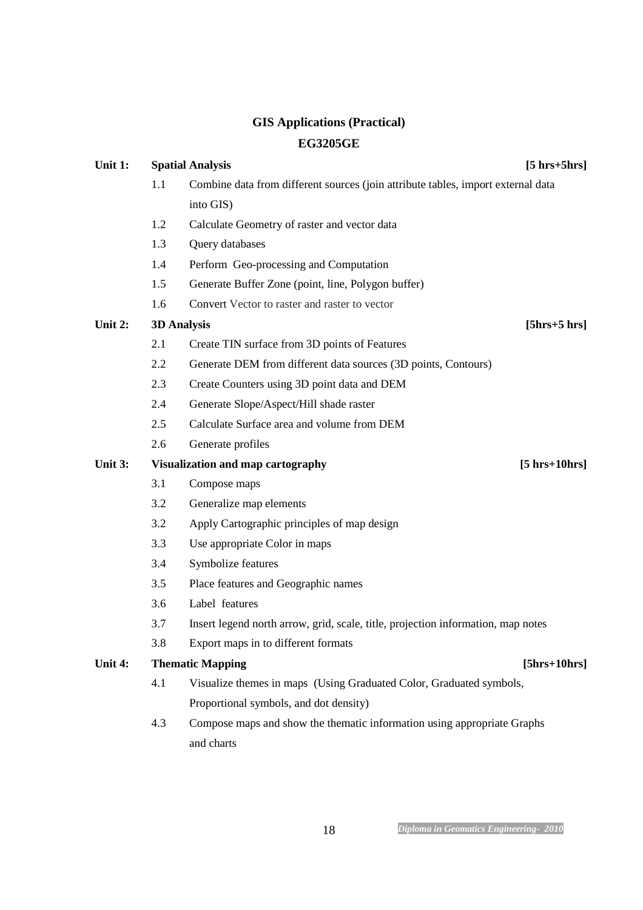# GIS Applications (Practical)

## EG3205GE

**Unit 1: Spatial Analysis** **[5 hrs+5hrs]**

1.1 Combine data from different sources (join attribute tables, import external data into GIS)

1.2 Calculate Geometry of raster and vector data

1.3 Query databases

1.4 Perform Geo-processing and Computation

1.5 Generate Buffer Zone (point, line, Polygon buffer)

1.6 Convert Vector to raster and raster to vector

**Unit 2: 3D Analysis** **[5hrs+5 hrs]**

2.1 Create TIN surface from 3D points of Features

2.2 Generate DEM from different data sources (3D points, Contours)

2.3 Create Counters using 3D point data and DEM

2.4 Generate Slope/Aspect/Hill shade raster

2.5 Calculate Surface area and volume from DEM

2.6 Generate profiles

**Unit 3: Visualization and map cartography** **[5 hrs+10hrs]**

3.1 Compose maps

3.2 Generalize map elements

3.2 Apply Cartographic principles of map design

3.3 Use appropriate Color in maps

3.4 Symbolize features

3.5 Place features and Geographic names

3.6 Label features

3.7 Insert legend north arrow, grid, scale, title, projection information, map notes

3.8 Export maps in to different formats

**Unit 4: Thematic Mapping** **[5hrs+10hrs]**

4.1 Visualize themes in maps (Using Graduated Color, Graduated symbols, Proportional symbols, and dot density)

4.3 Compose maps and show the thematic information using appropriate Graphs and charts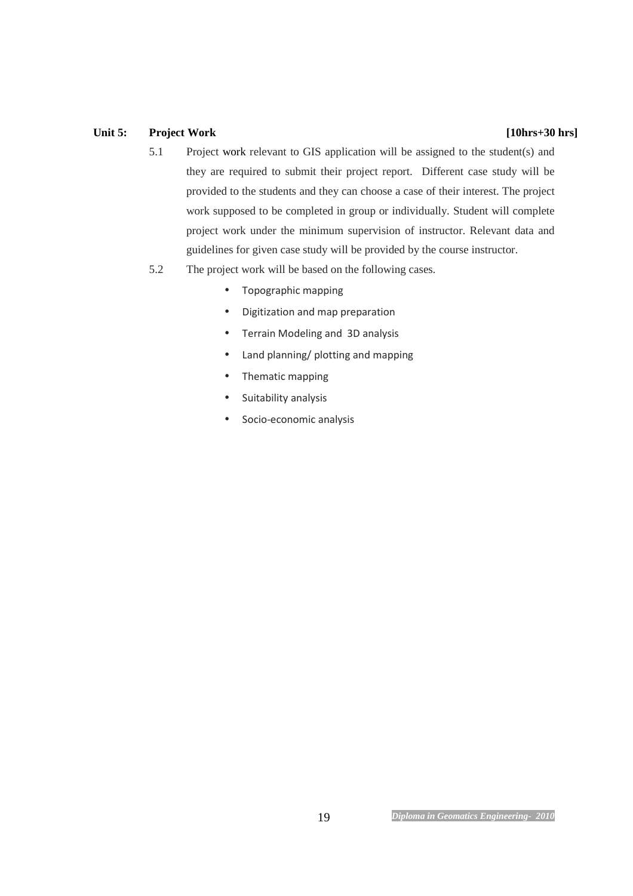**Unit 5: Project Work [10hrs+30 hrs]**

5.1 Project work relevant to GIS application will be assigned to the student(s) and they are required to submit their project report. Different case study will be provided to the students and they can choose a case of their interest. The project work supposed to be completed in group or individually. Student will complete project work under the minimum supervision of instructor. Relevant data and guidelines for given case study will be provided by the course instructor.

5.2 The project work will be based on the following cases.

- Topographic mapping
- Digitization and map preparation
- Terrain Modeling and 3D analysis
- Land planning/ plotting and mapping
- Thematic mapping
- Suitability analysis
- Socio-economic analysis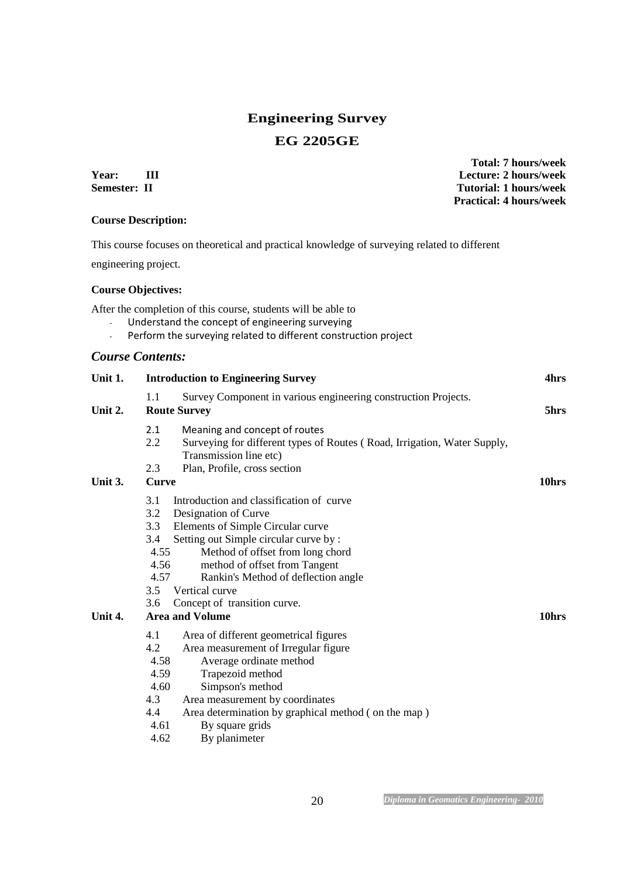# Engineering Survey

## EG 2205GE

**Year: III**
**Semester: II**

**Total: 7 hours/week**
**Lecture: 2 hours/week**
**Tutorial: 1 hours/week**
**Practical: 4 hours/week**

**Course Description:**

This course focuses on theoretical and practical knowledge of surveying related to different engineering project.

**Course Objectives:**

After the completion of this course, students will be able to

- Understand the concept of engineering surveying
- Perform the surveying related to different construction project

### *Course Contents:*

**Unit 1. Introduction to Engineering Survey** **4hrs**

1.1 Survey Component in various engineering construction Projects.

**Unit 2. Route Survey** **5hrs**

2.1 Meaning and concept of routes
2.2 Surveying for different types of Routes ( Road, Irrigation, Water Supply, Transmission line etc)
2.3 Plan, Profile, cross section

**Unit 3. Curve** **10hrs**

3.1 Introduction and classification of curve
3.2 Designation of Curve
3.3 Elements of Simple Circular curve
3.4 Setting out Simple circular curve by :
 4.55 Method of offset from long chord
 4.56 method of offset from Tangent
 4.57 Rankin's Method of deflection angle
3.5 Vertical curve
3.6 Concept of transition curve.

**Unit 4. Area and Volume** **10hrs**

4.1 Area of different geometrical figures
4.2 Area measurement of Irregular figure
 4.58 Average ordinate method
 4.59 Trapezoid method
 4.60 Simpson's method
4.3 Area measurement by coordinates
4.4 Area determination by graphical method ( on the map )
 4.61 By square grids
 4.62 By planimeter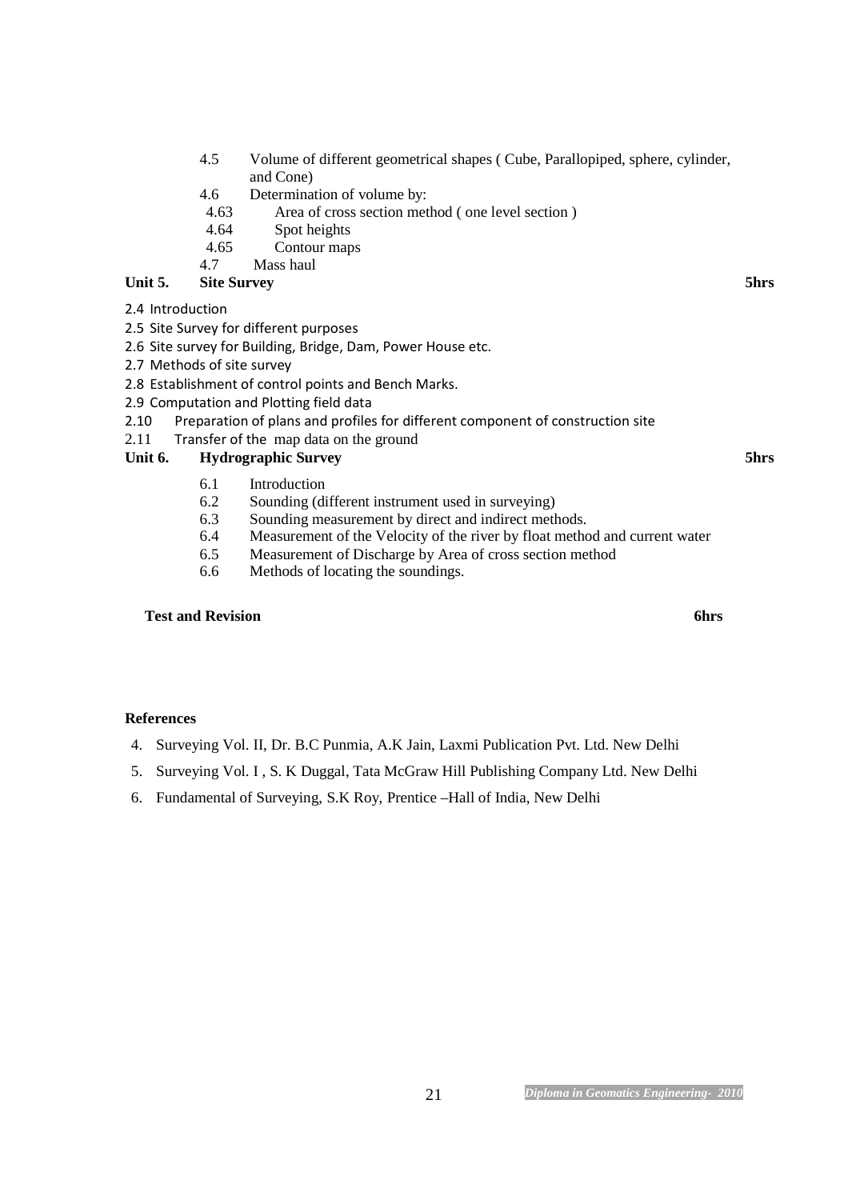- 4.5 Volume of different geometrical shapes ( Cube, Parallopiped, sphere, cylinder, and Cone)
- 4.6 Determination of volume by:
  - 4.63 Area of cross section method ( one level section )
  - 4.64 Spot heights
  - 4.65 Contour maps
- 4.7 Mass haul

**Unit 5. Site Survey** **5hrs**

- 2.4 Introduction
- 2.5 Site Survey for different purposes
- 2.6 Site survey for Building, Bridge, Dam, Power House etc.
- 2.7 Methods of site survey
- 2.8 Establishment of control points and Bench Marks.
- 2.9 Computation and Plotting field data
- 2.10 Preparation of plans and profiles for different component of construction site
- 2.11 Transfer of the map data on the ground

**Unit 6. Hydrographic Survey** **5hrs**

- 6.1 Introduction
- 6.2 Sounding (different instrument used in surveying)
- 6.3 Sounding measurement by direct and indirect methods.
- 6.4 Measurement of the Velocity of the river by float method and current water
- 6.5 Measurement of Discharge by Area of cross section method
- 6.6 Methods of locating the soundings.

**Test and Revision** **6hrs**

**References**

4. Surveying Vol. II, Dr. B.C Punmia, A.K Jain, Laxmi Publication Pvt. Ltd. New Delhi
5. Surveying Vol. I , S. K Duggal, Tata McGraw Hill Publishing Company Ltd. New Delhi
6. Fundamental of Surveying, S.K Roy, Prentice –Hall of India, New Delhi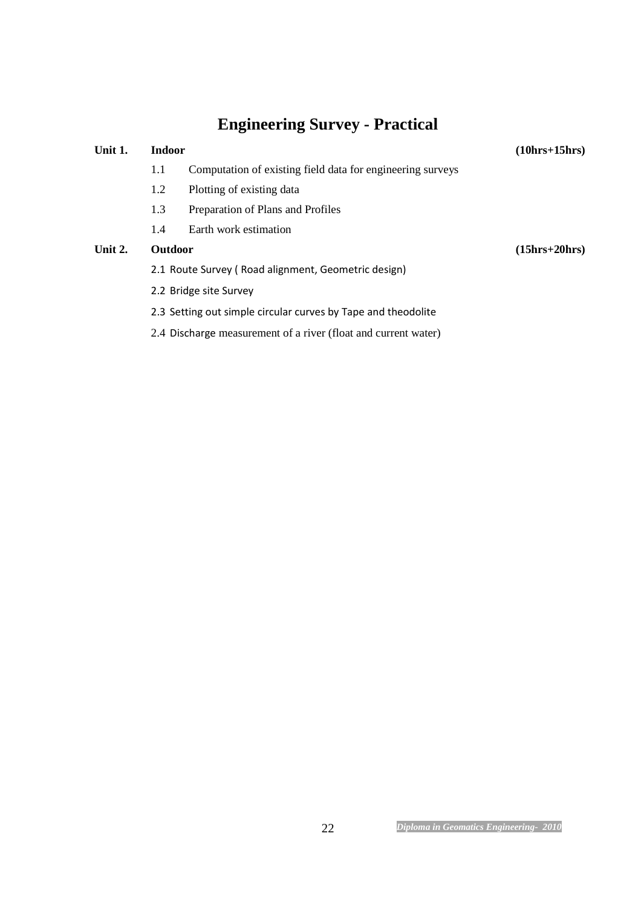# Engineering Survey - Practical

**Unit 1. Indoor** **(10hrs+15hrs)**

1.1 Computation of existing field data for engineering surveys

1.2 Plotting of existing data

1.3 Preparation of Plans and Profiles

1.4 Earth work estimation

**Unit 2. Outdoor** **(15hrs+20hrs)**

2.1 Route Survey ( Road alignment, Geometric design)

2.2 Bridge site Survey

2.3 Setting out simple circular curves by Tape and theodolite

2.4 Discharge measurement of a river (float and current water)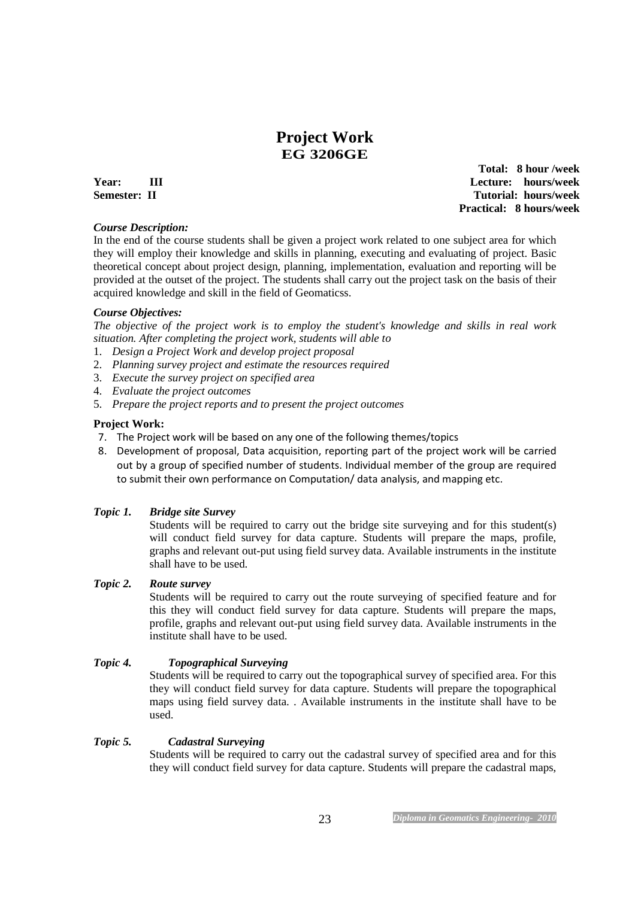# Project Work
## EG 3206GE

**Year: III**
**Semester: II**

**Total: 8 hour /week**
**Lecture: hours/week**
**Tutorial: hours/week**
**Practical: 8 hours/week**

***Course Description:***

In the end of the course students shall be given a project work related to one subject area for which they will employ their knowledge and skills in planning, executing and evaluating of project. Basic theoretical concept about project design, planning, implementation, evaluation and reporting will be provided at the outset of the project. The students shall carry out the project task on the basis of their acquired knowledge and skill in the field of Geomaticss.

***Course Objectives:***

*The objective of the project work is to employ the student's knowledge and skills in real work situation. After completing the project work, students will able to*

1. *Design a Project Work and develop project proposal*
2. *Planning survey project and estimate the resources required*
3. *Execute the survey project on specified area*
4. *Evaluate the project outcomes*
5. *Prepare the project reports and to present the project outcomes*

**Project Work:**

7. The Project work will be based on any one of the following themes/topics
8. Development of proposal, Data acquisition, reporting part of the project work will be carried out by a group of specified number of students. Individual member of the group are required to submit their own performance on Computation/ data analysis, and mapping etc.

***Topic 1. Bridge site Survey***

Students will be required to carry out the bridge site surveying and for this student(s) will conduct field survey for data capture. Students will prepare the maps, profile, graphs and relevant out-put using field survey data. Available instruments in the institute shall have to be used.

***Topic 2. Route survey***

Students will be required to carry out the route surveying of specified feature and for this they will conduct field survey for data capture. Students will prepare the maps, profile, graphs and relevant out-put using field survey data. Available instruments in the institute shall have to be used.

***Topic 4. Topographical Surveying***

Students will be required to carry out the topographical survey of specified area. For this they will conduct field survey for data capture. Students will prepare the topographical maps using field survey data. . Available instruments in the institute shall have to be used.

***Topic 5. Cadastral Surveying***

Students will be required to carry out the cadastral survey of specified area and for this they will conduct field survey for data capture. Students will prepare the cadastral maps,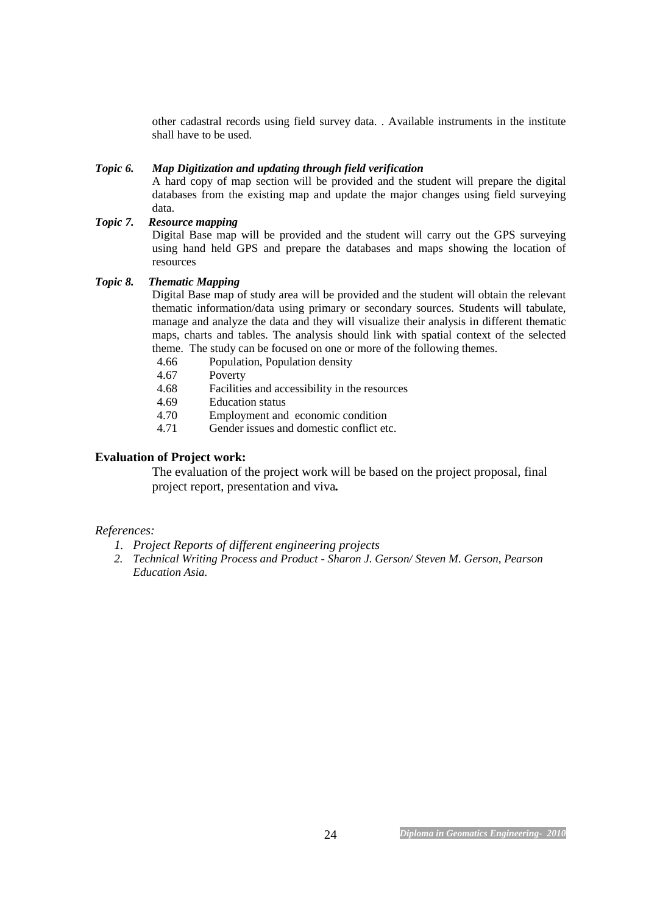other cadastral records using field survey data. . Available instruments in the institute shall have to be used.

***Topic 6. Map Digitization and updating through field verification***

A hard copy of map section will be provided and the student will prepare the digital databases from the existing map and update the major changes using field surveying data.

***Topic 7. Resource mapping***

Digital Base map will be provided and the student will carry out the GPS surveying using hand held GPS and prepare the databases and maps showing the location of resources

***Topic 8. Thematic Mapping***

Digital Base map of study area will be provided and the student will obtain the relevant thematic information/data using primary or secondary sources. Students will tabulate, manage and analyze the data and they will visualize their analysis in different thematic maps, charts and tables. The analysis should link with spatial context of the selected theme. The study can be focused on one or more of the following themes.

4.66 Population, Population density
4.67 Poverty
4.68 Facilities and accessibility in the resources
4.69 Education status
4.70 Employment and economic condition
4.71 Gender issues and domestic conflict etc.

**Evaluation of Project work:**

The evaluation of the project work will be based on the project proposal, final project report, presentation and viva.

*References:*

1. *Project Reports of different engineering projects*
2. *Technical Writing Process and Product - Sharon J. Gerson/ Steven M. Gerson, Pearson Education Asia.*